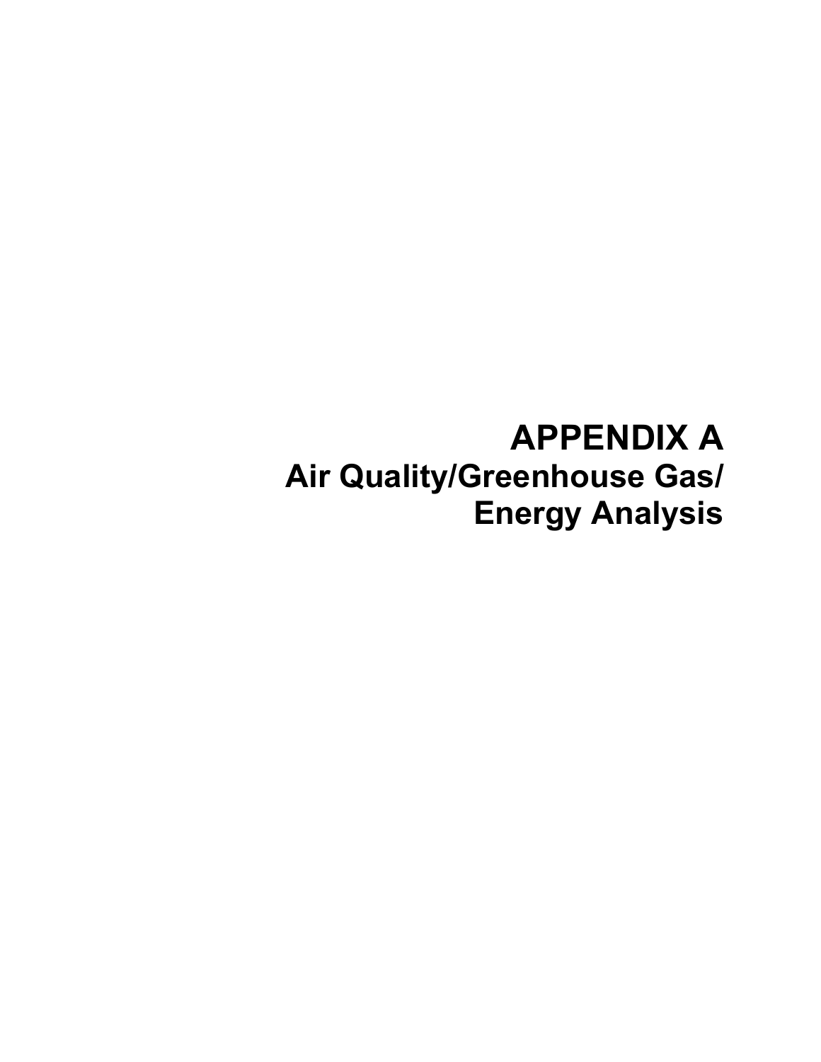# APPENDIX A

## Air Quality/Greenhouse Gas/ Energy Analysis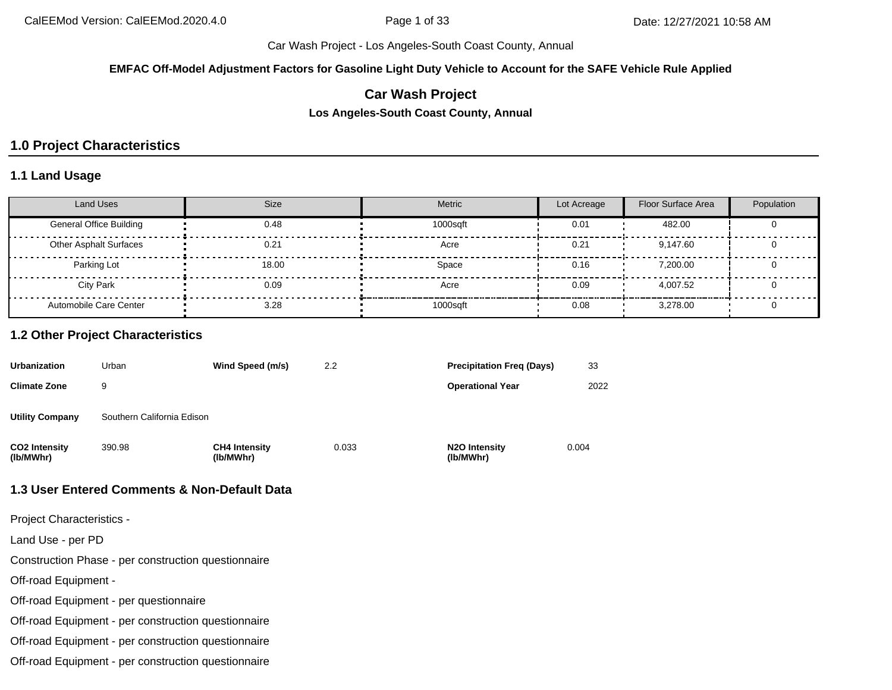**EMFAC Off-Model Adjustment Factors for Gasoline Light Duty Vehicle to Account for the SAFE Vehicle Rule Applied**

## Car Wash Project

### Los Angeles-South Coast County, Annual

# 1.0 Project Characteristics

## 1.1 Land Usage

| Land Uses | Size | Metric | Lot Acreage | Floor Surface Area | Population |
|---|---|---|---|---|---|
| General Office Building | 0.48 | 1000sqft | 0.01 | 482.00 | 0 |
| Other Asphalt Surfaces | 0.21 | Acre | 0.21 | 9,147.60 | 0 |
| Parking Lot | 18.00 | Space | 0.16 | 7,200.00 | 0 |
| City Park | 0.09 | Acre | 0.09 | 4,007.52 | 0 |
| Automobile Care Center | 3.28 | 1000sqft | 0.08 | 3,278.00 | 0 |

## 1.2 Other Project Characteristics

| | | | | | |
|---|---|---|---|---|---|
| **Urbanization** | Urban | **Wind Speed (m/s)** | 2.2 | **Precipitation Freq (Days)** | 33 |
| **Climate Zone** | 9 | | | **Operational Year** | 2022 |
| **Utility Company** | Southern California Edison | | | | |
| **CO2 Intensity (lb/MWhr)** | 390.98 | **CH4 Intensity (lb/MWhr)** | 0.033 | **N2O Intensity (lb/MWhr)** | 0.004 |

## 1.3 User Entered Comments & Non-Default Data

Project Characteristics -

Land Use - per PD

Construction Phase - per construction questionnaire

Off-road Equipment -

Off-road Equipment - per questionnaire

Off-road Equipment - per construction questionnaire

Off-road Equipment - per construction questionnaire

Off-road Equipment - per construction questionnaire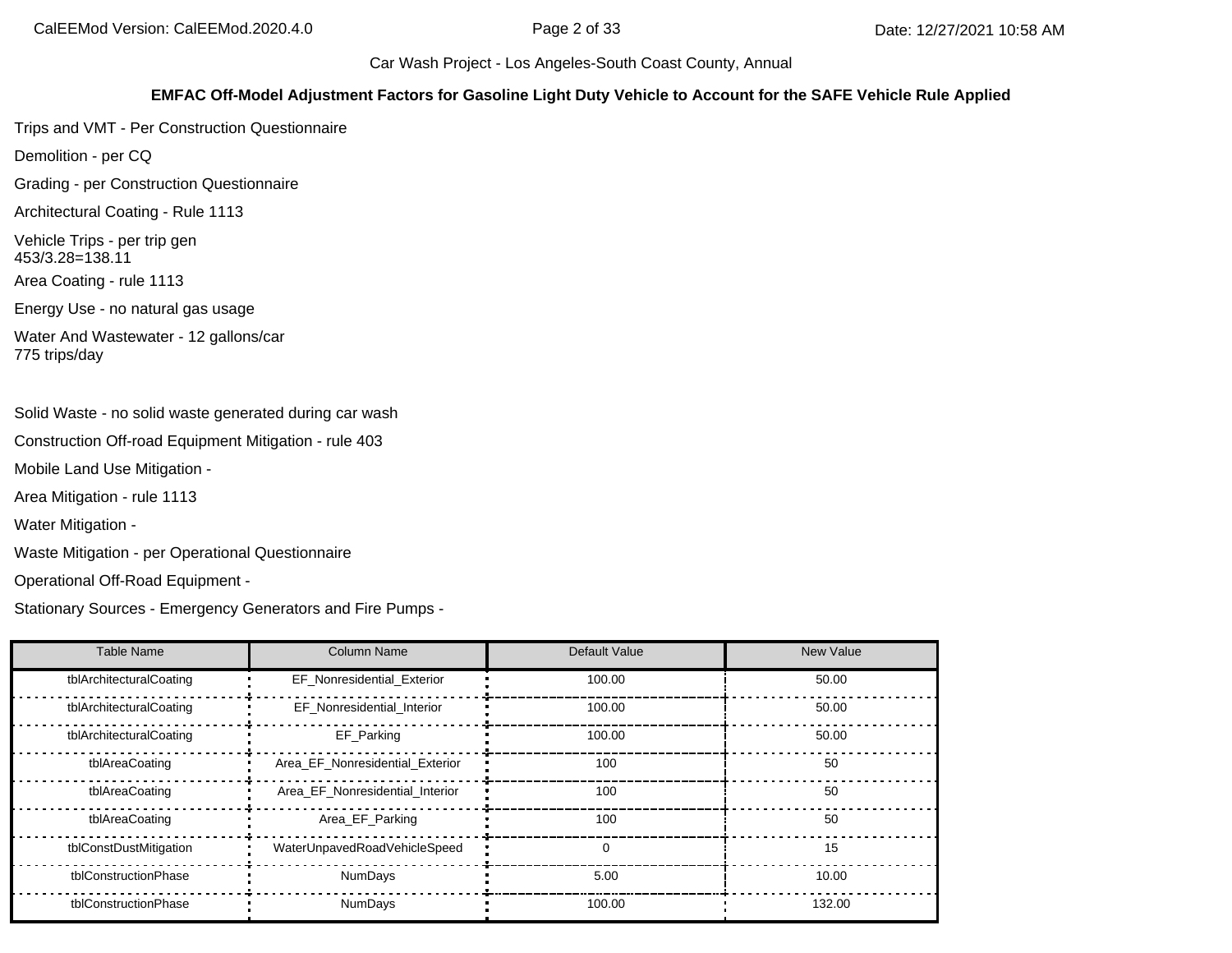Car Wash Project - Los Angeles-South Coast County, Annual

**EMFAC Off-Model Adjustment Factors for Gasoline Light Duty Vehicle to Account for the SAFE Vehicle Rule Applied**

Trips and VMT - Per Construction Questionnaire

Demolition - per CQ

Grading - per Construction Questionnaire

Architectural Coating - Rule 1113

Vehicle Trips - per trip gen
453/3.28=138.11

Area Coating - rule 1113

Energy Use - no natural gas usage

Water And Wastewater - 12 gallons/car
775 trips/day

Solid Waste - no solid waste generated during car wash

Construction Off-road Equipment Mitigation - rule 403

Mobile Land Use Mitigation -

Area Mitigation - rule 1113

Water Mitigation -

Waste Mitigation - per Operational Questionnaire

Operational Off-Road Equipment -

Stationary Sources - Emergency Generators and Fire Pumps -

| Table Name | Column Name | Default Value | New Value |
|---|---|---|---|
| tblArchitecturalCoating | EF_Nonresidential_Exterior | 100.00 | 50.00 |
| tblArchitecturalCoating | EF_Nonresidential_Interior | 100.00 | 50.00 |
| tblArchitecturalCoating | EF_Parking | 100.00 | 50.00 |
| tblAreaCoating | Area_EF_Nonresidential_Exterior | 100 | 50 |
| tblAreaCoating | Area_EF_Nonresidential_Interior | 100 | 50 |
| tblAreaCoating | Area_EF_Parking | 100 | 50 |
| tblConstDustMitigation | WaterUnpavedRoadVehicleSpeed | 0 | 15 |
| tblConstructionPhase | NumDays | 5.00 | 10.00 |
| tblConstructionPhase | NumDays | 100.00 | 132.00 |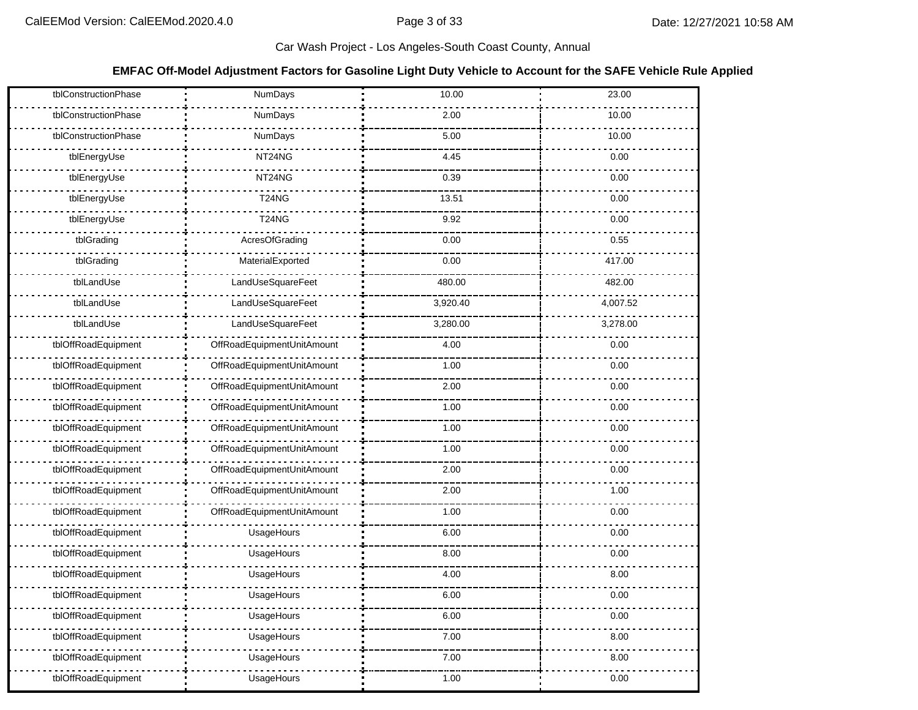Car Wash Project - Los Angeles-South Coast County, Annual

**EMFAC Off-Model Adjustment Factors for Gasoline Light Duty Vehicle to Account for the SAFE Vehicle Rule Applied**

| | | | |
|---|---|---|---|
| tblConstructionPhase | NumDays | 10.00 | 23.00 |
| tblConstructionPhase | NumDays | 2.00 | 10.00 |
| tblConstructionPhase | NumDays | 5.00 | 10.00 |
| tblEnergyUse | NT24NG | 4.45 | 0.00 |
| tblEnergyUse | NT24NG | 0.39 | 0.00 |
| tblEnergyUse | T24NG | 13.51 | 0.00 |
| tblEnergyUse | T24NG | 9.92 | 0.00 |
| tblGrading | AcresOfGrading | 0.00 | 0.55 |
| tblGrading | MaterialExported | 0.00 | 417.00 |
| tblLandUse | LandUseSquareFeet | 480.00 | 482.00 |
| tblLandUse | LandUseSquareFeet | 3,920.40 | 4,007.52 |
| tblLandUse | LandUseSquareFeet | 3,280.00 | 3,278.00 |
| tblOffRoadEquipment | OffRoadEquipmentUnitAmount | 4.00 | 0.00 |
| tblOffRoadEquipment | OffRoadEquipmentUnitAmount | 1.00 | 0.00 |
| tblOffRoadEquipment | OffRoadEquipmentUnitAmount | 2.00 | 0.00 |
| tblOffRoadEquipment | OffRoadEquipmentUnitAmount | 1.00 | 0.00 |
| tblOffRoadEquipment | OffRoadEquipmentUnitAmount | 1.00 | 0.00 |
| tblOffRoadEquipment | OffRoadEquipmentUnitAmount | 1.00 | 0.00 |
| tblOffRoadEquipment | OffRoadEquipmentUnitAmount | 2.00 | 0.00 |
| tblOffRoadEquipment | OffRoadEquipmentUnitAmount | 2.00 | 1.00 |
| tblOffRoadEquipment | OffRoadEquipmentUnitAmount | 1.00 | 0.00 |
| tblOffRoadEquipment | UsageHours | 6.00 | 0.00 |
| tblOffRoadEquipment | UsageHours | 8.00 | 0.00 |
| tblOffRoadEquipment | UsageHours | 4.00 | 8.00 |
| tblOffRoadEquipment | UsageHours | 6.00 | 0.00 |
| tblOffRoadEquipment | UsageHours | 6.00 | 0.00 |
| tblOffRoadEquipment | UsageHours | 7.00 | 8.00 |
| tblOffRoadEquipment | UsageHours | 7.00 | 8.00 |
| tblOffRoadEquipment | UsageHours | 1.00 | 0.00 |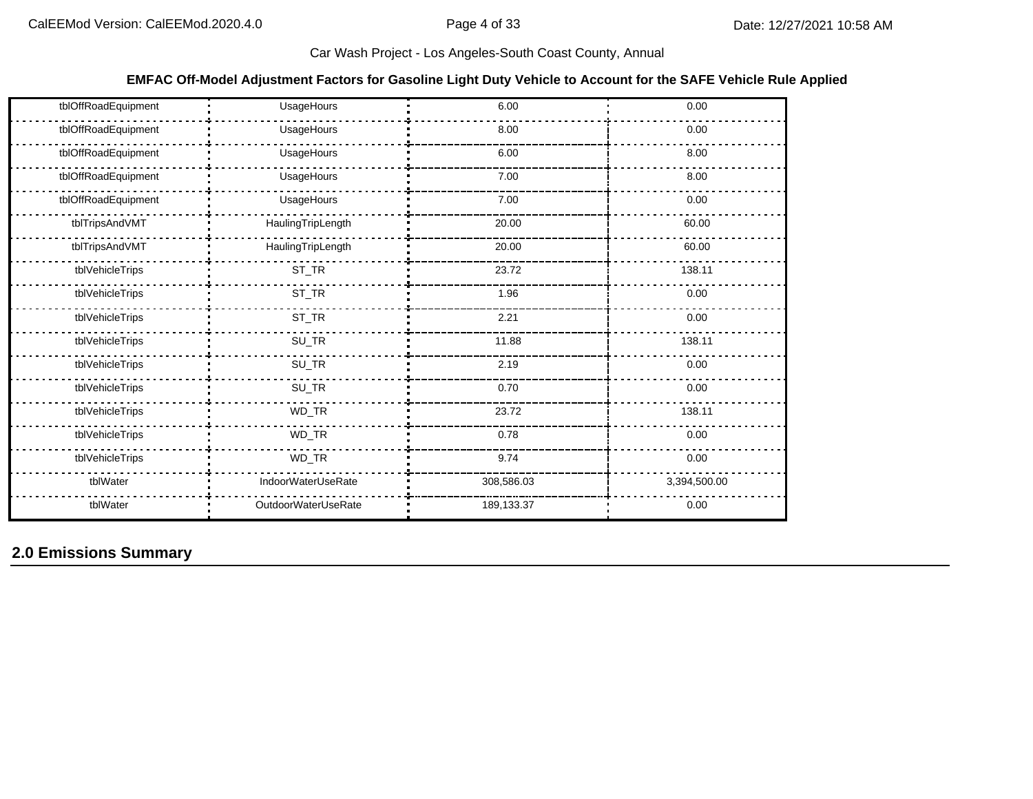Car Wash Project - Los Angeles-South Coast County, Annual

**EMFAC Off-Model Adjustment Factors for Gasoline Light Duty Vehicle to Account for the SAFE Vehicle Rule Applied**

| | | | |
|---|---|---|---|
| tblOffRoadEquipment | UsageHours | 6.00 | 0.00 |
| tblOffRoadEquipment | UsageHours | 8.00 | 0.00 |
| tblOffRoadEquipment | UsageHours | 6.00 | 8.00 |
| tblOffRoadEquipment | UsageHours | 7.00 | 8.00 |
| tblOffRoadEquipment | UsageHours | 7.00 | 0.00 |
| tblTripsAndVMT | HaulingTripLength | 20.00 | 60.00 |
| tblTripsAndVMT | HaulingTripLength | 20.00 | 60.00 |
| tblVehicleTrips | ST_TR | 23.72 | 138.11 |
| tblVehicleTrips | ST_TR | 1.96 | 0.00 |
| tblVehicleTrips | ST_TR | 2.21 | 0.00 |
| tblVehicleTrips | SU_TR | 11.88 | 138.11 |
| tblVehicleTrips | SU_TR | 2.19 | 0.00 |
| tblVehicleTrips | SU_TR | 0.70 | 0.00 |
| tblVehicleTrips | WD_TR | 23.72 | 138.11 |
| tblVehicleTrips | WD_TR | 0.78 | 0.00 |
| tblVehicleTrips | WD_TR | 9.74 | 0.00 |
| tblWater | IndoorWaterUseRate | 308,586.03 | 3,394,500.00 |
| tblWater | OutdoorWaterUseRate | 189,133.37 | 0.00 |

## 2.0 Emissions Summary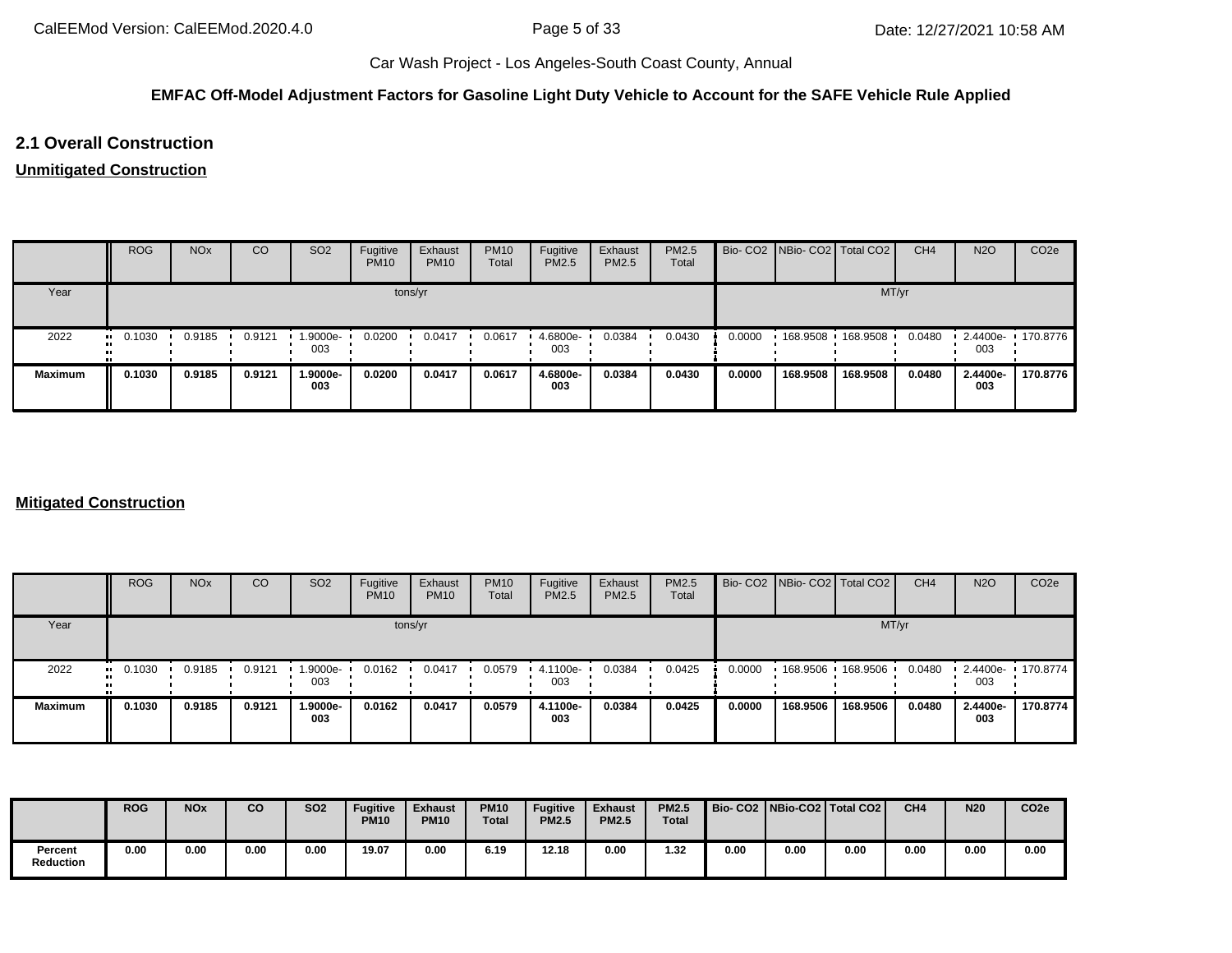Car Wash Project - Los Angeles-South Coast County, Annual

**EMFAC Off-Model Adjustment Factors for Gasoline Light Duty Vehicle to Account for the SAFE Vehicle Rule Applied**

## 2.1 Overall Construction

**Unmitigated Construction**

| | ROG | NOx | CO | SO2 | Fugitive PM10 | Exhaust PM10 | PM10 Total | Fugitive PM2.5 | Exhaust PM2.5 | PM2.5 Total | Bio- CO2 | NBio- CO2 | Total CO2 | CH4 | N2O | CO2e |
|---|---|---|---|---|---|---|---|---|---|---|---|---|---|---|---|---|
| Year | tons/yr | | | | | | | | | | MT/yr | | | | | |
| 2022 | 0.1030 | 0.9185 | 0.9121 | 1.9000e-003 | 0.0200 | 0.0417 | 0.0617 | 4.6800e-003 | 0.0384 | 0.0430 | 0.0000 | 168.9508 | 168.9508 | 0.0480 | 2.4400e-003 | 170.8776 |
| **Maximum** | **0.1030** | **0.9185** | **0.9121** | **1.9000e-003** | **0.0200** | **0.0417** | **0.0617** | **4.6800e-003** | **0.0384** | **0.0430** | **0.0000** | **168.9508** | **168.9508** | **0.0480** | **2.4400e-003** | **170.8776** |

**Mitigated Construction**

| | ROG | NOx | CO | SO2 | Fugitive PM10 | Exhaust PM10 | PM10 Total | Fugitive PM2.5 | Exhaust PM2.5 | PM2.5 Total | Bio- CO2 | NBio- CO2 | Total CO2 | CH4 | N2O | CO2e |
|---|---|---|---|---|---|---|---|---|---|---|---|---|---|---|---|---|
| Year | tons/yr | | | | | | | | | | MT/yr | | | | | |
| 2022 | 0.1030 | 0.9185 | 0.9121 | 1.9000e-003 | 0.0162 | 0.0417 | 0.0579 | 4.1100e-003 | 0.0384 | 0.0425 | 0.0000 | 168.9506 | 168.9506 | 0.0480 | 2.4400e-003 | 170.8774 |
| **Maximum** | **0.1030** | **0.9185** | **0.9121** | **1.9000e-003** | **0.0162** | **0.0417** | **0.0579** | **4.1100e-003** | **0.0384** | **0.0425** | **0.0000** | **168.9506** | **168.9506** | **0.0480** | **2.4400e-003** | **170.8774** |

| | **ROG** | **NOx** | **CO** | **SO2** | **Fugitive PM10** | **Exhaust PM10** | **PM10 Total** | **Fugitive PM2.5** | **Exhaust PM2.5** | **PM2.5 Total** | **Bio- CO2** | **NBio-CO2** | **Total CO2** | **CH4** | **N20** | **CO2e** |
|---|---|---|---|---|---|---|---|---|---|---|---|---|---|---|---|---|
| **Percent Reduction** | **0.00** | **0.00** | **0.00** | **0.00** | **19.07** | **0.00** | **6.19** | **12.18** | **0.00** | **1.32** | **0.00** | **0.00** | **0.00** | **0.00** | **0.00** | **0.00** |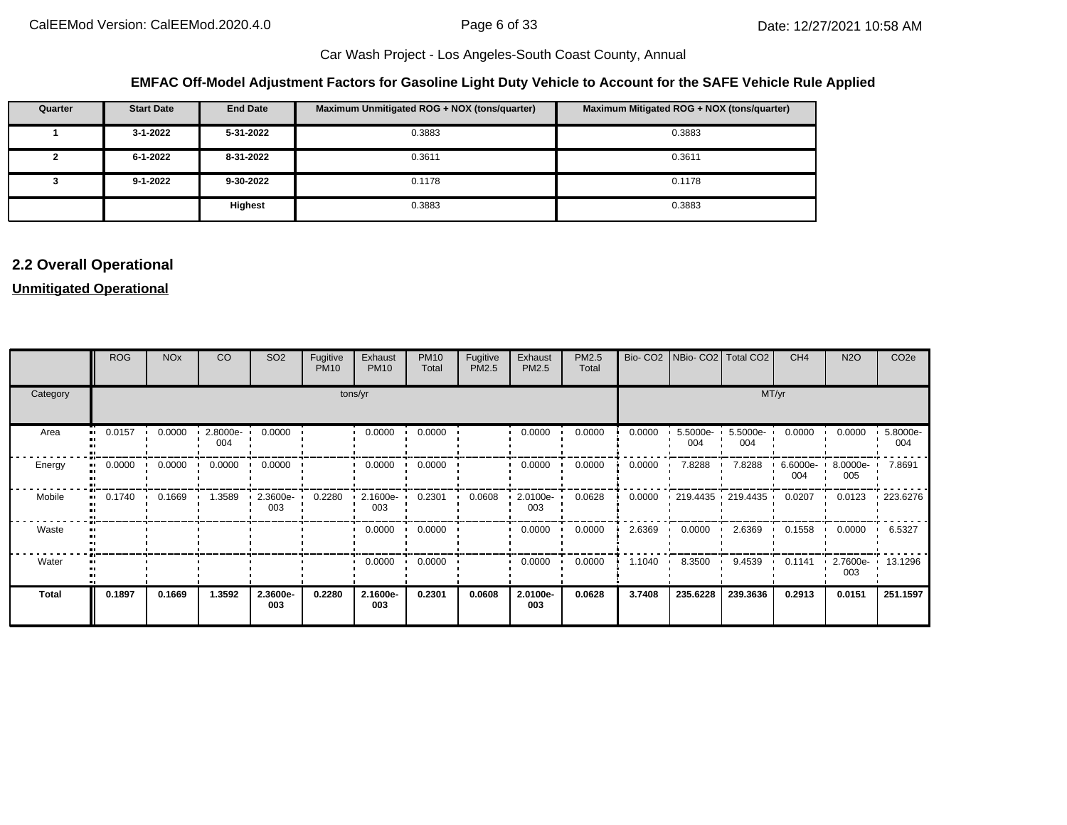**EMFAC Off-Model Adjustment Factors for Gasoline Light Duty Vehicle to Account for the SAFE Vehicle Rule Applied**

| Quarter | Start Date | End Date | Maximum Unmitigated ROG + NOX (tons/quarter) | Maximum Mitigated ROG + NOX (tons/quarter) |
|---|---|---|---|---|
| 1 | 3-1-2022 | 5-31-2022 | 0.3883 | 0.3883 |
| 2 | 6-1-2022 | 8-31-2022 | 0.3611 | 0.3611 |
| 3 | 9-1-2022 | 9-30-2022 | 0.1178 | 0.1178 |
| | | **Highest** | 0.3883 | 0.3883 |

## 2.2 Overall Operational

**Unmitigated Operational**

| | ROG | NOx | CO | SO2 | Fugitive PM10 | Exhaust PM10 | PM10 Total | Fugitive PM2.5 | Exhaust PM2.5 | PM2.5 Total | Bio- CO2 | NBio- CO2 | Total CO2 | CH4 | N2O | CO2e |
|---|---|---|---|---|---|---|---|---|---|---|---|---|---|---|---|---|
| Category | tons/yr | | | | | | | | | | MT/yr | | | | | |
| Area | 0.0157 | 0.0000 | 2.8000e-004 | 0.0000 | | 0.0000 | 0.0000 | | 0.0000 | 0.0000 | 0.0000 | 5.5000e-004 | 5.5000e-004 | 0.0000 | 0.0000 | 5.8000e-004 |
| Energy | 0.0000 | 0.0000 | 0.0000 | 0.0000 | | 0.0000 | 0.0000 | | 0.0000 | 0.0000 | 0.0000 | 7.8288 | 7.8288 | 6.6000e-004 | 8.0000e-005 | 7.8691 |
| Mobile | 0.1740 | 0.1669 | 1.3589 | 2.3600e-003 | 0.2280 | 2.1600e-003 | 0.2301 | 0.0608 | 2.0100e-003 | 0.0628 | 0.0000 | 219.4435 | 219.4435 | 0.0207 | 0.0123 | 223.6276 |
| Waste | | | | | | 0.0000 | 0.0000 | | 0.0000 | 0.0000 | 2.6369 | 0.0000 | 2.6369 | 0.1558 | 0.0000 | 6.5327 |
| Water | | | | | | 0.0000 | 0.0000 | | 0.0000 | 0.0000 | 1.1040 | 8.3500 | 9.4539 | 0.1141 | 2.7600e-003 | 13.1296 |
| **Total** | **0.1897** | **0.1669** | **1.3592** | **2.3600e-003** | **0.2280** | **2.1600e-003** | **0.2301** | **0.0608** | **2.0100e-003** | **0.0628** | **3.7408** | **235.6228** | **239.3636** | **0.2913** | **0.0151** | **251.1597** |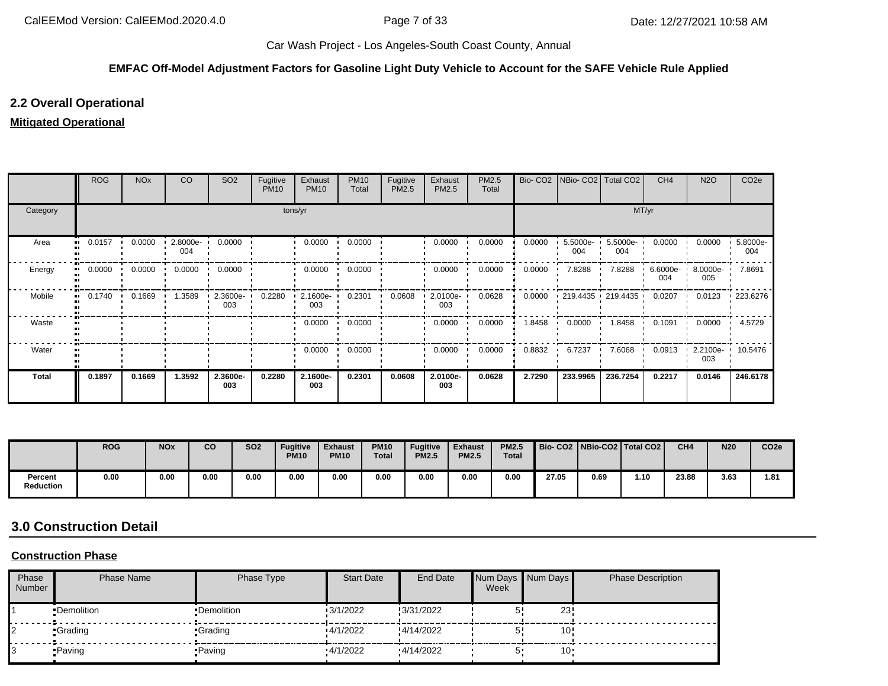Car Wash Project - Los Angeles-South Coast County, Annual

**EMFAC Off-Model Adjustment Factors for Gasoline Light Duty Vehicle to Account for the SAFE Vehicle Rule Applied**

## 2.2 Overall Operational

### Mitigated Operational

| | ROG | NOx | CO | SO2 | Fugitive PM10 | Exhaust PM10 | PM10 Total | Fugitive PM2.5 | Exhaust PM2.5 | PM2.5 Total | Bio- CO2 | NBio- CO2 | Total CO2 | CH4 | N2O | CO2e |
|---|---|---|---|---|---|---|---|---|---|---|---|---|---|---|---|---|
| Category | tons/yr | | | | | | | | | | MT/yr | | | | | |
| Area | 0.0157 | 0.0000 | 2.8000e-004 | 0.0000 | | 0.0000 | 0.0000 | | 0.0000 | 0.0000 | 0.0000 | 5.5000e-004 | 5.5000e-004 | 0.0000 | 0.0000 | 5.8000e-004 |
| Energy | 0.0000 | 0.0000 | 0.0000 | 0.0000 | | 0.0000 | 0.0000 | | 0.0000 | 0.0000 | 0.0000 | 7.8288 | 7.8288 | 6.6000e-004 | 8.0000e-005 | 7.8691 |
| Mobile | 0.1740 | 0.1669 | 1.3589 | 2.3600e-003 | 0.2280 | 2.1600e-003 | 0.2301 | 0.0608 | 2.0100e-003 | 0.0628 | 0.0000 | 219.4435 | 219.4435 | 0.0207 | 0.0123 | 223.6276 |
| Waste | | | | | | 0.0000 | 0.0000 | | 0.0000 | 0.0000 | 1.8458 | 0.0000 | 1.8458 | 0.1091 | 0.0000 | 4.5729 |
| Water | | | | | | 0.0000 | 0.0000 | | 0.0000 | 0.0000 | 0.8832 | 6.7237 | 7.6068 | 0.0913 | 2.2100e-003 | 10.5476 |
| **Total** | **0.1897** | **0.1669** | **1.3592** | **2.3600e-003** | **0.2280** | **2.1600e-003** | **0.2301** | **0.0608** | **2.0100e-003** | **0.0628** | **2.7290** | **233.9965** | **236.7254** | **0.2217** | **0.0146** | **246.6178** |

| | ROG | NOx | CO | SO2 | Fugitive PM10 | Exhaust PM10 | PM10 Total | Fugitive PM2.5 | Exhaust PM2.5 | PM2.5 Total | Bio- CO2 | NBio-CO2 | Total CO2 | CH4 | N20 | CO2e |
|---|---|---|---|---|---|---|---|---|---|---|---|---|---|---|---|---|
| **Percent Reduction** | 0.00 | 0.00 | 0.00 | 0.00 | 0.00 | 0.00 | 0.00 | 0.00 | 0.00 | 0.00 | 27.05 | 0.69 | 1.10 | 23.88 | 3.63 | 1.81 |

## 3.0 Construction Detail

### Construction Phase

| Phase Number | Phase Name | Phase Type | Start Date | End Date | Num Days Week | Num Days | Phase Description |
|---|---|---|---|---|---|---|---|
| 1 | Demolition | Demolition | 3/1/2022 | 3/31/2022 | 5 | 23 | |
| 2 | Grading | Grading | 4/1/2022 | 4/14/2022 | 5 | 10 | |
| 3 | Paving | Paving | 4/1/2022 | 4/14/2022 | 5 | 10 | |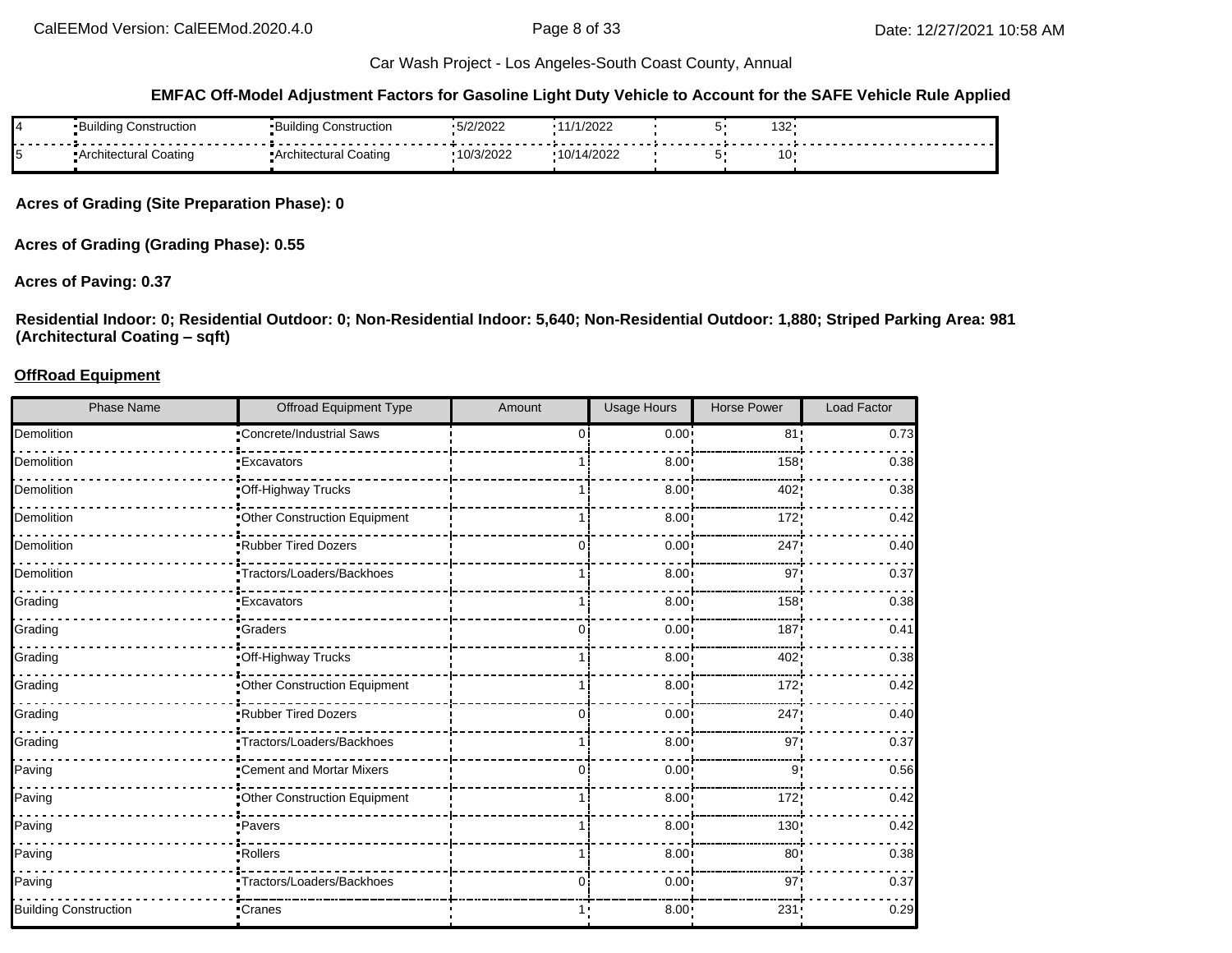**EMFAC Off-Model Adjustment Factors for Gasoline Light Duty Vehicle to Account for the SAFE Vehicle Rule Applied**

| | | | | | | | |
|---|---|---|---|---|---|---|---|
| 4 | Building Construction | Building Construction | 5/2/2022 | 11/1/2022 | 5 | 132 | |
| 5 | Architectural Coating | Architectural Coating | 10/3/2022 | 10/14/2022 | 5 | 10 | |

**Acres of Grading (Site Preparation Phase): 0**

**Acres of Grading (Grading Phase): 0.55**

**Acres of Paving: 0.37**

**Residential Indoor: 0; Residential Outdoor: 0; Non-Residential Indoor: 5,640; Non-Residential Outdoor: 1,880; Striped Parking Area: 981 (Architectural Coating – sqft)**

**OffRoad Equipment**

| Phase Name | Offroad Equipment Type | Amount | Usage Hours | Horse Power | Load Factor |
|---|---|---|---|---|---|
| Demolition | Concrete/Industrial Saws | 0 | 0.00 | 81 | 0.73 |
| Demolition | Excavators | 1 | 8.00 | 158 | 0.38 |
| Demolition | Off-Highway Trucks | 1 | 8.00 | 402 | 0.38 |
| Demolition | Other Construction Equipment | 1 | 8.00 | 172 | 0.42 |
| Demolition | Rubber Tired Dozers | 0 | 0.00 | 247 | 0.40 |
| Demolition | Tractors/Loaders/Backhoes | 1 | 8.00 | 97 | 0.37 |
| Grading | Excavators | 1 | 8.00 | 158 | 0.38 |
| Grading | Graders | 0 | 0.00 | 187 | 0.41 |
| Grading | Off-Highway Trucks | 1 | 8.00 | 402 | 0.38 |
| Grading | Other Construction Equipment | 1 | 8.00 | 172 | 0.42 |
| Grading | Rubber Tired Dozers | 0 | 0.00 | 247 | 0.40 |
| Grading | Tractors/Loaders/Backhoes | 1 | 8.00 | 97 | 0.37 |
| Paving | Cement and Mortar Mixers | 0 | 0.00 | 9 | 0.56 |
| Paving | Other Construction Equipment | 1 | 8.00 | 172 | 0.42 |
| Paving | Pavers | 1 | 8.00 | 130 | 0.42 |
| Paving | Rollers | 1 | 8.00 | 80 | 0.38 |
| Paving | Tractors/Loaders/Backhoes | 0 | 0.00 | 97 | 0.37 |
| Building Construction | Cranes | 1 | 8.00 | 231 | 0.29 |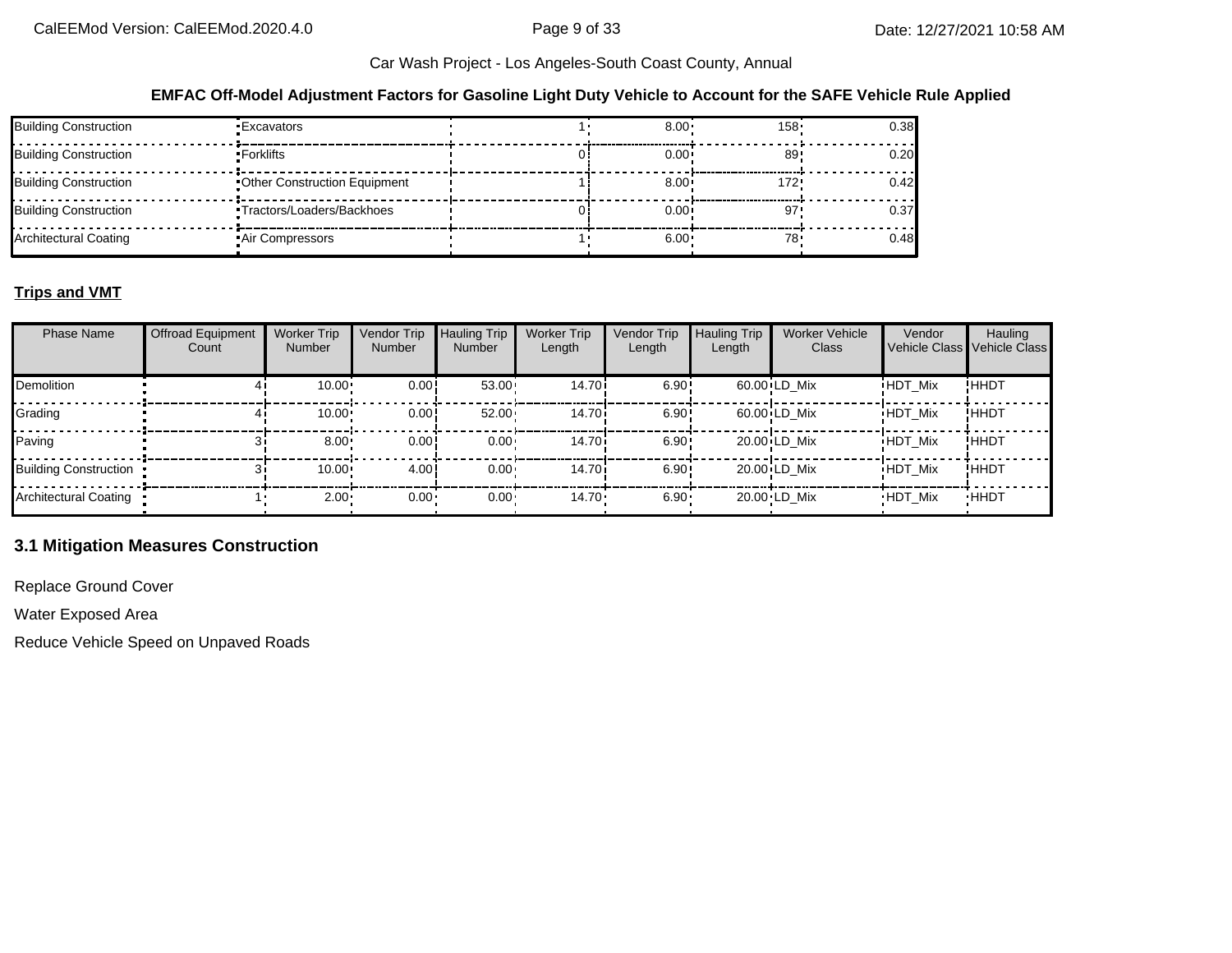**EMFAC Off-Model Adjustment Factors for Gasoline Light Duty Vehicle to Account for the SAFE Vehicle Rule Applied**

| | | | | | |
|---|---|---|---|---|---|
| Building Construction | Excavators | 1 | 8.00 | 158 | 0.38 |
| Building Construction | Forklifts | 0 | 0.00 | 89 | 0.20 |
| Building Construction | Other Construction Equipment | 1 | 8.00 | 172 | 0.42 |
| Building Construction | Tractors/Loaders/Backhoes | 0 | 0.00 | 97 | 0.37 |
| Architectural Coating | Air Compressors | 1 | 6.00 | 78 | 0.48 |

**Trips and VMT**

| Phase Name | Offroad Equipment Count | Worker Trip Number | Vendor Trip Number | Hauling Trip Number | Worker Trip Length | Vendor Trip Length | Hauling Trip Length | Worker Vehicle Class | Vendor Vehicle Class | Hauling Vehicle Class |
|---|---|---|---|---|---|---|---|---|---|---|
| Demolition | 4 | 10.00 | 0.00 | 53.00 | 14.70 | 6.90 | 60.00 | LD_Mix | HDT_Mix | HHDT |
| Grading | 4 | 10.00 | 0.00 | 52.00 | 14.70 | 6.90 | 60.00 | LD_Mix | HDT_Mix | HHDT |
| Paving | 3 | 8.00 | 0.00 | 0.00 | 14.70 | 6.90 | 20.00 | LD_Mix | HDT_Mix | HHDT |
| Building Construction | 3 | 10.00 | 4.00 | 0.00 | 14.70 | 6.90 | 20.00 | LD_Mix | HDT_Mix | HHDT |
| Architectural Coating | 1 | 2.00 | 0.00 | 0.00 | 14.70 | 6.90 | 20.00 | LD_Mix | HDT_Mix | HHDT |

## 3.1 Mitigation Measures Construction

Replace Ground Cover

Water Exposed Area

Reduce Vehicle Speed on Unpaved Roads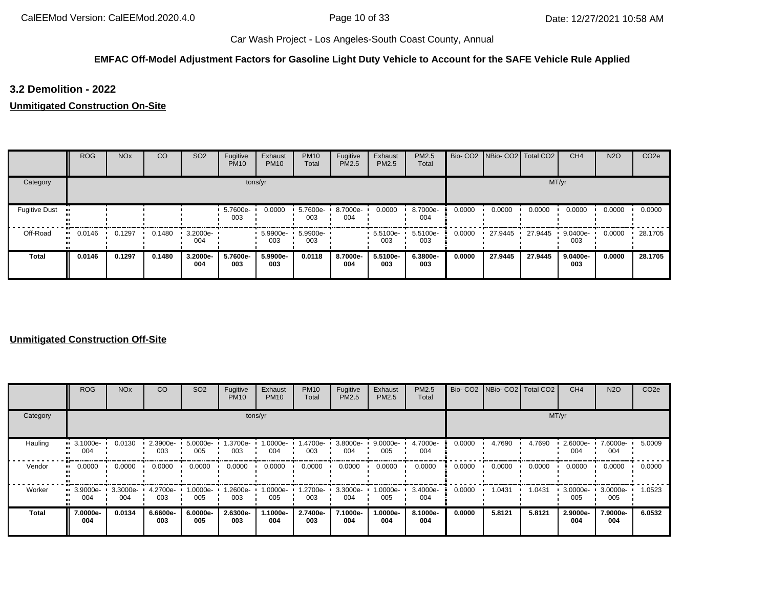**EMFAC Off-Model Adjustment Factors for Gasoline Light Duty Vehicle to Account for the SAFE Vehicle Rule Applied**

### 3.2 Demolition - 2022

**Unmitigated Construction On-Site**

| | ROG | NOx | CO | SO2 | Fugitive PM10 | Exhaust PM10 | PM10 Total | Fugitive PM2.5 | Exhaust PM2.5 | PM2.5 Total | Bio- CO2 | NBio- CO2 | Total CO2 | CH4 | N2O | CO2e |
|---|---|---|---|---|---|---|---|---|---|---|---|---|---|---|---|---|
| Category | tons/yr | | | | | | | | | | MT/yr | | | | | |
| Fugitive Dust | | | | | 5.7600e-003 | 0.0000 | 5.7600e-003 | 8.7000e-004 | 0.0000 | 8.7000e-004 | 0.0000 | 0.0000 | 0.0000 | 0.0000 | 0.0000 | 0.0000 |
| Off-Road | 0.0146 | 0.1297 | 0.1480 | 3.2000e-004 | | 5.9900e-003 | 5.9900e-003 | | 5.5100e-003 | 5.5100e-003 | 0.0000 | 27.9445 | 27.9445 | 9.0400e-003 | 0.0000 | 28.1705 |
| **Total** | **0.0146** | **0.1297** | **0.1480** | **3.2000e-004** | **5.7600e-003** | **5.9900e-003** | **0.0118** | **8.7000e-004** | **5.5100e-003** | **6.3800e-003** | **0.0000** | **27.9445** | **27.9445** | **9.0400e-003** | **0.0000** | **28.1705** |

**Unmitigated Construction Off-Site**

| | ROG | NOx | CO | SO2 | Fugitive PM10 | Exhaust PM10 | PM10 Total | Fugitive PM2.5 | Exhaust PM2.5 | PM2.5 Total | Bio- CO2 | NBio- CO2 | Total CO2 | CH4 | N2O | CO2e |
|---|---|---|---|---|---|---|---|---|---|---|---|---|---|---|---|---|
| Category | tons/yr | | | | | | | | | | MT/yr | | | | | |
| Hauling | 3.1000e-004 | 0.0130 | 2.3900e-003 | 5.0000e-005 | 1.3700e-003 | 1.0000e-004 | 1.4700e-003 | 3.8000e-004 | 9.0000e-005 | 4.7000e-004 | 0.0000 | 4.7690 | 4.7690 | 2.6000e-004 | 7.6000e-004 | 5.0009 |
| Vendor | 0.0000 | 0.0000 | 0.0000 | 0.0000 | 0.0000 | 0.0000 | 0.0000 | 0.0000 | 0.0000 | 0.0000 | 0.0000 | 0.0000 | 0.0000 | 0.0000 | 0.0000 | 0.0000 |
| Worker | 3.9000e-004 | 3.3000e-004 | 4.2700e-003 | 1.0000e-005 | 1.2600e-003 | 1.0000e-005 | 1.2700e-003 | 3.3000e-004 | 1.0000e-005 | 3.4000e-004 | 0.0000 | 1.0431 | 1.0431 | 3.0000e-005 | 3.0000e-005 | 1.0523 |
| **Total** | **7.0000e-004** | **0.0134** | **6.6600e-003** | **6.0000e-005** | **2.6300e-003** | **1.1000e-004** | **2.7400e-003** | **7.1000e-004** | **1.0000e-004** | **8.1000e-004** | **0.0000** | **5.8121** | **5.8121** | **2.9000e-004** | **7.9000e-004** | **6.0532** |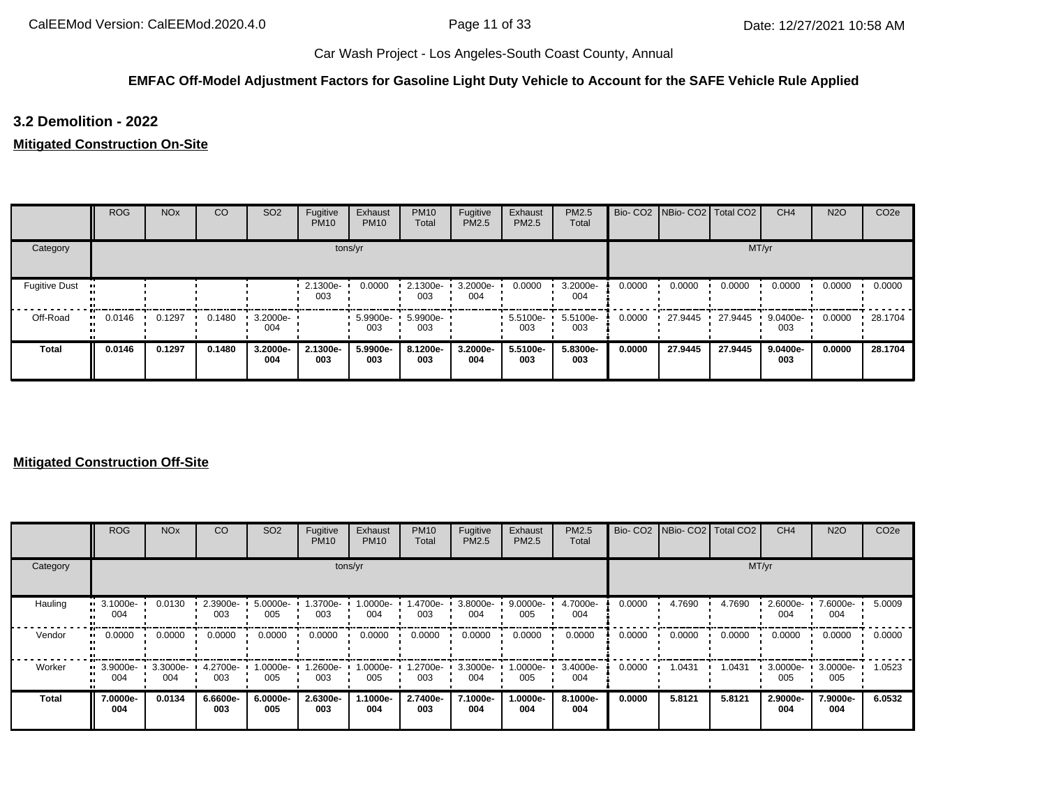Car Wash Project - Los Angeles-South Coast County, Annual

**EMFAC Off-Model Adjustment Factors for Gasoline Light Duty Vehicle to Account for the SAFE Vehicle Rule Applied**

## 3.2 Demolition - 2022

**Mitigated Construction On-Site**

| | ROG | NOx | CO | SO2 | Fugitive PM10 | Exhaust PM10 | PM10 Total | Fugitive PM2.5 | Exhaust PM2.5 | PM2.5 Total | Bio- CO2 | NBio- CO2 | Total CO2 | CH4 | N2O | CO2e |
|---|---|---|---|---|---|---|---|---|---|---|---|---|---|---|---|---|
| Category | tons/yr | | | | | | | | | | MT/yr | | | | | |
| Fugitive Dust | | | | | 2.1300e-003 | 0.0000 | 2.1300e-003 | 3.2000e-004 | 0.0000 | 3.2000e-004 | 0.0000 | 0.0000 | 0.0000 | 0.0000 | 0.0000 | 0.0000 |
| Off-Road | 0.0146 | 0.1297 | 0.1480 | 3.2000e-004 | | 5.9900e-003 | 5.9900e-003 | | 5.5100e-003 | 5.5100e-003 | 0.0000 | 27.9445 | 27.9445 | 9.0400e-003 | 0.0000 | 28.1704 |
| **Total** | **0.0146** | **0.1297** | **0.1480** | **3.2000e-004** | **2.1300e-003** | **5.9900e-003** | **8.1200e-003** | **3.2000e-004** | **5.5100e-003** | **5.8300e-003** | **0.0000** | **27.9445** | **27.9445** | **9.0400e-003** | **0.0000** | **28.1704** |

**Mitigated Construction Off-Site**

| | ROG | NOx | CO | SO2 | Fugitive PM10 | Exhaust PM10 | PM10 Total | Fugitive PM2.5 | Exhaust PM2.5 | PM2.5 Total | Bio- CO2 | NBio- CO2 | Total CO2 | CH4 | N2O | CO2e |
|---|---|---|---|---|---|---|---|---|---|---|---|---|---|---|---|---|
| Category | tons/yr | | | | | | | | | | MT/yr | | | | | |
| Hauling | 3.1000e-004 | 0.0130 | 2.3900e-003 | 5.0000e-005 | 1.3700e-003 | 1.0000e-004 | 1.4700e-003 | 3.8000e-004 | 9.0000e-005 | 4.7000e-004 | 0.0000 | 4.7690 | 4.7690 | 2.6000e-004 | 7.6000e-004 | 5.0009 |
| Vendor | 0.0000 | 0.0000 | 0.0000 | 0.0000 | 0.0000 | 0.0000 | 0.0000 | 0.0000 | 0.0000 | 0.0000 | 0.0000 | 0.0000 | 0.0000 | 0.0000 | 0.0000 | 0.0000 |
| Worker | 3.9000e-004 | 3.3000e-004 | 4.2700e-003 | 1.0000e-005 | 1.2600e-003 | 1.0000e-005 | 1.2700e-003 | 3.3000e-004 | 1.0000e-005 | 3.4000e-004 | 0.0000 | 1.0431 | 1.0431 | 3.0000e-005 | 3.0000e-005 | 1.0523 |
| **Total** | **7.0000e-004** | **0.0134** | **6.6600e-003** | **6.0000e-005** | **2.6300e-003** | **1.1000e-004** | **2.7400e-003** | **7.1000e-004** | **1.0000e-004** | **8.1000e-004** | **0.0000** | **5.8121** | **5.8121** | **2.9000e-004** | **7.9000e-004** | **6.0532** |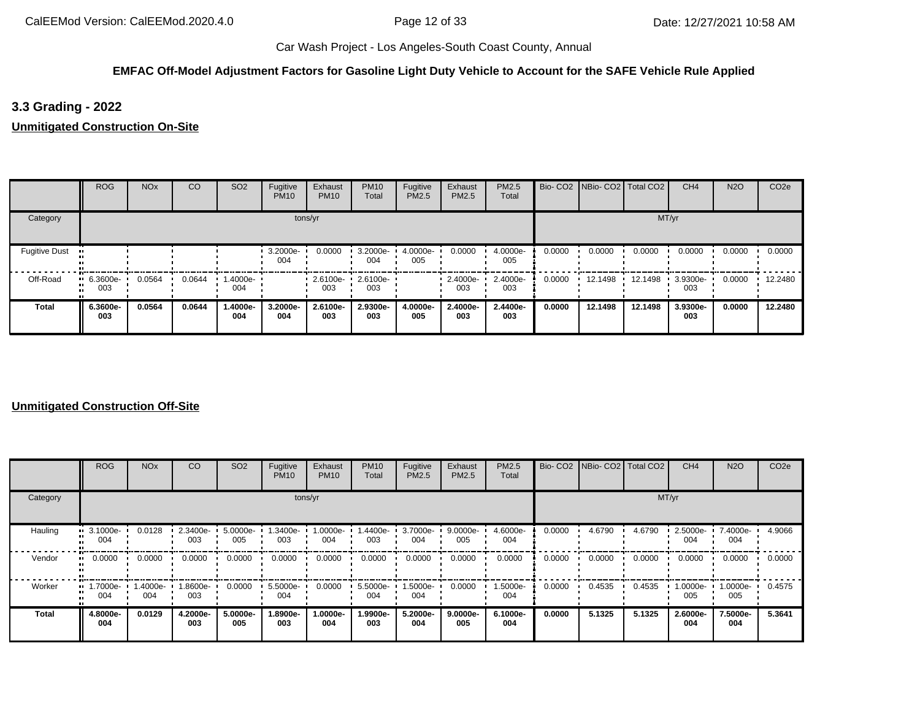Car Wash Project - Los Angeles-South Coast County, Annual

**EMFAC Off-Model Adjustment Factors for Gasoline Light Duty Vehicle to Account for the SAFE Vehicle Rule Applied**

## 3.3 Grading - 2022

**Unmitigated Construction On-Site**

| | ROG | NOx | CO | SO2 | Fugitive PM10 | Exhaust PM10 | PM10 Total | Fugitive PM2.5 | Exhaust PM2.5 | PM2.5 Total | Bio- CO2 | NBio- CO2 | Total CO2 | CH4 | N2O | CO2e |
|---|---|---|---|---|---|---|---|---|---|---|---|---|---|---|---|---|
| Category | tons/yr | | | | | | | | | | MT/yr | | | | | |
| Fugitive Dust | | | | | 3.2000e-004 | 0.0000 | 3.2000e-004 | 4.0000e-005 | 0.0000 | 4.0000e-005 | 0.0000 | 0.0000 | 0.0000 | 0.0000 | 0.0000 | 0.0000 |
| Off-Road | 6.3600e-003 | 0.0564 | 0.0644 | 1.4000e-004 | | 2.6100e-003 | 2.6100e-003 | | 2.4000e-003 | 2.4000e-003 | 0.0000 | 12.1498 | 12.1498 | 3.9300e-003 | 0.0000 | 12.2480 |
| **Total** | **6.3600e-003** | **0.0564** | **0.0644** | **1.4000e-004** | **3.2000e-004** | **2.6100e-003** | **2.9300e-003** | **4.0000e-005** | **2.4000e-003** | **2.4400e-003** | **0.0000** | **12.1498** | **12.1498** | **3.9300e-003** | **0.0000** | **12.2480** |

**Unmitigated Construction Off-Site**

| | ROG | NOx | CO | SO2 | Fugitive PM10 | Exhaust PM10 | PM10 Total | Fugitive PM2.5 | Exhaust PM2.5 | PM2.5 Total | Bio- CO2 | NBio- CO2 | Total CO2 | CH4 | N2O | CO2e |
|---|---|---|---|---|---|---|---|---|---|---|---|---|---|---|---|---|
| Category | tons/yr | | | | | | | | | | MT/yr | | | | | |
| Hauling | 3.1000e-004 | 0.0128 | 2.3400e-003 | 5.0000e-005 | 1.3400e-003 | 1.0000e-004 | 1.4400e-003 | 3.7000e-004 | 9.0000e-005 | 4.6000e-004 | 0.0000 | 4.6790 | 4.6790 | 2.5000e-004 | 7.4000e-004 | 4.9066 |
| Vendor | 0.0000 | 0.0000 | 0.0000 | 0.0000 | 0.0000 | 0.0000 | 0.0000 | 0.0000 | 0.0000 | 0.0000 | 0.0000 | 0.0000 | 0.0000 | 0.0000 | 0.0000 | 0.0000 |
| Worker | 1.7000e-004 | 1.4000e-004 | 1.8600e-003 | 0.0000 | 5.5000e-004 | 0.0000 | 5.5000e-004 | 1.5000e-004 | 0.0000 | 1.5000e-004 | 0.0000 | 0.4535 | 0.4535 | 1.0000e-005 | 1.0000e-005 | 0.4575 |
| **Total** | **4.8000e-004** | **0.0129** | **4.2000e-003** | **5.0000e-005** | **1.8900e-003** | **1.0000e-004** | **1.9900e-003** | **5.2000e-004** | **9.0000e-005** | **6.1000e-004** | **0.0000** | **5.1325** | **5.1325** | **2.6000e-004** | **7.5000e-004** | **5.3641** |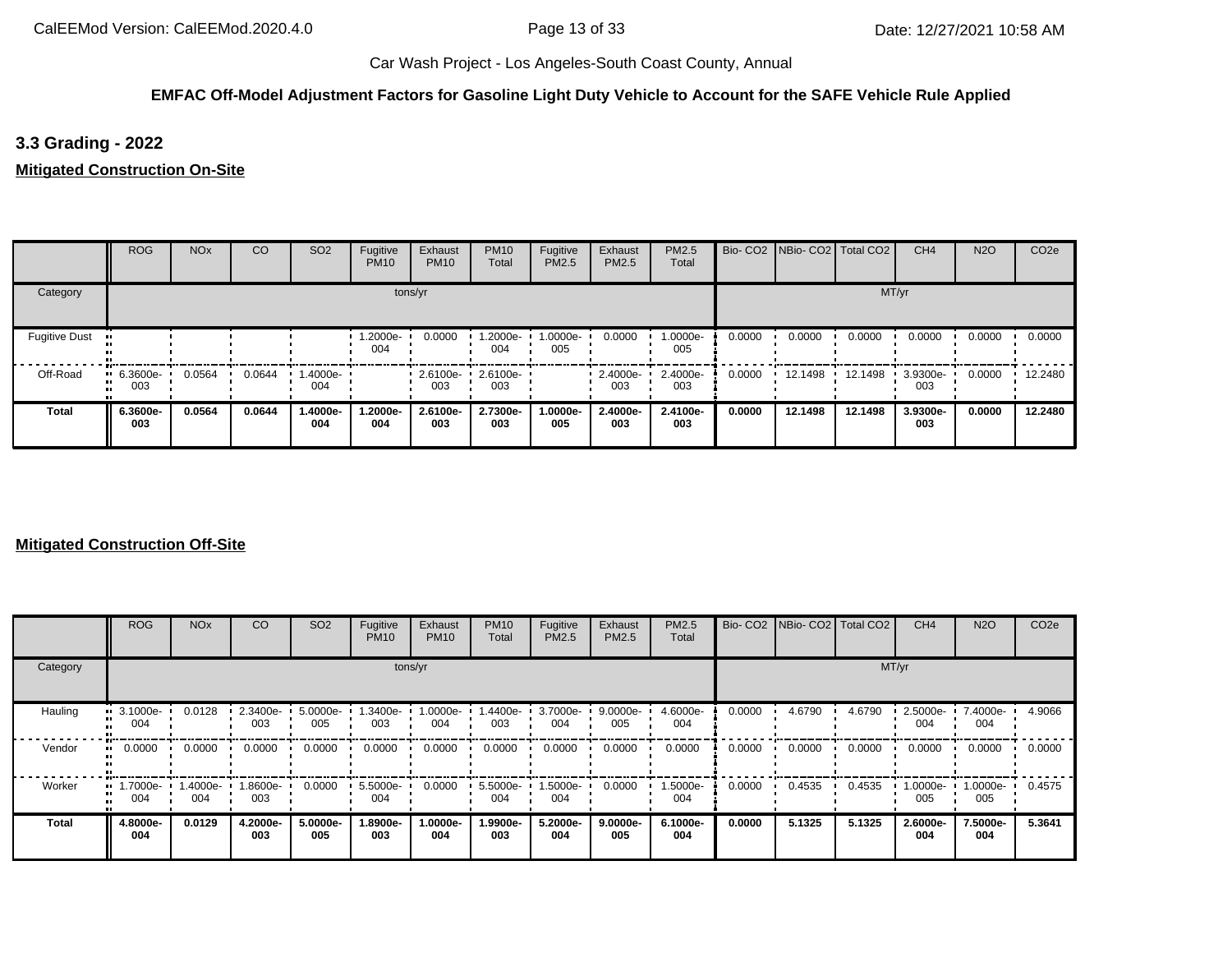**EMFAC Off-Model Adjustment Factors for Gasoline Light Duty Vehicle to Account for the SAFE Vehicle Rule Applied**

## 3.3 Grading - 2022

### Mitigated Construction On-Site

| | ROG | NOx | CO | SO2 | Fugitive PM10 | Exhaust PM10 | PM10 Total | Fugitive PM2.5 | Exhaust PM2.5 | PM2.5 Total | Bio- CO2 | NBio- CO2 | Total CO2 | CH4 | N2O | CO2e |
|---|---|---|---|---|---|---|---|---|---|---|---|---|---|---|---|---|
| Category | tons/yr | | | | | | | | | | MT/yr | | | | | |
| Fugitive Dust | | | | | 1.2000e-004 | 0.0000 | 1.2000e-004 | 1.0000e-005 | 0.0000 | 1.0000e-005 | 0.0000 | 0.0000 | 0.0000 | 0.0000 | 0.0000 | 0.0000 |
| Off-Road | 6.3600e-003 | 0.0564 | 0.0644 | 1.4000e-004 | | 2.6100e-003 | 2.6100e-003 | | 2.4000e-003 | 2.4000e-003 | 0.0000 | 12.1498 | 12.1498 | 3.9300e-003 | 0.0000 | 12.2480 |
| **Total** | **6.3600e-003** | **0.0564** | **0.0644** | **1.4000e-004** | **1.2000e-004** | **2.6100e-003** | **2.7300e-003** | **1.0000e-005** | **2.4000e-003** | **2.4100e-003** | **0.0000** | **12.1498** | **12.1498** | **3.9300e-003** | **0.0000** | **12.2480** |

### Mitigated Construction Off-Site

| | ROG | NOx | CO | SO2 | Fugitive PM10 | Exhaust PM10 | PM10 Total | Fugitive PM2.5 | Exhaust PM2.5 | PM2.5 Total | Bio- CO2 | NBio- CO2 | Total CO2 | CH4 | N2O | CO2e |
|---|---|---|---|---|---|---|---|---|---|---|---|---|---|---|---|---|
| Category | tons/yr | | | | | | | | | | MT/yr | | | | | |
| Hauling | 3.1000e-004 | 0.0128 | 2.3400e-003 | 5.0000e-005 | 1.3400e-003 | 1.0000e-004 | 1.4400e-003 | 3.7000e-004 | 9.0000e-005 | 4.6000e-004 | 0.0000 | 4.6790 | 4.6790 | 2.5000e-004 | 7.4000e-004 | 4.9066 |
| Vendor | 0.0000 | 0.0000 | 0.0000 | 0.0000 | 0.0000 | 0.0000 | 0.0000 | 0.0000 | 0.0000 | 0.0000 | 0.0000 | 0.0000 | 0.0000 | 0.0000 | 0.0000 | 0.0000 |
| Worker | 1.7000e-004 | 1.4000e-004 | 1.8600e-003 | 0.0000 | 5.5000e-004 | 0.0000 | 5.5000e-004 | 1.5000e-004 | 0.0000 | 1.5000e-004 | 0.0000 | 0.4535 | 0.4535 | 1.0000e-005 | 1.0000e-005 | 0.4575 |
| **Total** | **4.8000e-004** | **0.0129** | **4.2000e-003** | **5.0000e-005** | **1.8900e-003** | **1.0000e-004** | **1.9900e-003** | **5.2000e-004** | **9.0000e-005** | **6.1000e-004** | **0.0000** | **5.1325** | **5.1325** | **2.6000e-004** | **7.5000e-004** | **5.3641** |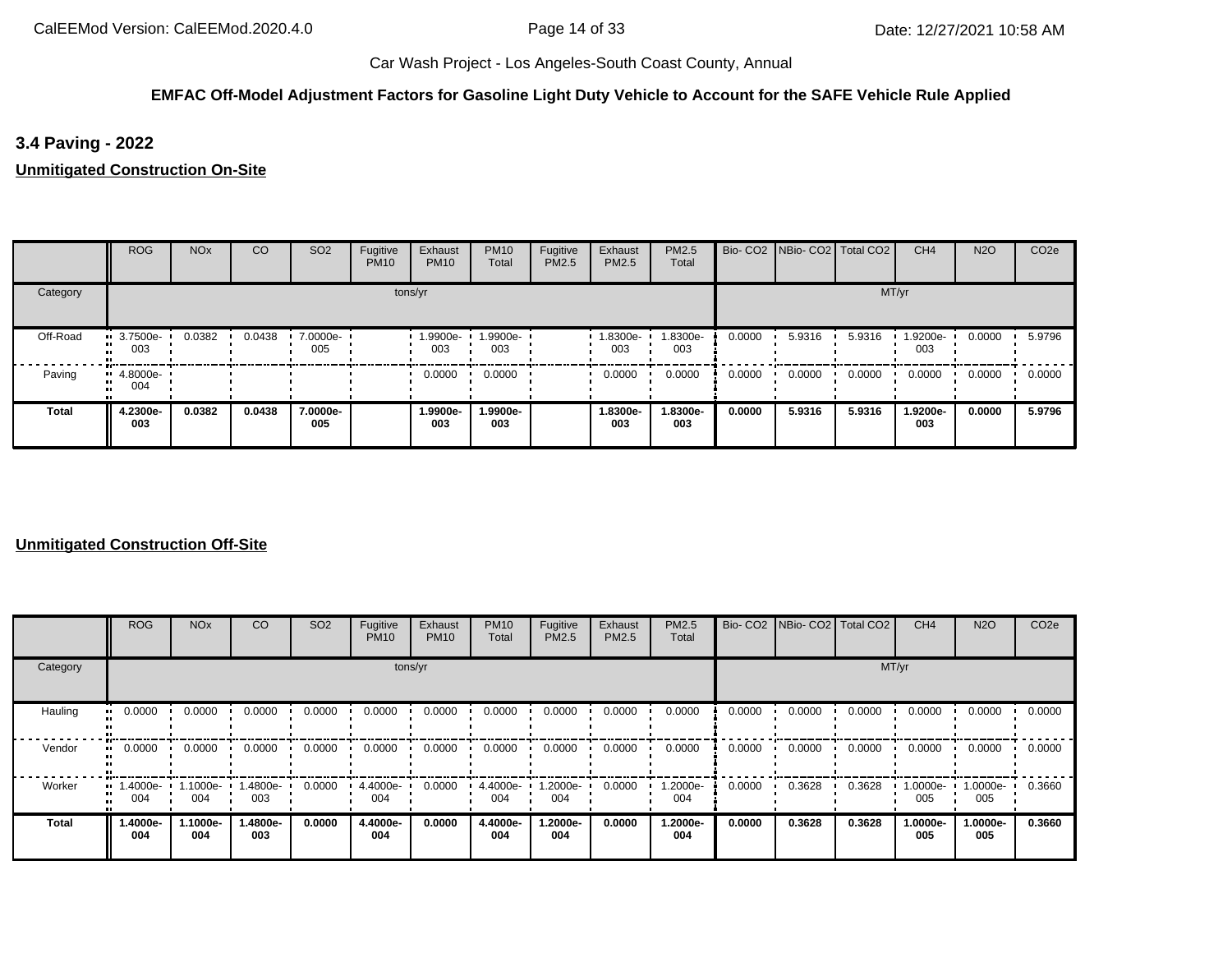**EMFAC Off-Model Adjustment Factors for Gasoline Light Duty Vehicle to Account for the SAFE Vehicle Rule Applied**

## 3.4 Paving - 2022

**Unmitigated Construction On-Site**

| | ROG | NOx | CO | SO2 | Fugitive PM10 | Exhaust PM10 | PM10 Total | Fugitive PM2.5 | Exhaust PM2.5 | PM2.5 Total | Bio- CO2 | NBio- CO2 | Total CO2 | CH4 | N2O | CO2e |
|---|---|---|---|---|---|---|---|---|---|---|---|---|---|---|---|---|
| Category | tons/yr | | | | | | | | | | MT/yr | | | | | |
| Off-Road | 3.7500e-003 | 0.0382 | 0.0438 | 7.0000e-005 | | 1.9900e-003 | 1.9900e-003 | | 1.8300e-003 | 1.8300e-003 | 0.0000 | 5.9316 | 5.9316 | 1.9200e-003 | 0.0000 | 5.9796 |
| Paving | 4.8000e-004 | | | | | 0.0000 | 0.0000 | | 0.0000 | 0.0000 | 0.0000 | 0.0000 | 0.0000 | 0.0000 | 0.0000 | 0.0000 |
| **Total** | **4.2300e-003** | **0.0382** | **0.0438** | **7.0000e-005** | | **1.9900e-003** | **1.9900e-003** | | **1.8300e-003** | **1.8300e-003** | **0.0000** | **5.9316** | **5.9316** | **1.9200e-003** | **0.0000** | **5.9796** |

**Unmitigated Construction Off-Site**

| | ROG | NOx | CO | SO2 | Fugitive PM10 | Exhaust PM10 | PM10 Total | Fugitive PM2.5 | Exhaust PM2.5 | PM2.5 Total | Bio- CO2 | NBio- CO2 | Total CO2 | CH4 | N2O | CO2e |
|---|---|---|---|---|---|---|---|---|---|---|---|---|---|---|---|---|
| Category | tons/yr | | | | | | | | | | MT/yr | | | | | |
| Hauling | 0.0000 | 0.0000 | 0.0000 | 0.0000 | 0.0000 | 0.0000 | 0.0000 | 0.0000 | 0.0000 | 0.0000 | 0.0000 | 0.0000 | 0.0000 | 0.0000 | 0.0000 | 0.0000 |
| Vendor | 0.0000 | 0.0000 | 0.0000 | 0.0000 | 0.0000 | 0.0000 | 0.0000 | 0.0000 | 0.0000 | 0.0000 | 0.0000 | 0.0000 | 0.0000 | 0.0000 | 0.0000 | 0.0000 |
| Worker | 1.4000e-004 | 1.1000e-004 | 1.4800e-003 | 0.0000 | 4.4000e-004 | 0.0000 | 4.4000e-004 | 1.2000e-004 | 0.0000 | 1.2000e-004 | 0.0000 | 0.3628 | 0.3628 | 1.0000e-005 | 1.0000e-005 | 0.3660 |
| **Total** | **1.4000e-004** | **1.1000e-004** | **1.4800e-003** | **0.0000** | **4.4000e-004** | **0.0000** | **4.4000e-004** | **1.2000e-004** | **0.0000** | **1.2000e-004** | **0.0000** | **0.3628** | **0.3628** | **1.0000e-005** | **1.0000e-005** | **0.3660** |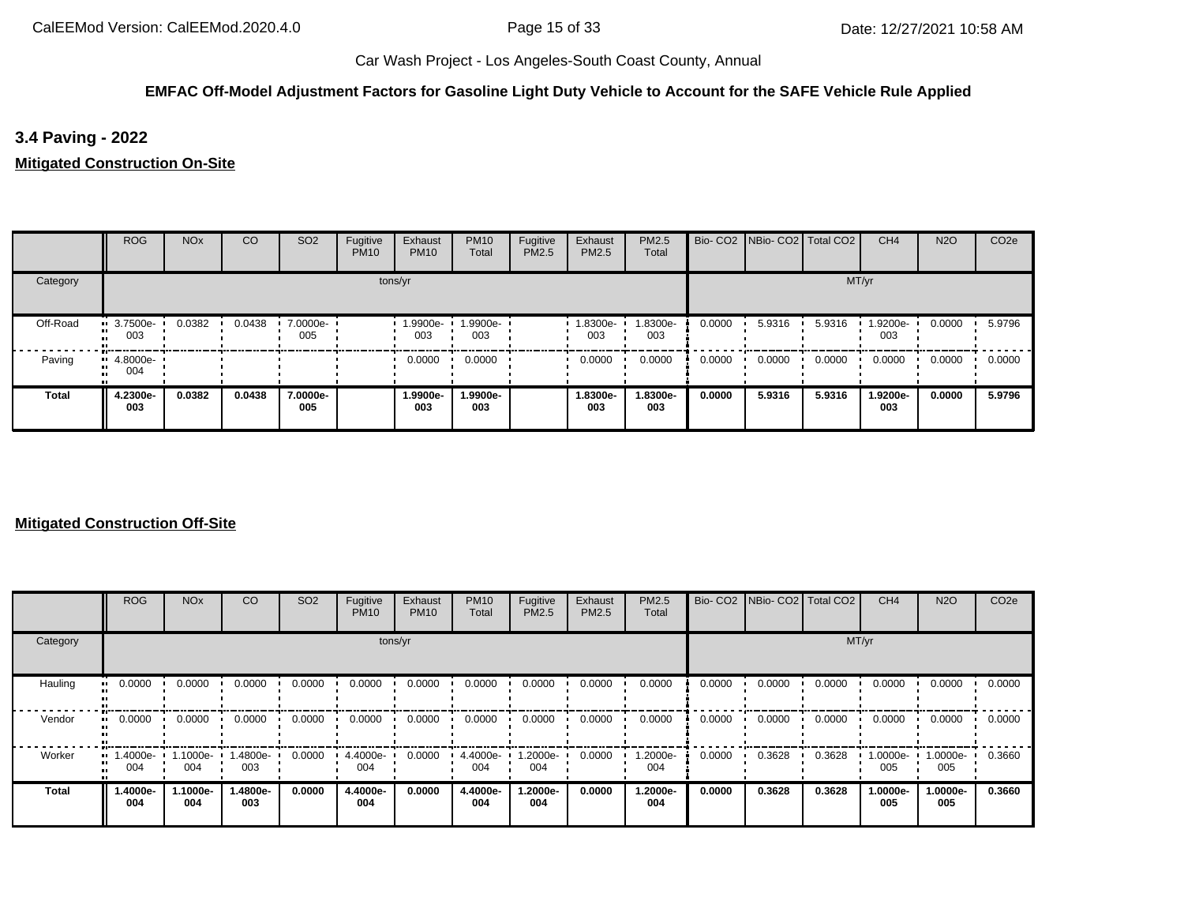Car Wash Project - Los Angeles-South Coast County, Annual

**EMFAC Off-Model Adjustment Factors for Gasoline Light Duty Vehicle to Account for the SAFE Vehicle Rule Applied**

### 3.4 Paving - 2022

**Mitigated Construction On-Site**

| | ROG | NOx | CO | SO2 | Fugitive PM10 | Exhaust PM10 | PM10 Total | Fugitive PM2.5 | Exhaust PM2.5 | PM2.5 Total | Bio- CO2 | NBio- CO2 | Total CO2 | CH4 | N2O | CO2e |
|---|---|---|---|---|---|---|---|---|---|---|---|---|---|---|---|---|
| Category | tons/yr | | | | | | | | | | MT/yr | | | | | |
| Off-Road | 3.7500e-003 | 0.0382 | 0.0438 | 7.0000e-005 | | 1.9900e-003 | 1.9900e-003 | | 1.8300e-003 | 1.8300e-003 | 0.0000 | 5.9316 | 5.9316 | 1.9200e-003 | 0.0000 | 5.9796 |
| Paving | 4.8000e-004 | | | | | 0.0000 | 0.0000 | | 0.0000 | 0.0000 | 0.0000 | 0.0000 | 0.0000 | 0.0000 | 0.0000 | 0.0000 |
| **Total** | **4.2300e-003** | **0.0382** | **0.0438** | **7.0000e-005** | | **1.9900e-003** | **1.9900e-003** | | **1.8300e-003** | **1.8300e-003** | **0.0000** | **5.9316** | **5.9316** | **1.9200e-003** | **0.0000** | **5.9796** |

**Mitigated Construction Off-Site**

| | ROG | NOx | CO | SO2 | Fugitive PM10 | Exhaust PM10 | PM10 Total | Fugitive PM2.5 | Exhaust PM2.5 | PM2.5 Total | Bio- CO2 | NBio- CO2 | Total CO2 | CH4 | N2O | CO2e |
|---|---|---|---|---|---|---|---|---|---|---|---|---|---|---|---|---|
| Category | tons/yr | | | | | | | | | | MT/yr | | | | | |
| Hauling | 0.0000 | 0.0000 | 0.0000 | 0.0000 | 0.0000 | 0.0000 | 0.0000 | 0.0000 | 0.0000 | 0.0000 | 0.0000 | 0.0000 | 0.0000 | 0.0000 | 0.0000 | 0.0000 |
| Vendor | 0.0000 | 0.0000 | 0.0000 | 0.0000 | 0.0000 | 0.0000 | 0.0000 | 0.0000 | 0.0000 | 0.0000 | 0.0000 | 0.0000 | 0.0000 | 0.0000 | 0.0000 | 0.0000 |
| Worker | 1.4000e-004 | 1.1000e-004 | 1.4800e-003 | 0.0000 | 4.4000e-004 | 0.0000 | 4.4000e-004 | 1.2000e-004 | 0.0000 | 1.2000e-004 | 0.0000 | 0.3628 | 0.3628 | 1.0000e-005 | 1.0000e-005 | 0.3660 |
| **Total** | **1.4000e-004** | **1.1000e-004** | **1.4800e-003** | **0.0000** | **4.4000e-004** | **0.0000** | **4.4000e-004** | **1.2000e-004** | **0.0000** | **1.2000e-004** | **0.0000** | **0.3628** | **0.3628** | **1.0000e-005** | **1.0000e-005** | **0.3660** |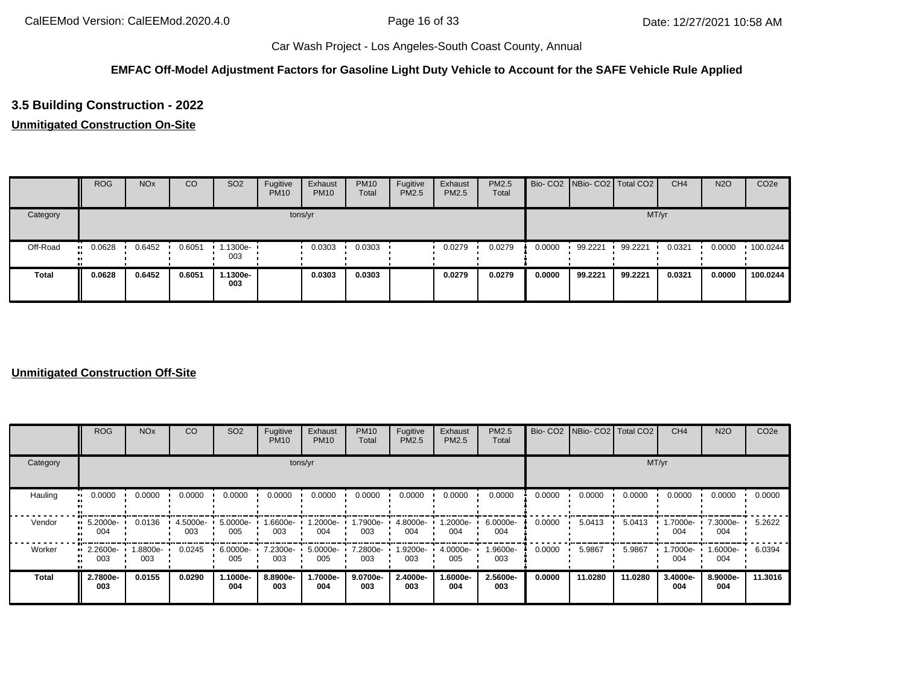**EMFAC Off-Model Adjustment Factors for Gasoline Light Duty Vehicle to Account for the SAFE Vehicle Rule Applied**

## 3.5 Building Construction - 2022

**Unmitigated Construction On-Site**

| | ROG | NOx | CO | SO2 | Fugitive PM10 | Exhaust PM10 | PM10 Total | Fugitive PM2.5 | Exhaust PM2.5 | PM2.5 Total | Bio- CO2 | NBio- CO2 | Total CO2 | CH4 | N2O | CO2e |
|---|---|---|---|---|---|---|---|---|---|---|---|---|---|---|---|---|
| Category | tons/yr | | | | | | | | | | MT/yr | | | | | |
| Off-Road | 0.0628 | 0.6452 | 0.6051 | 1.1300e-003 | | 0.0303 | 0.0303 | | 0.0279 | 0.0279 | 0.0000 | 99.2221 | 99.2221 | 0.0321 | 0.0000 | 100.0244 |
| **Total** | **0.0628** | **0.6452** | **0.6051** | **1.1300e-003** | | **0.0303** | **0.0303** | | **0.0279** | **0.0279** | **0.0000** | **99.2221** | **99.2221** | **0.0321** | **0.0000** | **100.0244** |

**Unmitigated Construction Off-Site**

| | ROG | NOx | CO | SO2 | Fugitive PM10 | Exhaust PM10 | PM10 Total | Fugitive PM2.5 | Exhaust PM2.5 | PM2.5 Total | Bio- CO2 | NBio- CO2 | Total CO2 | CH4 | N2O | CO2e |
|---|---|---|---|---|---|---|---|---|---|---|---|---|---|---|---|---|
| Category | tons/yr | | | | | | | | | | MT/yr | | | | | |
| Hauling | 0.0000 | 0.0000 | 0.0000 | 0.0000 | 0.0000 | 0.0000 | 0.0000 | 0.0000 | 0.0000 | 0.0000 | 0.0000 | 0.0000 | 0.0000 | 0.0000 | 0.0000 | 0.0000 |
| Vendor | 5.2000e-004 | 0.0136 | 4.5000e-003 | 5.0000e-005 | 1.6600e-003 | 1.2000e-004 | 1.7900e-003 | 4.8000e-004 | 1.2000e-004 | 6.0000e-004 | 0.0000 | 5.0413 | 5.0413 | 1.7000e-004 | 7.3000e-004 | 5.2622 |
| Worker | 2.2600e-003 | 1.8800e-003 | 0.0245 | 6.0000e-005 | 7.2300e-003 | 5.0000e-005 | 7.2800e-003 | 1.9200e-003 | 4.0000e-005 | 1.9600e-003 | 0.0000 | 5.9867 | 5.9867 | 1.7000e-004 | 1.6000e-004 | 6.0394 |
| **Total** | **2.7800e-003** | **0.0155** | **0.0290** | **1.1000e-004** | **8.8900e-003** | **1.7000e-004** | **9.0700e-003** | **2.4000e-003** | **1.6000e-004** | **2.5600e-003** | **0.0000** | **11.0280** | **11.0280** | **3.4000e-004** | **8.9000e-004** | **11.3016** |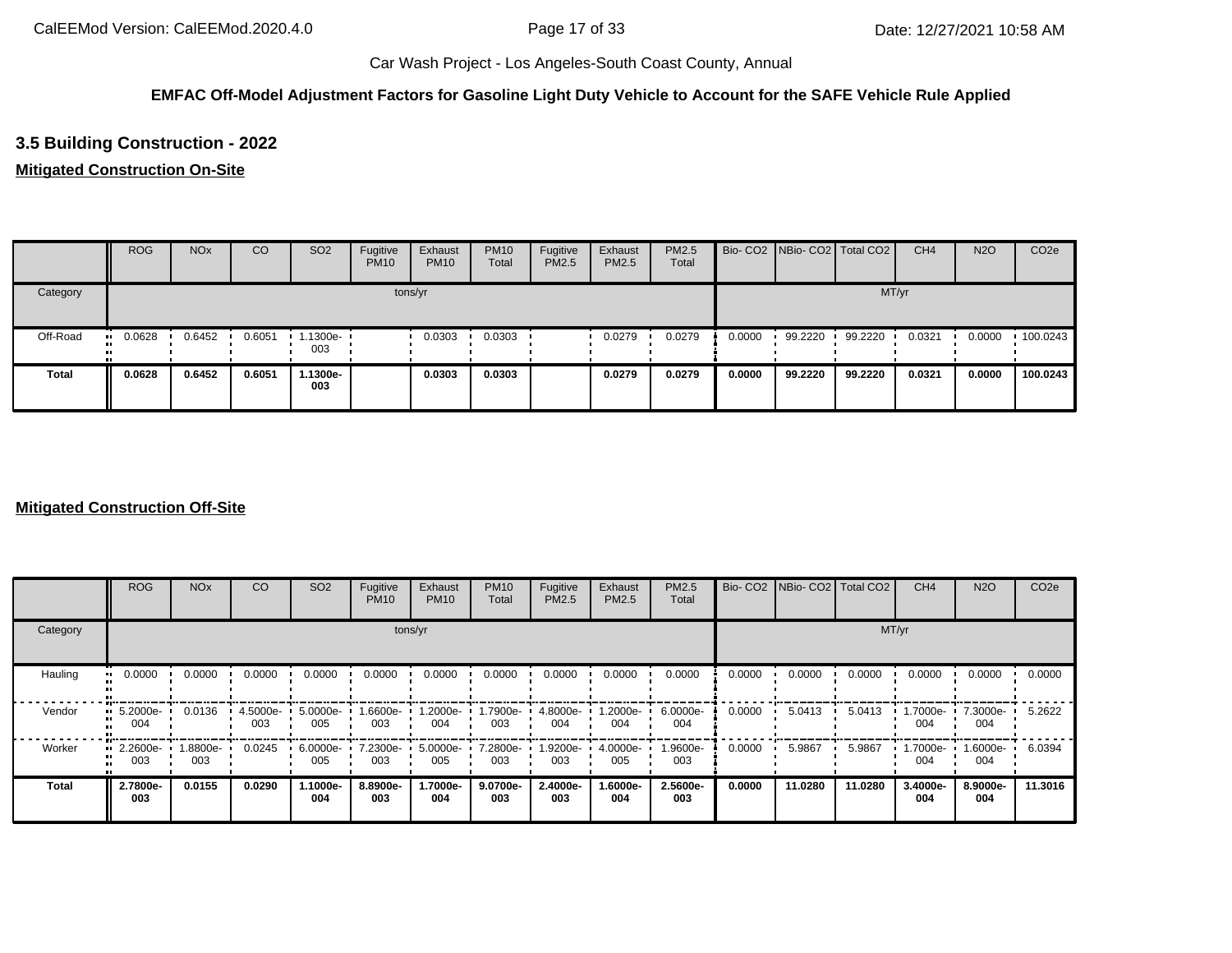**EMFAC Off-Model Adjustment Factors for Gasoline Light Duty Vehicle to Account for the SAFE Vehicle Rule Applied**

## 3.5 Building Construction - 2022

### Mitigated Construction On-Site

| | ROG | NOx | CO | SO2 | Fugitive PM10 | Exhaust PM10 | PM10 Total | Fugitive PM2.5 | Exhaust PM2.5 | PM2.5 Total | Bio- CO2 | NBio- CO2 | Total CO2 | CH4 | N2O | CO2e |
|---|---|---|---|---|---|---|---|---|---|---|---|---|---|---|---|---|
| Category | tons/yr | | | | | | | | | | MT/yr | | | | | |
| Off-Road | 0.0628 | 0.6452 | 0.6051 | 1.1300e-003 | | 0.0303 | 0.0303 | | 0.0279 | 0.0279 | 0.0000 | 99.2220 | 99.2220 | 0.0321 | 0.0000 | 100.0243 |
| **Total** | **0.0628** | **0.6452** | **0.6051** | **1.1300e-003** | | **0.0303** | **0.0303** | | **0.0279** | **0.0279** | **0.0000** | **99.2220** | **99.2220** | **0.0321** | **0.0000** | **100.0243** |

### Mitigated Construction Off-Site

| | ROG | NOx | CO | SO2 | Fugitive PM10 | Exhaust PM10 | PM10 Total | Fugitive PM2.5 | Exhaust PM2.5 | PM2.5 Total | Bio- CO2 | NBio- CO2 | Total CO2 | CH4 | N2O | CO2e |
|---|---|---|---|---|---|---|---|---|---|---|---|---|---|---|---|---|
| Category | tons/yr | | | | | | | | | | MT/yr | | | | | |
| Hauling | 0.0000 | 0.0000 | 0.0000 | 0.0000 | 0.0000 | 0.0000 | 0.0000 | 0.0000 | 0.0000 | 0.0000 | 0.0000 | 0.0000 | 0.0000 | 0.0000 | 0.0000 | 0.0000 |
| Vendor | 5.2000e-004 | 0.0136 | 4.5000e-003 | 5.0000e-005 | 1.6600e-003 | 1.2000e-004 | 1.7900e-003 | 4.8000e-004 | 1.2000e-004 | 6.0000e-004 | 0.0000 | 5.0413 | 5.0413 | 1.7000e-004 | 7.3000e-004 | 5.2622 |
| Worker | 2.2600e-003 | 1.8800e-003 | 0.0245 | 6.0000e-005 | 7.2300e-003 | 5.0000e-005 | 7.2800e-003 | 1.9200e-003 | 4.0000e-005 | 1.9600e-003 | 0.0000 | 5.9867 | 5.9867 | 1.7000e-004 | 1.6000e-004 | 6.0394 |
| **Total** | **2.7800e-003** | **0.0155** | **0.0290** | **1.1000e-004** | **8.8900e-003** | **1.7000e-004** | **9.0700e-003** | **2.4000e-003** | **1.6000e-004** | **2.5600e-003** | **0.0000** | **11.0280** | **11.0280** | **3.4000e-004** | **8.9000e-004** | **11.3016** |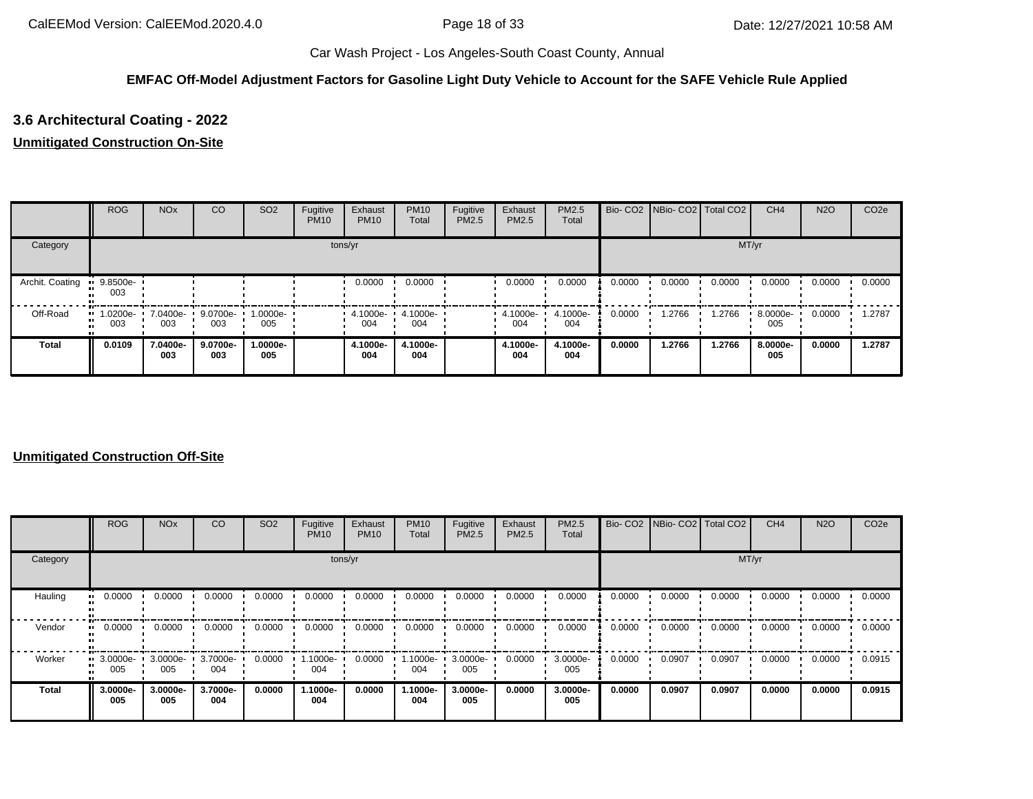**EMFAC Off-Model Adjustment Factors for Gasoline Light Duty Vehicle to Account for the SAFE Vehicle Rule Applied**

### 3.6 Architectural Coating - 2022

**Unmitigated Construction On-Site**

| | ROG | NOx | CO | SO2 | Fugitive PM10 | Exhaust PM10 | PM10 Total | Fugitive PM2.5 | Exhaust PM2.5 | PM2.5 Total | Bio- CO2 | NBio- CO2 | Total CO2 | CH4 | N2O | CO2e |
|---|---|---|---|---|---|---|---|---|---|---|---|---|---|---|---|---|
| Category | tons/yr | | | | | | | | | | MT/yr | | | | | |
| Archit. Coating | 9.8500e-003 | | | | | 0.0000 | 0.0000 | | 0.0000 | 0.0000 | 0.0000 | 0.0000 | 0.0000 | 0.0000 | 0.0000 | 0.0000 |
| Off-Road | 1.0200e-003 | 7.0400e-003 | 9.0700e-003 | 1.0000e-005 | | 4.1000e-004 | 4.1000e-004 | | 4.1000e-004 | 4.1000e-004 | 0.0000 | 1.2766 | 1.2766 | 8.0000e-005 | 0.0000 | 1.2787 |
| **Total** | **0.0109** | **7.0400e-003** | **9.0700e-003** | **1.0000e-005** | | **4.1000e-004** | **4.1000e-004** | | **4.1000e-004** | **4.1000e-004** | **0.0000** | **1.2766** | **1.2766** | **8.0000e-005** | **0.0000** | **1.2787** |

**Unmitigated Construction Off-Site**

| | ROG | NOx | CO | SO2 | Fugitive PM10 | Exhaust PM10 | PM10 Total | Fugitive PM2.5 | Exhaust PM2.5 | PM2.5 Total | Bio- CO2 | NBio- CO2 | Total CO2 | CH4 | N2O | CO2e |
|---|---|---|---|---|---|---|---|---|---|---|---|---|---|---|---|---|
| Category | tons/yr | | | | | | | | | | MT/yr | | | | | |
| Hauling | 0.0000 | 0.0000 | 0.0000 | 0.0000 | 0.0000 | 0.0000 | 0.0000 | 0.0000 | 0.0000 | 0.0000 | 0.0000 | 0.0000 | 0.0000 | 0.0000 | 0.0000 | 0.0000 |
| Vendor | 0.0000 | 0.0000 | 0.0000 | 0.0000 | 0.0000 | 0.0000 | 0.0000 | 0.0000 | 0.0000 | 0.0000 | 0.0000 | 0.0000 | 0.0000 | 0.0000 | 0.0000 | 0.0000 |
| Worker | 3.0000e-005 | 3.0000e-005 | 3.7000e-004 | 0.0000 | 1.1000e-004 | 0.0000 | 1.1000e-004 | 3.0000e-005 | 0.0000 | 3.0000e-005 | 0.0000 | 0.0907 | 0.0907 | 0.0000 | 0.0000 | 0.0915 |
| **Total** | **3.0000e-005** | **3.0000e-005** | **3.7000e-004** | **0.0000** | **1.1000e-004** | **0.0000** | **1.1000e-004** | **3.0000e-005** | **0.0000** | **3.0000e-005** | **0.0000** | **0.0907** | **0.0907** | **0.0000** | **0.0000** | **0.0915** |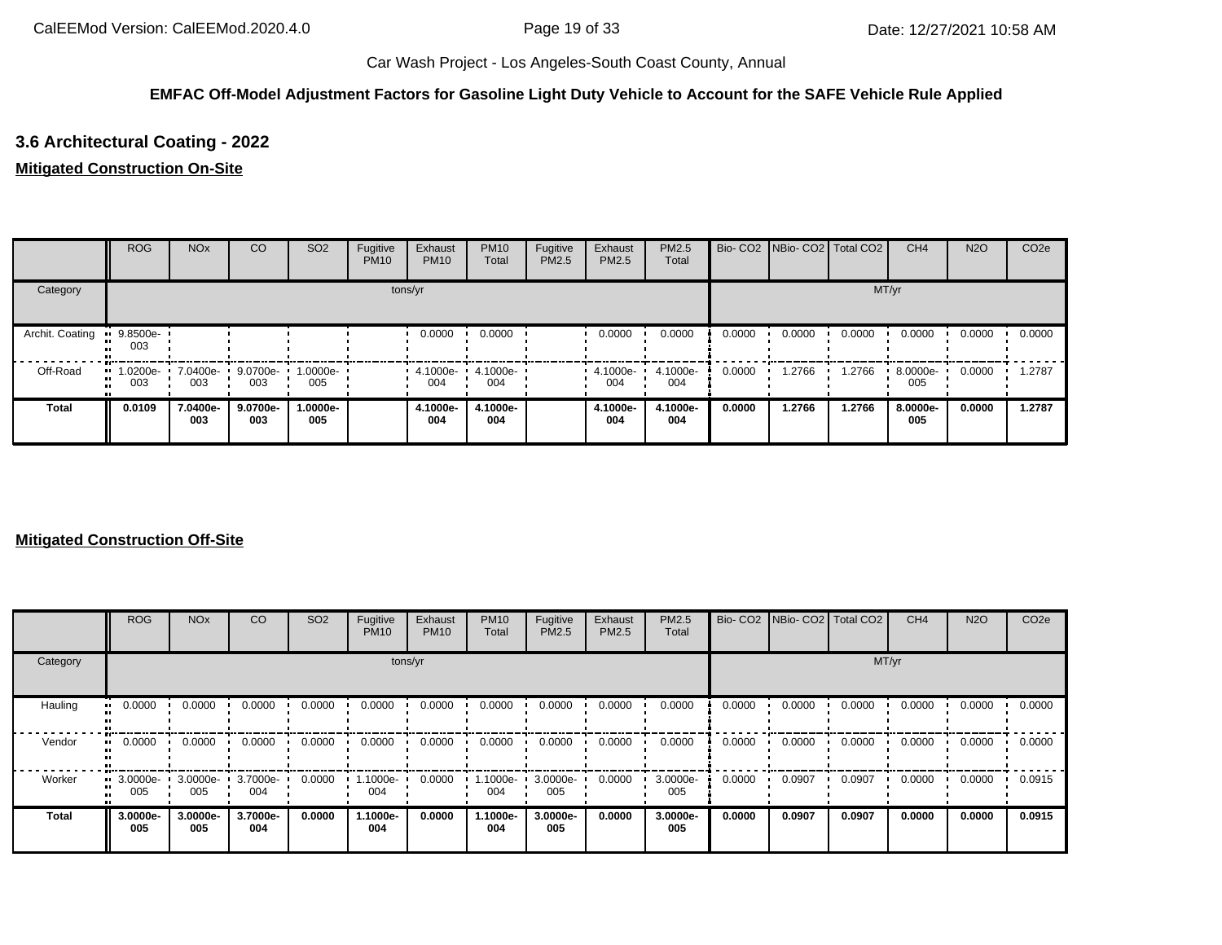Car Wash Project - Los Angeles-South Coast County, Annual

**EMFAC Off-Model Adjustment Factors for Gasoline Light Duty Vehicle to Account for the SAFE Vehicle Rule Applied**

### 3.6 Architectural Coating - 2022

**Mitigated Construction On-Site**

| | ROG | NOx | CO | SO2 | Fugitive PM10 | Exhaust PM10 | PM10 Total | Fugitive PM2.5 | Exhaust PM2.5 | PM2.5 Total | Bio- CO2 | NBio- CO2 | Total CO2 | CH4 | N2O | CO2e |
|---|---|---|---|---|---|---|---|---|---|---|---|---|---|---|---|---|
| Category | tons/yr | | | | | | | | | | MT/yr | | | | | |
| Archit. Coating | 9.8500e-003 | | | | | 0.0000 | 0.0000 | | 0.0000 | 0.0000 | 0.0000 | 0.0000 | 0.0000 | 0.0000 | 0.0000 | 0.0000 |
| Off-Road | 1.0200e-003 | 7.0400e-003 | 9.0700e-003 | 1.0000e-005 | | 4.1000e-004 | 4.1000e-004 | | 4.1000e-004 | 4.1000e-004 | 0.0000 | 1.2766 | 1.2766 | 8.0000e-005 | 0.0000 | 1.2787 |
| **Total** | **0.0109** | **7.0400e-003** | **9.0700e-003** | **1.0000e-005** | | **4.1000e-004** | **4.1000e-004** | | **4.1000e-004** | **4.1000e-004** | **0.0000** | **1.2766** | **1.2766** | **8.0000e-005** | **0.0000** | **1.2787** |

**Mitigated Construction Off-Site**

| | ROG | NOx | CO | SO2 | Fugitive PM10 | Exhaust PM10 | PM10 Total | Fugitive PM2.5 | Exhaust PM2.5 | PM2.5 Total | Bio- CO2 | NBio- CO2 | Total CO2 | CH4 | N2O | CO2e |
|---|---|---|---|---|---|---|---|---|---|---|---|---|---|---|---|---|
| Category | tons/yr | | | | | | | | | | MT/yr | | | | | |
| Hauling | 0.0000 | 0.0000 | 0.0000 | 0.0000 | 0.0000 | 0.0000 | 0.0000 | 0.0000 | 0.0000 | 0.0000 | 0.0000 | 0.0000 | 0.0000 | 0.0000 | 0.0000 | 0.0000 |
| Vendor | 0.0000 | 0.0000 | 0.0000 | 0.0000 | 0.0000 | 0.0000 | 0.0000 | 0.0000 | 0.0000 | 0.0000 | 0.0000 | 0.0000 | 0.0000 | 0.0000 | 0.0000 | 0.0000 |
| Worker | 3.0000e-005 | 3.0000e-005 | 3.7000e-004 | 0.0000 | 1.1000e-004 | 0.0000 | 1.1000e-004 | 3.0000e-005 | 0.0000 | 3.0000e-005 | 0.0000 | 0.0907 | 0.0907 | 0.0000 | 0.0000 | 0.0915 |
| **Total** | **3.0000e-005** | **3.0000e-005** | **3.7000e-004** | **0.0000** | **1.1000e-004** | **0.0000** | **1.1000e-004** | **3.0000e-005** | **0.0000** | **3.0000e-005** | **0.0000** | **0.0907** | **0.0907** | **0.0000** | **0.0000** | **0.0915** |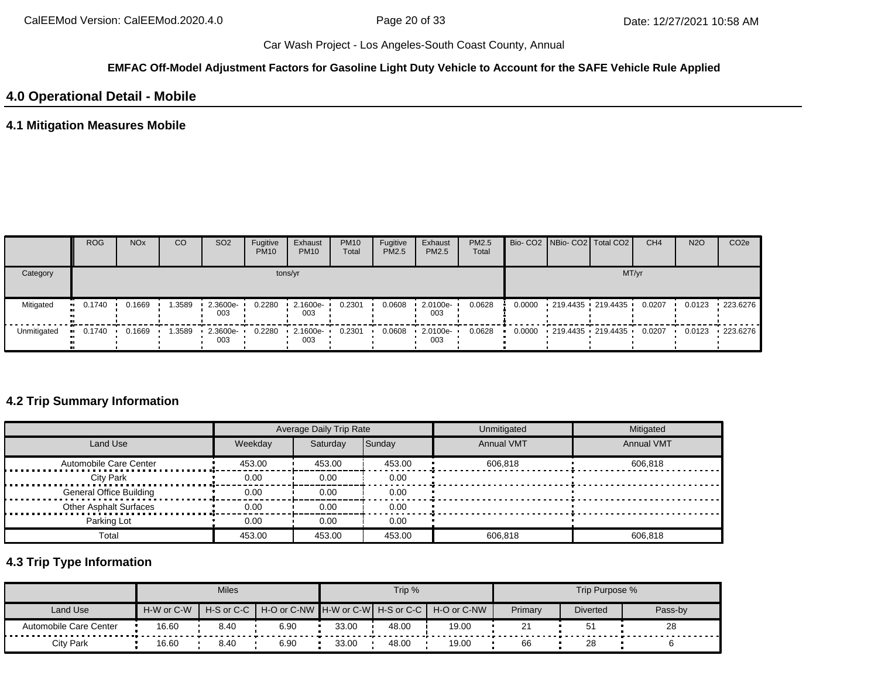Car Wash Project - Los Angeles-South Coast County, Annual

**EMFAC Off-Model Adjustment Factors for Gasoline Light Duty Vehicle to Account for the SAFE Vehicle Rule Applied**

## 4.0 Operational Detail - Mobile

### 4.1 Mitigation Measures Mobile

| | ROG | NOx | CO | SO2 | Fugitive PM10 | Exhaust PM10 | PM10 Total | Fugitive PM2.5 | Exhaust PM2.5 | PM2.5 Total | Bio- CO2 | NBio- CO2 | Total CO2 | CH4 | N2O | CO2e |
|---|---|---|---|---|---|---|---|---|---|---|---|---|---|---|---|---|
| Category | tons/yr | | | | | | | | | | MT/yr | | | | | |
| Mitigated | 0.1740 | 0.1669 | 1.3589 | 2.3600e-003 | 0.2280 | 2.1600e-003 | 0.2301 | 0.0608 | 2.0100e-003 | 0.0628 | 0.0000 | 219.4435 | 219.4435 | 0.0207 | 0.0123 | 223.6276 |
| Unmitigated | 0.1740 | 0.1669 | 1.3589 | 2.3600e-003 | 0.2280 | 2.1600e-003 | 0.2301 | 0.0608 | 2.0100e-003 | 0.0628 | 0.0000 | 219.4435 | 219.4435 | 0.0207 | 0.0123 | 223.6276 |

### 4.2 Trip Summary Information

| | Average Daily Trip Rate | | | Unmitigated | Mitigated |
|---|---|---|---|---|---|
| Land Use | Weekday | Saturday | Sunday | Annual VMT | Annual VMT |
| Automobile Care Center | 453.00 | 453.00 | 453.00 | 606,818 | 606,818 |
| City Park | 0.00 | 0.00 | 0.00 | | |
| General Office Building | 0.00 | 0.00 | 0.00 | | |
| Other Asphalt Surfaces | 0.00 | 0.00 | 0.00 | | |
| Parking Lot | 0.00 | 0.00 | 0.00 | | |
| Total | 453.00 | 453.00 | 453.00 | 606,818 | 606,818 |

### 4.3 Trip Type Information

| | Miles | | | Trip % | | | Trip Purpose % | | |
|---|---|---|---|---|---|---|---|---|---|
| Land Use | H-W or C-W | H-S or C-C | H-O or C-NW | H-W or C-W | H-S or C-C | H-O or C-NW | Primary | Diverted | Pass-by |
| Automobile Care Center | 16.60 | 8.40 | 6.90 | 33.00 | 48.00 | 19.00 | 21 | 51 | 28 |
| City Park | 16.60 | 8.40 | 6.90 | 33.00 | 48.00 | 19.00 | 66 | 28 | 6 |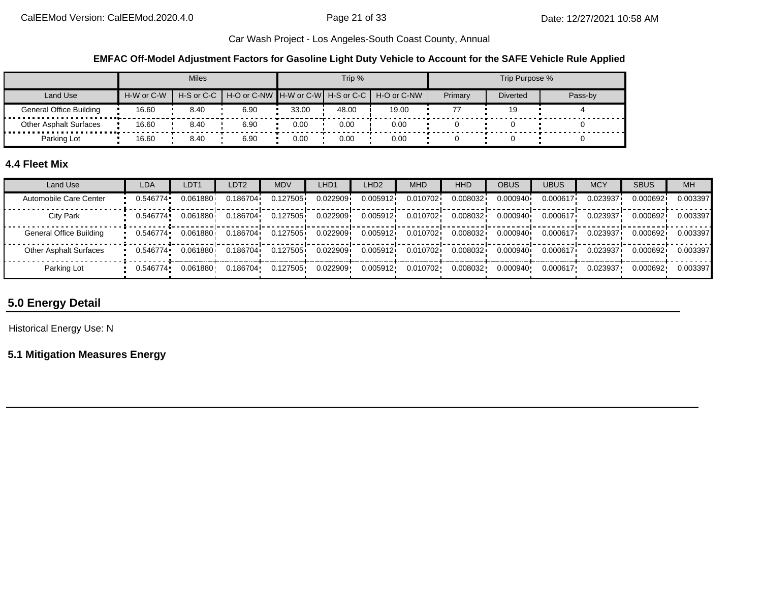Car Wash Project - Los Angeles-South Coast County, Annual

**EMFAC Off-Model Adjustment Factors for Gasoline Light Duty Vehicle to Account for the SAFE Vehicle Rule Applied**

| | Miles | | | Trip % | | | Trip Purpose % | | |
|---|---|---|---|---|---|---|---|---|---|
| Land Use | H-W or C-W | H-S or C-C | H-O or C-NW | H-W or C-W | H-S or C-C | H-O or C-NW | Primary | Diverted | Pass-by |
| General Office Building | 16.60 | 8.40 | 6.90 | 33.00 | 48.00 | 19.00 | 77 | 19 | 4 |
| Other Asphalt Surfaces | 16.60 | 8.40 | 6.90 | 0.00 | 0.00 | 0.00 | 0 | 0 | 0 |
| Parking Lot | 16.60 | 8.40 | 6.90 | 0.00 | 0.00 | 0.00 | 0 | 0 | 0 |

### 4.4 Fleet Mix

| Land Use | LDA | LDT1 | LDT2 | MDV | LHD1 | LHD2 | MHD | HHD | OBUS | UBUS | MCY | SBUS | MH |
|---|---|---|---|---|---|---|---|---|---|---|---|---|---|
| Automobile Care Center | 0.546774 | 0.061880 | 0.186704 | 0.127505 | 0.022909 | 0.005912 | 0.010702 | 0.008032 | 0.000940 | 0.000617 | 0.023937 | 0.000692 | 0.003397 |
| City Park | 0.546774 | 0.061880 | 0.186704 | 0.127505 | 0.022909 | 0.005912 | 0.010702 | 0.008032 | 0.000940 | 0.000617 | 0.023937 | 0.000692 | 0.003397 |
| General Office Building | 0.546774 | 0.061880 | 0.186704 | 0.127505 | 0.022909 | 0.005912 | 0.010702 | 0.008032 | 0.000940 | 0.000617 | 0.023937 | 0.000692 | 0.003397 |
| Other Asphalt Surfaces | 0.546774 | 0.061880 | 0.186704 | 0.127505 | 0.022909 | 0.005912 | 0.010702 | 0.008032 | 0.000940 | 0.000617 | 0.023937 | 0.000692 | 0.003397 |
| Parking Lot | 0.546774 | 0.061880 | 0.186704 | 0.127505 | 0.022909 | 0.005912 | 0.010702 | 0.008032 | 0.000940 | 0.000617 | 0.023937 | 0.000692 | 0.003397 |

## 5.0 Energy Detail

Historical Energy Use: N

### 5.1 Mitigation Measures Energy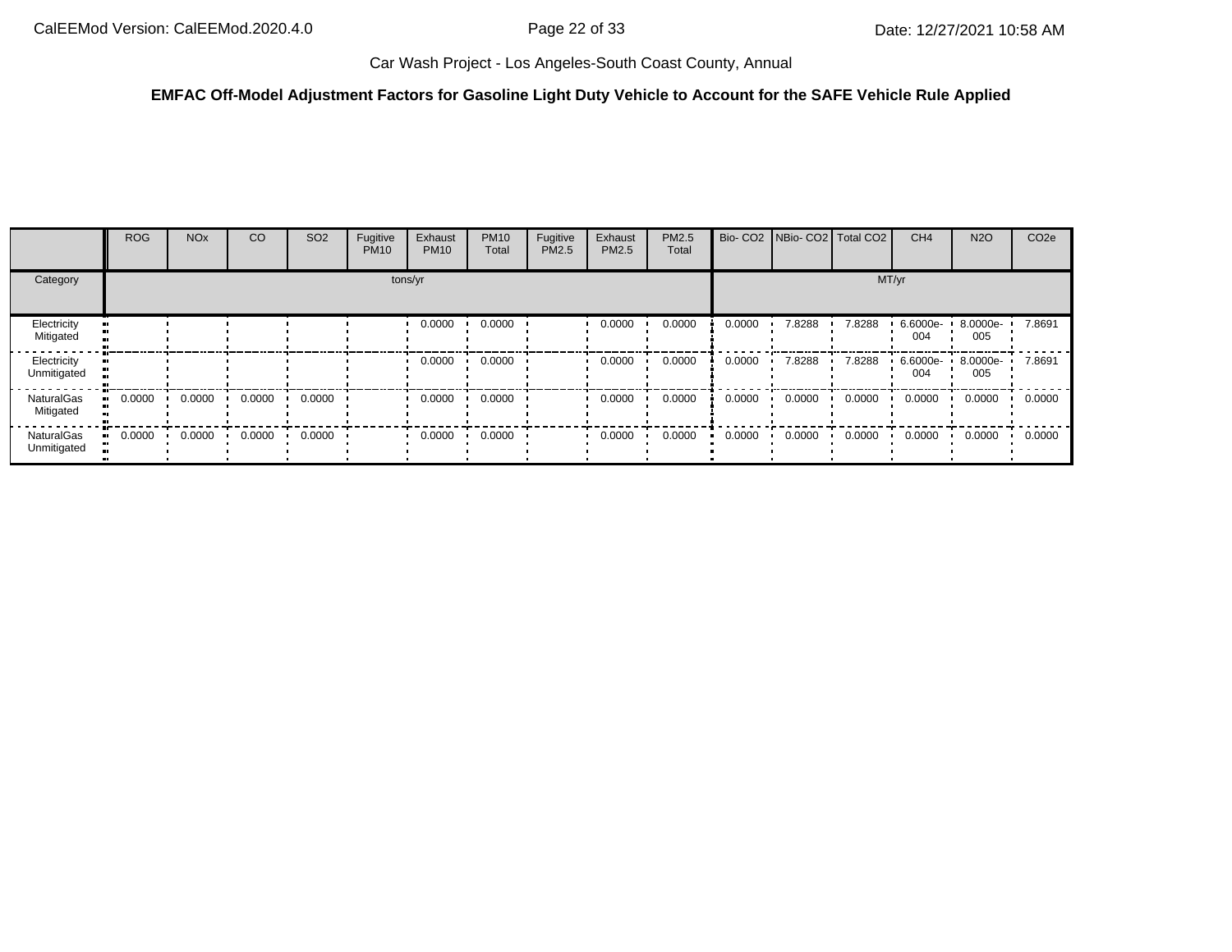**EMFAC Off-Model Adjustment Factors for Gasoline Light Duty Vehicle to Account for the SAFE Vehicle Rule Applied**

| | ROG | NOx | CO | SO2 | Fugitive PM10 | Exhaust PM10 | PM10 Total | Fugitive PM2.5 | Exhaust PM2.5 | PM2.5 Total | Bio- CO2 | NBio- CO2 | Total CO2 | CH4 | N2O | CO2e |
|---|---|---|---|---|---|---|---|---|---|---|---|---|---|---|---|---|
| Category | tons/yr | | | | | | | | | | MT/yr | | | | | |
| Electricity Mitigated | | | | | | 0.0000 | 0.0000 | | 0.0000 | 0.0000 | 0.0000 | 7.8288 | 7.8288 | 6.6000e-004 | 8.0000e-005 | 7.8691 |
| Electricity Unmitigated | | | | | | 0.0000 | 0.0000 | | 0.0000 | 0.0000 | 0.0000 | 7.8288 | 7.8288 | 6.6000e-004 | 8.0000e-005 | 7.8691 |
| NaturalGas Mitigated | 0.0000 | 0.0000 | 0.0000 | 0.0000 | | 0.0000 | 0.0000 | | 0.0000 | 0.0000 | 0.0000 | 0.0000 | 0.0000 | 0.0000 | 0.0000 | 0.0000 |
| NaturalGas Unmitigated | 0.0000 | 0.0000 | 0.0000 | 0.0000 | | 0.0000 | 0.0000 | | 0.0000 | 0.0000 | 0.0000 | 0.0000 | 0.0000 | 0.0000 | 0.0000 | 0.0000 |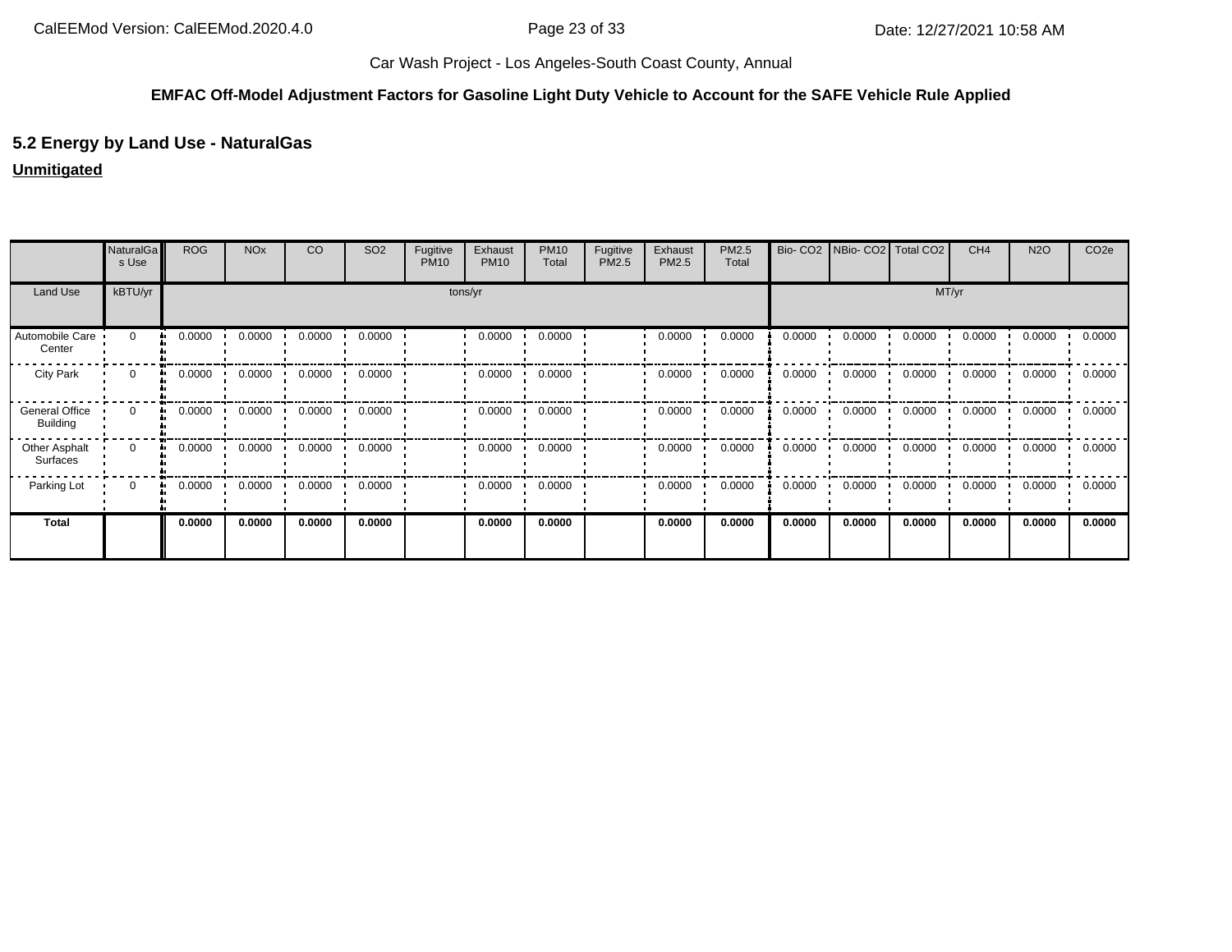### 5.2 Energy by Land Use - NaturalGas

**Unmitigated**

| | NaturalGas Use | ROG | NOx | CO | SO2 | Fugitive PM10 | Exhaust PM10 | PM10 Total | Fugitive PM2.5 | Exhaust PM2.5 | PM2.5 Total | Bio- CO2 | NBio- CO2 | Total CO2 | CH4 | N2O | CO2e |
|---|---|---|---|---|---|---|---|---|---|---|---|---|---|---|---|---|---|
| Land Use | kBTU/yr | tons/yr | | | | | | | | | | MT/yr | | | | | |
| Automobile Care Center | 0 | 0.0000 | 0.0000 | 0.0000 | 0.0000 | | 0.0000 | 0.0000 | | 0.0000 | 0.0000 | 0.0000 | 0.0000 | 0.0000 | 0.0000 | 0.0000 | 0.0000 |
| City Park | 0 | 0.0000 | 0.0000 | 0.0000 | 0.0000 | | 0.0000 | 0.0000 | | 0.0000 | 0.0000 | 0.0000 | 0.0000 | 0.0000 | 0.0000 | 0.0000 | 0.0000 |
| General Office Building | 0 | 0.0000 | 0.0000 | 0.0000 | 0.0000 | | 0.0000 | 0.0000 | | 0.0000 | 0.0000 | 0.0000 | 0.0000 | 0.0000 | 0.0000 | 0.0000 | 0.0000 |
| Other Asphalt Surfaces | 0 | 0.0000 | 0.0000 | 0.0000 | 0.0000 | | 0.0000 | 0.0000 | | 0.0000 | 0.0000 | 0.0000 | 0.0000 | 0.0000 | 0.0000 | 0.0000 | 0.0000 |
| Parking Lot | 0 | 0.0000 | 0.0000 | 0.0000 | 0.0000 | | 0.0000 | 0.0000 | | 0.0000 | 0.0000 | 0.0000 | 0.0000 | 0.0000 | 0.0000 | 0.0000 | 0.0000 |
| **Total** | | **0.0000** | **0.0000** | **0.0000** | **0.0000** | | **0.0000** | **0.0000** | | **0.0000** | **0.0000** | **0.0000** | **0.0000** | **0.0000** | **0.0000** | **0.0000** | **0.0000** |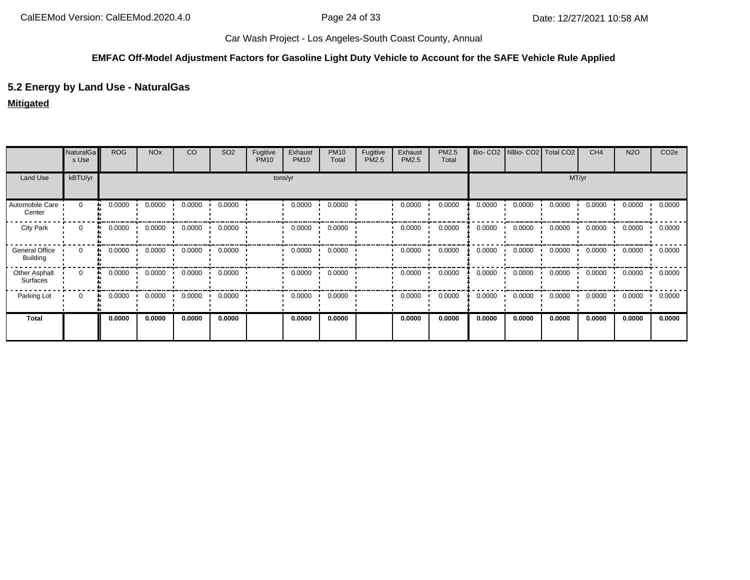Car Wash Project - Los Angeles-South Coast County, Annual

**EMFAC Off-Model Adjustment Factors for Gasoline Light Duty Vehicle to Account for the SAFE Vehicle Rule Applied**

## 5.2 Energy by Land Use - NaturalGas

**Mitigated**

| | NaturalGas Use | ROG | NOx | CO | SO2 | Fugitive PM10 | Exhaust PM10 | PM10 Total | Fugitive PM2.5 | Exhaust PM2.5 | PM2.5 Total | Bio- CO2 | NBio- CO2 | Total CO2 | CH4 | N2O | CO2e |
|---|---|---|---|---|---|---|---|---|---|---|---|---|---|---|---|---|---|
| Land Use | kBTU/yr | tons/yr | | | | | | | | | | MT/yr | | | | | |
| Automobile Care Center | 0 | 0.0000 | 0.0000 | 0.0000 | 0.0000 | | 0.0000 | 0.0000 | | 0.0000 | 0.0000 | 0.0000 | 0.0000 | 0.0000 | 0.0000 | 0.0000 | 0.0000 |
| City Park | 0 | 0.0000 | 0.0000 | 0.0000 | 0.0000 | | 0.0000 | 0.0000 | | 0.0000 | 0.0000 | 0.0000 | 0.0000 | 0.0000 | 0.0000 | 0.0000 | 0.0000 |
| General Office Building | 0 | 0.0000 | 0.0000 | 0.0000 | 0.0000 | | 0.0000 | 0.0000 | | 0.0000 | 0.0000 | 0.0000 | 0.0000 | 0.0000 | 0.0000 | 0.0000 | 0.0000 |
| Other Asphalt Surfaces | 0 | 0.0000 | 0.0000 | 0.0000 | 0.0000 | | 0.0000 | 0.0000 | | 0.0000 | 0.0000 | 0.0000 | 0.0000 | 0.0000 | 0.0000 | 0.0000 | 0.0000 |
| Parking Lot | 0 | 0.0000 | 0.0000 | 0.0000 | 0.0000 | | 0.0000 | 0.0000 | | 0.0000 | 0.0000 | 0.0000 | 0.0000 | 0.0000 | 0.0000 | 0.0000 | 0.0000 |
| **Total** | | **0.0000** | **0.0000** | **0.0000** | **0.0000** | | **0.0000** | **0.0000** | | **0.0000** | **0.0000** | **0.0000** | **0.0000** | **0.0000** | **0.0000** | **0.0000** | **0.0000** |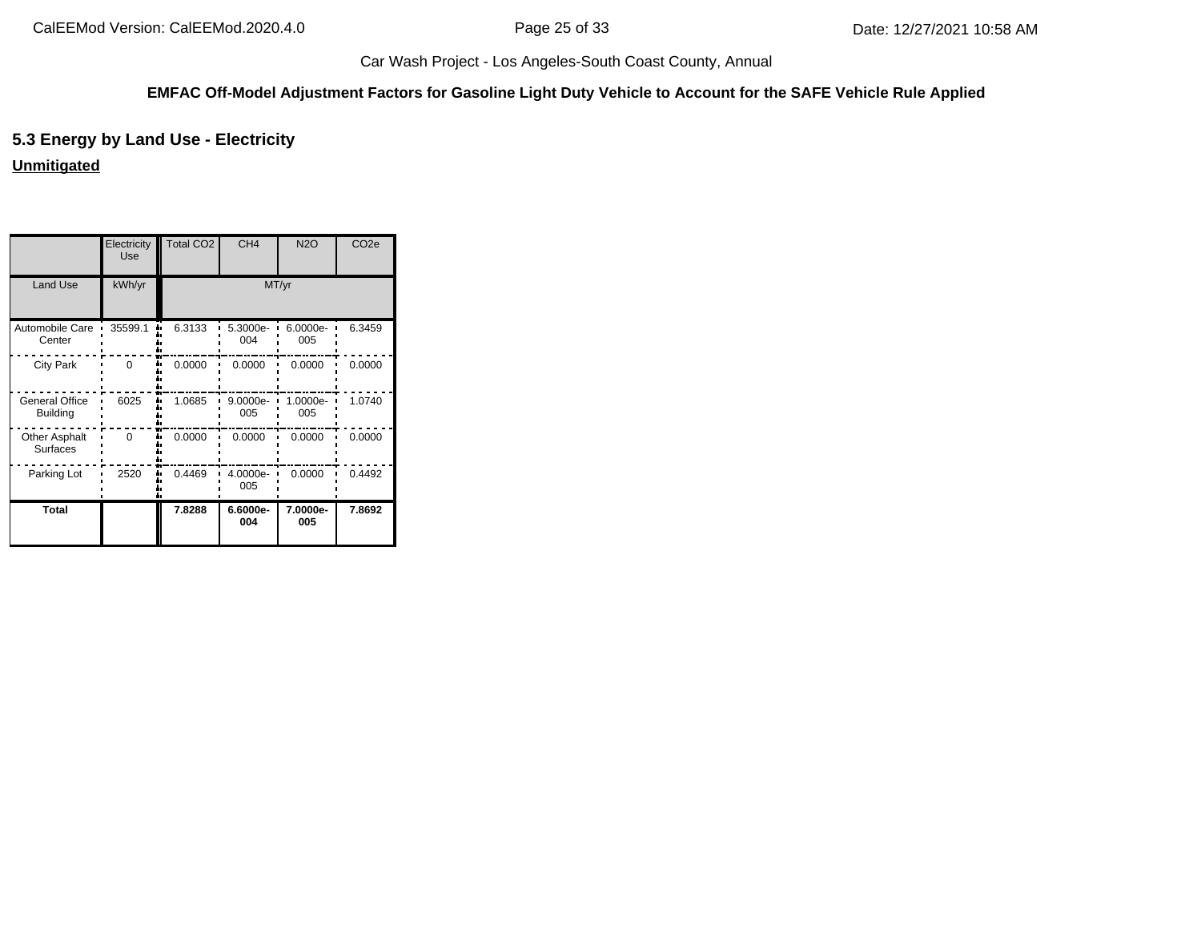Car Wash Project - Los Angeles-South Coast County, Annual

**EMFAC Off-Model Adjustment Factors for Gasoline Light Duty Vehicle to Account for the SAFE Vehicle Rule Applied**

## 5.3 Energy by Land Use - Electricity

**Unmitigated**

| | Electricity Use | Total CO2 | CH4 | N2O | CO2e |
|---|---|---|---|---|---|
| Land Use | kWh/yr | MT/yr | | | |
| Automobile Care Center | 35599.1 | 6.3133 | 5.3000e-004 | 6.0000e-005 | 6.3459 |
| City Park | 0 | 0.0000 | 0.0000 | 0.0000 | 0.0000 |
| General Office Building | 6025 | 1.0685 | 9.0000e-005 | 1.0000e-005 | 1.0740 |
| Other Asphalt Surfaces | 0 | 0.0000 | 0.0000 | 0.0000 | 0.0000 |
| Parking Lot | 2520 | 0.4469 | 4.0000e-005 | 0.0000 | 0.4492 |
| **Total** | | **7.8288** | **6.6000e-004** | **7.0000e-005** | **7.8692** |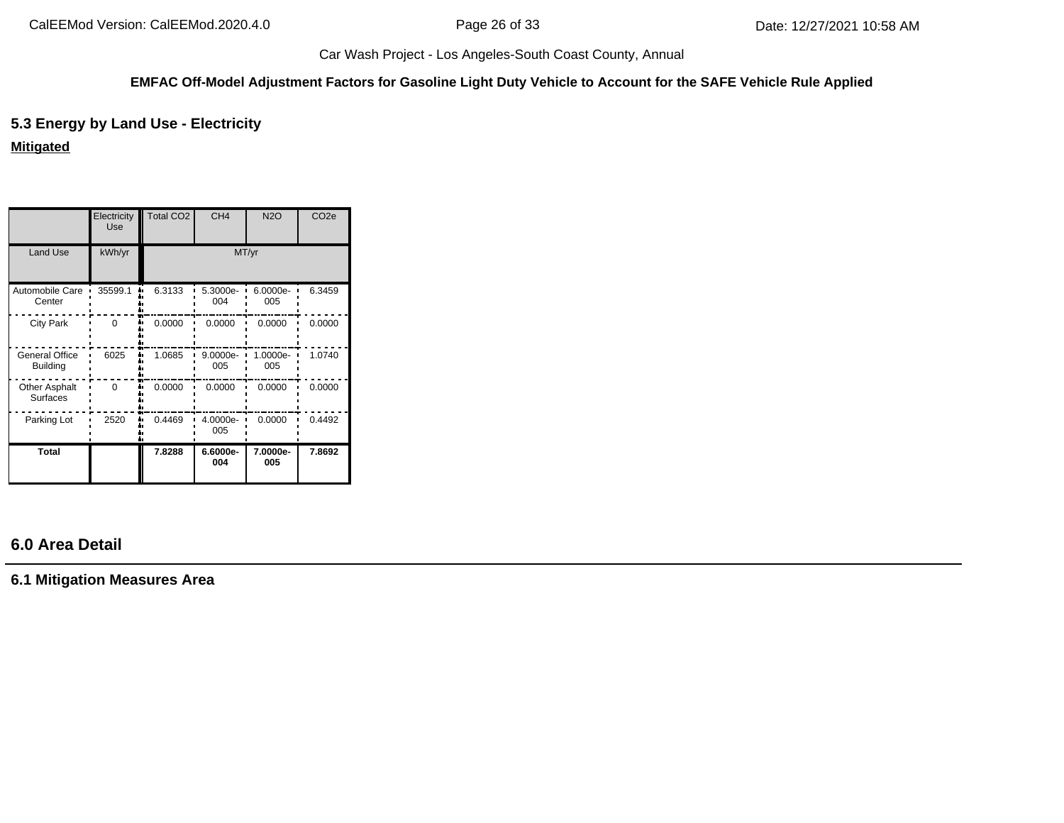EMFAC Off-Model Adjustment Factors for Gasoline Light Duty Vehicle to Account for the SAFE Vehicle Rule Applied

## 5.3 Energy by Land Use - Electricity

**Mitigated**

| | Electricity Use | Total CO2 | CH4 | N2O | CO2e |
|---|---|---|---|---|---|
| Land Use | kWh/yr | MT/yr | | | |
| Automobile Care Center | 35599.1 | 6.3133 | 5.3000e-004 | 6.0000e-005 | 6.3459 |
| City Park | 0 | 0.0000 | 0.0000 | 0.0000 | 0.0000 |
| General Office Building | 6025 | 1.0685 | 9.0000e-005 | 1.0000e-005 | 1.0740 |
| Other Asphalt Surfaces | 0 | 0.0000 | 0.0000 | 0.0000 | 0.0000 |
| Parking Lot | 2520 | 0.4469 | 4.0000e-005 | 0.0000 | 0.4492 |
| **Total** | | **7.8288** | **6.6000e-004** | **7.0000e-005** | **7.8692** |

## 6.0 Area Detail

### 6.1 Mitigation Measures Area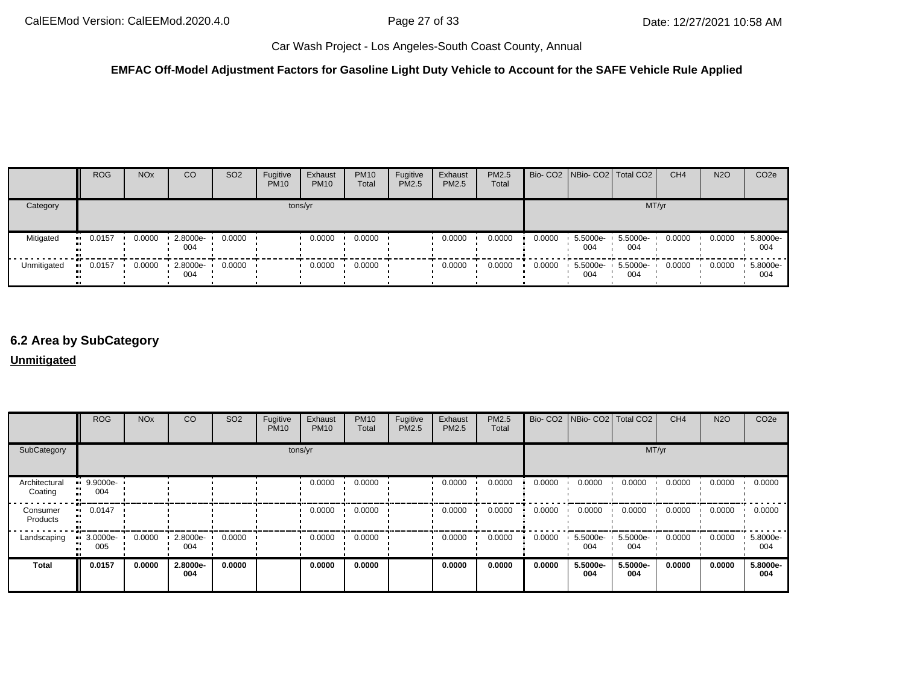**EMFAC Off-Model Adjustment Factors for Gasoline Light Duty Vehicle to Account for the SAFE Vehicle Rule Applied**

| | ROG | NOx | CO | SO2 | Fugitive PM10 | Exhaust PM10 | PM10 Total | Fugitive PM2.5 | Exhaust PM2.5 | PM2.5 Total | Bio- CO2 | NBio- CO2 | Total CO2 | CH4 | N2O | CO2e |
|---|---|---|---|---|---|---|---|---|---|---|---|---|---|---|---|---|
| Category | tons/yr | | | | | | | | | | MT/yr | | | | | |
| Mitigated | 0.0157 | 0.0000 | 2.8000e-004 | 0.0000 | | 0.0000 | 0.0000 | | 0.0000 | 0.0000 | 0.0000 | 5.5000e-004 | 5.5000e-004 | 0.0000 | 0.0000 | 5.8000e-004 |
| Unmitigated | 0.0157 | 0.0000 | 2.8000e-004 | 0.0000 | | 0.0000 | 0.0000 | | 0.0000 | 0.0000 | 0.0000 | 5.5000e-004 | 5.5000e-004 | 0.0000 | 0.0000 | 5.8000e-004 |

## 6.2 Area by SubCategory

**Unmitigated**

| | ROG | NOx | CO | SO2 | Fugitive PM10 | Exhaust PM10 | PM10 Total | Fugitive PM2.5 | Exhaust PM2.5 | PM2.5 Total | Bio- CO2 | NBio- CO2 | Total CO2 | CH4 | N2O | CO2e |
|---|---|---|---|---|---|---|---|---|---|---|---|---|---|---|---|---|
| SubCategory | tons/yr | | | | | | | | | | MT/yr | | | | | |
| Architectural Coating | 9.9000e-004 | | | | | 0.0000 | 0.0000 | | 0.0000 | 0.0000 | 0.0000 | 0.0000 | 0.0000 | 0.0000 | 0.0000 | 0.0000 |
| Consumer Products | 0.0147 | | | | | 0.0000 | 0.0000 | | 0.0000 | 0.0000 | 0.0000 | 0.0000 | 0.0000 | 0.0000 | 0.0000 | 0.0000 |
| Landscaping | 3.0000e-005 | 0.0000 | 2.8000e-004 | 0.0000 | | 0.0000 | 0.0000 | | 0.0000 | 0.0000 | 0.0000 | 5.5000e-004 | 5.5000e-004 | 0.0000 | 0.0000 | 5.8000e-004 |
| **Total** | **0.0157** | **0.0000** | **2.8000e-004** | **0.0000** | | **0.0000** | **0.0000** | | **0.0000** | **0.0000** | **0.0000** | **5.5000e-004** | **5.5000e-004** | **0.0000** | **0.0000** | **5.8000e-004** |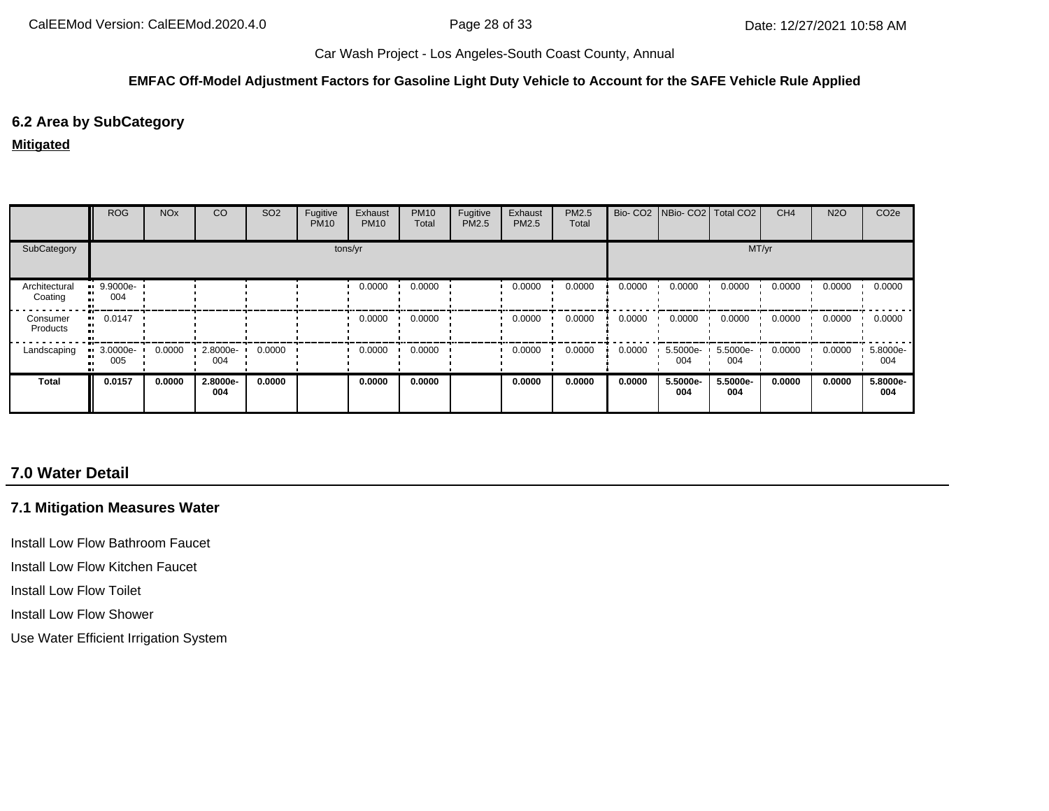Car Wash Project - Los Angeles-South Coast County, Annual

**EMFAC Off-Model Adjustment Factors for Gasoline Light Duty Vehicle to Account for the SAFE Vehicle Rule Applied**

## 6.2 Area by SubCategory

**Mitigated**

| | ROG | NOx | CO | SO2 | Fugitive PM10 | Exhaust PM10 | PM10 Total | Fugitive PM2.5 | Exhaust PM2.5 | PM2.5 Total | Bio- CO2 | NBio- CO2 | Total CO2 | CH4 | N2O | CO2e |
|---|---|---|---|---|---|---|---|---|---|---|---|---|---|---|---|---|
| SubCategory | tons/yr | | | | | | | | | | MT/yr | | | | | |
| Architectural Coating | 9.9000e-004 | | | | | 0.0000 | 0.0000 | | 0.0000 | 0.0000 | 0.0000 | 0.0000 | 0.0000 | 0.0000 | 0.0000 | 0.0000 |
| Consumer Products | 0.0147 | | | | | 0.0000 | 0.0000 | | 0.0000 | 0.0000 | 0.0000 | 0.0000 | 0.0000 | 0.0000 | 0.0000 | 0.0000 |
| Landscaping | 3.0000e-005 | 0.0000 | 2.8000e-004 | 0.0000 | | 0.0000 | 0.0000 | | 0.0000 | 0.0000 | 0.0000 | 5.5000e-004 | 5.5000e-004 | 0.0000 | 0.0000 | 5.8000e-004 |
| **Total** | **0.0157** | **0.0000** | **2.8000e-004** | **0.0000** | | **0.0000** | **0.0000** | | **0.0000** | **0.0000** | **0.0000** | **5.5000e-004** | **5.5000e-004** | **0.0000** | **0.0000** | **5.8000e-004** |

# 7.0 Water Detail

## 7.1 Mitigation Measures Water

Install Low Flow Bathroom Faucet

Install Low Flow Kitchen Faucet

Install Low Flow Toilet

Install Low Flow Shower

Use Water Efficient Irrigation System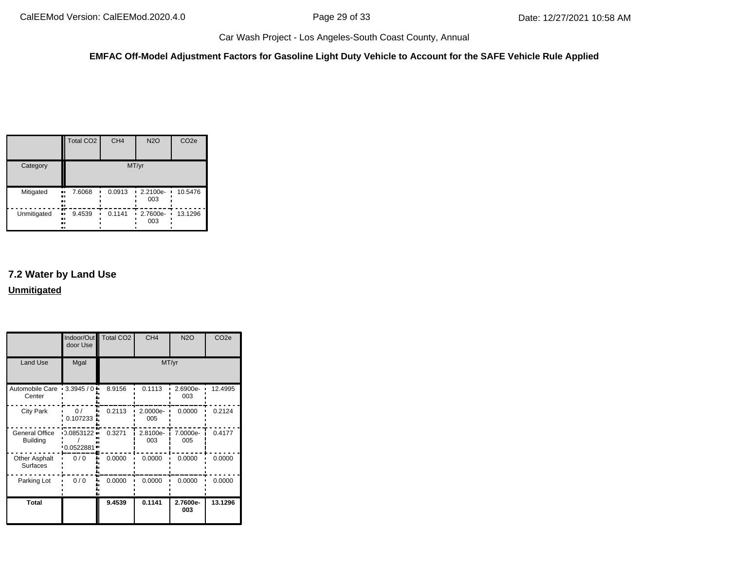**EMFAC Off-Model Adjustment Factors for Gasoline Light Duty Vehicle to Account for the SAFE Vehicle Rule Applied**

| | Total CO2 | CH4 | N2O | CO2e |
|---|---|---|---|---|
| Category | MT/yr | | | |
| Mitigated | 7.6068 | 0.0913 | 2.2100e-003 | 10.5476 |
| Unmitigated | 9.4539 | 0.1141 | 2.7600e-003 | 13.1296 |

## 7.2 Water by Land Use

**Unmitigated**

| | Indoor/Outdoor Use | Total CO2 | CH4 | N2O | CO2e |
|---|---|---|---|---|---|
| Land Use | Mgal | MT/yr | | | |
| Automobile Care Center | 3.3945 / 0 | 8.9156 | 0.1113 | 2.6900e-003 | 12.4995 |
| City Park | 0 / 0.107233 | 0.2113 | 2.0000e-005 | 0.0000 | 0.2124 |
| General Office Building | 0.0853122 / 0.0522881 | 0.3271 | 2.8100e-003 | 7.0000e-005 | 0.4177 |
| Other Asphalt Surfaces | 0 / 0 | 0.0000 | 0.0000 | 0.0000 | 0.0000 |
| Parking Lot | 0 / 0 | 0.0000 | 0.0000 | 0.0000 | 0.0000 |
| **Total** | | **9.4539** | **0.1141** | **2.7600e-003** | **13.1296** |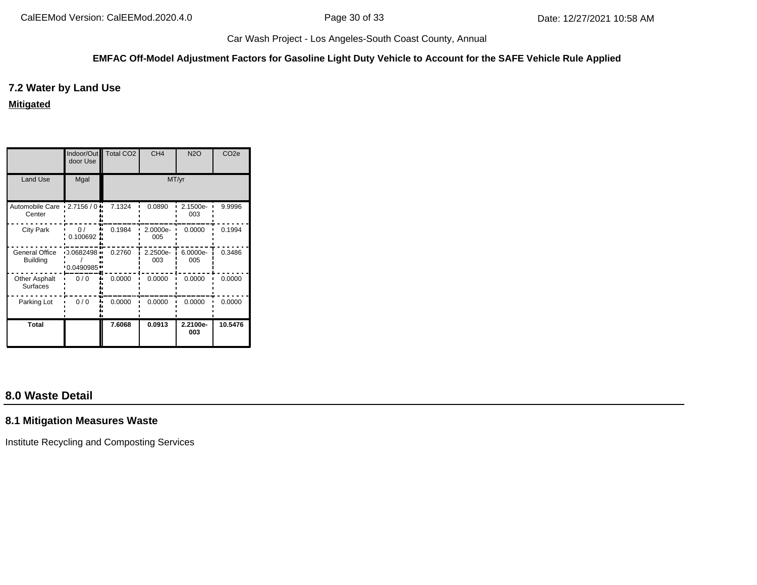Car Wash Project - Los Angeles-South Coast County, Annual

**EMFAC Off-Model Adjustment Factors for Gasoline Light Duty Vehicle to Account for the SAFE Vehicle Rule Applied**

### 7.2 Water by Land Use

**Mitigated**

| | Indoor/Outdoor Use | Total CO2 | CH4 | N2O | CO2e |
|---|---|---|---|---|---|
| Land Use | Mgal | MT/yr | | | |
| Automobile Care Center | 2.7156 / 0 | 7.1324 | 0.0890 | 2.1500e-003 | 9.9996 |
| City Park | 0 / 0.100692 | 0.1984 | 2.0000e-005 | 0.0000 | 0.1994 |
| General Office Building | 0.0682498 / 0.0490985 | 0.2760 | 2.2500e-003 | 6.0000e-005 | 0.3486 |
| Other Asphalt Surfaces | 0 / 0 | 0.0000 | 0.0000 | 0.0000 | 0.0000 |
| Parking Lot | 0 / 0 | 0.0000 | 0.0000 | 0.0000 | 0.0000 |
| **Total** | | **7.6068** | **0.0913** | **2.2100e-003** | **10.5476** |

## 8.0 Waste Detail

### 8.1 Mitigation Measures Waste

Institute Recycling and Composting Services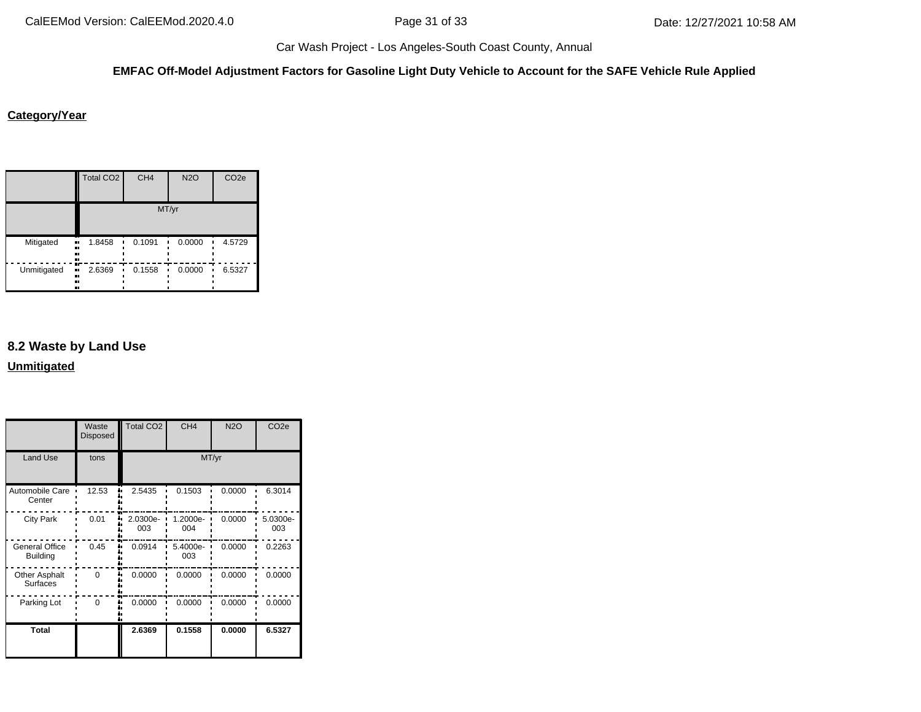**EMFAC Off-Model Adjustment Factors for Gasoline Light Duty Vehicle to Account for the SAFE Vehicle Rule Applied**

**Category/Year**

| | Total CO2 | CH4 | N2O | CO2e |
|---|---|---|---|---|
| | MT/yr | | | |
| Mitigated | 1.8458 | 0.1091 | 0.0000 | 4.5729 |
| Unmitigated | 2.6369 | 0.1558 | 0.0000 | 6.5327 |

## 8.2 Waste by Land Use

**Unmitigated**

| | Waste Disposed | Total CO2 | CH4 | N2O | CO2e |
|---|---|---|---|---|---|
| Land Use | tons | MT/yr | | | |
| Automobile Care Center | 12.53 | 2.5435 | 0.1503 | 0.0000 | 6.3014 |
| City Park | 0.01 | 2.0300e-003 | 1.2000e-004 | 0.0000 | 5.0300e-003 |
| General Office Building | 0.45 | 0.0914 | 5.4000e-003 | 0.0000 | 0.2263 |
| Other Asphalt Surfaces | 0 | 0.0000 | 0.0000 | 0.0000 | 0.0000 |
| Parking Lot | 0 | 0.0000 | 0.0000 | 0.0000 | 0.0000 |
| **Total** | | **2.6369** | **0.1558** | **0.0000** | **6.5327** |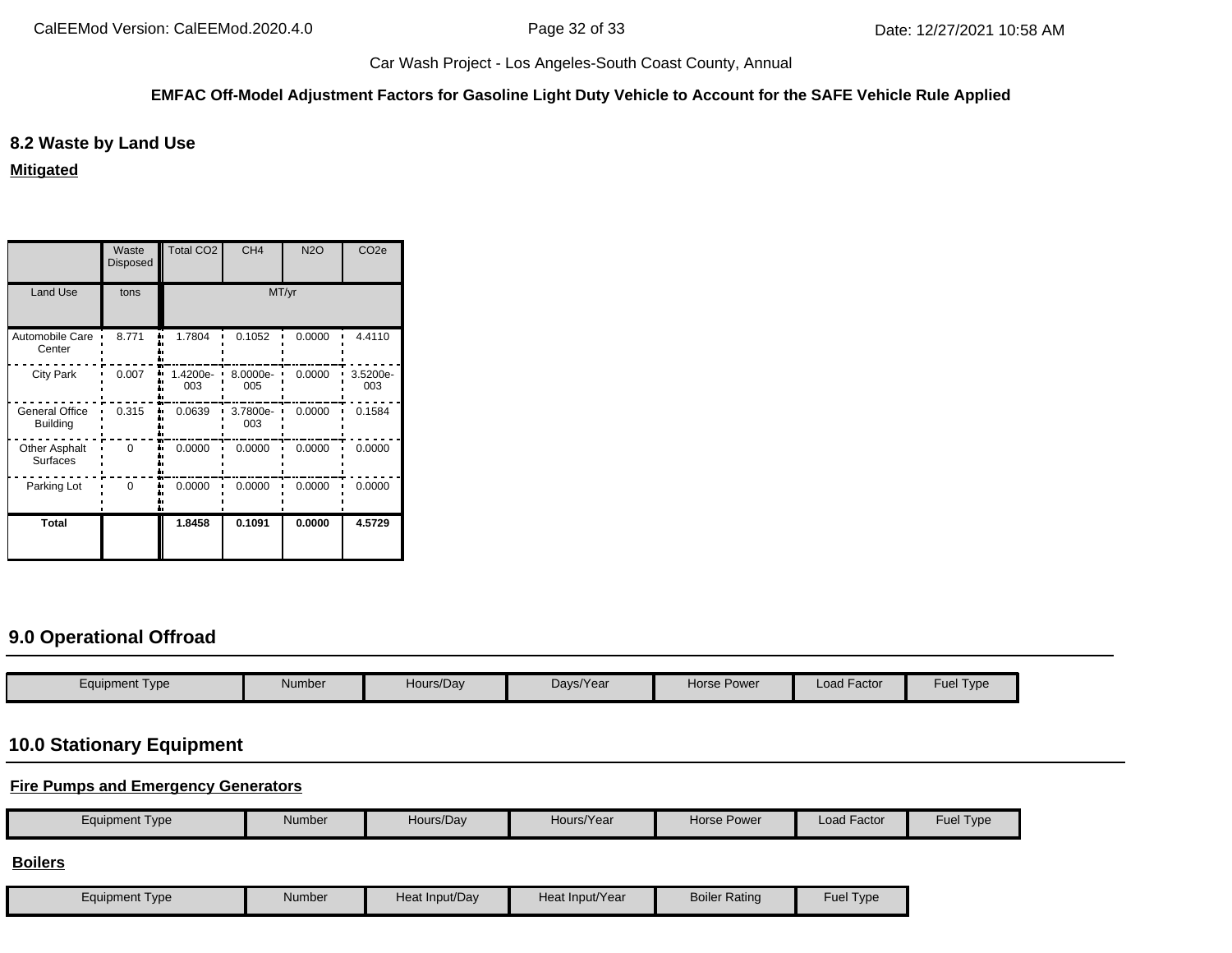Car Wash Project - Los Angeles-South Coast County, Annual

**EMFAC Off-Model Adjustment Factors for Gasoline Light Duty Vehicle to Account for the SAFE Vehicle Rule Applied**

### 8.2 Waste by Land Use

**Mitigated**

| | Waste Disposed | Total CO2 | CH4 | N2O | CO2e |
|---|---|---|---|---|---|
| Land Use | tons | MT/yr | | | |
| Automobile Care Center | 8.771 | 1.7804 | 0.1052 | 0.0000 | 4.4110 |
| City Park | 0.007 | 1.4200e-003 | 8.0000e-005 | 0.0000 | 3.5200e-003 |
| General Office Building | 0.315 | 0.0639 | 3.7800e-003 | 0.0000 | 0.1584 |
| Other Asphalt Surfaces | 0 | 0.0000 | 0.0000 | 0.0000 | 0.0000 |
| Parking Lot | 0 | 0.0000 | 0.0000 | 0.0000 | 0.0000 |
| **Total** | | **1.8458** | **0.1091** | **0.0000** | **4.5729** |

## 9.0 Operational Offroad

| Equipment Type | Number | Hours/Day | Days/Year | Horse Power | Load Factor | Fuel Type |
|---|---|---|---|---|---|---|

## 10.0 Stationary Equipment

**Fire Pumps and Emergency Generators**

| Equipment Type | Number | Hours/Day | Hours/Year | Horse Power | Load Factor | Fuel Type |
|---|---|---|---|---|---|---|

**Boilers**

| Equipment Type | Number | Heat Input/Day | Heat Input/Year | Boiler Rating | Fuel Type |
|---|---|---|---|---|---|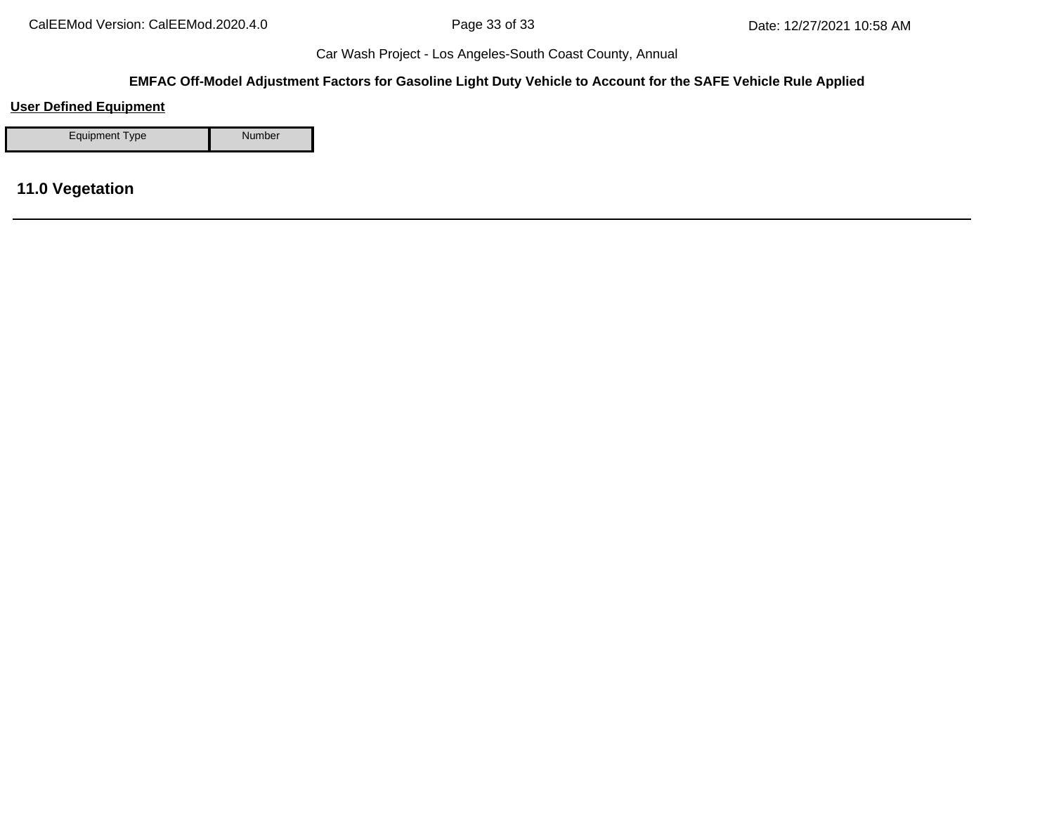**User Defined Equipment**

| Equipment Type | Number |
| --- | --- |

## 11.0 Vegetation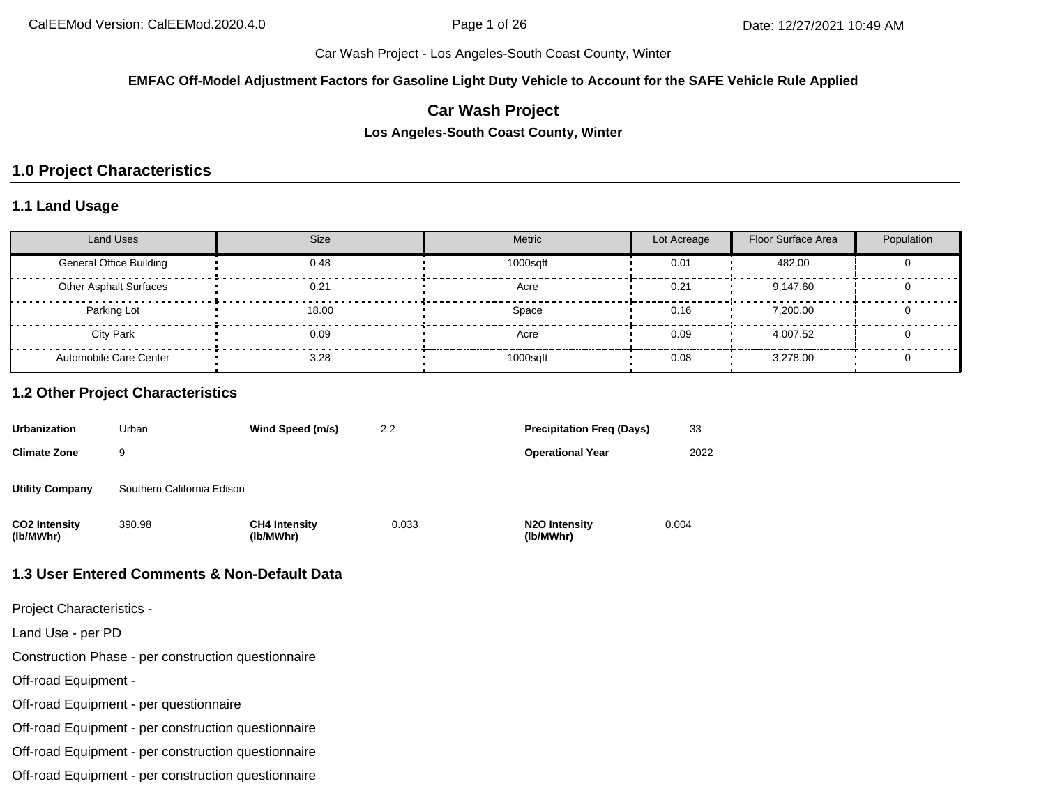**EMFAC Off-Model Adjustment Factors for Gasoline Light Duty Vehicle to Account for the SAFE Vehicle Rule Applied**

# Car Wash Project

**Los Angeles-South Coast County, Winter**

## 1.0 Project Characteristics

### 1.1 Land Usage

| Land Uses | Size | Metric | Lot Acreage | Floor Surface Area | Population |
|---|---|---|---|---|---|
| General Office Building | 0.48 | 1000sqft | 0.01 | 482.00 | 0 |
| Other Asphalt Surfaces | 0.21 | Acre | 0.21 | 9,147.60 | 0 |
| Parking Lot | 18.00 | Space | 0.16 | 7,200.00 | 0 |
| City Park | 0.09 | Acre | 0.09 | 4,007.52 | 0 |
| Automobile Care Center | 3.28 | 1000sqft | 0.08 | 3,278.00 | 0 |

### 1.2 Other Project Characteristics

| | | | | | |
|---|---|---|---|---|---|
| **Urbanization** | Urban | **Wind Speed (m/s)** | 2.2 | **Precipitation Freq (Days)** | 33 |
| **Climate Zone** | 9 | | | **Operational Year** | 2022 |
| **Utility Company** | Southern California Edison | | | | |
| **CO2 Intensity (lb/MWhr)** | 390.98 | **CH4 Intensity (lb/MWhr)** | 0.033 | **N2O Intensity (lb/MWhr)** | 0.004 |

### 1.3 User Entered Comments & Non-Default Data

Project Characteristics -

Land Use - per PD

Construction Phase - per construction questionnaire

Off-road Equipment -

Off-road Equipment - per questionnaire

Off-road Equipment - per construction questionnaire

Off-road Equipment - per construction questionnaire

Off-road Equipment - per construction questionnaire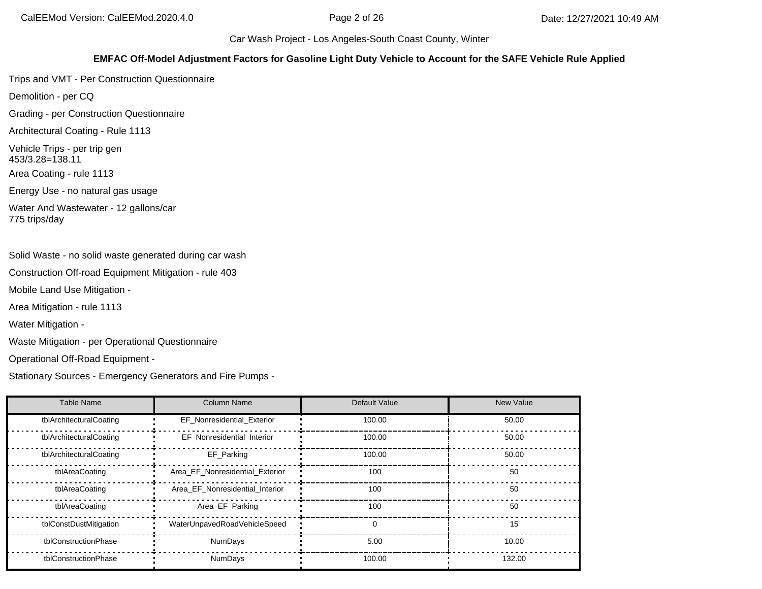Car Wash Project - Los Angeles-South Coast County, Winter

**EMFAC Off-Model Adjustment Factors for Gasoline Light Duty Vehicle to Account for the SAFE Vehicle Rule Applied**

Trips and VMT - Per Construction Questionnaire

Demolition - per CQ

Grading - per Construction Questionnaire

Architectural Coating - Rule 1113

Vehicle Trips - per trip gen
453/3.28=138.11

Area Coating - rule 1113

Energy Use - no natural gas usage

Water And Wastewater - 12 gallons/car
775 trips/day

Solid Waste - no solid waste generated during car wash

Construction Off-road Equipment Mitigation - rule 403

Mobile Land Use Mitigation -

Area Mitigation - rule 1113

Water Mitigation -

Waste Mitigation - per Operational Questionnaire

Operational Off-Road Equipment -

Stationary Sources - Emergency Generators and Fire Pumps -

| Table Name | Column Name | Default Value | New Value |
|---|---|---|---|
| tblArchitecturalCoating | EF_Nonresidential_Exterior | 100.00 | 50.00 |
| tblArchitecturalCoating | EF_Nonresidential_Interior | 100.00 | 50.00 |
| tblArchitecturalCoating | EF_Parking | 100.00 | 50.00 |
| tblAreaCoating | Area_EF_Nonresidential_Exterior | 100 | 50 |
| tblAreaCoating | Area_EF_Nonresidential_Interior | 100 | 50 |
| tblAreaCoating | Area_EF_Parking | 100 | 50 |
| tblConstDustMitigation | WaterUnpavedRoadVehicleSpeed | 0 | 15 |
| tblConstructionPhase | NumDays | 5.00 | 10.00 |
| tblConstructionPhase | NumDays | 100.00 | 132.00 |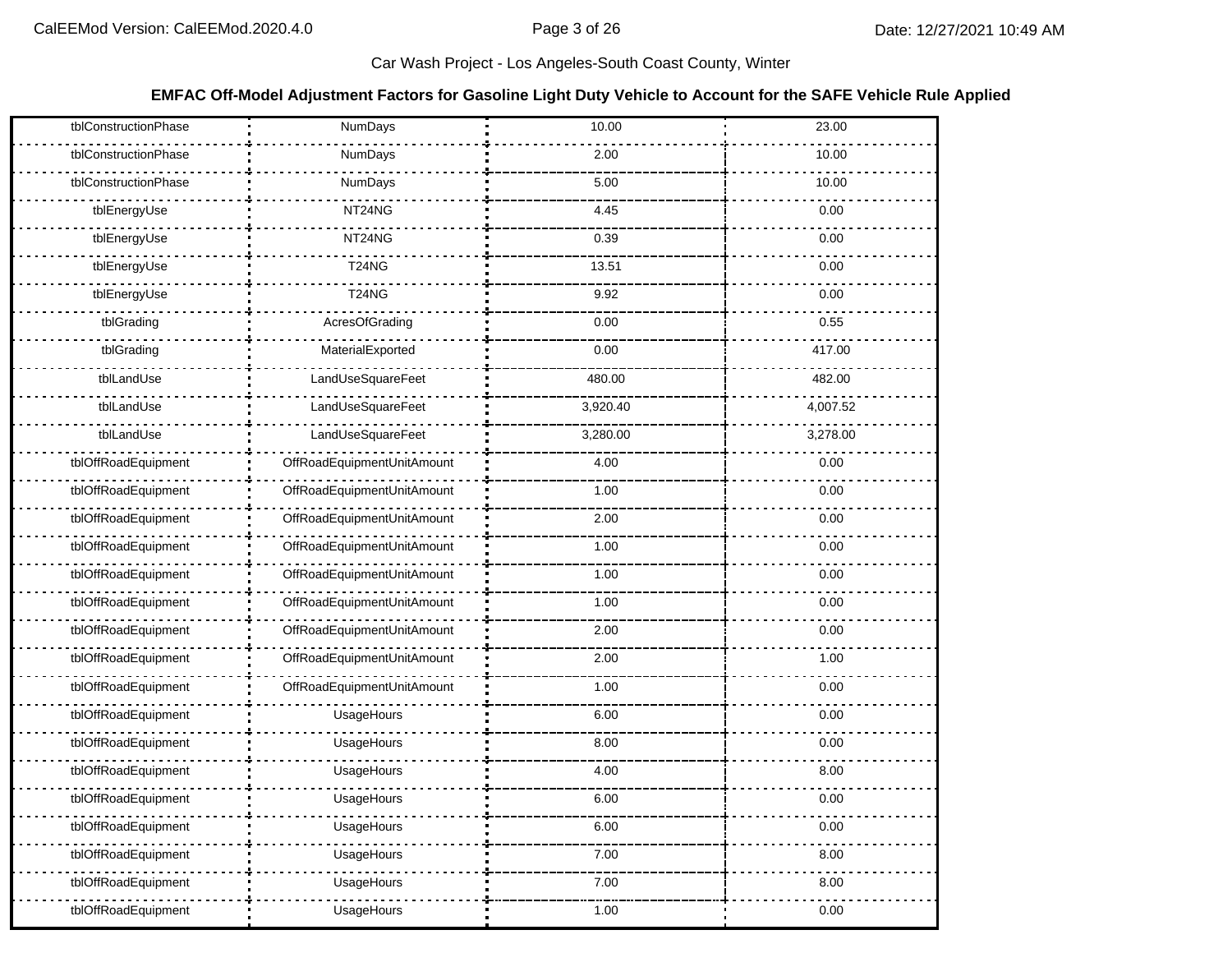Car Wash Project - Los Angeles-South Coast County, Winter

**EMFAC Off-Model Adjustment Factors for Gasoline Light Duty Vehicle to Account for the SAFE Vehicle Rule Applied**

| | | | |
|---|---|---|---|
| tblConstructionPhase | NumDays | 10.00 | 23.00 |
| tblConstructionPhase | NumDays | 2.00 | 10.00 |
| tblConstructionPhase | NumDays | 5.00 | 10.00 |
| tblEnergyUse | NT24NG | 4.45 | 0.00 |
| tblEnergyUse | NT24NG | 0.39 | 0.00 |
| tblEnergyUse | T24NG | 13.51 | 0.00 |
| tblEnergyUse | T24NG | 9.92 | 0.00 |
| tblGrading | AcresOfGrading | 0.00 | 0.55 |
| tblGrading | MaterialExported | 0.00 | 417.00 |
| tblLandUse | LandUseSquareFeet | 480.00 | 482.00 |
| tblLandUse | LandUseSquareFeet | 3,920.40 | 4,007.52 |
| tblLandUse | LandUseSquareFeet | 3,280.00 | 3,278.00 |
| tblOffRoadEquipment | OffRoadEquipmentUnitAmount | 4.00 | 0.00 |
| tblOffRoadEquipment | OffRoadEquipmentUnitAmount | 1.00 | 0.00 |
| tblOffRoadEquipment | OffRoadEquipmentUnitAmount | 2.00 | 0.00 |
| tblOffRoadEquipment | OffRoadEquipmentUnitAmount | 1.00 | 0.00 |
| tblOffRoadEquipment | OffRoadEquipmentUnitAmount | 1.00 | 0.00 |
| tblOffRoadEquipment | OffRoadEquipmentUnitAmount | 1.00 | 0.00 |
| tblOffRoadEquipment | OffRoadEquipmentUnitAmount | 2.00 | 0.00 |
| tblOffRoadEquipment | OffRoadEquipmentUnitAmount | 2.00 | 1.00 |
| tblOffRoadEquipment | OffRoadEquipmentUnitAmount | 1.00 | 0.00 |
| tblOffRoadEquipment | UsageHours | 6.00 | 0.00 |
| tblOffRoadEquipment | UsageHours | 8.00 | 0.00 |
| tblOffRoadEquipment | UsageHours | 4.00 | 8.00 |
| tblOffRoadEquipment | UsageHours | 6.00 | 0.00 |
| tblOffRoadEquipment | UsageHours | 6.00 | 0.00 |
| tblOffRoadEquipment | UsageHours | 7.00 | 8.00 |
| tblOffRoadEquipment | UsageHours | 7.00 | 8.00 |
| tblOffRoadEquipment | UsageHours | 1.00 | 0.00 |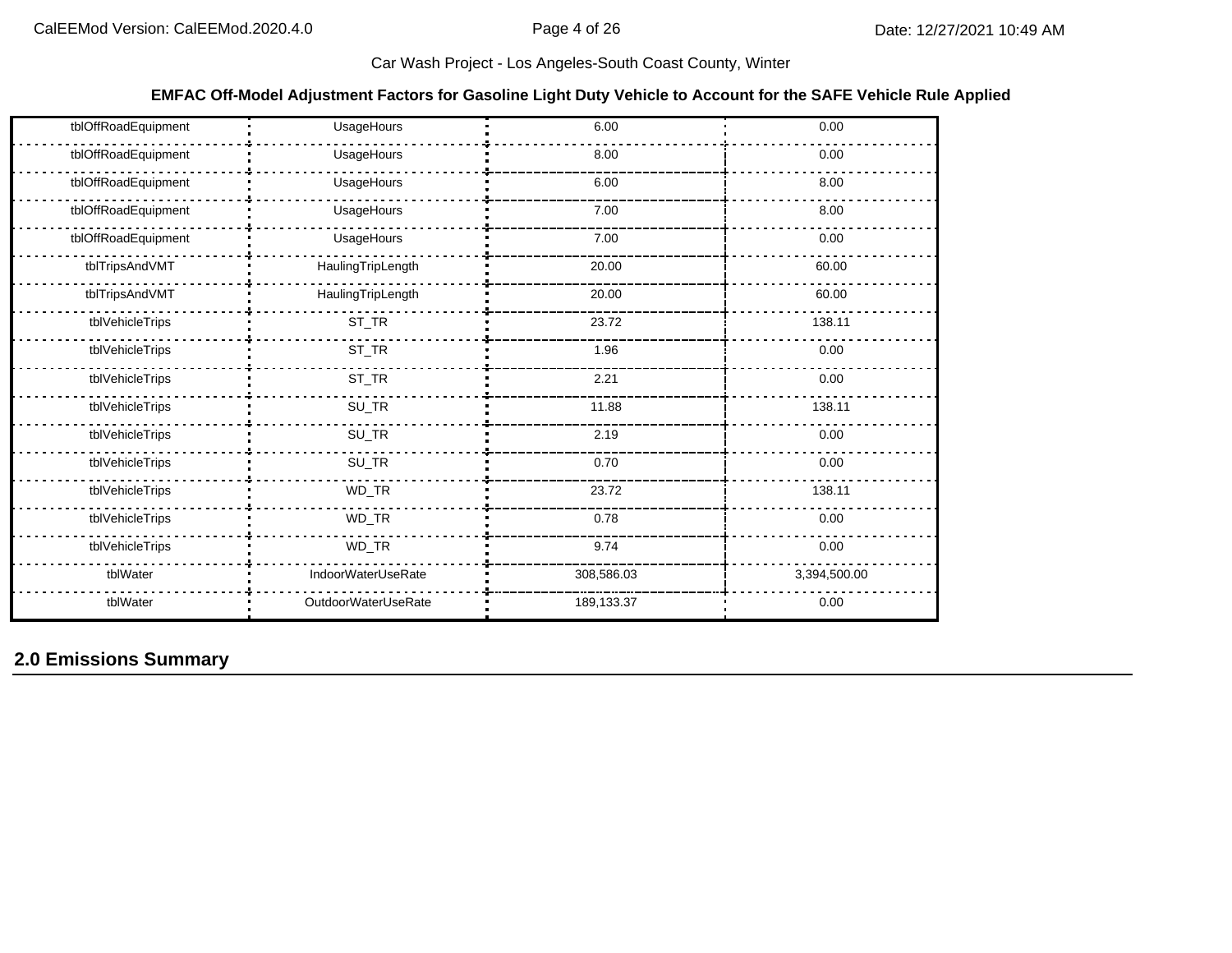Car Wash Project - Los Angeles-South Coast County, Winter

**EMFAC Off-Model Adjustment Factors for Gasoline Light Duty Vehicle to Account for the SAFE Vehicle Rule Applied**

| | | | |
|---|---|---|---|
| tblOffRoadEquipment | UsageHours | 6.00 | 0.00 |
| tblOffRoadEquipment | UsageHours | 8.00 | 0.00 |
| tblOffRoadEquipment | UsageHours | 6.00 | 8.00 |
| tblOffRoadEquipment | UsageHours | 7.00 | 8.00 |
| tblOffRoadEquipment | UsageHours | 7.00 | 0.00 |
| tblTripsAndVMT | HaulingTripLength | 20.00 | 60.00 |
| tblTripsAndVMT | HaulingTripLength | 20.00 | 60.00 |
| tblVehicleTrips | ST_TR | 23.72 | 138.11 |
| tblVehicleTrips | ST_TR | 1.96 | 0.00 |
| tblVehicleTrips | ST_TR | 2.21 | 0.00 |
| tblVehicleTrips | SU_TR | 11.88 | 138.11 |
| tblVehicleTrips | SU_TR | 2.19 | 0.00 |
| tblVehicleTrips | SU_TR | 0.70 | 0.00 |
| tblVehicleTrips | WD_TR | 23.72 | 138.11 |
| tblVehicleTrips | WD_TR | 0.78 | 0.00 |
| tblVehicleTrips | WD_TR | 9.74 | 0.00 |
| tblWater | IndoorWaterUseRate | 308,586.03 | 3,394,500.00 |
| tblWater | OutdoorWaterUseRate | 189,133.37 | 0.00 |

## 2.0 Emissions Summary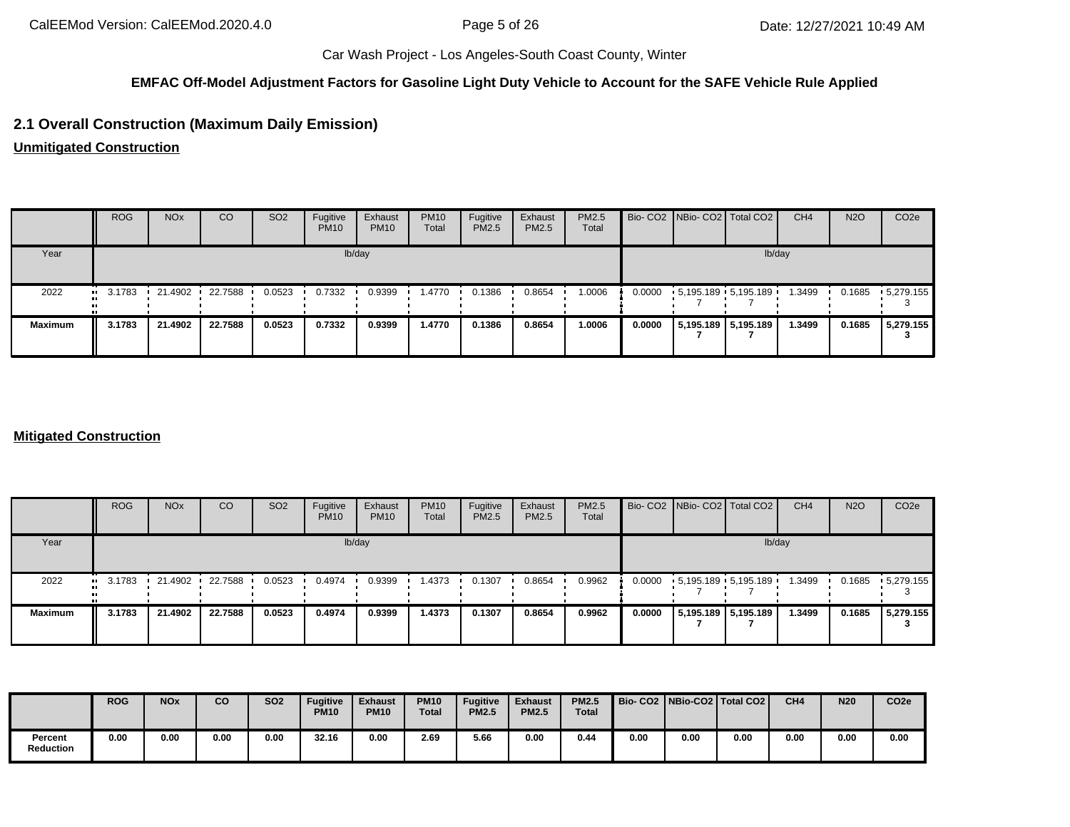Car Wash Project - Los Angeles-South Coast County, Winter

**EMFAC Off-Model Adjustment Factors for Gasoline Light Duty Vehicle to Account for the SAFE Vehicle Rule Applied**

## 2.1 Overall Construction (Maximum Daily Emission)

**Unmitigated Construction**

| | ROG | NOx | CO | SO2 | Fugitive PM10 | Exhaust PM10 | PM10 Total | Fugitive PM2.5 | Exhaust PM2.5 | PM2.5 Total | Bio- CO2 | NBio- CO2 | Total CO2 | CH4 | N2O | CO2e |
|---|---|---|---|---|---|---|---|---|---|---|---|---|---|---|---|---|
| Year | lb/day | | | | | | | | | | lb/day | | | | | |
| 2022 | 3.1783 | 21.4902 | 22.7588 | 0.0523 | 0.7332 | 0.9399 | 1.4770 | 0.1386 | 0.8654 | 1.0006 | 0.0000 | 5,195.1897 | 5,195.1897 | 1.3499 | 0.1685 | 5,279.1553 |
| **Maximum** | **3.1783** | **21.4902** | **22.7588** | **0.0523** | **0.7332** | **0.9399** | **1.4770** | **0.1386** | **0.8654** | **1.0006** | **0.0000** | **5,195.1897** | **5,195.1897** | **1.3499** | **0.1685** | **5,279.1553** |

**Mitigated Construction**

| | ROG | NOx | CO | SO2 | Fugitive PM10 | Exhaust PM10 | PM10 Total | Fugitive PM2.5 | Exhaust PM2.5 | PM2.5 Total | Bio- CO2 | NBio- CO2 | Total CO2 | CH4 | N2O | CO2e |
|---|---|---|---|---|---|---|---|---|---|---|---|---|---|---|---|---|
| Year | lb/day | | | | | | | | | | lb/day | | | | | |
| 2022 | 3.1783 | 21.4902 | 22.7588 | 0.0523 | 0.4974 | 0.9399 | 1.4373 | 0.1307 | 0.8654 | 0.9962 | 0.0000 | 5,195.1897 | 5,195.1897 | 1.3499 | 0.1685 | 5,279.1553 |
| **Maximum** | **3.1783** | **21.4902** | **22.7588** | **0.0523** | **0.4974** | **0.9399** | **1.4373** | **0.1307** | **0.8654** | **0.9962** | **0.0000** | **5,195.1897** | **5,195.1897** | **1.3499** | **0.1685** | **5,279.1553** |

| | ROG | NOx | CO | SO2 | Fugitive PM10 | Exhaust PM10 | PM10 Total | Fugitive PM2.5 | Exhaust PM2.5 | PM2.5 Total | Bio- CO2 | NBio-CO2 | Total CO2 | CH4 | N20 | CO2e |
|---|---|---|---|---|---|---|---|---|---|---|---|---|---|---|---|---|
| **Percent Reduction** | **0.00** | **0.00** | **0.00** | **0.00** | **32.16** | **0.00** | **2.69** | **5.66** | **0.00** | **0.44** | **0.00** | **0.00** | **0.00** | **0.00** | **0.00** | **0.00** |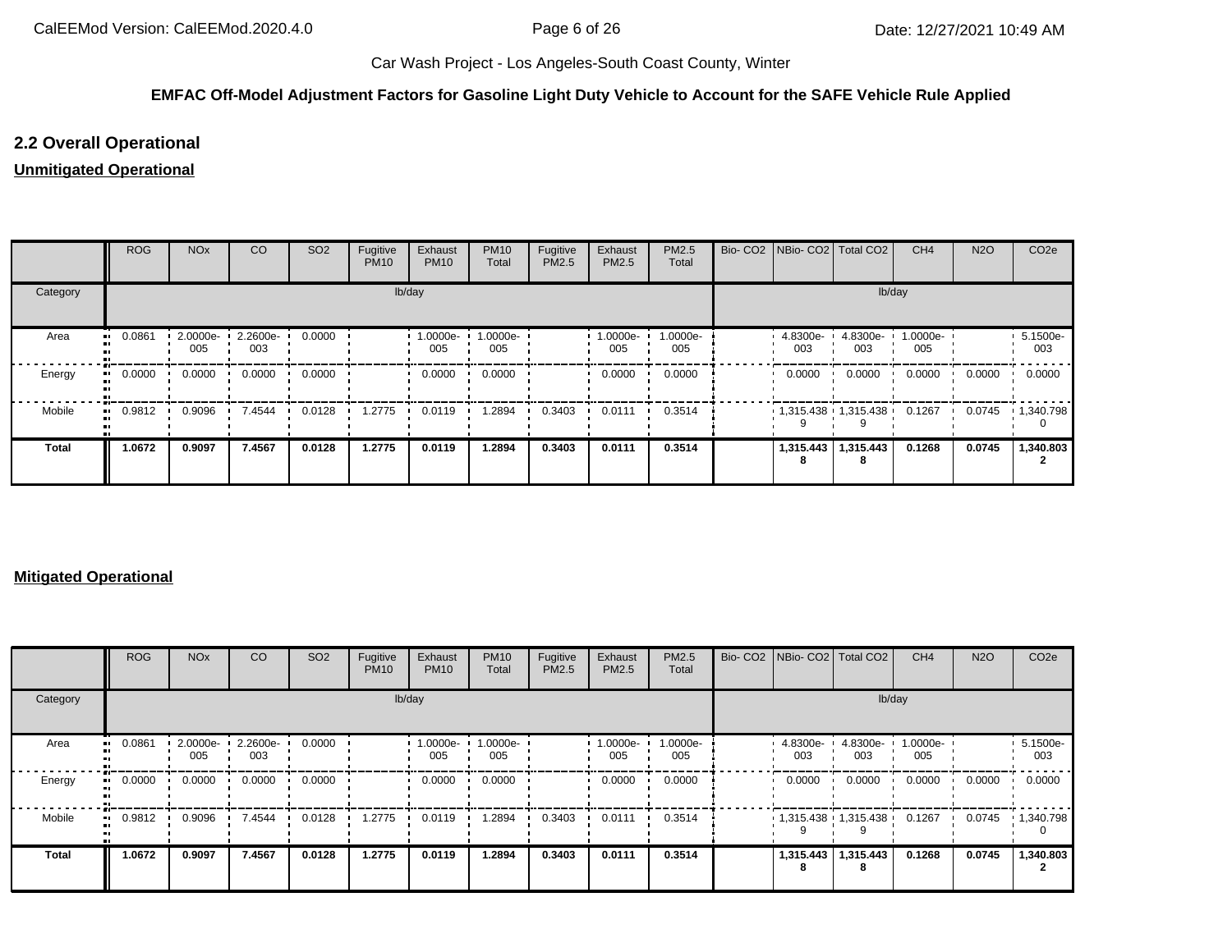Car Wash Project - Los Angeles-South Coast County, Winter

**EMFAC Off-Model Adjustment Factors for Gasoline Light Duty Vehicle to Account for the SAFE Vehicle Rule Applied**

## 2.2 Overall Operational

**Unmitigated Operational**

| | ROG | NOx | CO | SO2 | Fugitive PM10 | Exhaust PM10 | PM10 Total | Fugitive PM2.5 | Exhaust PM2.5 | PM2.5 Total | Bio- CO2 | NBio- CO2 | Total CO2 | CH4 | N2O | CO2e |
|---|---|---|---|---|---|---|---|---|---|---|---|---|---|---|---|---|
| Category | lb/day | | | | | | | | | | lb/day | | | | | |
| Area | 0.0861 | 2.0000e-005 | 2.2600e-003 | 0.0000 | | 1.0000e-005 | 1.0000e-005 | | 1.0000e-005 | 1.0000e-005 | | 4.8300e-003 | 4.8300e-003 | 1.0000e-005 | | 5.1500e-003 |
| Energy | 0.0000 | 0.0000 | 0.0000 | 0.0000 | | 0.0000 | 0.0000 | | 0.0000 | 0.0000 | | 0.0000 | 0.0000 | 0.0000 | 0.0000 | 0.0000 |
| Mobile | 0.9812 | 0.9096 | 7.4544 | 0.0128 | 1.2775 | 0.0119 | 1.2894 | 0.3403 | 0.0111 | 0.3514 | | 1,315.4389 | 1,315.4389 | 0.1267 | 0.0745 | 1,340.7980 |
| **Total** | **1.0672** | **0.9097** | **7.4567** | **0.0128** | **1.2775** | **0.0119** | **1.2894** | **0.3403** | **0.0111** | **0.3514** | | **1,315.4438** | **1,315.4438** | **0.1268** | **0.0745** | **1,340.8032** |

**Mitigated Operational**

| | ROG | NOx | CO | SO2 | Fugitive PM10 | Exhaust PM10 | PM10 Total | Fugitive PM2.5 | Exhaust PM2.5 | PM2.5 Total | Bio- CO2 | NBio- CO2 | Total CO2 | CH4 | N2O | CO2e |
|---|---|---|---|---|---|---|---|---|---|---|---|---|---|---|---|---|
| Category | lb/day | | | | | | | | | | lb/day | | | | | |
| Area | 0.0861 | 2.0000e-005 | 2.2600e-003 | 0.0000 | | 1.0000e-005 | 1.0000e-005 | | 1.0000e-005 | 1.0000e-005 | | 4.8300e-003 | 4.8300e-003 | 1.0000e-005 | | 5.1500e-003 |
| Energy | 0.0000 | 0.0000 | 0.0000 | 0.0000 | | 0.0000 | 0.0000 | | 0.0000 | 0.0000 | | 0.0000 | 0.0000 | 0.0000 | 0.0000 | 0.0000 |
| Mobile | 0.9812 | 0.9096 | 7.4544 | 0.0128 | 1.2775 | 0.0119 | 1.2894 | 0.3403 | 0.0111 | 0.3514 | | 1,315.4389 | 1,315.4389 | 0.1267 | 0.0745 | 1,340.7980 |
| **Total** | **1.0672** | **0.9097** | **7.4567** | **0.0128** | **1.2775** | **0.0119** | **1.2894** | **0.3403** | **0.0111** | **0.3514** | | **1,315.4438** | **1,315.4438** | **0.1268** | **0.0745** | **1,340.8032** |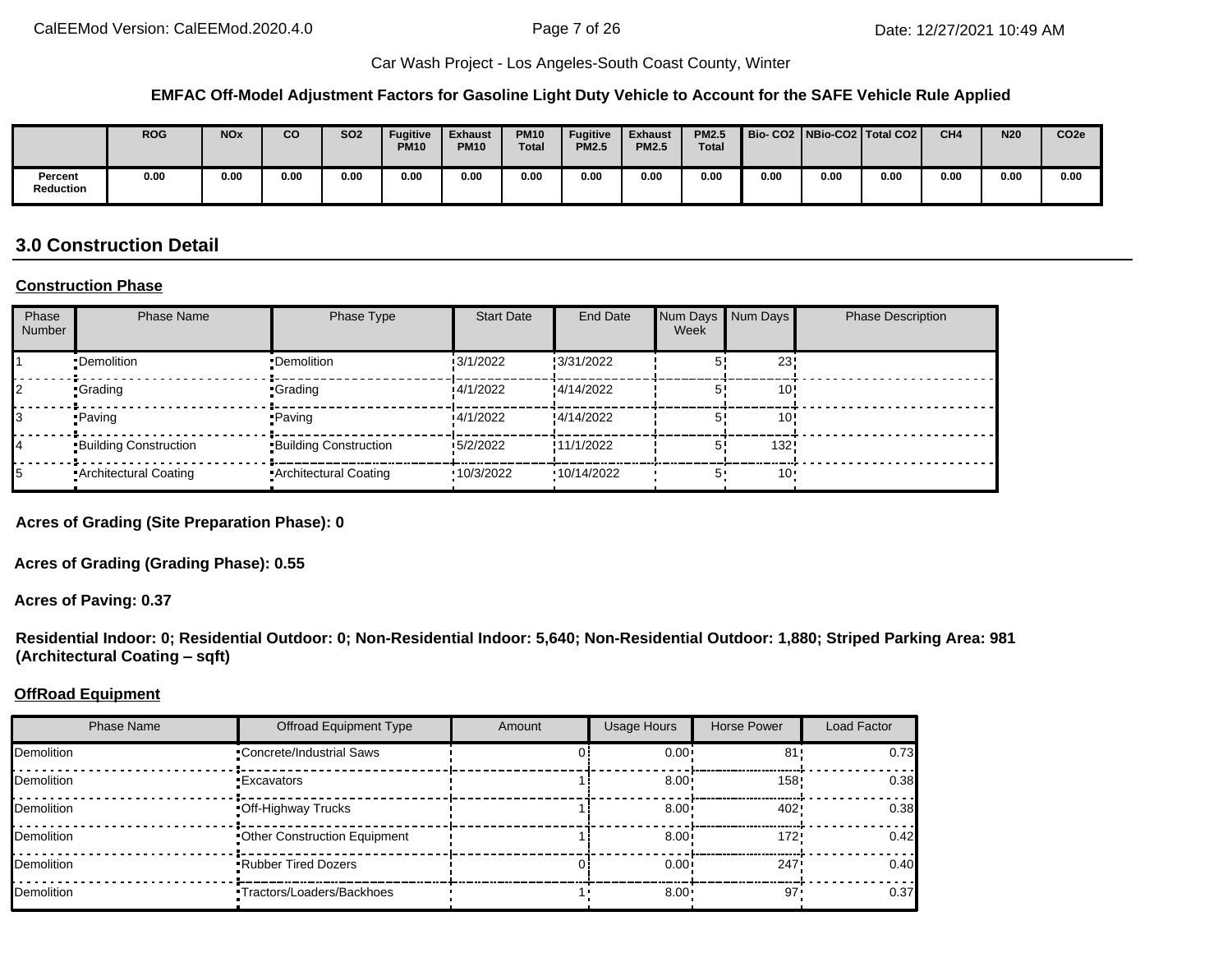Car Wash Project - Los Angeles-South Coast County, Winter

**EMFAC Off-Model Adjustment Factors for Gasoline Light Duty Vehicle to Account for the SAFE Vehicle Rule Applied**

| | ROG | NOx | CO | SO2 | Fugitive PM10 | Exhaust PM10 | PM10 Total | Fugitive PM2.5 | Exhaust PM2.5 | PM2.5 Total | Bio- CO2 | NBio-CO2 | Total CO2 | CH4 | N20 | CO2e |
|---|---|---|---|---|---|---|---|---|---|---|---|---|---|---|---|---|
| Percent Reduction | 0.00 | 0.00 | 0.00 | 0.00 | 0.00 | 0.00 | 0.00 | 0.00 | 0.00 | 0.00 | 0.00 | 0.00 | 0.00 | 0.00 | 0.00 | 0.00 |

## 3.0 Construction Detail

**Construction Phase**

| Phase Number | Phase Name | Phase Type | Start Date | End Date | Num Days Week | Num Days | Phase Description |
|---|---|---|---|---|---|---|---|
| 1 | Demolition | Demolition | 3/1/2022 | 3/31/2022 | 5 | 23 | |
| 2 | Grading | Grading | 4/1/2022 | 4/14/2022 | 5 | 10 | |
| 3 | Paving | Paving | 4/1/2022 | 4/14/2022 | 5 | 10 | |
| 4 | Building Construction | Building Construction | 5/2/2022 | 11/1/2022 | 5 | 132 | |
| 5 | Architectural Coating | Architectural Coating | 10/3/2022 | 10/14/2022 | 5 | 10 | |

**Acres of Grading (Site Preparation Phase): 0**

**Acres of Grading (Grading Phase): 0.55**

**Acres of Paving: 0.37**

**Residential Indoor: 0; Residential Outdoor: 0; Non-Residential Indoor: 5,640; Non-Residential Outdoor: 1,880; Striped Parking Area: 981 (Architectural Coating – sqft)**

**OffRoad Equipment**

| Phase Name | Offroad Equipment Type | Amount | Usage Hours | Horse Power | Load Factor |
|---|---|---|---|---|---|
| Demolition | Concrete/Industrial Saws | 0 | 0.00 | 81 | 0.73 |
| Demolition | Excavators | 1 | 8.00 | 158 | 0.38 |
| Demolition | Off-Highway Trucks | 1 | 8.00 | 402 | 0.38 |
| Demolition | Other Construction Equipment | 1 | 8.00 | 172 | 0.42 |
| Demolition | Rubber Tired Dozers | 0 | 0.00 | 247 | 0.40 |
| Demolition | Tractors/Loaders/Backhoes | 1 | 8.00 | 97 | 0.37 |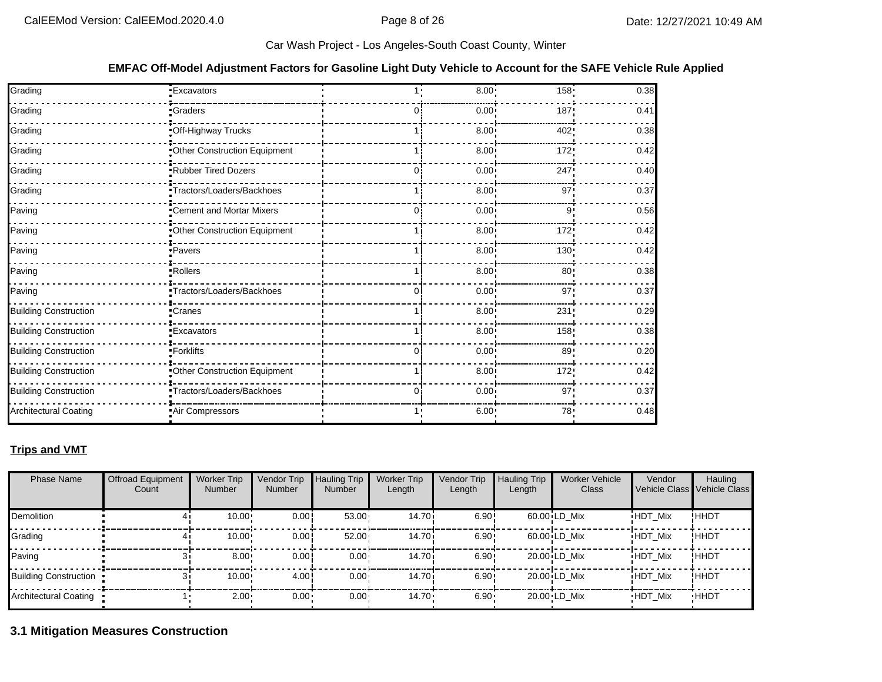### EMFAC Off-Model Adjustment Factors for Gasoline Light Duty Vehicle to Account for the SAFE Vehicle Rule Applied

| | | | | | |
|---|---|---|---|---|---|
| Grading | Excavators | 1 | 8.00 | 158 | 0.38 |
| Grading | Graders | 0 | 0.00 | 187 | 0.41 |
| Grading | Off-Highway Trucks | 1 | 8.00 | 402 | 0.38 |
| Grading | Other Construction Equipment | 1 | 8.00 | 172 | 0.42 |
| Grading | Rubber Tired Dozers | 0 | 0.00 | 247 | 0.40 |
| Grading | Tractors/Loaders/Backhoes | 1 | 8.00 | 97 | 0.37 |
| Paving | Cement and Mortar Mixers | 0 | 0.00 | 9 | 0.56 |
| Paving | Other Construction Equipment | 1 | 8.00 | 172 | 0.42 |
| Paving | Pavers | 1 | 8.00 | 130 | 0.42 |
| Paving | Rollers | 1 | 8.00 | 80 | 0.38 |
| Paving | Tractors/Loaders/Backhoes | 0 | 0.00 | 97 | 0.37 |
| Building Construction | Cranes | 1 | 8.00 | 231 | 0.29 |
| Building Construction | Excavators | 1 | 8.00 | 158 | 0.38 |
| Building Construction | Forklifts | 0 | 0.00 | 89 | 0.20 |
| Building Construction | Other Construction Equipment | 1 | 8.00 | 172 | 0.42 |
| Building Construction | Tractors/Loaders/Backhoes | 0 | 0.00 | 97 | 0.37 |
| Architectural Coating | Air Compressors | 1 | 6.00 | 78 | 0.48 |

**Trips and VMT**

| Phase Name | Offroad Equipment Count | Worker Trip Number | Vendor Trip Number | Hauling Trip Number | Worker Trip Length | Vendor Trip Length | Hauling Trip Length | Worker Vehicle Class | Vendor Vehicle Class | Hauling Vehicle Class |
|---|---|---|---|---|---|---|---|---|---|---|
| Demolition | 4 | 10.00 | 0.00 | 53.00 | 14.70 | 6.90 | 60.00 | LD_Mix | HDT_Mix | HHDT |
| Grading | 4 | 10.00 | 0.00 | 52.00 | 14.70 | 6.90 | 60.00 | LD_Mix | HDT_Mix | HHDT |
| Paving | 3 | 8.00 | 0.00 | 0.00 | 14.70 | 6.90 | 20.00 | LD_Mix | HDT_Mix | HHDT |
| Building Construction | 3 | 10.00 | 4.00 | 0.00 | 14.70 | 6.90 | 20.00 | LD_Mix | HDT_Mix | HHDT |
| Architectural Coating | 1 | 2.00 | 0.00 | 0.00 | 14.70 | 6.90 | 20.00 | LD_Mix | HDT_Mix | HHDT |

## 3.1 Mitigation Measures Construction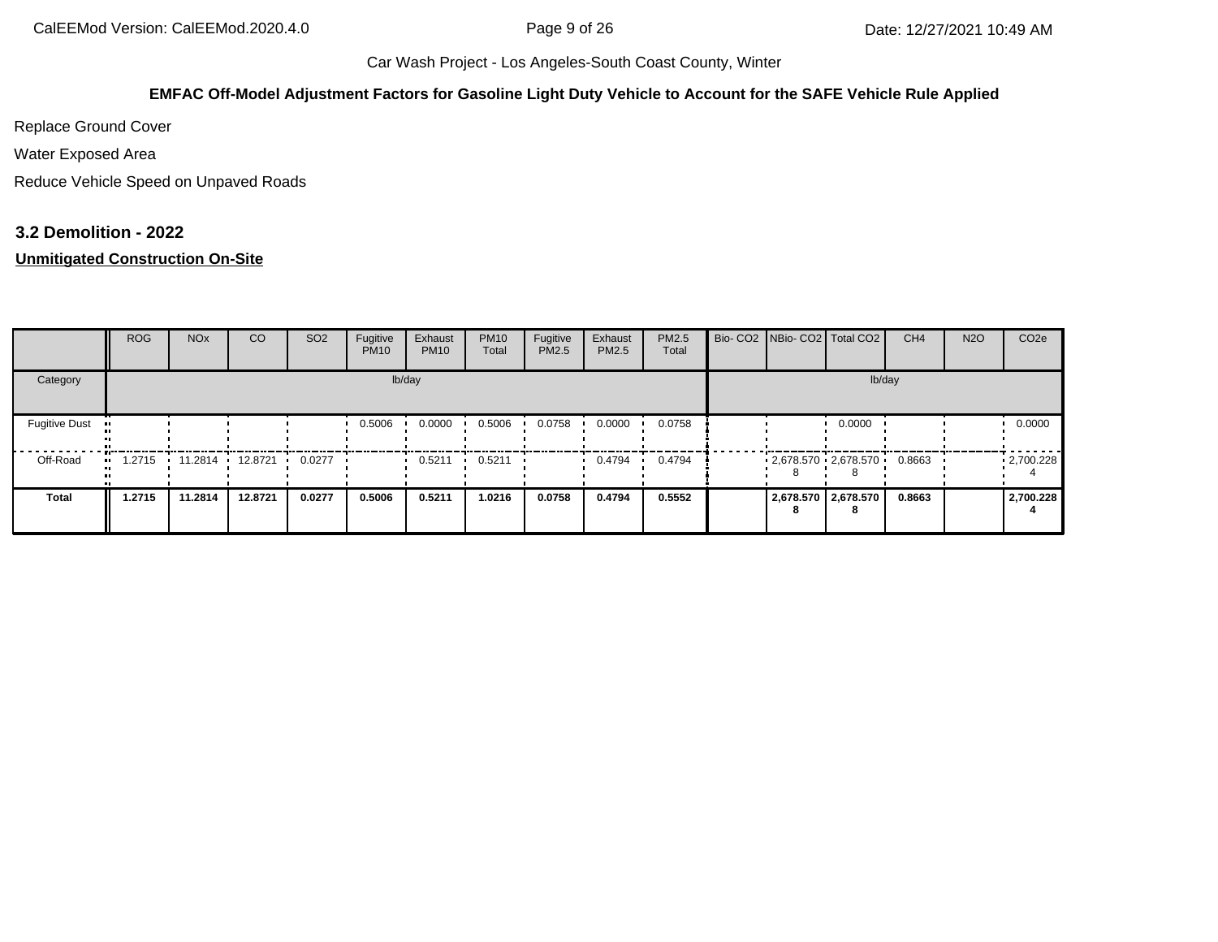Car Wash Project - Los Angeles-South Coast County, Winter

**EMFAC Off-Model Adjustment Factors for Gasoline Light Duty Vehicle to Account for the SAFE Vehicle Rule Applied**

Replace Ground Cover

Water Exposed Area

Reduce Vehicle Speed on Unpaved Roads

### 3.2 Demolition - 2022

**Unmitigated Construction On-Site**

| | ROG | NOx | CO | SO2 | Fugitive PM10 | Exhaust PM10 | PM10 Total | Fugitive PM2.5 | Exhaust PM2.5 | PM2.5 Total | Bio- CO2 | NBio- CO2 | Total CO2 | CH4 | N2O | CO2e |
|---|---|---|---|---|---|---|---|---|---|---|---|---|---|---|---|---|
| Category | lb/day | | | | | | | | | | lb/day | | | | | |
| Fugitive Dust | | | | | 0.5006 | 0.0000 | 0.5006 | 0.0758 | 0.0000 | 0.0758 | | | 0.0000 | | | 0.0000 |
| Off-Road | 1.2715 | 11.2814 | 12.8721 | 0.0277 | | 0.5211 | 0.5211 | | 0.4794 | 0.4794 | | 2,678.5708 | 2,678.5708 | 0.8663 | | 2,700.2284 |
| **Total** | **1.2715** | **11.2814** | **12.8721** | **0.0277** | **0.5006** | **0.5211** | **1.0216** | **0.0758** | **0.4794** | **0.5552** | | **2,678.5708** | **2,678.5708** | **0.8663** | | **2,700.2284** |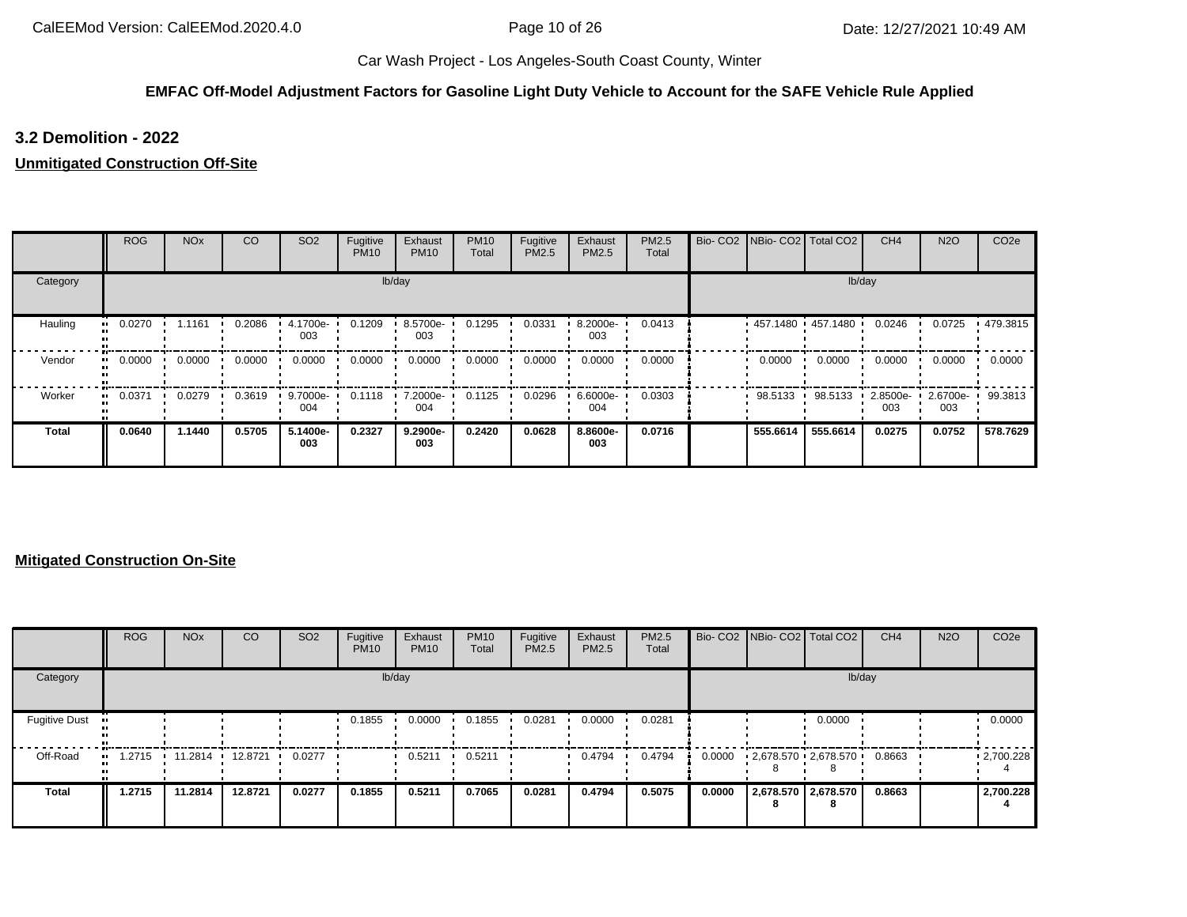Car Wash Project - Los Angeles-South Coast County, Winter

**EMFAC Off-Model Adjustment Factors for Gasoline Light Duty Vehicle to Account for the SAFE Vehicle Rule Applied**

### 3.2 Demolition - 2022

**Unmitigated Construction Off-Site**

| | ROG | NOx | CO | SO2 | Fugitive PM10 | Exhaust PM10 | PM10 Total | Fugitive PM2.5 | Exhaust PM2.5 | PM2.5 Total | Bio- CO2 | NBio- CO2 | Total CO2 | CH4 | N2O | CO2e |
|---|---|---|---|---|---|---|---|---|---|---|---|---|---|---|---|---|
| Category | lb/day | | | | | | | | | | lb/day | | | | | |
| Hauling | 0.0270 | 1.1161 | 0.2086 | 4.1700e-003 | 0.1209 | 8.5700e-003 | 0.1295 | 0.0331 | 8.2000e-003 | 0.0413 | | 457.1480 | 457.1480 | 0.0246 | 0.0725 | 479.3815 |
| Vendor | 0.0000 | 0.0000 | 0.0000 | 0.0000 | 0.0000 | 0.0000 | 0.0000 | 0.0000 | 0.0000 | 0.0000 | | 0.0000 | 0.0000 | 0.0000 | 0.0000 | 0.0000 |
| Worker | 0.0371 | 0.0279 | 0.3619 | 9.7000e-004 | 0.1118 | 7.2000e-004 | 0.1125 | 0.0296 | 6.6000e-004 | 0.0303 | | 98.5133 | 98.5133 | 2.8500e-003 | 2.6700e-003 | 99.3813 |
| **Total** | **0.0640** | **1.1440** | **0.5705** | **5.1400e-003** | **0.2327** | **9.2900e-003** | **0.2420** | **0.0628** | **8.8600e-003** | **0.0716** | | **555.6614** | **555.6614** | **0.0275** | **0.0752** | **578.7629** |

**Mitigated Construction On-Site**

| | ROG | NOx | CO | SO2 | Fugitive PM10 | Exhaust PM10 | PM10 Total | Fugitive PM2.5 | Exhaust PM2.5 | PM2.5 Total | Bio- CO2 | NBio- CO2 | Total CO2 | CH4 | N2O | CO2e |
|---|---|---|---|---|---|---|---|---|---|---|---|---|---|---|---|---|
| Category | lb/day | | | | | | | | | | lb/day | | | | | |
| Fugitive Dust | | | | | 0.1855 | 0.0000 | 0.1855 | 0.0281 | 0.0000 | 0.0281 | | | 0.0000 | | | 0.0000 |
| Off-Road | 1.2715 | 11.2814 | 12.8721 | 0.0277 | | 0.5211 | 0.5211 | | 0.4794 | 0.4794 | 0.0000 | 2,678.5708 | 2,678.5708 | 0.8663 | | 2,700.2284 |
| **Total** | **1.2715** | **11.2814** | **12.8721** | **0.0277** | **0.1855** | **0.5211** | **0.7065** | **0.0281** | **0.4794** | **0.5075** | **0.0000** | **2,678.5708** | **2,678.5708** | **0.8663** | | **2,700.2284** |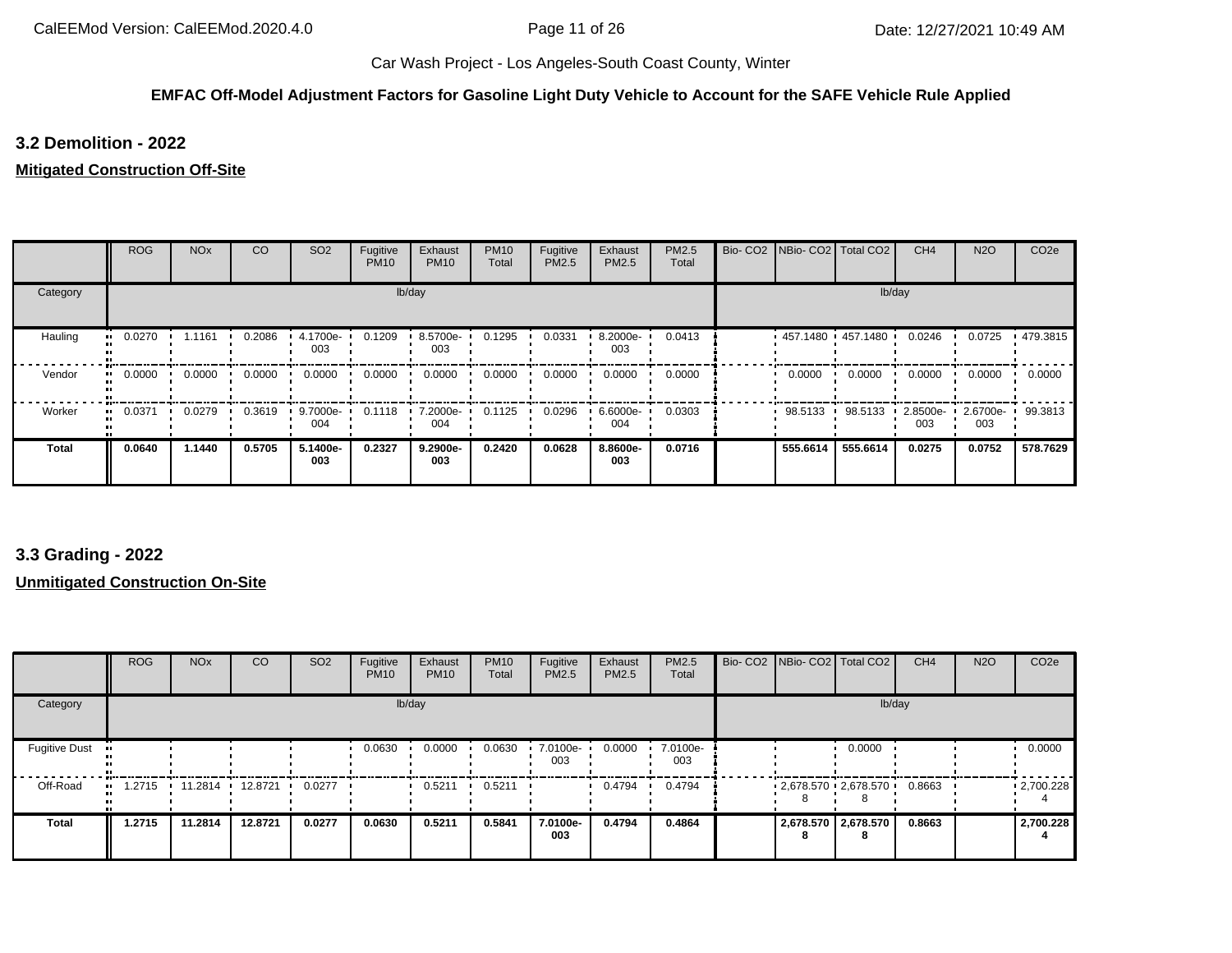Car Wash Project - Los Angeles-South Coast County, Winter

**EMFAC Off-Model Adjustment Factors for Gasoline Light Duty Vehicle to Account for the SAFE Vehicle Rule Applied**

### 3.2 Demolition - 2022

**Mitigated Construction Off-Site**

| | ROG | NOx | CO | SO2 | Fugitive PM10 | Exhaust PM10 | PM10 Total | Fugitive PM2.5 | Exhaust PM2.5 | PM2.5 Total | Bio- CO2 | NBio- CO2 | Total CO2 | CH4 | N2O | CO2e |
|---|---|---|---|---|---|---|---|---|---|---|---|---|---|---|---|---|
| Category | lb/day | | | | | | | | | | lb/day | | | | | |
| Hauling | 0.0270 | 1.1161 | 0.2086 | 4.1700e-003 | 0.1209 | 8.5700e-003 | 0.1295 | 0.0331 | 8.2000e-003 | 0.0413 | | 457.1480 | 457.1480 | 0.0246 | 0.0725 | 479.3815 |
| Vendor | 0.0000 | 0.0000 | 0.0000 | 0.0000 | 0.0000 | 0.0000 | 0.0000 | 0.0000 | 0.0000 | 0.0000 | | 0.0000 | 0.0000 | 0.0000 | 0.0000 | 0.0000 |
| Worker | 0.0371 | 0.0279 | 0.3619 | 9.7000e-004 | 0.1118 | 7.2000e-004 | 0.1125 | 0.0296 | 6.6000e-004 | 0.0303 | | 98.5133 | 98.5133 | 2.8500e-003 | 2.6700e-003 | 99.3813 |
| **Total** | **0.0640** | **1.1440** | **0.5705** | **5.1400e-003** | **0.2327** | **9.2900e-003** | **0.2420** | **0.0628** | **8.8600e-003** | **0.0716** | | **555.6614** | **555.6614** | **0.0275** | **0.0752** | **578.7629** |

### 3.3 Grading - 2022

**Unmitigated Construction On-Site**

| | ROG | NOx | CO | SO2 | Fugitive PM10 | Exhaust PM10 | PM10 Total | Fugitive PM2.5 | Exhaust PM2.5 | PM2.5 Total | Bio- CO2 | NBio- CO2 | Total CO2 | CH4 | N2O | CO2e |
|---|---|---|---|---|---|---|---|---|---|---|---|---|---|---|---|---|
| Category | lb/day | | | | | | | | | | lb/day | | | | | |
| Fugitive Dust | | | | | 0.0630 | 0.0000 | 0.0630 | 7.0100e-003 | 0.0000 | 7.0100e-003 | | | 0.0000 | | | 0.0000 |
| Off-Road | 1.2715 | 11.2814 | 12.8721 | 0.0277 | | 0.5211 | 0.5211 | | 0.4794 | 0.4794 | | 2,678.5708 | 2,678.5708 | 0.8663 | | 2,700.2284 |
| **Total** | **1.2715** | **11.2814** | **12.8721** | **0.0277** | **0.0630** | **0.5211** | **0.5841** | **7.0100e-003** | **0.4794** | **0.4864** | | **2,678.5708** | **2,678.5708** | **0.8663** | | **2,700.2284** |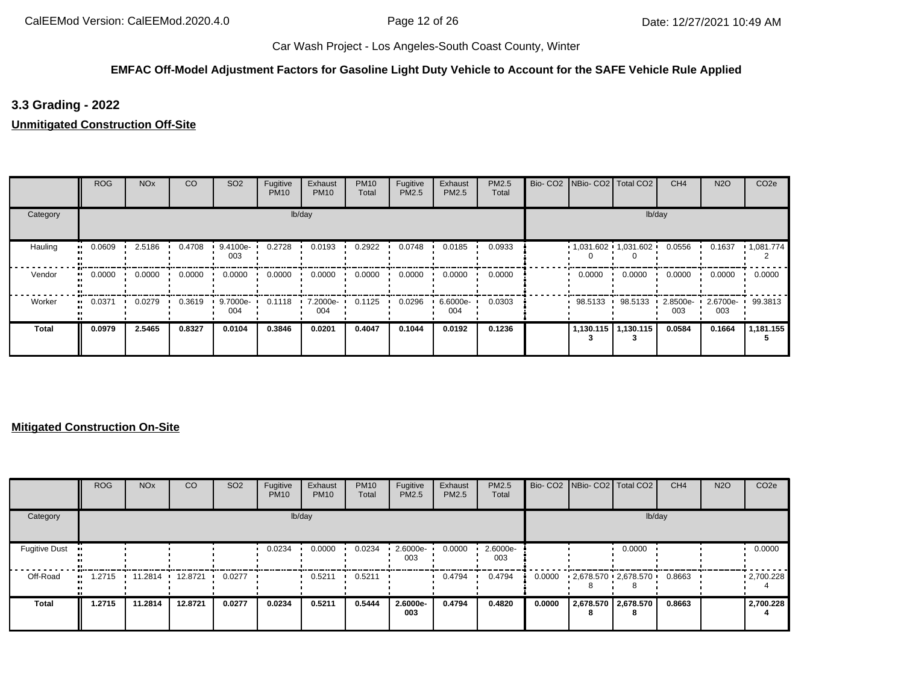Car Wash Project - Los Angeles-South Coast County, Winter

**EMFAC Off-Model Adjustment Factors for Gasoline Light Duty Vehicle to Account for the SAFE Vehicle Rule Applied**

### 3.3 Grading - 2022

**Unmitigated Construction Off-Site**

| | ROG | NOx | CO | SO2 | Fugitive PM10 | Exhaust PM10 | PM10 Total | Fugitive PM2.5 | Exhaust PM2.5 | PM2.5 Total | Bio- CO2 | NBio- CO2 | Total CO2 | CH4 | N2O | CO2e |
|---|---|---|---|---|---|---|---|---|---|---|---|---|---|---|---|---|
| Category | lb/day | | | | | | | | | | lb/day | | | | | |
| Hauling | 0.0609 | 2.5186 | 0.4708 | 9.4100e-003 | 0.2728 | 0.0193 | 0.2922 | 0.0748 | 0.0185 | 0.0933 | | 1,031.6020 | 1,031.6020 | 0.0556 | 0.1637 | 1,081.7742 |
| Vendor | 0.0000 | 0.0000 | 0.0000 | 0.0000 | 0.0000 | 0.0000 | 0.0000 | 0.0000 | 0.0000 | 0.0000 | | 0.0000 | 0.0000 | 0.0000 | 0.0000 | 0.0000 |
| Worker | 0.0371 | 0.0279 | 0.3619 | 9.7000e-004 | 0.1118 | 7.2000e-004 | 0.1125 | 0.0296 | 6.6000e-004 | 0.0303 | | 98.5133 | 98.5133 | 2.8500e-003 | 2.6700e-003 | 99.3813 |
| **Total** | **0.0979** | **2.5465** | **0.8327** | **0.0104** | **0.3846** | **0.0201** | **0.4047** | **0.1044** | **0.0192** | **0.1236** | | **1,130.1153** | **1,130.1153** | **0.0584** | **0.1664** | **1,181.1555** |

**Mitigated Construction On-Site**

| | ROG | NOx | CO | SO2 | Fugitive PM10 | Exhaust PM10 | PM10 Total | Fugitive PM2.5 | Exhaust PM2.5 | PM2.5 Total | Bio- CO2 | NBio- CO2 | Total CO2 | CH4 | N2O | CO2e |
|---|---|---|---|---|---|---|---|---|---|---|---|---|---|---|---|---|
| Category | lb/day | | | | | | | | | | lb/day | | | | | |
| Fugitive Dust | | | | | 0.0234 | 0.0000 | 0.0234 | 2.6000e-003 | 0.0000 | 2.6000e-003 | | | 0.0000 | | | 0.0000 |
| Off-Road | 1.2715 | 11.2814 | 12.8721 | 0.0277 | | 0.5211 | 0.5211 | | 0.4794 | 0.4794 | 0.0000 | 2,678.5708 | 2,678.5708 | 0.8663 | | 2,700.2284 |
| **Total** | **1.2715** | **11.2814** | **12.8721** | **0.0277** | **0.0234** | **0.5211** | **0.5444** | **2.6000e-003** | **0.4794** | **0.4820** | **0.0000** | **2,678.5708** | **2,678.5708** | **0.8663** | | **2,700.2284** |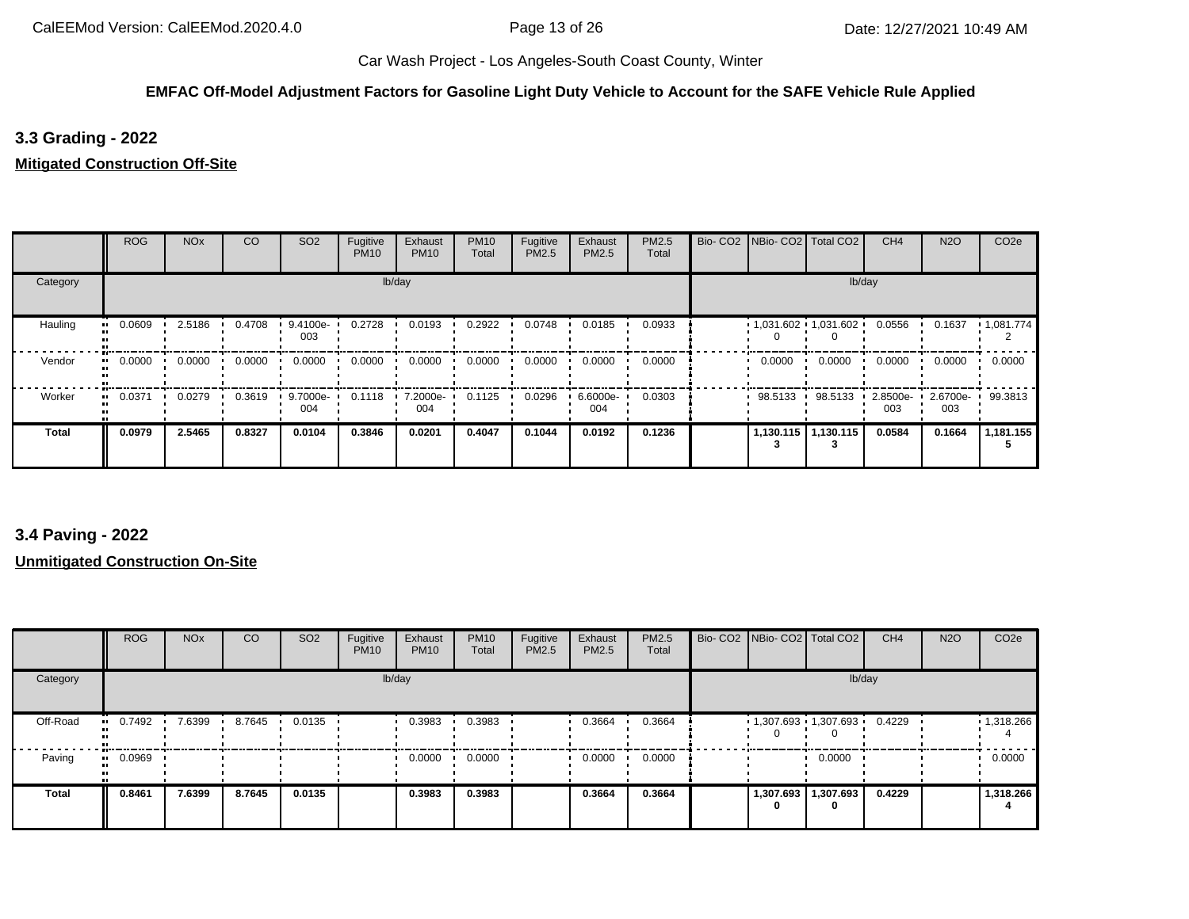Car Wash Project - Los Angeles-South Coast County, Winter

**EMFAC Off-Model Adjustment Factors for Gasoline Light Duty Vehicle to Account for the SAFE Vehicle Rule Applied**

### 3.3 Grading - 2022

**Mitigated Construction Off-Site**

| | ROG | NOx | CO | SO2 | Fugitive PM10 | Exhaust PM10 | PM10 Total | Fugitive PM2.5 | Exhaust PM2.5 | PM2.5 Total | Bio- CO2 | NBio- CO2 | Total CO2 | CH4 | N2O | CO2e |
|---|---|---|---|---|---|---|---|---|---|---|---|---|---|---|---|---|
| Category | lb/day | | | | | | | | | | lb/day | | | | | |
| Hauling | 0.0609 | 2.5186 | 0.4708 | 9.4100e-003 | 0.2728 | 0.0193 | 0.2922 | 0.0748 | 0.0185 | 0.0933 | | 1,031.6020 | 1,031.6020 | 0.0556 | 0.1637 | 1,081.7742 |
| Vendor | 0.0000 | 0.0000 | 0.0000 | 0.0000 | 0.0000 | 0.0000 | 0.0000 | 0.0000 | 0.0000 | 0.0000 | | 0.0000 | 0.0000 | 0.0000 | 0.0000 | 0.0000 |
| Worker | 0.0371 | 0.0279 | 0.3619 | 9.7000e-004 | 0.1118 | 7.2000e-004 | 0.1125 | 0.0296 | 6.6000e-004 | 0.0303 | | 98.5133 | 98.5133 | 2.8500e-003 | 2.6700e-003 | 99.3813 |
| **Total** | **0.0979** | **2.5465** | **0.8327** | **0.0104** | **0.3846** | **0.0201** | **0.4047** | **0.1044** | **0.0192** | **0.1236** | | **1,130.1153** | **1,130.1153** | **0.0584** | **0.1664** | **1,181.1555** |

### 3.4 Paving - 2022

**Unmitigated Construction On-Site**

| | ROG | NOx | CO | SO2 | Fugitive PM10 | Exhaust PM10 | PM10 Total | Fugitive PM2.5 | Exhaust PM2.5 | PM2.5 Total | Bio- CO2 | NBio- CO2 | Total CO2 | CH4 | N2O | CO2e |
|---|---|---|---|---|---|---|---|---|---|---|---|---|---|---|---|---|
| Category | lb/day | | | | | | | | | | lb/day | | | | | |
| Off-Road | 0.7492 | 7.6399 | 8.7645 | 0.0135 | | 0.3983 | 0.3983 | | 0.3664 | 0.3664 | | 1,307.6930 | 1,307.6930 | 0.4229 | | 1,318.2664 |
| Paving | 0.0969 | | | | | 0.0000 | 0.0000 | | 0.0000 | 0.0000 | | | 0.0000 | | | 0.0000 |
| **Total** | **0.8461** | **7.6399** | **8.7645** | **0.0135** | | **0.3983** | **0.3983** | | **0.3664** | **0.3664** | | **1,307.6930** | **1,307.6930** | **0.4229** | | **1,318.2664** |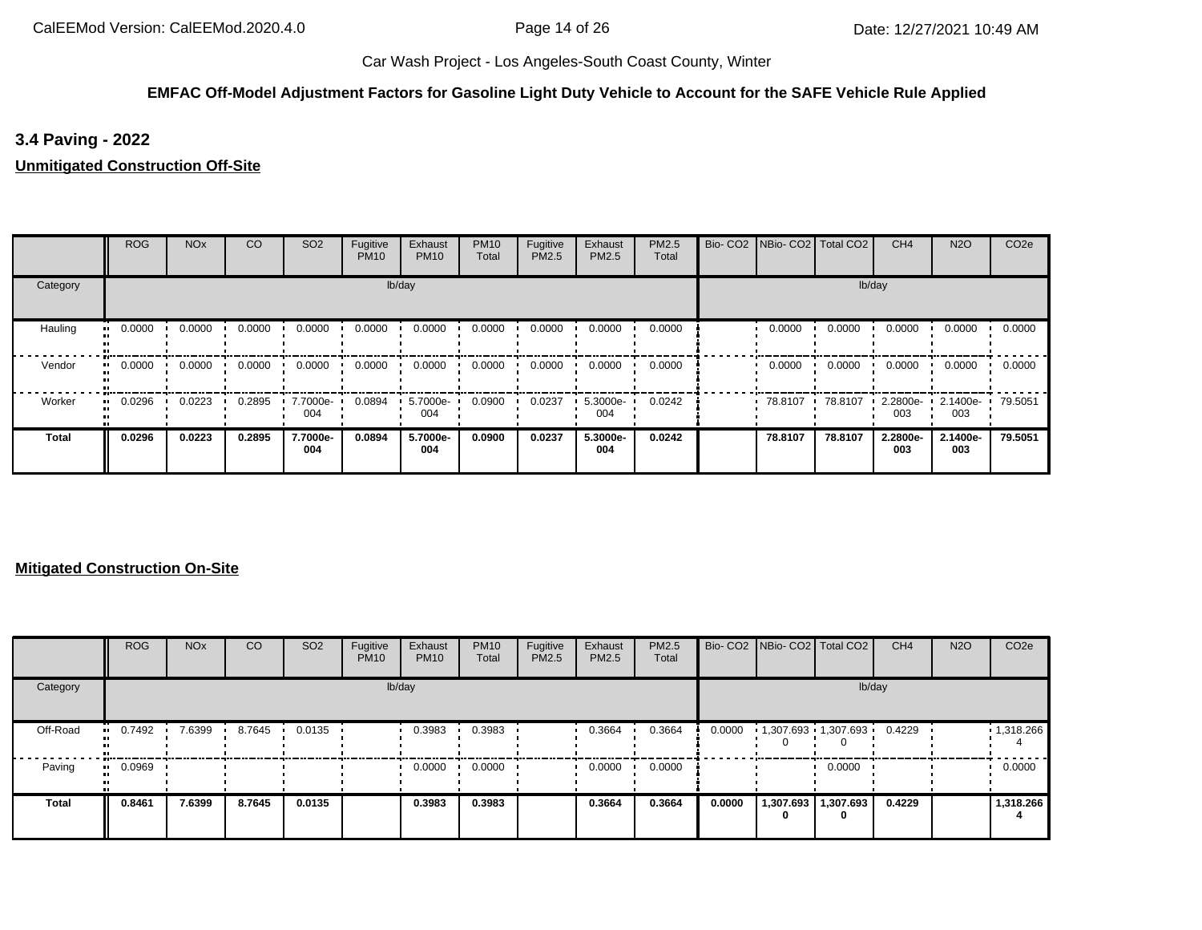Car Wash Project - Los Angeles-South Coast County, Winter

**EMFAC Off-Model Adjustment Factors for Gasoline Light Duty Vehicle to Account for the SAFE Vehicle Rule Applied**

## 3.4 Paving - 2022

**Unmitigated Construction Off-Site**

| | ROG | NOx | CO | SO2 | Fugitive PM10 | Exhaust PM10 | PM10 Total | Fugitive PM2.5 | Exhaust PM2.5 | PM2.5 Total | Bio- CO2 | NBio- CO2 | Total CO2 | CH4 | N2O | CO2e |
|---|---|---|---|---|---|---|---|---|---|---|---|---|---|---|---|---|
| Category | lb/day | | | | | | | | | | lb/day | | | | | |
| Hauling | 0.0000 | 0.0000 | 0.0000 | 0.0000 | 0.0000 | 0.0000 | 0.0000 | 0.0000 | 0.0000 | 0.0000 | | 0.0000 | 0.0000 | 0.0000 | 0.0000 | 0.0000 |
| Vendor | 0.0000 | 0.0000 | 0.0000 | 0.0000 | 0.0000 | 0.0000 | 0.0000 | 0.0000 | 0.0000 | 0.0000 | | 0.0000 | 0.0000 | 0.0000 | 0.0000 | 0.0000 |
| Worker | 0.0296 | 0.0223 | 0.2895 | 7.7000e-004 | 0.0894 | 5.7000e-004 | 0.0900 | 0.0237 | 5.3000e-004 | 0.0242 | | 78.8107 | 78.8107 | 2.2800e-003 | 2.1400e-003 | 79.5051 |
| **Total** | **0.0296** | **0.0223** | **0.2895** | **7.7000e-004** | **0.0894** | **5.7000e-004** | **0.0900** | **0.0237** | **5.3000e-004** | **0.0242** | | **78.8107** | **78.8107** | **2.2800e-003** | **2.1400e-003** | **79.5051** |

**Mitigated Construction On-Site**

| | ROG | NOx | CO | SO2 | Fugitive PM10 | Exhaust PM10 | PM10 Total | Fugitive PM2.5 | Exhaust PM2.5 | PM2.5 Total | Bio- CO2 | NBio- CO2 | Total CO2 | CH4 | N2O | CO2e |
|---|---|---|---|---|---|---|---|---|---|---|---|---|---|---|---|---|
| Category | lb/day | | | | | | | | | | lb/day | | | | | |
| Off-Road | 0.7492 | 7.6399 | 8.7645 | 0.0135 | | 0.3983 | 0.3983 | | 0.3664 | 0.3664 | 0.0000 | 1,307.6930 | 1,307.6930 | 0.4229 | | 1,318.2664 |
| Paving | 0.0969 | | | | | 0.0000 | 0.0000 | | 0.0000 | 0.0000 | | | 0.0000 | | | 0.0000 |
| **Total** | **0.8461** | **7.6399** | **8.7645** | **0.0135** | | **0.3983** | **0.3983** | | **0.3664** | **0.3664** | **0.0000** | **1,307.6930** | **1,307.6930** | **0.4229** | | **1,318.2664** |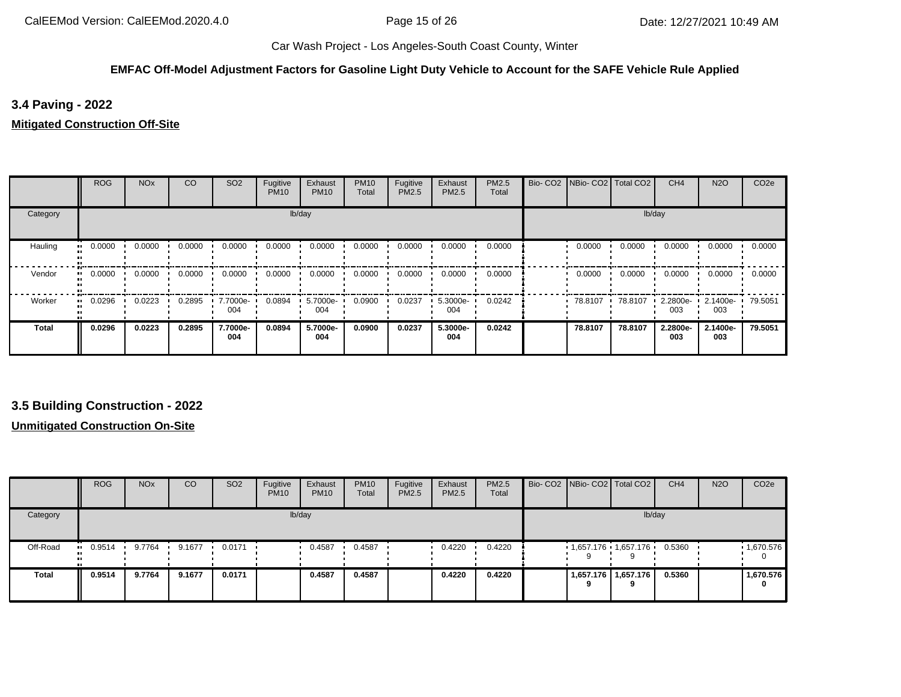Car Wash Project - Los Angeles-South Coast County, Winter

**EMFAC Off-Model Adjustment Factors for Gasoline Light Duty Vehicle to Account for the SAFE Vehicle Rule Applied**

### 3.4 Paving - 2022

**Mitigated Construction Off-Site**

| | ROG | NOx | CO | SO2 | Fugitive PM10 | Exhaust PM10 | PM10 Total | Fugitive PM2.5 | Exhaust PM2.5 | PM2.5 Total | Bio- CO2 | NBio- CO2 | Total CO2 | CH4 | N2O | CO2e |
|---|---|---|---|---|---|---|---|---|---|---|---|---|---|---|---|---|
| Category | lb/day | | | | | | | | | | lb/day | | | | | |
| Hauling | 0.0000 | 0.0000 | 0.0000 | 0.0000 | 0.0000 | 0.0000 | 0.0000 | 0.0000 | 0.0000 | 0.0000 | | 0.0000 | 0.0000 | 0.0000 | 0.0000 | 0.0000 |
| Vendor | 0.0000 | 0.0000 | 0.0000 | 0.0000 | 0.0000 | 0.0000 | 0.0000 | 0.0000 | 0.0000 | 0.0000 | | 0.0000 | 0.0000 | 0.0000 | 0.0000 | 0.0000 |
| Worker | 0.0296 | 0.0223 | 0.2895 | 7.7000e-004 | 0.0894 | 5.7000e-004 | 0.0900 | 0.0237 | 5.3000e-004 | 0.0242 | | 78.8107 | 78.8107 | 2.2800e-003 | 2.1400e-003 | 79.5051 |
| **Total** | **0.0296** | **0.0223** | **0.2895** | **7.7000e-004** | **0.0894** | **5.7000e-004** | **0.0900** | **0.0237** | **5.3000e-004** | **0.0242** | | **78.8107** | **78.8107** | **2.2800e-003** | **2.1400e-003** | **79.5051** |

### 3.5 Building Construction - 2022

**Unmitigated Construction On-Site**

| | ROG | NOx | CO | SO2 | Fugitive PM10 | Exhaust PM10 | PM10 Total | Fugitive PM2.5 | Exhaust PM2.5 | PM2.5 Total | Bio- CO2 | NBio- CO2 | Total CO2 | CH4 | N2O | CO2e |
|---|---|---|---|---|---|---|---|---|---|---|---|---|---|---|---|---|
| Category | lb/day | | | | | | | | | | lb/day | | | | | |
| Off-Road | 0.9514 | 9.7764 | 9.1677 | 0.0171 | | 0.4587 | 0.4587 | | 0.4220 | 0.4220 | | 1,657.1769 | 1,657.1769 | 0.5360 | | 1,670.5760 |
| **Total** | **0.9514** | **9.7764** | **9.1677** | **0.0171** | | **0.4587** | **0.4587** | | **0.4220** | **0.4220** | | **1,657.1769** | **1,657.1769** | **0.5360** | | **1,670.5760** |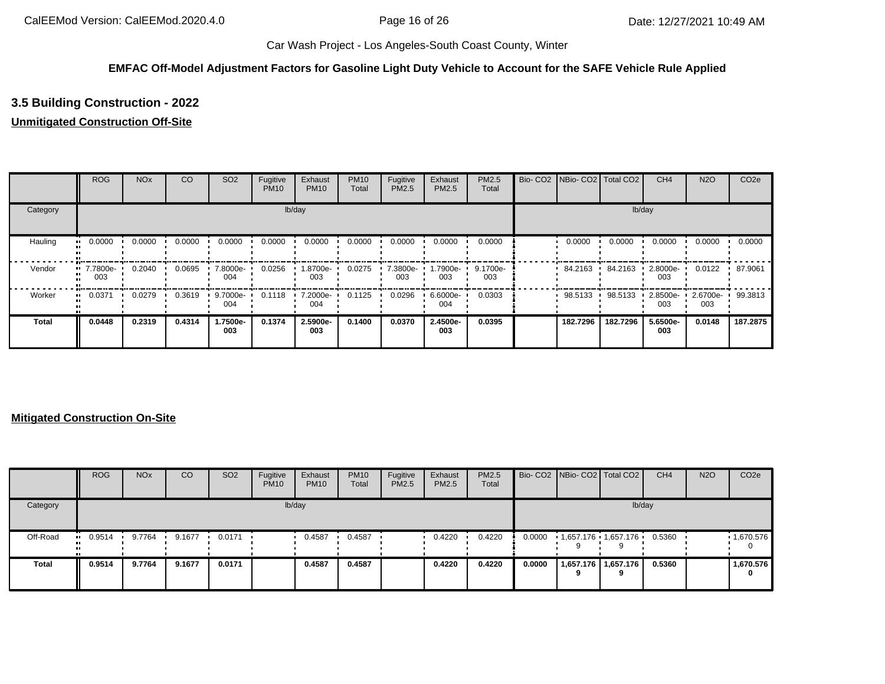Car Wash Project - Los Angeles-South Coast County, Winter

**EMFAC Off-Model Adjustment Factors for Gasoline Light Duty Vehicle to Account for the SAFE Vehicle Rule Applied**

### 3.5 Building Construction - 2022

**Unmitigated Construction Off-Site**

| | ROG | NOx | CO | SO2 | Fugitive PM10 | Exhaust PM10 | PM10 Total | Fugitive PM2.5 | Exhaust PM2.5 | PM2.5 Total | Bio- CO2 | NBio- CO2 | Total CO2 | CH4 | N2O | CO2e |
|---|---|---|---|---|---|---|---|---|---|---|---|---|---|---|---|---|
| Category | lb/day | | | | | | | | | | lb/day | | | | | |
| Hauling | 0.0000 | 0.0000 | 0.0000 | 0.0000 | 0.0000 | 0.0000 | 0.0000 | 0.0000 | 0.0000 | 0.0000 | | 0.0000 | 0.0000 | 0.0000 | 0.0000 | 0.0000 |
| Vendor | 7.7800e-003 | 0.2040 | 0.0695 | 7.8000e-004 | 0.0256 | 1.8700e-003 | 0.0275 | 7.3800e-003 | 1.7900e-003 | 9.1700e-003 | | 84.2163 | 84.2163 | 2.8000e-003 | 0.0122 | 87.9061 |
| Worker | 0.0371 | 0.0279 | 0.3619 | 9.7000e-004 | 0.1118 | 7.2000e-004 | 0.1125 | 0.0296 | 6.6000e-004 | 0.0303 | | 98.5133 | 98.5133 | 2.8500e-003 | 2.6700e-003 | 99.3813 |
| **Total** | **0.0448** | **0.2319** | **0.4314** | **1.7500e-003** | **0.1374** | **2.5900e-003** | **0.1400** | **0.0370** | **2.4500e-003** | **0.0395** | | **182.7296** | **182.7296** | **5.6500e-003** | **0.0148** | **187.2875** |

**Mitigated Construction On-Site**

| | ROG | NOx | CO | SO2 | Fugitive PM10 | Exhaust PM10 | PM10 Total | Fugitive PM2.5 | Exhaust PM2.5 | PM2.5 Total | Bio- CO2 | NBio- CO2 | Total CO2 | CH4 | N2O | CO2e |
|---|---|---|---|---|---|---|---|---|---|---|---|---|---|---|---|---|
| Category | lb/day | | | | | | | | | | lb/day | | | | | |
| Off-Road | 0.9514 | 9.7764 | 9.1677 | 0.0171 | | 0.4587 | 0.4587 | | 0.4220 | 0.4220 | 0.0000 | 1,657.1769 | 1,657.1769 | 0.5360 | | 1,670.5760 |
| **Total** | **0.9514** | **9.7764** | **9.1677** | **0.0171** | | **0.4587** | **0.4587** | | **0.4220** | **0.4220** | **0.0000** | **1,657.1769** | **1,657.1769** | **0.5360** | | **1,670.5760** |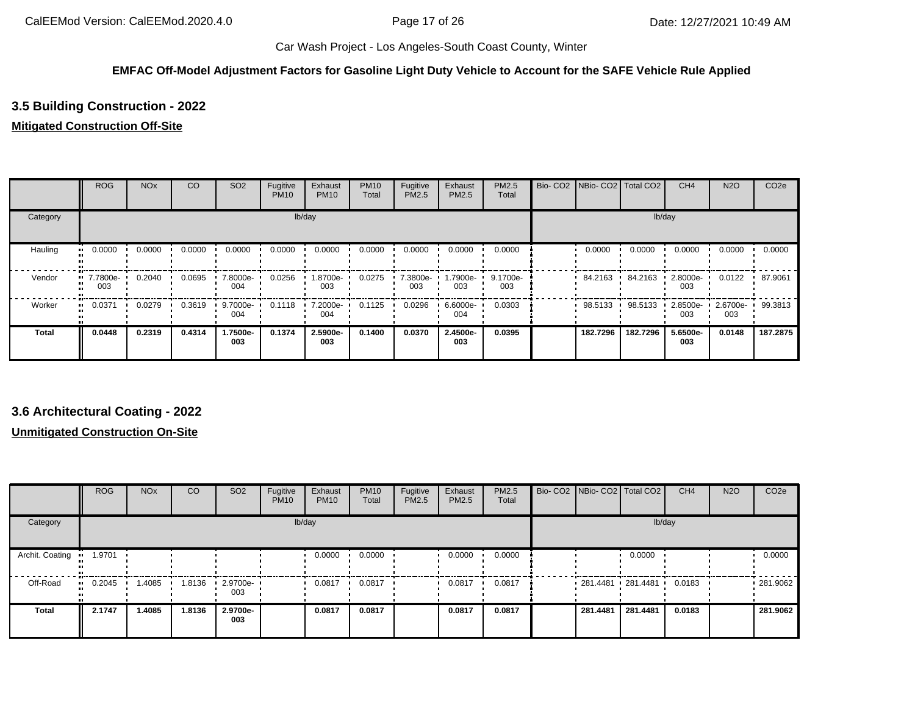**EMFAC Off-Model Adjustment Factors for Gasoline Light Duty Vehicle to Account for the SAFE Vehicle Rule Applied**

### 3.5 Building Construction - 2022

**Mitigated Construction Off-Site**

| | ROG | NOx | CO | SO2 | Fugitive PM10 | Exhaust PM10 | PM10 Total | Fugitive PM2.5 | Exhaust PM2.5 | PM2.5 Total | Bio- CO2 | NBio- CO2 | Total CO2 | CH4 | N2O | CO2e |
|---|---|---|---|---|---|---|---|---|---|---|---|---|---|---|---|---|
| Category | lb/day | | | | | | | | | | lb/day | | | | | |
| Hauling | 0.0000 | 0.0000 | 0.0000 | 0.0000 | 0.0000 | 0.0000 | 0.0000 | 0.0000 | 0.0000 | 0.0000 | | 0.0000 | 0.0000 | 0.0000 | 0.0000 | 0.0000 |
| Vendor | 7.7800e-003 | 0.2040 | 0.0695 | 7.8000e-004 | 0.0256 | 1.8700e-003 | 0.0275 | 7.3800e-003 | 1.7900e-003 | 9.1700e-003 | | 84.2163 | 84.2163 | 2.8000e-003 | 0.0122 | 87.9061 |
| Worker | 0.0371 | 0.0279 | 0.3619 | 9.7000e-004 | 0.1118 | 7.2000e-004 | 0.1125 | 0.0296 | 6.6000e-004 | 0.0303 | | 98.5133 | 98.5133 | 2.8500e-003 | 2.6700e-003 | 99.3813 |
| **Total** | **0.0448** | **0.2319** | **0.4314** | **1.7500e-003** | **0.1374** | **2.5900e-003** | **0.1400** | **0.0370** | **2.4500e-003** | **0.0395** | | **182.7296** | **182.7296** | **5.6500e-003** | **0.0148** | **187.2875** |

### 3.6 Architectural Coating - 2022

**Unmitigated Construction On-Site**

| | ROG | NOx | CO | SO2 | Fugitive PM10 | Exhaust PM10 | PM10 Total | Fugitive PM2.5 | Exhaust PM2.5 | PM2.5 Total | Bio- CO2 | NBio- CO2 | Total CO2 | CH4 | N2O | CO2e |
|---|---|---|---|---|---|---|---|---|---|---|---|---|---|---|---|---|
| Category | lb/day | | | | | | | | | | lb/day | | | | | |
| Archit. Coating | 1.9701 | | | | | 0.0000 | 0.0000 | | 0.0000 | 0.0000 | | | 0.0000 | | | 0.0000 |
| Off-Road | 0.2045 | 1.4085 | 1.8136 | 2.9700e-003 | | 0.0817 | 0.0817 | | 0.0817 | 0.0817 | | 281.4481 | 281.4481 | 0.0183 | | 281.9062 |
| **Total** | **2.1747** | **1.4085** | **1.8136** | **2.9700e-003** | | **0.0817** | **0.0817** | | **0.0817** | **0.0817** | | **281.4481** | **281.4481** | **0.0183** | | **281.9062** |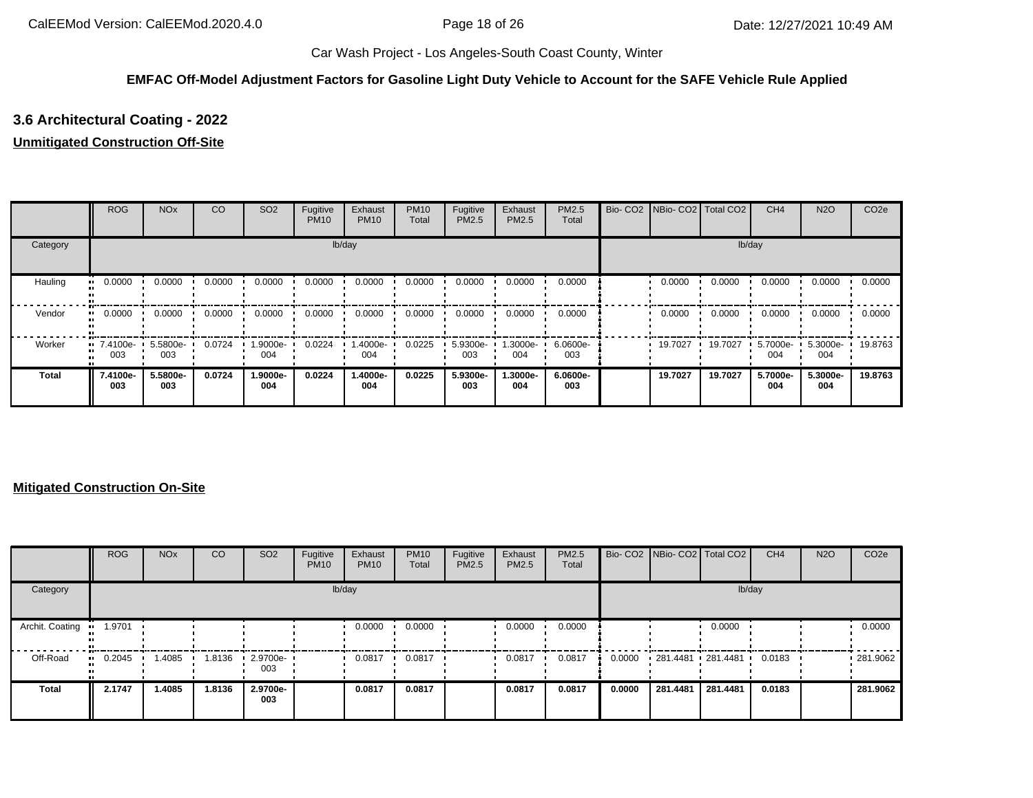Car Wash Project - Los Angeles-South Coast County, Winter

**EMFAC Off-Model Adjustment Factors for Gasoline Light Duty Vehicle to Account for the SAFE Vehicle Rule Applied**

### 3.6 Architectural Coating - 2022

**Unmitigated Construction Off-Site**

| | ROG | NOx | CO | SO2 | Fugitive PM10 | Exhaust PM10 | PM10 Total | Fugitive PM2.5 | Exhaust PM2.5 | PM2.5 Total | Bio- CO2 | NBio- CO2 | Total CO2 | CH4 | N2O | CO2e |
|---|---|---|---|---|---|---|---|---|---|---|---|---|---|---|---|---|
| Category | lb/day | | | | | | | | | | lb/day | | | | | |
| Hauling | 0.0000 | 0.0000 | 0.0000 | 0.0000 | 0.0000 | 0.0000 | 0.0000 | 0.0000 | 0.0000 | 0.0000 | | 0.0000 | 0.0000 | 0.0000 | 0.0000 | 0.0000 |
| Vendor | 0.0000 | 0.0000 | 0.0000 | 0.0000 | 0.0000 | 0.0000 | 0.0000 | 0.0000 | 0.0000 | 0.0000 | | 0.0000 | 0.0000 | 0.0000 | 0.0000 | 0.0000 |
| Worker | 7.4100e-003 | 5.5800e-003 | 0.0724 | 1.9000e-004 | 0.0224 | 1.4000e-004 | 0.0225 | 5.9300e-003 | 1.3000e-004 | 6.0600e-003 | | 19.7027 | 19.7027 | 5.7000e-004 | 5.3000e-004 | 19.8763 |
| **Total** | **7.4100e-003** | **5.5800e-003** | **0.0724** | **1.9000e-004** | **0.0224** | **1.4000e-004** | **0.0225** | **5.9300e-003** | **1.3000e-004** | **6.0600e-003** | | **19.7027** | **19.7027** | **5.7000e-004** | **5.3000e-004** | **19.8763** |

**Mitigated Construction On-Site**

| | ROG | NOx | CO | SO2 | Fugitive PM10 | Exhaust PM10 | PM10 Total | Fugitive PM2.5 | Exhaust PM2.5 | PM2.5 Total | Bio- CO2 | NBio- CO2 | Total CO2 | CH4 | N2O | CO2e |
|---|---|---|---|---|---|---|---|---|---|---|---|---|---|---|---|---|
| Category | lb/day | | | | | | | | | | lb/day | | | | | |
| Archit. Coating | 1.9701 | | | | | 0.0000 | 0.0000 | | 0.0000 | 0.0000 | | | 0.0000 | | | 0.0000 |
| Off-Road | 0.2045 | 1.4085 | 1.8136 | 2.9700e-003 | | 0.0817 | 0.0817 | | 0.0817 | 0.0817 | 0.0000 | 281.4481 | 281.4481 | 0.0183 | | 281.9062 |
| **Total** | **2.1747** | **1.4085** | **1.8136** | **2.9700e-003** | | **0.0817** | **0.0817** | | **0.0817** | **0.0817** | **0.0000** | **281.4481** | **281.4481** | **0.0183** | | **281.9062** |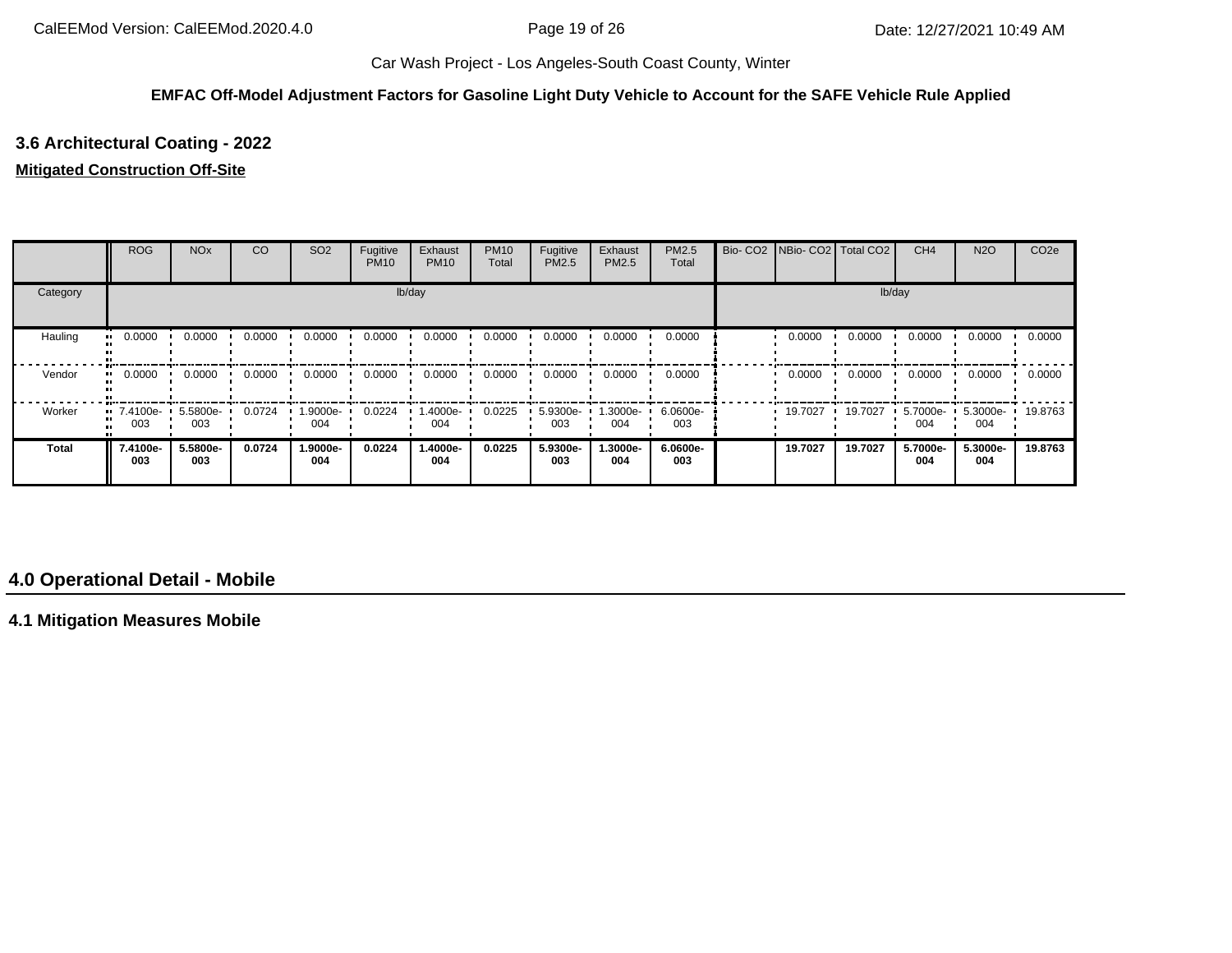**EMFAC Off-Model Adjustment Factors for Gasoline Light Duty Vehicle to Account for the SAFE Vehicle Rule Applied**

### 3.6 Architectural Coating - 2022

**Mitigated Construction Off-Site**

| | ROG | NOx | CO | SO2 | Fugitive PM10 | Exhaust PM10 | PM10 Total | Fugitive PM2.5 | Exhaust PM2.5 | PM2.5 Total | Bio- CO2 | NBio- CO2 | Total CO2 | CH4 | N2O | CO2e |
|---|---|---|---|---|---|---|---|---|---|---|---|---|---|---|---|---|
| Category | lb/day | | | | | | | | | | lb/day | | | | | |
| Hauling | 0.0000 | 0.0000 | 0.0000 | 0.0000 | 0.0000 | 0.0000 | 0.0000 | 0.0000 | 0.0000 | 0.0000 | | 0.0000 | 0.0000 | 0.0000 | 0.0000 | 0.0000 |
| Vendor | 0.0000 | 0.0000 | 0.0000 | 0.0000 | 0.0000 | 0.0000 | 0.0000 | 0.0000 | 0.0000 | 0.0000 | | 0.0000 | 0.0000 | 0.0000 | 0.0000 | 0.0000 |
| Worker | 7.4100e-003 | 5.5800e-003 | 0.0724 | 1.9000e-004 | 0.0224 | 1.4000e-004 | 0.0225 | 5.9300e-003 | 1.3000e-004 | 6.0600e-003 | | 19.7027 | 19.7027 | 5.7000e-004 | 5.3000e-004 | 19.8763 |
| **Total** | **7.4100e-003** | **5.5800e-003** | **0.0724** | **1.9000e-004** | **0.0224** | **1.4000e-004** | **0.0225** | **5.9300e-003** | **1.3000e-004** | **6.0600e-003** | | **19.7027** | **19.7027** | **5.7000e-004** | **5.3000e-004** | **19.8763** |

## 4.0 Operational Detail - Mobile

### 4.1 Mitigation Measures Mobile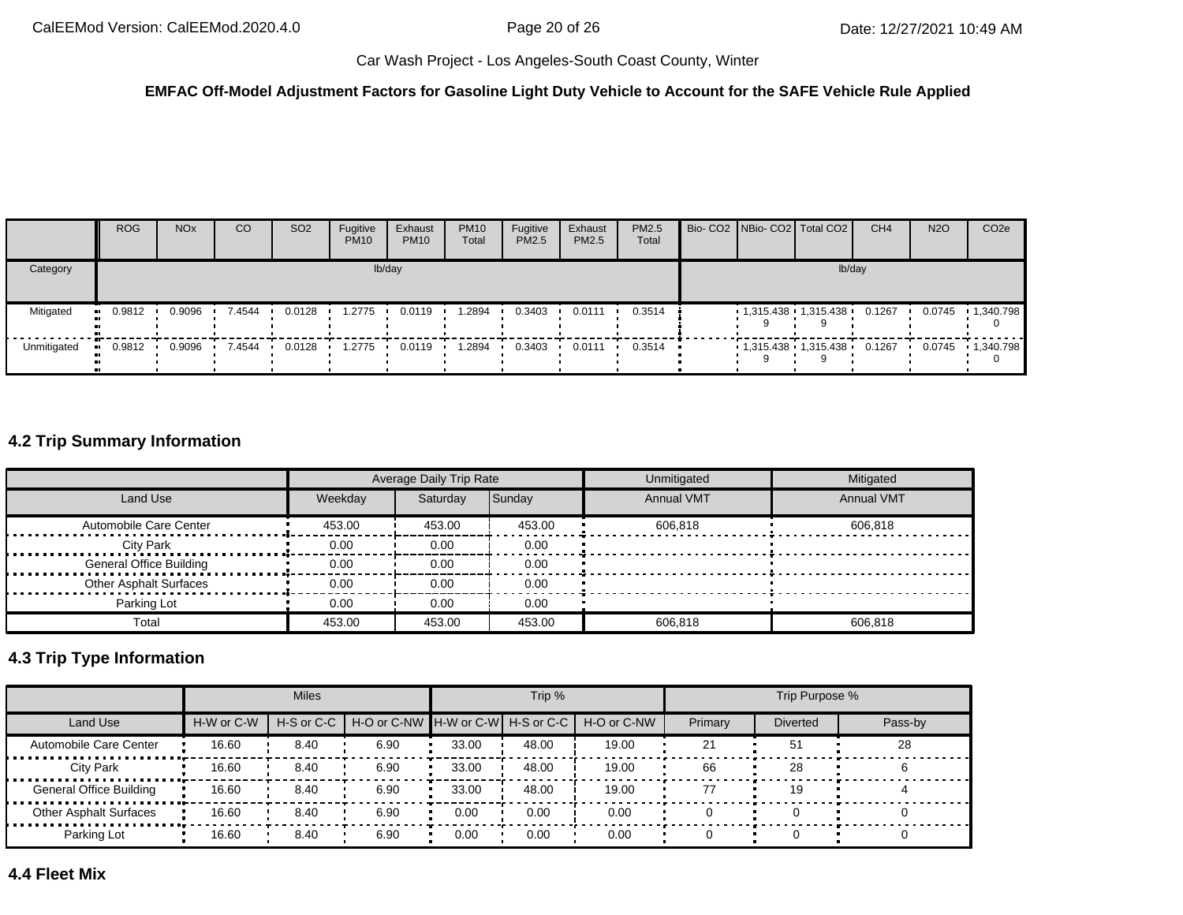**EMFAC Off-Model Adjustment Factors for Gasoline Light Duty Vehicle to Account for the SAFE Vehicle Rule Applied**

| | ROG | NOx | CO | SO2 | Fugitive PM10 | Exhaust PM10 | PM10 Total | Fugitive PM2.5 | Exhaust PM2.5 | PM2.5 Total | Bio- CO2 | NBio- CO2 | Total CO2 | CH4 | N2O | CO2e |
|---|---|---|---|---|---|---|---|---|---|---|---|---|---|---|---|---|
| Category | lb/day | | | | | | | | | | lb/day | | | | | |
| Mitigated | 0.9812 | 0.9096 | 7.4544 | 0.0128 | 1.2775 | 0.0119 | 1.2894 | 0.3403 | 0.0111 | 0.3514 | | 1,315.4389 | 1,315.4389 | 0.1267 | 0.0745 | 1,340.7980 |
| Unmitigated | 0.9812 | 0.9096 | 7.4544 | 0.0128 | 1.2775 | 0.0119 | 1.2894 | 0.3403 | 0.0111 | 0.3514 | | 1,315.4389 | 1,315.4389 | 0.1267 | 0.0745 | 1,340.7980 |

## 4.2 Trip Summary Information

| | Average Daily Trip Rate | | | Unmitigated | Mitigated |
|---|---|---|---|---|---|
| Land Use | Weekday | Saturday | Sunday | Annual VMT | Annual VMT |
| Automobile Care Center | 453.00 | 453.00 | 453.00 | 606,818 | 606,818 |
| City Park | 0.00 | 0.00 | 0.00 | | |
| General Office Building | 0.00 | 0.00 | 0.00 | | |
| Other Asphalt Surfaces | 0.00 | 0.00 | 0.00 | | |
| Parking Lot | 0.00 | 0.00 | 0.00 | | |
| Total | 453.00 | 453.00 | 453.00 | 606,818 | 606,818 |

## 4.3 Trip Type Information

| | Miles | | | Trip % | | | Trip Purpose % | | |
|---|---|---|---|---|---|---|---|---|---|
| Land Use | H-W or C-W | H-S or C-C | H-O or C-NW | H-W or C-W | H-S or C-C | H-O or C-NW | Primary | Diverted | Pass-by |
| Automobile Care Center | 16.60 | 8.40 | 6.90 | 33.00 | 48.00 | 19.00 | 21 | 51 | 28 |
| City Park | 16.60 | 8.40 | 6.90 | 33.00 | 48.00 | 19.00 | 66 | 28 | 6 |
| General Office Building | 16.60 | 8.40 | 6.90 | 33.00 | 48.00 | 19.00 | 77 | 19 | 4 |
| Other Asphalt Surfaces | 16.60 | 8.40 | 6.90 | 0.00 | 0.00 | 0.00 | 0 | 0 | 0 |
| Parking Lot | 16.60 | 8.40 | 6.90 | 0.00 | 0.00 | 0.00 | 0 | 0 | 0 |

## 4.4 Fleet Mix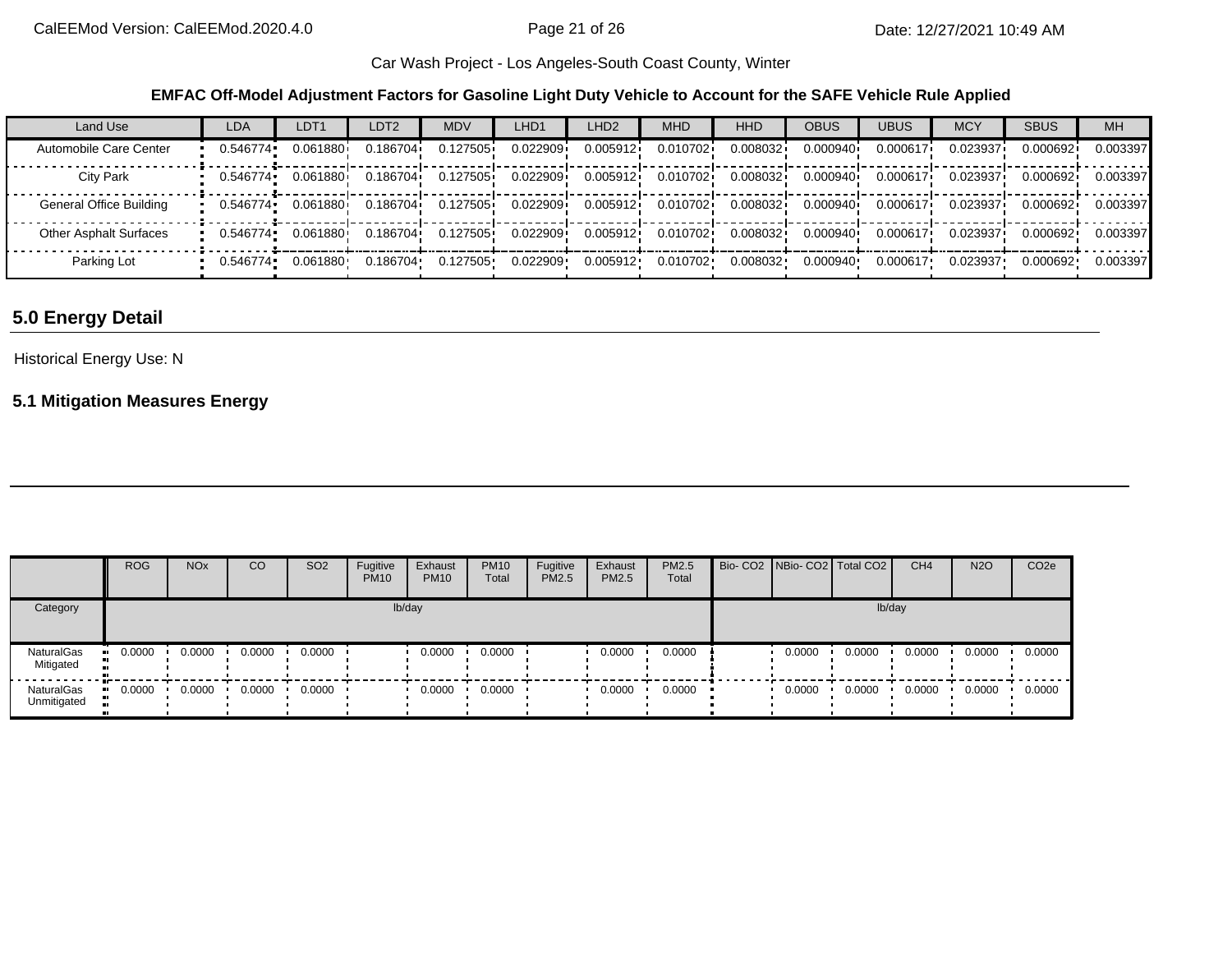Car Wash Project - Los Angeles-South Coast County, Winter

**EMFAC Off-Model Adjustment Factors for Gasoline Light Duty Vehicle to Account for the SAFE Vehicle Rule Applied**

| Land Use | LDA | LDT1 | LDT2 | MDV | LHD1 | LHD2 | MHD | HHD | OBUS | UBUS | MCY | SBUS | MH |
|---|---|---|---|---|---|---|---|---|---|---|---|---|---|
| Automobile Care Center | 0.546774 | 0.061880 | 0.186704 | 0.127505 | 0.022909 | 0.005912 | 0.010702 | 0.008032 | 0.000940 | 0.000617 | 0.023937 | 0.000692 | 0.003397 |
| City Park | 0.546774 | 0.061880 | 0.186704 | 0.127505 | 0.022909 | 0.005912 | 0.010702 | 0.008032 | 0.000940 | 0.000617 | 0.023937 | 0.000692 | 0.003397 |
| General Office Building | 0.546774 | 0.061880 | 0.186704 | 0.127505 | 0.022909 | 0.005912 | 0.010702 | 0.008032 | 0.000940 | 0.000617 | 0.023937 | 0.000692 | 0.003397 |
| Other Asphalt Surfaces | 0.546774 | 0.061880 | 0.186704 | 0.127505 | 0.022909 | 0.005912 | 0.010702 | 0.008032 | 0.000940 | 0.000617 | 0.023937 | 0.000692 | 0.003397 |
| Parking Lot | 0.546774 | 0.061880 | 0.186704 | 0.127505 | 0.022909 | 0.005912 | 0.010702 | 0.008032 | 0.000940 | 0.000617 | 0.023937 | 0.000692 | 0.003397 |

## 5.0 Energy Detail

Historical Energy Use: N

### 5.1 Mitigation Measures Energy

| | ROG | NOx | CO | SO2 | Fugitive PM10 | Exhaust PM10 | PM10 Total | Fugitive PM2.5 | Exhaust PM2.5 | PM2.5 Total | Bio- CO2 | NBio- CO2 | Total CO2 | CH4 | N2O | CO2e |
|---|---|---|---|---|---|---|---|---|---|---|---|---|---|---|---|---|
| Category | lb/day | | | | | | | | | | lb/day | | | | | |
| NaturalGas Mitigated | 0.0000 | 0.0000 | 0.0000 | 0.0000 | | 0.0000 | 0.0000 | | 0.0000 | 0.0000 | | 0.0000 | 0.0000 | 0.0000 | 0.0000 | 0.0000 |
| NaturalGas Unmitigated | 0.0000 | 0.0000 | 0.0000 | 0.0000 | | 0.0000 | 0.0000 | | 0.0000 | 0.0000 | | 0.0000 | 0.0000 | 0.0000 | 0.0000 | 0.0000 |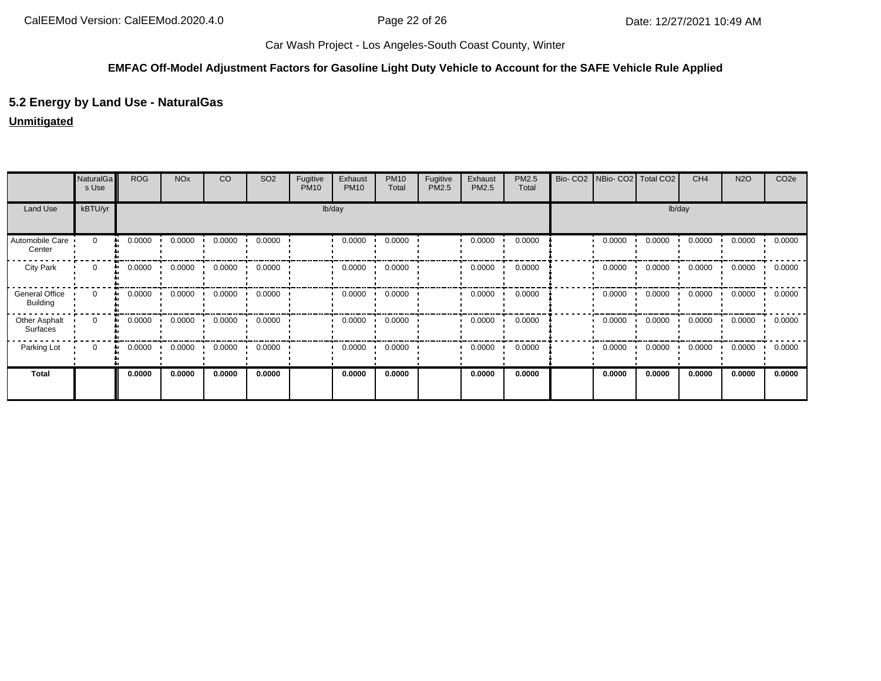Car Wash Project - Los Angeles-South Coast County, Winter

**EMFAC Off-Model Adjustment Factors for Gasoline Light Duty Vehicle to Account for the SAFE Vehicle Rule Applied**

## 5.2 Energy by Land Use - NaturalGas

**Unmitigated**

| | NaturalGas Use | ROG | NOx | CO | SO2 | Fugitive PM10 | Exhaust PM10 | PM10 Total | Fugitive PM2.5 | Exhaust PM2.5 | PM2.5 Total | Bio- CO2 | NBio- CO2 | Total CO2 | CH4 | N2O | CO2e |
|---|---|---|---|---|---|---|---|---|---|---|---|---|---|---|---|---|---|
| Land Use | kBTU/yr | lb/day | | | | | | | | | | lb/day | | | | | |
| Automobile Care Center | 0 | 0.0000 | 0.0000 | 0.0000 | 0.0000 | | 0.0000 | 0.0000 | | 0.0000 | 0.0000 | | 0.0000 | 0.0000 | 0.0000 | 0.0000 | 0.0000 |
| City Park | 0 | 0.0000 | 0.0000 | 0.0000 | 0.0000 | | 0.0000 | 0.0000 | | 0.0000 | 0.0000 | | 0.0000 | 0.0000 | 0.0000 | 0.0000 | 0.0000 |
| General Office Building | 0 | 0.0000 | 0.0000 | 0.0000 | 0.0000 | | 0.0000 | 0.0000 | | 0.0000 | 0.0000 | | 0.0000 | 0.0000 | 0.0000 | 0.0000 | 0.0000 |
| Other Asphalt Surfaces | 0 | 0.0000 | 0.0000 | 0.0000 | 0.0000 | | 0.0000 | 0.0000 | | 0.0000 | 0.0000 | | 0.0000 | 0.0000 | 0.0000 | 0.0000 | 0.0000 |
| Parking Lot | 0 | 0.0000 | 0.0000 | 0.0000 | 0.0000 | | 0.0000 | 0.0000 | | 0.0000 | 0.0000 | | 0.0000 | 0.0000 | 0.0000 | 0.0000 | 0.0000 |
| **Total** | | **0.0000** | **0.0000** | **0.0000** | **0.0000** | | **0.0000** | **0.0000** | | **0.0000** | **0.0000** | | **0.0000** | **0.0000** | **0.0000** | **0.0000** | **0.0000** |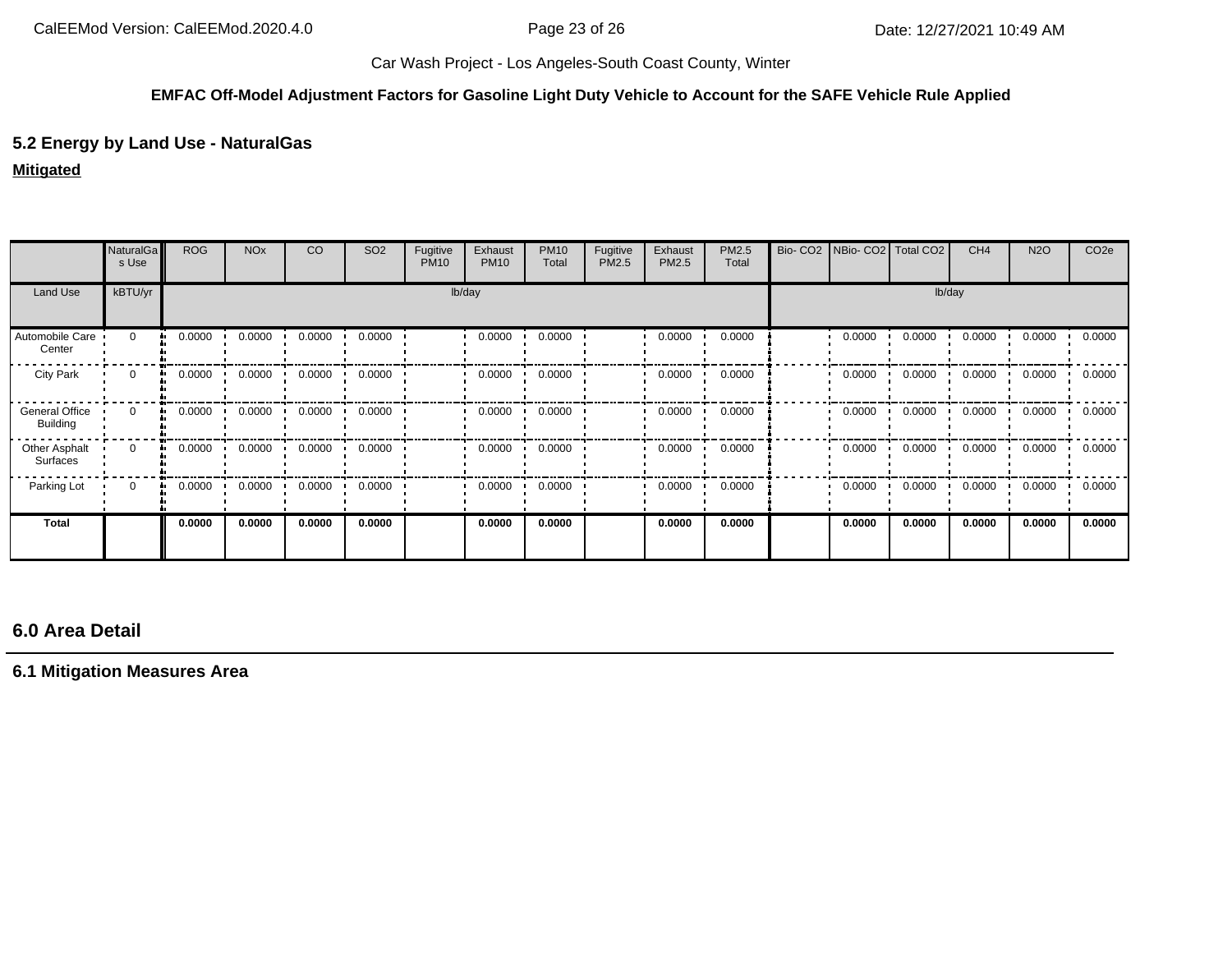Car Wash Project - Los Angeles-South Coast County, Winter

**EMFAC Off-Model Adjustment Factors for Gasoline Light Duty Vehicle to Account for the SAFE Vehicle Rule Applied**

## 5.2 Energy by Land Use - NaturalGas

**Mitigated**

| | NaturalGas Use | ROG | NOx | CO | SO2 | Fugitive PM10 | Exhaust PM10 | PM10 Total | Fugitive PM2.5 | Exhaust PM2.5 | PM2.5 Total | Bio- CO2 | NBio- CO2 | Total CO2 | CH4 | N2O | CO2e |
|---|---|---|---|---|---|---|---|---|---|---|---|---|---|---|---|---|---|
| Land Use | kBTU/yr | lb/day | | | | | | | | | | lb/day | | | | | |
| Automobile Care Center | 0 | 0.0000 | 0.0000 | 0.0000 | 0.0000 | | 0.0000 | 0.0000 | | 0.0000 | 0.0000 | | 0.0000 | 0.0000 | 0.0000 | 0.0000 | 0.0000 |
| City Park | 0 | 0.0000 | 0.0000 | 0.0000 | 0.0000 | | 0.0000 | 0.0000 | | 0.0000 | 0.0000 | | 0.0000 | 0.0000 | 0.0000 | 0.0000 | 0.0000 |
| General Office Building | 0 | 0.0000 | 0.0000 | 0.0000 | 0.0000 | | 0.0000 | 0.0000 | | 0.0000 | 0.0000 | | 0.0000 | 0.0000 | 0.0000 | 0.0000 | 0.0000 |
| Other Asphalt Surfaces | 0 | 0.0000 | 0.0000 | 0.0000 | 0.0000 | | 0.0000 | 0.0000 | | 0.0000 | 0.0000 | | 0.0000 | 0.0000 | 0.0000 | 0.0000 | 0.0000 |
| Parking Lot | 0 | 0.0000 | 0.0000 | 0.0000 | 0.0000 | | 0.0000 | 0.0000 | | 0.0000 | 0.0000 | | 0.0000 | 0.0000 | 0.0000 | 0.0000 | 0.0000 |
| **Total** | | **0.0000** | **0.0000** | **0.0000** | **0.0000** | | **0.0000** | **0.0000** | | **0.0000** | **0.0000** | | **0.0000** | **0.0000** | **0.0000** | **0.0000** | **0.0000** |

# 6.0 Area Detail

## 6.1 Mitigation Measures Area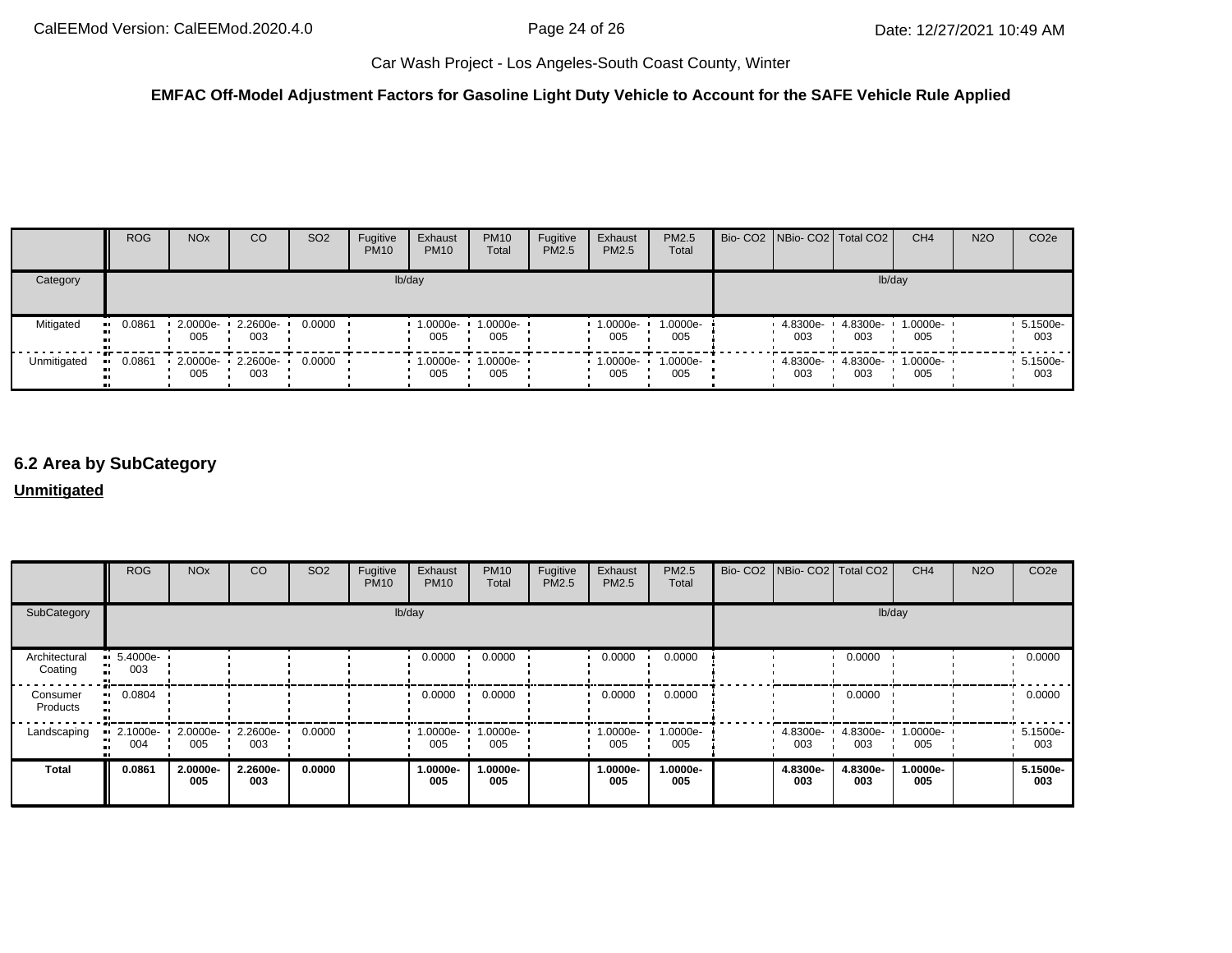**EMFAC Off-Model Adjustment Factors for Gasoline Light Duty Vehicle to Account for the SAFE Vehicle Rule Applied**

| | ROG | NOx | CO | SO2 | Fugitive PM10 | Exhaust PM10 | PM10 Total | Fugitive PM2.5 | Exhaust PM2.5 | PM2.5 Total | Bio- CO2 | NBio- CO2 | Total CO2 | CH4 | N2O | CO2e |
|---|---|---|---|---|---|---|---|---|---|---|---|---|---|---|---|---|
| Category | lb/day | | | | | | | | | | lb/day | | | | | |
| Mitigated | 0.0861 | 2.0000e-005 | 2.2600e-003 | 0.0000 | | 1.0000e-005 | 1.0000e-005 | | 1.0000e-005 | 1.0000e-005 | | 4.8300e-003 | 4.8300e-003 | 1.0000e-005 | | 5.1500e-003 |
| Unmitigated | 0.0861 | 2.0000e-005 | 2.2600e-003 | 0.0000 | | 1.0000e-005 | 1.0000e-005 | | 1.0000e-005 | 1.0000e-005 | | 4.8300e-003 | 4.8300e-003 | 1.0000e-005 | | 5.1500e-003 |

## 6.2 Area by SubCategory

**Unmitigated**

| | ROG | NOx | CO | SO2 | Fugitive PM10 | Exhaust PM10 | PM10 Total | Fugitive PM2.5 | Exhaust PM2.5 | PM2.5 Total | Bio- CO2 | NBio- CO2 | Total CO2 | CH4 | N2O | CO2e |
|---|---|---|---|---|---|---|---|---|---|---|---|---|---|---|---|---|
| SubCategory | lb/day | | | | | | | | | | lb/day | | | | | |
| Architectural Coating | 5.4000e-003 | | | | | 0.0000 | 0.0000 | | 0.0000 | 0.0000 | | | 0.0000 | | | 0.0000 |
| Consumer Products | 0.0804 | | | | | 0.0000 | 0.0000 | | 0.0000 | 0.0000 | | | 0.0000 | | | 0.0000 |
| Landscaping | 2.1000e-004 | 2.0000e-005 | 2.2600e-003 | 0.0000 | | 1.0000e-005 | 1.0000e-005 | | 1.0000e-005 | 1.0000e-005 | | 4.8300e-003 | 4.8300e-003 | 1.0000e-005 | | 5.1500e-003 |
| **Total** | **0.0861** | **2.0000e-005** | **2.2600e-003** | **0.0000** | | **1.0000e-005** | **1.0000e-005** | | **1.0000e-005** | **1.0000e-005** | | **4.8300e-003** | **4.8300e-003** | **1.0000e-005** | | **5.1500e-003** |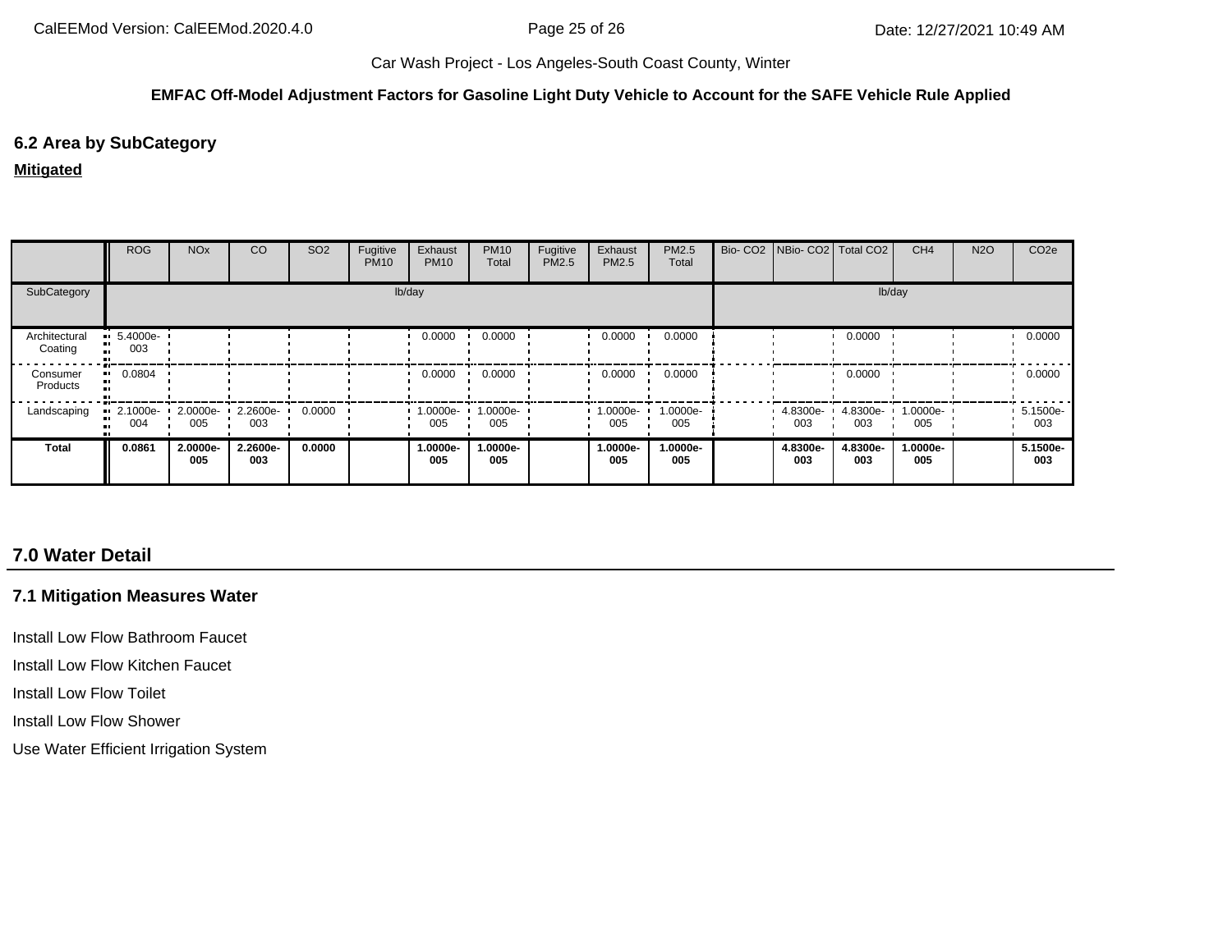Car Wash Project - Los Angeles-South Coast County, Winter

**EMFAC Off-Model Adjustment Factors for Gasoline Light Duty Vehicle to Account for the SAFE Vehicle Rule Applied**

## 6.2 Area by SubCategory

**Mitigated**

| | ROG | NOx | CO | SO2 | Fugitive PM10 | Exhaust PM10 | PM10 Total | Fugitive PM2.5 | Exhaust PM2.5 | PM2.5 Total | Bio- CO2 | NBio- CO2 | Total CO2 | CH4 | N2O | CO2e |
|---|---|---|---|---|---|---|---|---|---|---|---|---|---|---|---|---|
| SubCategory | lb/day | | | | | | | | | | lb/day | | | | | |
| Architectural Coating | 5.4000e-003 | | | | | 0.0000 | 0.0000 | | 0.0000 | 0.0000 | | | 0.0000 | | | 0.0000 |
| Consumer Products | 0.0804 | | | | | 0.0000 | 0.0000 | | 0.0000 | 0.0000 | | | 0.0000 | | | 0.0000 |
| Landscaping | 2.1000e-004 | 2.0000e-005 | 2.2600e-003 | 0.0000 | | 1.0000e-005 | 1.0000e-005 | | 1.0000e-005 | 1.0000e-005 | | 4.8300e-003 | 4.8300e-003 | 1.0000e-005 | | 5.1500e-003 |
| **Total** | **0.0861** | **2.0000e-005** | **2.2600e-003** | **0.0000** | | **1.0000e-005** | **1.0000e-005** | | **1.0000e-005** | **1.0000e-005** | | **4.8300e-003** | **4.8300e-003** | **1.0000e-005** | | **5.1500e-003** |

# 7.0 Water Detail

## 7.1 Mitigation Measures Water

Install Low Flow Bathroom Faucet

Install Low Flow Kitchen Faucet

Install Low Flow Toilet

Install Low Flow Shower

Use Water Efficient Irrigation System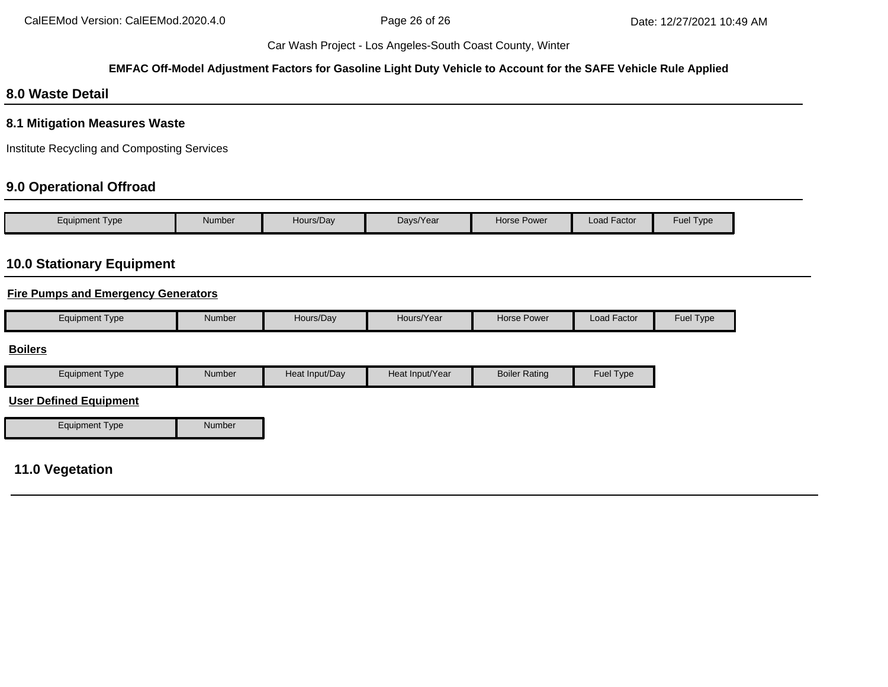## 8.0 Waste Detail

### 8.1 Mitigation Measures Waste

Institute Recycling and Composting Services

## 9.0 Operational Offroad

| Equipment Type | Number | Hours/Day | Days/Year | Horse Power | Load Factor | Fuel Type |
|---|---|---|---|---|---|---|

## 10.0 Stationary Equipment

**Fire Pumps and Emergency Generators**

| Equipment Type | Number | Hours/Day | Hours/Year | Horse Power | Load Factor | Fuel Type |
|---|---|---|---|---|---|---|

**Boilers**

| Equipment Type | Number | Heat Input/Day | Heat Input/Year | Boiler Rating | Fuel Type |
|---|---|---|---|---|---|

**User Defined Equipment**

| Equipment Type | Number |
|---|---|

## 11.0 Vegetation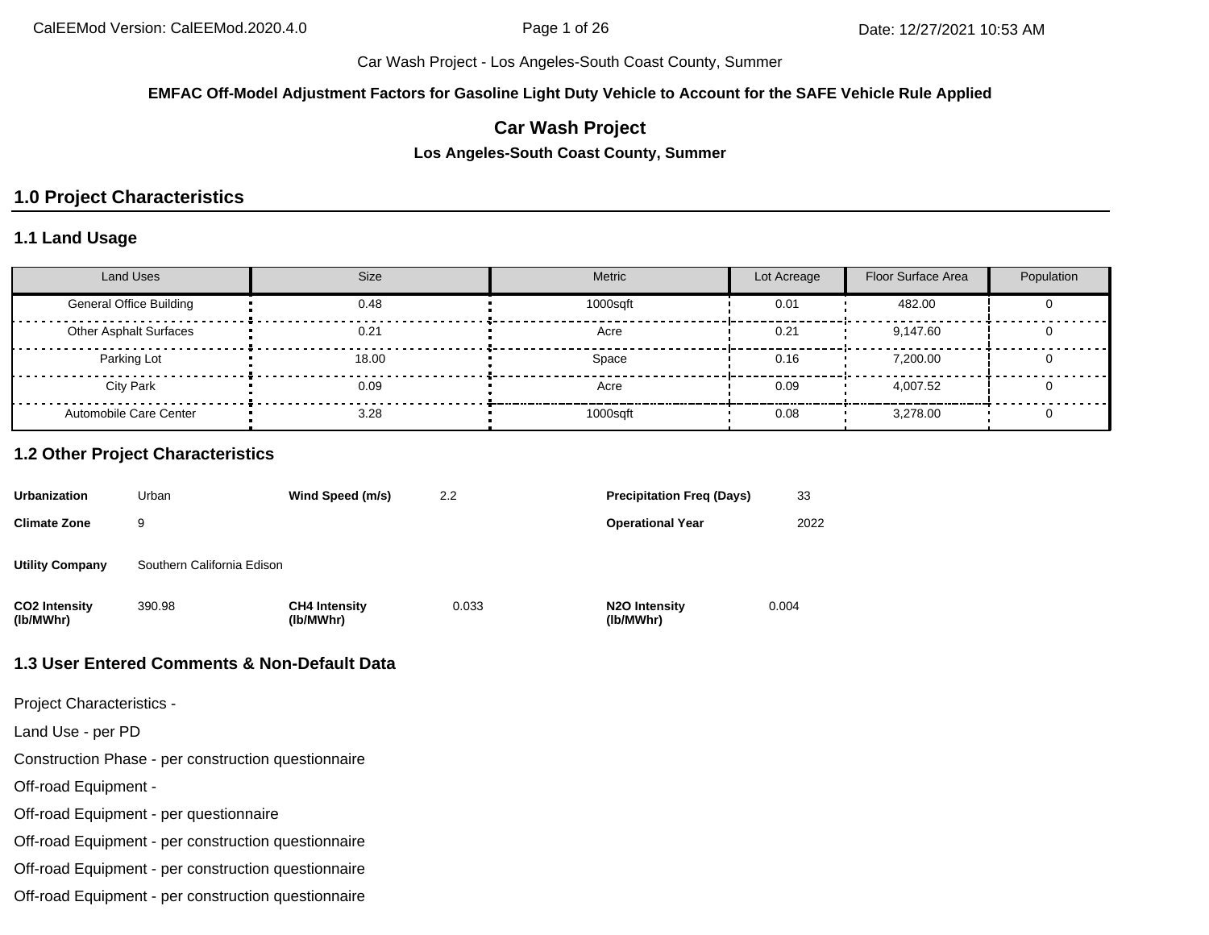Car Wash Project - Los Angeles-South Coast County, Summer

**EMFAC Off-Model Adjustment Factors for Gasoline Light Duty Vehicle to Account for the SAFE Vehicle Rule Applied**

## Car Wash Project

**Los Angeles-South Coast County, Summer**

# 1.0 Project Characteristics

## 1.1 Land Usage

| Land Uses | Size | Metric | Lot Acreage | Floor Surface Area | Population |
|---|---|---|---|---|---|
| General Office Building | 0.48 | 1000sqft | 0.01 | 482.00 | 0 |
| Other Asphalt Surfaces | 0.21 | Acre | 0.21 | 9,147.60 | 0 |
| Parking Lot | 18.00 | Space | 0.16 | 7,200.00 | 0 |
| City Park | 0.09 | Acre | 0.09 | 4,007.52 | 0 |
| Automobile Care Center | 3.28 | 1000sqft | 0.08 | 3,278.00 | 0 |

## 1.2 Other Project Characteristics

| | | | | | |
|---|---|---|---|---|---|
| **Urbanization** | Urban | **Wind Speed (m/s)** | 2.2 | **Precipitation Freq (Days)** | 33 |
| **Climate Zone** | 9 | | | **Operational Year** | 2022 |
| **Utility Company** | Southern California Edison | | | | |
| **CO2 Intensity (lb/MWhr)** | 390.98 | **CH4 Intensity (lb/MWhr)** | 0.033 | **N2O Intensity (lb/MWhr)** | 0.004 |

## 1.3 User Entered Comments & Non-Default Data

Project Characteristics -

Land Use - per PD

Construction Phase - per construction questionnaire

Off-road Equipment -

Off-road Equipment - per questionnaire

Off-road Equipment - per construction questionnaire

Off-road Equipment - per construction questionnaire

Off-road Equipment - per construction questionnaire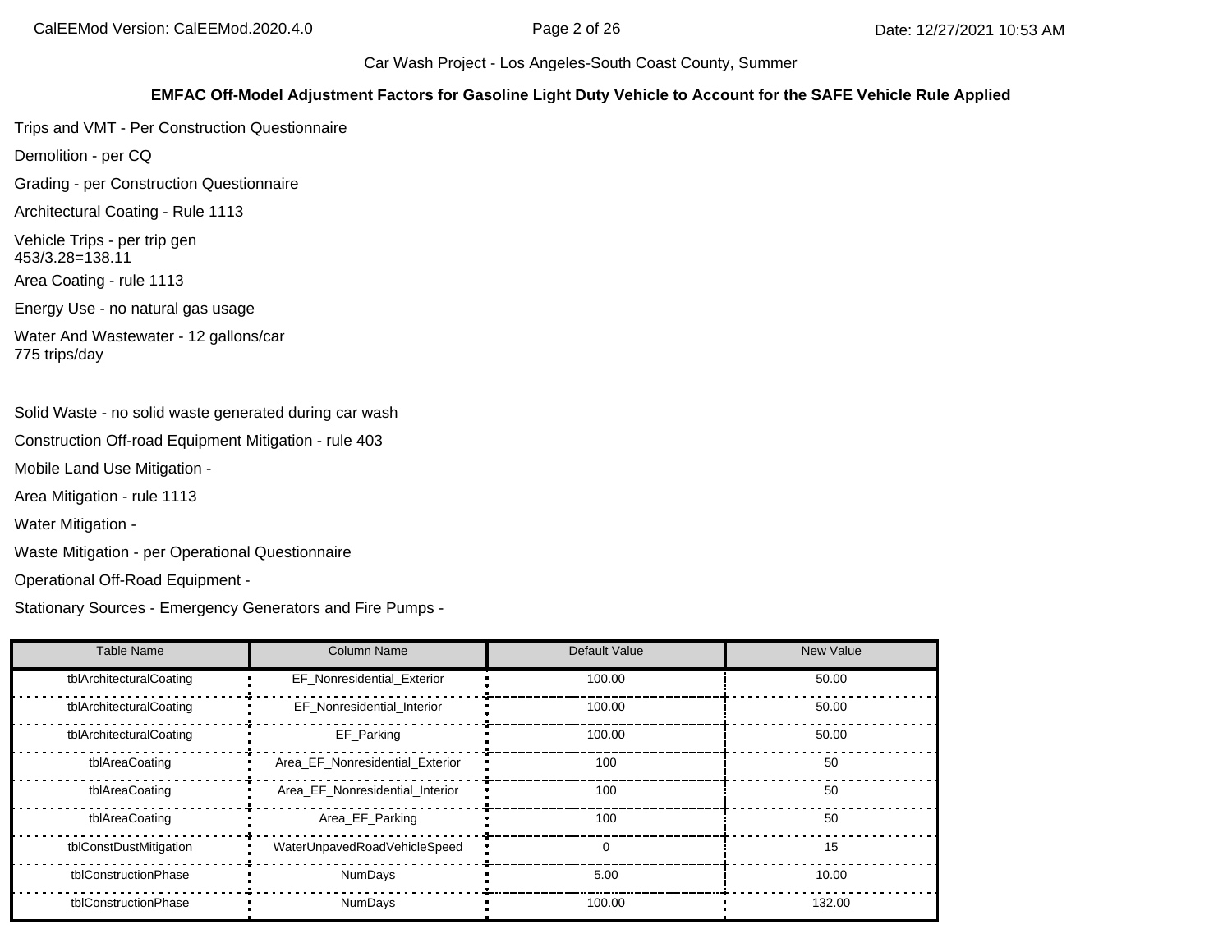Car Wash Project - Los Angeles-South Coast County, Summer

**EMFAC Off-Model Adjustment Factors for Gasoline Light Duty Vehicle to Account for the SAFE Vehicle Rule Applied**

Trips and VMT - Per Construction Questionnaire

Demolition - per CQ

Grading - per Construction Questionnaire

Architectural Coating - Rule 1113

Vehicle Trips - per trip gen
453/3.28=138.11

Area Coating - rule 1113

Energy Use - no natural gas usage

Water And Wastewater - 12 gallons/car
775 trips/day

Solid Waste - no solid waste generated during car wash

Construction Off-road Equipment Mitigation - rule 403

Mobile Land Use Mitigation -

Area Mitigation - rule 1113

Water Mitigation -

Waste Mitigation - per Operational Questionnaire

Operational Off-Road Equipment -

Stationary Sources - Emergency Generators and Fire Pumps -

| Table Name | Column Name | Default Value | New Value |
|---|---|---|---|
| tblArchitecturalCoating | EF_Nonresidential_Exterior | 100.00 | 50.00 |
| tblArchitecturalCoating | EF_Nonresidential_Interior | 100.00 | 50.00 |
| tblArchitecturalCoating | EF_Parking | 100.00 | 50.00 |
| tblAreaCoating | Area_EF_Nonresidential_Exterior | 100 | 50 |
| tblAreaCoating | Area_EF_Nonresidential_Interior | 100 | 50 |
| tblAreaCoating | Area_EF_Parking | 100 | 50 |
| tblConstDustMitigation | WaterUnpavedRoadVehicleSpeed | 0 | 15 |
| tblConstructionPhase | NumDays | 5.00 | 10.00 |
| tblConstructionPhase | NumDays | 100.00 | 132.00 |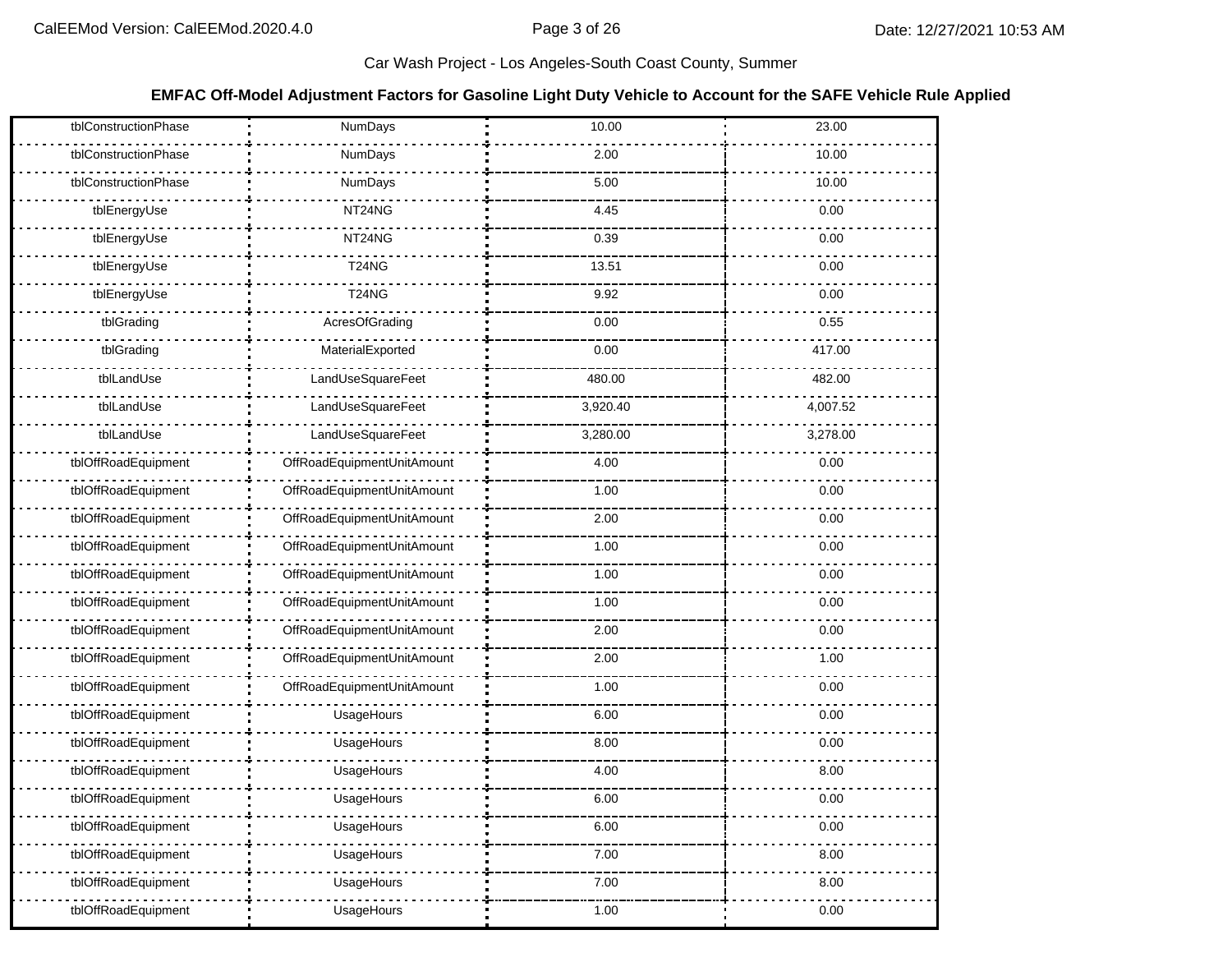Car Wash Project - Los Angeles-South Coast County, Summer

**EMFAC Off-Model Adjustment Factors for Gasoline Light Duty Vehicle to Account for the SAFE Vehicle Rule Applied**

| | | | |
|---|---|---|---|
| tblConstructionPhase | NumDays | 10.00 | 23.00 |
| tblConstructionPhase | NumDays | 2.00 | 10.00 |
| tblConstructionPhase | NumDays | 5.00 | 10.00 |
| tblEnergyUse | NT24NG | 4.45 | 0.00 |
| tblEnergyUse | NT24NG | 0.39 | 0.00 |
| tblEnergyUse | T24NG | 13.51 | 0.00 |
| tblEnergyUse | T24NG | 9.92 | 0.00 |
| tblGrading | AcresOfGrading | 0.00 | 0.55 |
| tblGrading | MaterialExported | 0.00 | 417.00 |
| tblLandUse | LandUseSquareFeet | 480.00 | 482.00 |
| tblLandUse | LandUseSquareFeet | 3,920.40 | 4,007.52 |
| tblLandUse | LandUseSquareFeet | 3,280.00 | 3,278.00 |
| tblOffRoadEquipment | OffRoadEquipmentUnitAmount | 4.00 | 0.00 |
| tblOffRoadEquipment | OffRoadEquipmentUnitAmount | 1.00 | 0.00 |
| tblOffRoadEquipment | OffRoadEquipmentUnitAmount | 2.00 | 0.00 |
| tblOffRoadEquipment | OffRoadEquipmentUnitAmount | 1.00 | 0.00 |
| tblOffRoadEquipment | OffRoadEquipmentUnitAmount | 1.00 | 0.00 |
| tblOffRoadEquipment | OffRoadEquipmentUnitAmount | 1.00 | 0.00 |
| tblOffRoadEquipment | OffRoadEquipmentUnitAmount | 2.00 | 0.00 |
| tblOffRoadEquipment | OffRoadEquipmentUnitAmount | 2.00 | 1.00 |
| tblOffRoadEquipment | OffRoadEquipmentUnitAmount | 1.00 | 0.00 |
| tblOffRoadEquipment | UsageHours | 6.00 | 0.00 |
| tblOffRoadEquipment | UsageHours | 8.00 | 0.00 |
| tblOffRoadEquipment | UsageHours | 4.00 | 8.00 |
| tblOffRoadEquipment | UsageHours | 6.00 | 0.00 |
| tblOffRoadEquipment | UsageHours | 6.00 | 0.00 |
| tblOffRoadEquipment | UsageHours | 7.00 | 8.00 |
| tblOffRoadEquipment | UsageHours | 7.00 | 8.00 |
| tblOffRoadEquipment | UsageHours | 1.00 | 0.00 |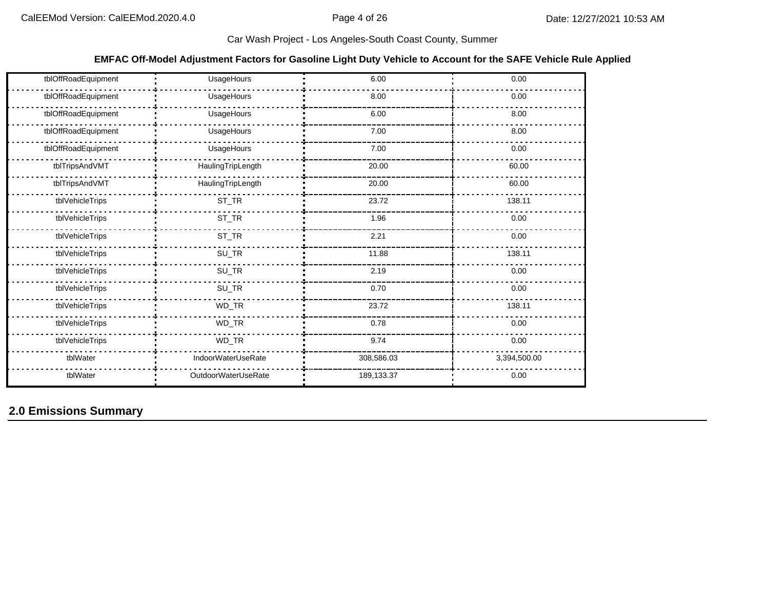**EMFAC Off-Model Adjustment Factors for Gasoline Light Duty Vehicle to Account for the SAFE Vehicle Rule Applied**

| | | | |
|---|---|---|---|
| tblOffRoadEquipment | UsageHours | 6.00 | 0.00 |
| tblOffRoadEquipment | UsageHours | 8.00 | 0.00 |
| tblOffRoadEquipment | UsageHours | 6.00 | 8.00 |
| tblOffRoadEquipment | UsageHours | 7.00 | 8.00 |
| tblOffRoadEquipment | UsageHours | 7.00 | 0.00 |
| tblTripsAndVMT | HaulingTripLength | 20.00 | 60.00 |
| tblTripsAndVMT | HaulingTripLength | 20.00 | 60.00 |
| tblVehicleTrips | ST_TR | 23.72 | 138.11 |
| tblVehicleTrips | ST_TR | 1.96 | 0.00 |
| tblVehicleTrips | ST_TR | 2.21 | 0.00 |
| tblVehicleTrips | SU_TR | 11.88 | 138.11 |
| tblVehicleTrips | SU_TR | 2.19 | 0.00 |
| tblVehicleTrips | SU_TR | 0.70 | 0.00 |
| tblVehicleTrips | WD_TR | 23.72 | 138.11 |
| tblVehicleTrips | WD_TR | 0.78 | 0.00 |
| tblVehicleTrips | WD_TR | 9.74 | 0.00 |
| tblWater | IndoorWaterUseRate | 308,586.03 | 3,394,500.00 |
| tblWater | OutdoorWaterUseRate | 189,133.37 | 0.00 |

## 2.0 Emissions Summary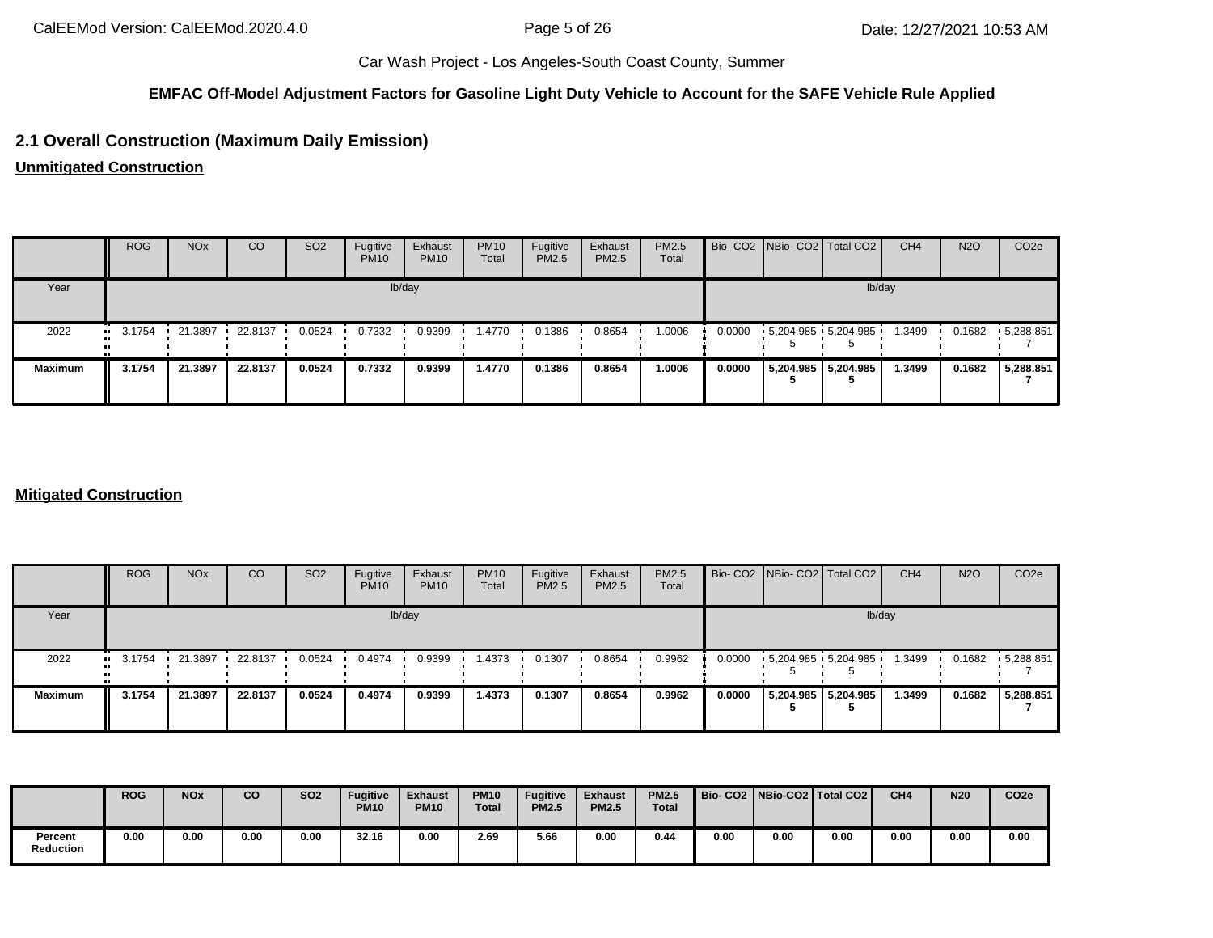Car Wash Project - Los Angeles-South Coast County, Summer

**EMFAC Off-Model Adjustment Factors for Gasoline Light Duty Vehicle to Account for the SAFE Vehicle Rule Applied**

## 2.1 Overall Construction (Maximum Daily Emission)

**Unmitigated Construction**

| | ROG | NOx | CO | SO2 | Fugitive PM10 | Exhaust PM10 | PM10 Total | Fugitive PM2.5 | Exhaust PM2.5 | PM2.5 Total | Bio- CO2 | NBio- CO2 | Total CO2 | CH4 | N2O | CO2e |
|---|---|---|---|---|---|---|---|---|---|---|---|---|---|---|---|---|
| Year | lb/day | | | | | | | | | | lb/day | | | | | |
| 2022 | 3.1754 | 21.3897 | 22.8137 | 0.0524 | 0.7332 | 0.9399 | 1.4770 | 0.1386 | 0.8654 | 1.0006 | 0.0000 | 5,204.9855 | 5,204.9855 | 1.3499 | 0.1682 | 5,288.8517 |
| **Maximum** | **3.1754** | **21.3897** | **22.8137** | **0.0524** | **0.7332** | **0.9399** | **1.4770** | **0.1386** | **0.8654** | **1.0006** | **0.0000** | **5,204.9855** | **5,204.9855** | **1.3499** | **0.1682** | **5,288.8517** |

**Mitigated Construction**

| | ROG | NOx | CO | SO2 | Fugitive PM10 | Exhaust PM10 | PM10 Total | Fugitive PM2.5 | Exhaust PM2.5 | PM2.5 Total | Bio- CO2 | NBio- CO2 | Total CO2 | CH4 | N2O | CO2e |
|---|---|---|---|---|---|---|---|---|---|---|---|---|---|---|---|---|
| Year | lb/day | | | | | | | | | | lb/day | | | | | |
| 2022 | 3.1754 | 21.3897 | 22.8137 | 0.0524 | 0.4974 | 0.9399 | 1.4373 | 0.1307 | 0.8654 | 0.9962 | 0.0000 | 5,204.9855 | 5,204.9855 | 1.3499 | 0.1682 | 5,288.8517 |
| **Maximum** | **3.1754** | **21.3897** | **22.8137** | **0.0524** | **0.4974** | **0.9399** | **1.4373** | **0.1307** | **0.8654** | **0.9962** | **0.0000** | **5,204.9855** | **5,204.9855** | **1.3499** | **0.1682** | **5,288.8517** |

| | ROG | NOx | CO | SO2 | Fugitive PM10 | Exhaust PM10 | PM10 Total | Fugitive PM2.5 | Exhaust PM2.5 | PM2.5 Total | Bio- CO2 | NBio-CO2 | Total CO2 | CH4 | N20 | CO2e |
|---|---|---|---|---|---|---|---|---|---|---|---|---|---|---|---|---|
| **Percent Reduction** | **0.00** | **0.00** | **0.00** | **0.00** | **32.16** | **0.00** | **2.69** | **5.66** | **0.00** | **0.44** | **0.00** | **0.00** | **0.00** | **0.00** | **0.00** | **0.00** |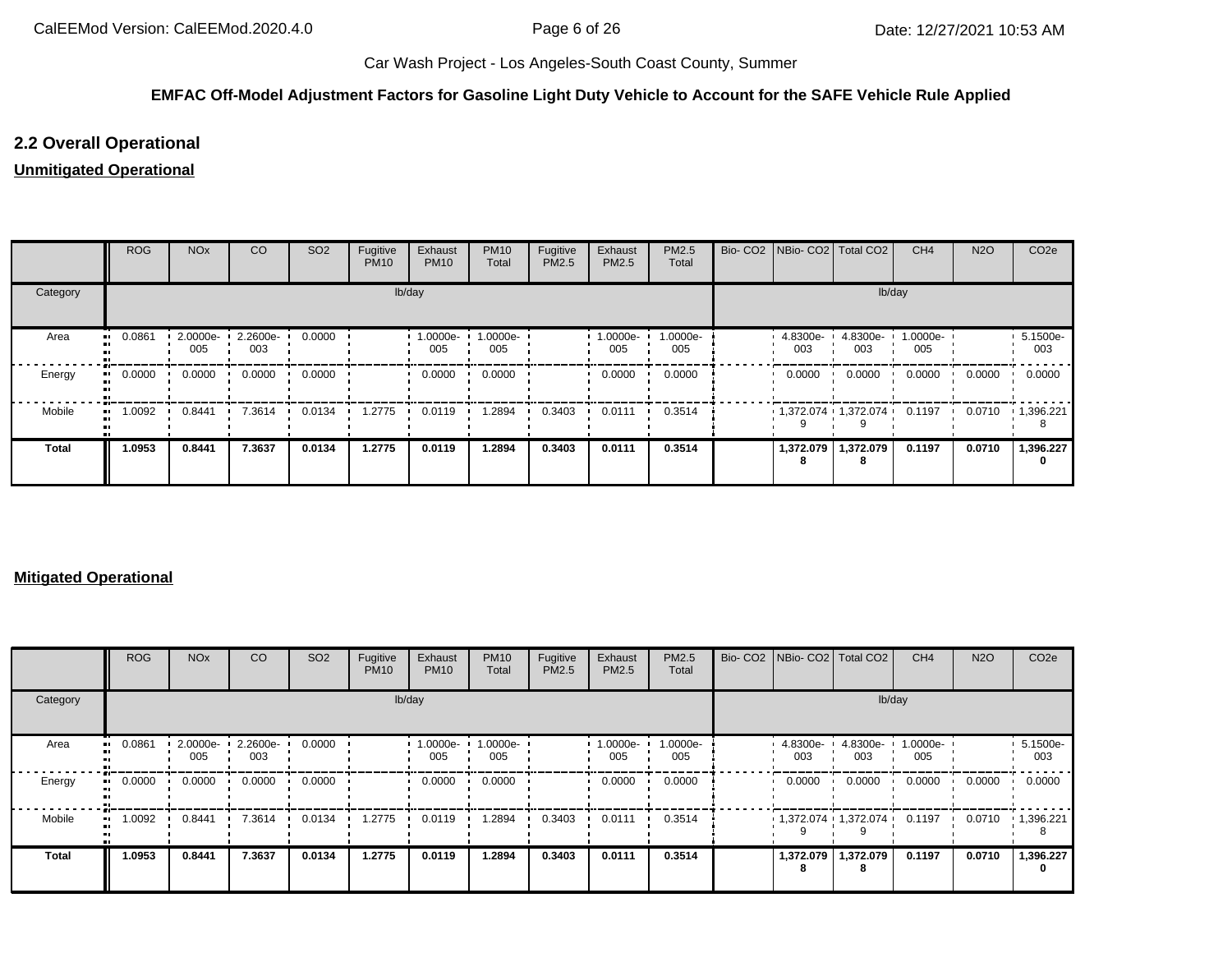Car Wash Project - Los Angeles-South Coast County, Summer

**EMFAC Off-Model Adjustment Factors for Gasoline Light Duty Vehicle to Account for the SAFE Vehicle Rule Applied**

## 2.2 Overall Operational

### Unmitigated Operational

| | ROG | NOx | CO | SO2 | Fugitive PM10 | Exhaust PM10 | PM10 Total | Fugitive PM2.5 | Exhaust PM2.5 | PM2.5 Total | Bio- CO2 | NBio- CO2 | Total CO2 | CH4 | N2O | CO2e |
|---|---|---|---|---|---|---|---|---|---|---|---|---|---|---|---|---|
| Category | lb/day | | | | | | | | | | lb/day | | | | | |
| Area | 0.0861 | 2.0000e-005 | 2.2600e-003 | 0.0000 | | 1.0000e-005 | 1.0000e-005 | | 1.0000e-005 | 1.0000e-005 | | 4.8300e-003 | 4.8300e-003 | 1.0000e-005 | | 5.1500e-003 |
| Energy | 0.0000 | 0.0000 | 0.0000 | 0.0000 | | 0.0000 | 0.0000 | | 0.0000 | 0.0000 | | 0.0000 | 0.0000 | 0.0000 | 0.0000 | 0.0000 |
| Mobile | 1.0092 | 0.8441 | 7.3614 | 0.0134 | 1.2775 | 0.0119 | 1.2894 | 0.3403 | 0.0111 | 0.3514 | | 1,372.0749 | 1,372.0749 | 0.1197 | 0.0710 | 1,396.2218 |
| **Total** | **1.0953** | **0.8441** | **7.3637** | **0.0134** | **1.2775** | **0.0119** | **1.2894** | **0.3403** | **0.0111** | **0.3514** | | **1,372.0798** | **1,372.0798** | **0.1197** | **0.0710** | **1,396.2270** |

### Mitigated Operational

| | ROG | NOx | CO | SO2 | Fugitive PM10 | Exhaust PM10 | PM10 Total | Fugitive PM2.5 | Exhaust PM2.5 | PM2.5 Total | Bio- CO2 | NBio- CO2 | Total CO2 | CH4 | N2O | CO2e |
|---|---|---|---|---|---|---|---|---|---|---|---|---|---|---|---|---|
| Category | lb/day | | | | | | | | | | lb/day | | | | | |
| Area | 0.0861 | 2.0000e-005 | 2.2600e-003 | 0.0000 | | 1.0000e-005 | 1.0000e-005 | | 1.0000e-005 | 1.0000e-005 | | 4.8300e-003 | 4.8300e-003 | 1.0000e-005 | | 5.1500e-003 |
| Energy | 0.0000 | 0.0000 | 0.0000 | 0.0000 | | 0.0000 | 0.0000 | | 0.0000 | 0.0000 | | 0.0000 | 0.0000 | 0.0000 | 0.0000 | 0.0000 |
| Mobile | 1.0092 | 0.8441 | 7.3614 | 0.0134 | 1.2775 | 0.0119 | 1.2894 | 0.3403 | 0.0111 | 0.3514 | | 1,372.0749 | 1,372.0749 | 0.1197 | 0.0710 | 1,396.2218 |
| **Total** | **1.0953** | **0.8441** | **7.3637** | **0.0134** | **1.2775** | **0.0119** | **1.2894** | **0.3403** | **0.0111** | **0.3514** | | **1,372.0798** | **1,372.0798** | **0.1197** | **0.0710** | **1,396.2270** |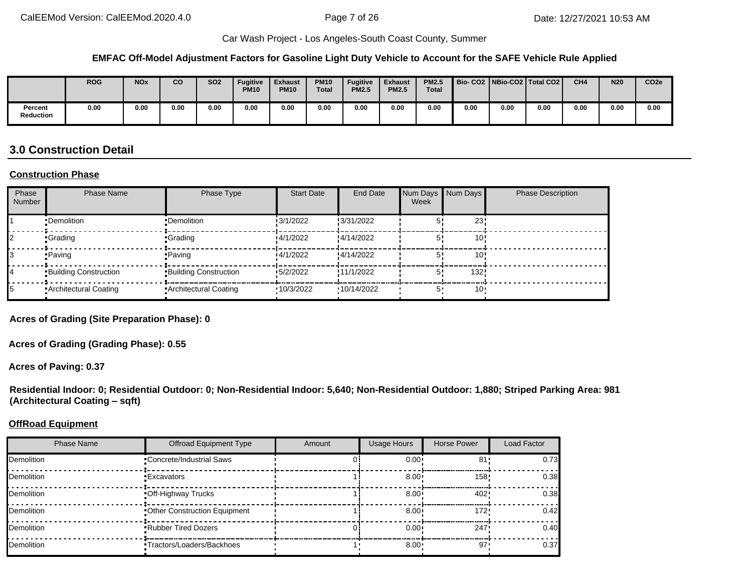Car Wash Project - Los Angeles-South Coast County, Summer

**EMFAC Off-Model Adjustment Factors for Gasoline Light Duty Vehicle to Account for the SAFE Vehicle Rule Applied**

| | ROG | NOx | CO | SO2 | Fugitive PM10 | Exhaust PM10 | PM10 Total | Fugitive PM2.5 | Exhaust PM2.5 | PM2.5 Total | Bio- CO2 | NBio-CO2 | Total CO2 | CH4 | N20 | CO2e |
|---|---|---|---|---|---|---|---|---|---|---|---|---|---|---|---|---|
| Percent Reduction | 0.00 | 0.00 | 0.00 | 0.00 | 0.00 | 0.00 | 0.00 | 0.00 | 0.00 | 0.00 | 0.00 | 0.00 | 0.00 | 0.00 | 0.00 | 0.00 |

## 3.0 Construction Detail

### Construction Phase

| Phase Number | Phase Name | Phase Type | Start Date | End Date | Num Days Week | Num Days | Phase Description |
|---|---|---|---|---|---|---|---|
| 1 | Demolition | Demolition | 3/1/2022 | 3/31/2022 | 5 | 23 | |
| 2 | Grading | Grading | 4/1/2022 | 4/14/2022 | 5 | 10 | |
| 3 | Paving | Paving | 4/1/2022 | 4/14/2022 | 5 | 10 | |
| 4 | Building Construction | Building Construction | 5/2/2022 | 11/1/2022 | 5 | 132 | |
| 5 | Architectural Coating | Architectural Coating | 10/3/2022 | 10/14/2022 | 5 | 10 | |

**Acres of Grading (Site Preparation Phase): 0**

**Acres of Grading (Grading Phase): 0.55**

**Acres of Paving: 0.37**

**Residential Indoor: 0; Residential Outdoor: 0; Non-Residential Indoor: 5,640; Non-Residential Outdoor: 1,880; Striped Parking Area: 981 (Architectural Coating – sqft)**

### OffRoad Equipment

| Phase Name | Offroad Equipment Type | Amount | Usage Hours | Horse Power | Load Factor |
|---|---|---|---|---|---|
| Demolition | Concrete/Industrial Saws | 0 | 0.00 | 81 | 0.73 |
| Demolition | Excavators | 1 | 8.00 | 158 | 0.38 |
| Demolition | Off-Highway Trucks | 1 | 8.00 | 402 | 0.38 |
| Demolition | Other Construction Equipment | 1 | 8.00 | 172 | 0.42 |
| Demolition | Rubber Tired Dozers | 0 | 0.00 | 247 | 0.40 |
| Demolition | Tractors/Loaders/Backhoes | 1 | 8.00 | 97 | 0.37 |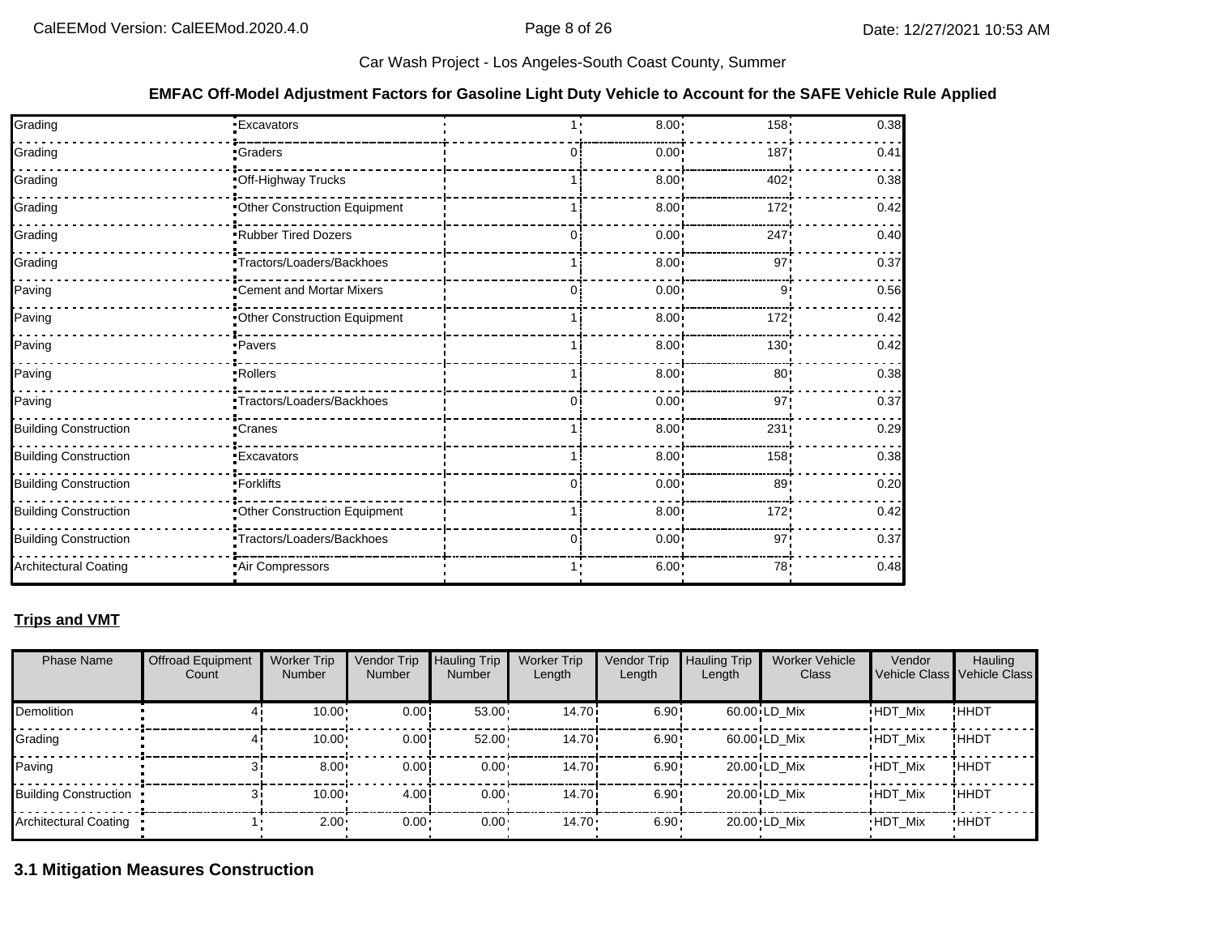**EMFAC Off-Model Adjustment Factors for Gasoline Light Duty Vehicle to Account for the SAFE Vehicle Rule Applied**

| | | | | | |
|---|---|---|---|---|---|
| Grading | Excavators | 1 | 8.00 | 158 | 0.38 |
| Grading | Graders | 0 | 0.00 | 187 | 0.41 |
| Grading | Off-Highway Trucks | 1 | 8.00 | 402 | 0.38 |
| Grading | Other Construction Equipment | 1 | 8.00 | 172 | 0.42 |
| Grading | Rubber Tired Dozers | 0 | 0.00 | 247 | 0.40 |
| Grading | Tractors/Loaders/Backhoes | 1 | 8.00 | 97 | 0.37 |
| Paving | Cement and Mortar Mixers | 0 | 0.00 | 9 | 0.56 |
| Paving | Other Construction Equipment | 1 | 8.00 | 172 | 0.42 |
| Paving | Pavers | 1 | 8.00 | 130 | 0.42 |
| Paving | Rollers | 1 | 8.00 | 80 | 0.38 |
| Paving | Tractors/Loaders/Backhoes | 0 | 0.00 | 97 | 0.37 |
| Building Construction | Cranes | 1 | 8.00 | 231 | 0.29 |
| Building Construction | Excavators | 1 | 8.00 | 158 | 0.38 |
| Building Construction | Forklifts | 0 | 0.00 | 89 | 0.20 |
| Building Construction | Other Construction Equipment | 1 | 8.00 | 172 | 0.42 |
| Building Construction | Tractors/Loaders/Backhoes | 0 | 0.00 | 97 | 0.37 |
| Architectural Coating | Air Compressors | 1 | 6.00 | 78 | 0.48 |

**Trips and VMT**

| Phase Name | Offroad Equipment Count | Worker Trip Number | Vendor Trip Number | Hauling Trip Number | Worker Trip Length | Vendor Trip Length | Hauling Trip Length | Worker Vehicle Class | Vendor Vehicle Class | Hauling Vehicle Class |
|---|---|---|---|---|---|---|---|---|---|---|
| Demolition | 4 | 10.00 | 0.00 | 53.00 | 14.70 | 6.90 | 60.00 | LD_Mix | HDT_Mix | HHDT |
| Grading | 4 | 10.00 | 0.00 | 52.00 | 14.70 | 6.90 | 60.00 | LD_Mix | HDT_Mix | HHDT |
| Paving | 3 | 8.00 | 0.00 | 0.00 | 14.70 | 6.90 | 20.00 | LD_Mix | HDT_Mix | HHDT |
| Building Construction | 3 | 10.00 | 4.00 | 0.00 | 14.70 | 6.90 | 20.00 | LD_Mix | HDT_Mix | HHDT |
| Architectural Coating | 1 | 2.00 | 0.00 | 0.00 | 14.70 | 6.90 | 20.00 | LD_Mix | HDT_Mix | HHDT |

## 3.1 Mitigation Measures Construction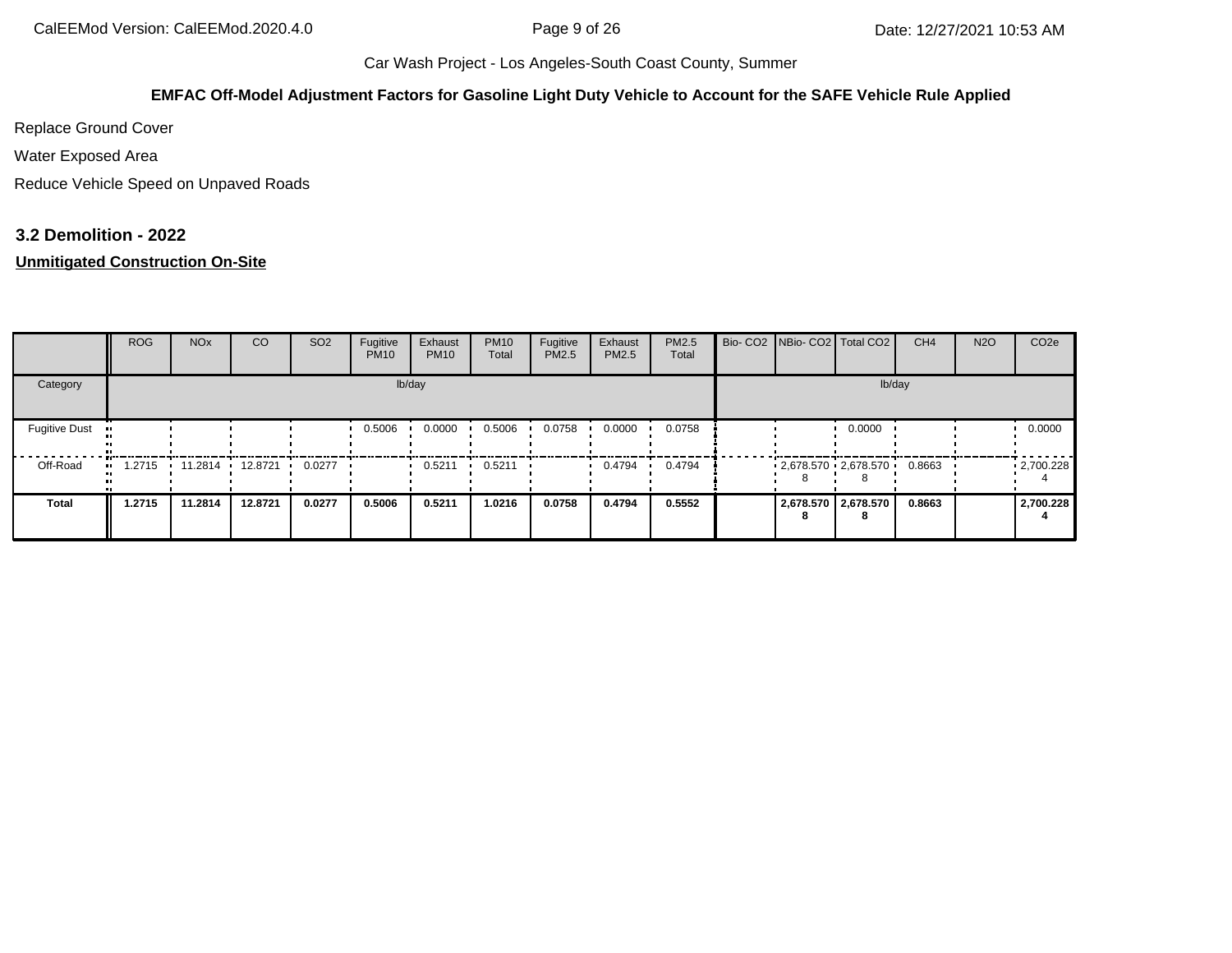**EMFAC Off-Model Adjustment Factors for Gasoline Light Duty Vehicle to Account for the SAFE Vehicle Rule Applied**

Replace Ground Cover

Water Exposed Area

Reduce Vehicle Speed on Unpaved Roads

### 3.2 Demolition - 2022

**Unmitigated Construction On-Site**

| | ROG | NOx | CO | SO2 | Fugitive PM10 | Exhaust PM10 | PM10 Total | Fugitive PM2.5 | Exhaust PM2.5 | PM2.5 Total | Bio- CO2 | NBio- CO2 | Total CO2 | CH4 | N2O | CO2e |
|---|---|---|---|---|---|---|---|---|---|---|---|---|---|---|---|---|
| Category | lb/day | | | | | | | | | | lb/day | | | | | |
| Fugitive Dust | | | | | 0.5006 | 0.0000 | 0.5006 | 0.0758 | 0.0000 | 0.0758 | | | 0.0000 | | | 0.0000 |
| Off-Road | 1.2715 | 11.2814 | 12.8721 | 0.0277 | | 0.5211 | 0.5211 | | 0.4794 | 0.4794 | | 2,678.5708 | 2,678.5708 | 0.8663 | | 2,700.2284 |
| **Total** | **1.2715** | **11.2814** | **12.8721** | **0.0277** | **0.5006** | **0.5211** | **1.0216** | **0.0758** | **0.4794** | **0.5552** | | **2,678.5708** | **2,678.5708** | **0.8663** | | **2,700.2284** |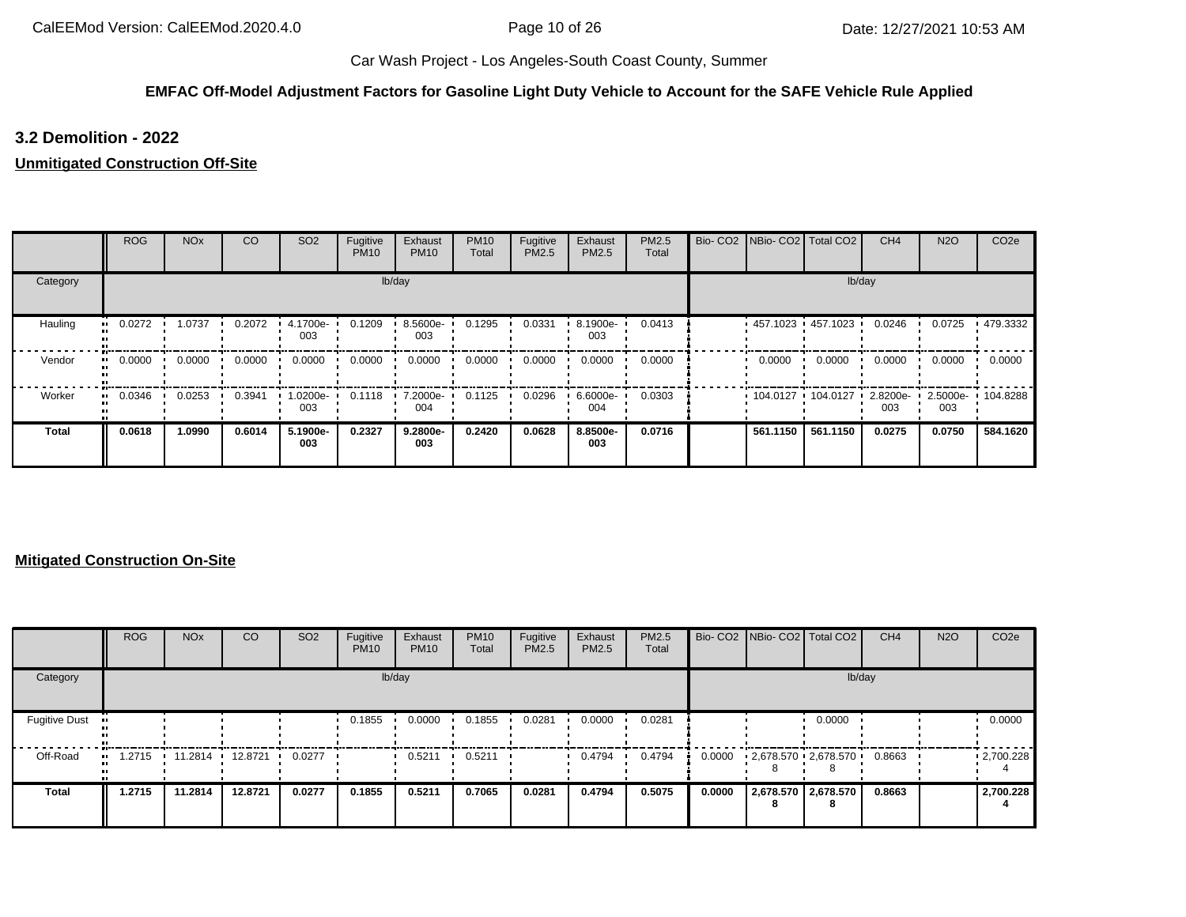Car Wash Project - Los Angeles-South Coast County, Summer

**EMFAC Off-Model Adjustment Factors for Gasoline Light Duty Vehicle to Account for the SAFE Vehicle Rule Applied**

### 3.2 Demolition - 2022

**Unmitigated Construction Off-Site**

| | ROG | NOx | CO | SO2 | Fugitive PM10 | Exhaust PM10 | PM10 Total | Fugitive PM2.5 | Exhaust PM2.5 | PM2.5 Total | Bio- CO2 | NBio- CO2 | Total CO2 | CH4 | N2O | CO2e |
|---|---|---|---|---|---|---|---|---|---|---|---|---|---|---|---|---|
| Category | lb/day | | | | | | | | | | lb/day | | | | | |
| Hauling | 0.0272 | 1.0737 | 0.2072 | 4.1700e-003 | 0.1209 | 8.5600e-003 | 0.1295 | 0.0331 | 8.1900e-003 | 0.0413 | | 457.1023 | 457.1023 | 0.0246 | 0.0725 | 479.3332 |
| Vendor | 0.0000 | 0.0000 | 0.0000 | 0.0000 | 0.0000 | 0.0000 | 0.0000 | 0.0000 | 0.0000 | 0.0000 | | 0.0000 | 0.0000 | 0.0000 | 0.0000 | 0.0000 |
| Worker | 0.0346 | 0.0253 | 0.3941 | 1.0200e-003 | 0.1118 | 7.2000e-004 | 0.1125 | 0.0296 | 6.6000e-004 | 0.0303 | | 104.0127 | 104.0127 | 2.8200e-003 | 2.5000e-003 | 104.8288 |
| **Total** | **0.0618** | **1.0990** | **0.6014** | **5.1900e-003** | **0.2327** | **9.2800e-003** | **0.2420** | **0.0628** | **8.8500e-003** | **0.0716** | | **561.1150** | **561.1150** | **0.0275** | **0.0750** | **584.1620** |

**Mitigated Construction On-Site**

| | ROG | NOx | CO | SO2 | Fugitive PM10 | Exhaust PM10 | PM10 Total | Fugitive PM2.5 | Exhaust PM2.5 | PM2.5 Total | Bio- CO2 | NBio- CO2 | Total CO2 | CH4 | N2O | CO2e |
|---|---|---|---|---|---|---|---|---|---|---|---|---|---|---|---|---|
| Category | lb/day | | | | | | | | | | lb/day | | | | | |
| Fugitive Dust | | | | | 0.1855 | 0.0000 | 0.1855 | 0.0281 | 0.0000 | 0.0281 | | | 0.0000 | | | 0.0000 |
| Off-Road | 1.2715 | 11.2814 | 12.8721 | 0.0277 | | 0.5211 | 0.5211 | | 0.4794 | 0.4794 | 0.0000 | 2,678.5708 | 2,678.5708 | 0.8663 | | 2,700.2284 |
| **Total** | **1.2715** | **11.2814** | **12.8721** | **0.0277** | **0.1855** | **0.5211** | **0.7065** | **0.0281** | **0.4794** | **0.5075** | **0.0000** | **2,678.5708** | **2,678.5708** | **0.8663** | | **2,700.2284** |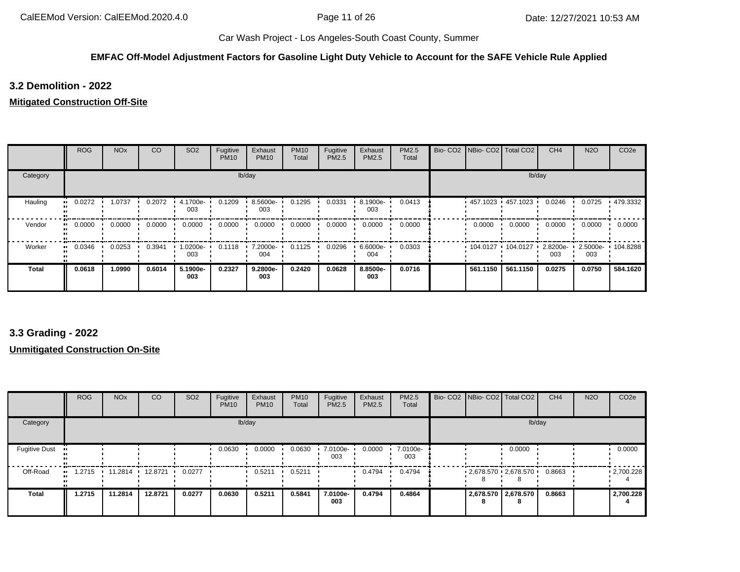Car Wash Project - Los Angeles-South Coast County, Summer

**EMFAC Off-Model Adjustment Factors for Gasoline Light Duty Vehicle to Account for the SAFE Vehicle Rule Applied**

### 3.2 Demolition - 2022

**Mitigated Construction Off-Site**

| | ROG | NOx | CO | SO2 | Fugitive PM10 | Exhaust PM10 | PM10 Total | Fugitive PM2.5 | Exhaust PM2.5 | PM2.5 Total | Bio- CO2 | NBio- CO2 | Total CO2 | CH4 | N2O | CO2e |
|---|---|---|---|---|---|---|---|---|---|---|---|---|---|---|---|---|
| Category | lb/day | | | | | | | | | | lb/day | | | | | |
| Hauling | 0.0272 | 1.0737 | 0.2072 | 4.1700e-003 | 0.1209 | 8.5600e-003 | 0.1295 | 0.0331 | 8.1900e-003 | 0.0413 | | 457.1023 | 457.1023 | 0.0246 | 0.0725 | 479.3332 |
| Vendor | 0.0000 | 0.0000 | 0.0000 | 0.0000 | 0.0000 | 0.0000 | 0.0000 | 0.0000 | 0.0000 | 0.0000 | | 0.0000 | 0.0000 | 0.0000 | 0.0000 | 0.0000 |
| Worker | 0.0346 | 0.0253 | 0.3941 | 1.0200e-003 | 0.1118 | 7.2000e-004 | 0.1125 | 0.0296 | 6.6000e-004 | 0.0303 | | 104.0127 | 104.0127 | 2.8200e-003 | 2.5000e-003 | 104.8288 |
| **Total** | **0.0618** | **1.0990** | **0.6014** | **5.1900e-003** | **0.2327** | **9.2800e-003** | **0.2420** | **0.0628** | **8.8500e-003** | **0.0716** | | **561.1150** | **561.1150** | **0.0275** | **0.0750** | **584.1620** |

### 3.3 Grading - 2022

**Unmitigated Construction On-Site**

| | ROG | NOx | CO | SO2 | Fugitive PM10 | Exhaust PM10 | PM10 Total | Fugitive PM2.5 | Exhaust PM2.5 | PM2.5 Total | Bio- CO2 | NBio- CO2 | Total CO2 | CH4 | N2O | CO2e |
|---|---|---|---|---|---|---|---|---|---|---|---|---|---|---|---|---|
| Category | lb/day | | | | | | | | | | lb/day | | | | | |
| Fugitive Dust | | | | | 0.0630 | 0.0000 | 0.0630 | 7.0100e-003 | 0.0000 | 7.0100e-003 | | | 0.0000 | | | 0.0000 |
| Off-Road | 1.2715 | 11.2814 | 12.8721 | 0.0277 | | 0.5211 | 0.5211 | | 0.4794 | 0.4794 | | 2,678.5708 | 2,678.5708 | 0.8663 | | 2,700.2284 |
| **Total** | **1.2715** | **11.2814** | **12.8721** | **0.0277** | **0.0630** | **0.5211** | **0.5841** | **7.0100e-003** | **0.4794** | **0.4864** | | **2,678.5708** | **2,678.5708** | **0.8663** | | **2,700.2284** |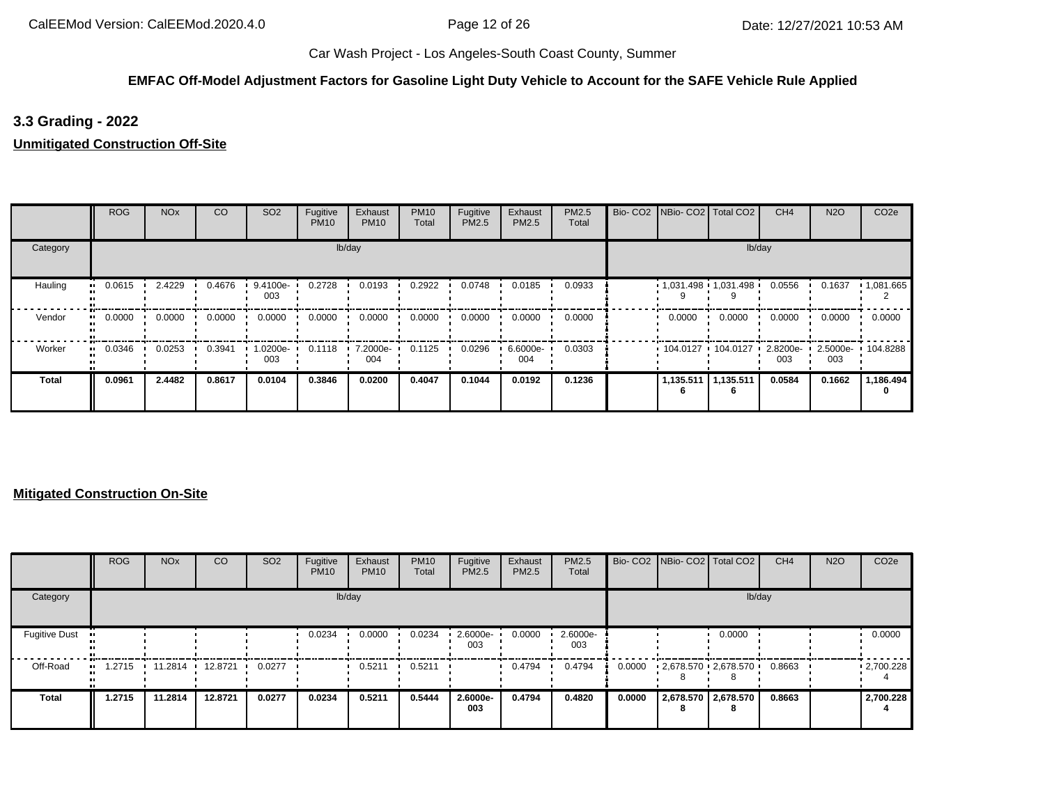Car Wash Project - Los Angeles-South Coast County, Summer

**EMFAC Off-Model Adjustment Factors for Gasoline Light Duty Vehicle to Account for the SAFE Vehicle Rule Applied**

## 3.3 Grading - 2022

**Unmitigated Construction Off-Site**

| | ROG | NOx | CO | SO2 | Fugitive PM10 | Exhaust PM10 | PM10 Total | Fugitive PM2.5 | Exhaust PM2.5 | PM2.5 Total | Bio- CO2 | NBio- CO2 | Total CO2 | CH4 | N2O | CO2e |
|---|---|---|---|---|---|---|---|---|---|---|---|---|---|---|---|---|
| Category | lb/day | | | | | | | | | | lb/day | | | | | |
| Hauling | 0.0615 | 2.4229 | 0.4676 | 9.4100e-003 | 0.2728 | 0.0193 | 0.2922 | 0.0748 | 0.0185 | 0.0933 | | 1,031.4989 | 1,031.4989 | 0.0556 | 0.1637 | 1,081.6652 |
| Vendor | 0.0000 | 0.0000 | 0.0000 | 0.0000 | 0.0000 | 0.0000 | 0.0000 | 0.0000 | 0.0000 | 0.0000 | | 0.0000 | 0.0000 | 0.0000 | 0.0000 | 0.0000 |
| Worker | 0.0346 | 0.0253 | 0.3941 | 1.0200e-003 | 0.1118 | 7.2000e-004 | 0.1125 | 0.0296 | 6.6000e-004 | 0.0303 | | 104.0127 | 104.0127 | 2.8200e-003 | 2.5000e-003 | 104.8288 |
| **Total** | **0.0961** | **2.4482** | **0.8617** | **0.0104** | **0.3846** | **0.0200** | **0.4047** | **0.1044** | **0.0192** | **0.1236** | | **1,135.5116** | **1,135.5116** | **0.0584** | **0.1662** | **1,186.4940** |

**Mitigated Construction On-Site**

| | ROG | NOx | CO | SO2 | Fugitive PM10 | Exhaust PM10 | PM10 Total | Fugitive PM2.5 | Exhaust PM2.5 | PM2.5 Total | Bio- CO2 | NBio- CO2 | Total CO2 | CH4 | N2O | CO2e |
|---|---|---|---|---|---|---|---|---|---|---|---|---|---|---|---|---|
| Category | lb/day | | | | | | | | | | lb/day | | | | | |
| Fugitive Dust | | | | | 0.0234 | 0.0000 | 0.0234 | 2.6000e-003 | 0.0000 | 2.6000e-003 | | | 0.0000 | | | 0.0000 |
| Off-Road | 1.2715 | 11.2814 | 12.8721 | 0.0277 | | 0.5211 | 0.5211 | | 0.4794 | 0.4794 | 0.0000 | 2,678.5708 | 2,678.5708 | 0.8663 | | 2,700.2284 |
| **Total** | **1.2715** | **11.2814** | **12.8721** | **0.0277** | **0.0234** | **0.5211** | **0.5444** | **2.6000e-003** | **0.4794** | **0.4820** | **0.0000** | **2,678.5708** | **2,678.5708** | **0.8663** | | **2,700.2284** |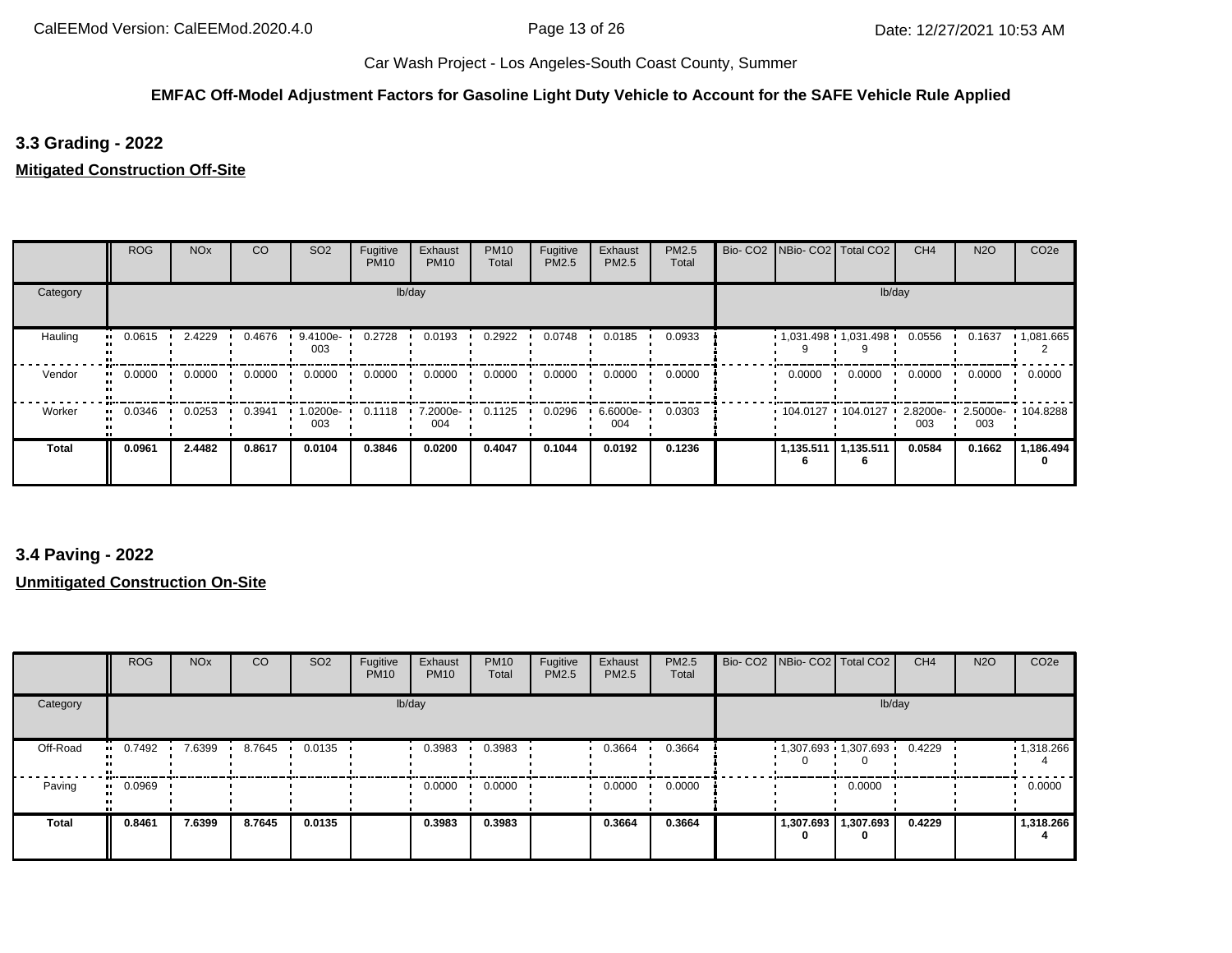Car Wash Project - Los Angeles-South Coast County, Summer

**EMFAC Off-Model Adjustment Factors for Gasoline Light Duty Vehicle to Account for the SAFE Vehicle Rule Applied**

### 3.3 Grading - 2022

**Mitigated Construction Off-Site**

| | ROG | NOx | CO | SO2 | Fugitive PM10 | Exhaust PM10 | PM10 Total | Fugitive PM2.5 | Exhaust PM2.5 | PM2.5 Total | Bio- CO2 | NBio- CO2 | Total CO2 | CH4 | N2O | CO2e |
|---|---|---|---|---|---|---|---|---|---|---|---|---|---|---|---|---|
| Category | lb/day | | | | | | | | | | lb/day | | | | | |
| Hauling | 0.0615 | 2.4229 | 0.4676 | 9.4100e-003 | 0.2728 | 0.0193 | 0.2922 | 0.0748 | 0.0185 | 0.0933 | | 1,031.4989 | 1,031.4989 | 0.0556 | 0.1637 | 1,081.6652 |
| Vendor | 0.0000 | 0.0000 | 0.0000 | 0.0000 | 0.0000 | 0.0000 | 0.0000 | 0.0000 | 0.0000 | 0.0000 | | 0.0000 | 0.0000 | 0.0000 | 0.0000 | 0.0000 |
| Worker | 0.0346 | 0.0253 | 0.3941 | 1.0200e-003 | 0.1118 | 7.2000e-004 | 0.1125 | 0.0296 | 6.6000e-004 | 0.0303 | | 104.0127 | 104.0127 | 2.8200e-003 | 2.5000e-003 | 104.8288 |
| **Total** | **0.0961** | **2.4482** | **0.8617** | **0.0104** | **0.3846** | **0.0200** | **0.4047** | **0.1044** | **0.0192** | **0.1236** | | **1,135.5116** | **1,135.5116** | **0.0584** | **0.1662** | **1,186.4940** |

### 3.4 Paving - 2022

**Unmitigated Construction On-Site**

| | ROG | NOx | CO | SO2 | Fugitive PM10 | Exhaust PM10 | PM10 Total | Fugitive PM2.5 | Exhaust PM2.5 | PM2.5 Total | Bio- CO2 | NBio- CO2 | Total CO2 | CH4 | N2O | CO2e |
|---|---|---|---|---|---|---|---|---|---|---|---|---|---|---|---|---|
| Category | lb/day | | | | | | | | | | lb/day | | | | | |
| Off-Road | 0.7492 | 7.6399 | 8.7645 | 0.0135 | | 0.3983 | 0.3983 | | 0.3664 | 0.3664 | | 1,307.6930 | 1,307.6930 | 0.4229 | | 1,318.2664 |
| Paving | 0.0969 | | | | | 0.0000 | 0.0000 | | 0.0000 | 0.0000 | | | 0.0000 | | | 0.0000 |
| **Total** | **0.8461** | **7.6399** | **8.7645** | **0.0135** | | **0.3983** | **0.3983** | | **0.3664** | **0.3664** | | **1,307.6930** | **1,307.6930** | **0.4229** | | **1,318.2664** |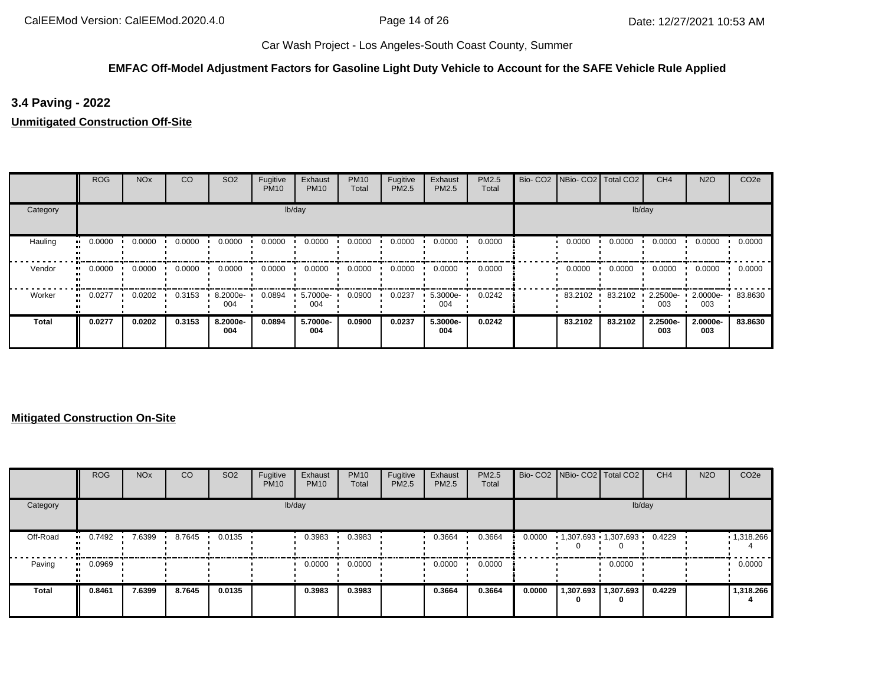Car Wash Project - Los Angeles-South Coast County, Summer

**EMFAC Off-Model Adjustment Factors for Gasoline Light Duty Vehicle to Account for the SAFE Vehicle Rule Applied**

### 3.4 Paving - 2022

**Unmitigated Construction Off-Site**

| | ROG | NOx | CO | SO2 | Fugitive PM10 | Exhaust PM10 | PM10 Total | Fugitive PM2.5 | Exhaust PM2.5 | PM2.5 Total | Bio- CO2 | NBio- CO2 | Total CO2 | CH4 | N2O | CO2e |
|---|---|---|---|---|---|---|---|---|---|---|---|---|---|---|---|---|
| Category | lb/day | | | | | | | | | | lb/day | | | | | |
| Hauling | 0.0000 | 0.0000 | 0.0000 | 0.0000 | 0.0000 | 0.0000 | 0.0000 | 0.0000 | 0.0000 | 0.0000 | | 0.0000 | 0.0000 | 0.0000 | 0.0000 | 0.0000 |
| Vendor | 0.0000 | 0.0000 | 0.0000 | 0.0000 | 0.0000 | 0.0000 | 0.0000 | 0.0000 | 0.0000 | 0.0000 | | 0.0000 | 0.0000 | 0.0000 | 0.0000 | 0.0000 |
| Worker | 0.0277 | 0.0202 | 0.3153 | 8.2000e-004 | 0.0894 | 5.7000e-004 | 0.0900 | 0.0237 | 5.3000e-004 | 0.0242 | | 83.2102 | 83.2102 | 2.2500e-003 | 2.0000e-003 | 83.8630 |
| **Total** | **0.0277** | **0.0202** | **0.3153** | **8.2000e-004** | **0.0894** | **5.7000e-004** | **0.0900** | **0.0237** | **5.3000e-004** | **0.0242** | | **83.2102** | **83.2102** | **2.2500e-003** | **2.0000e-003** | **83.8630** |

**Mitigated Construction On-Site**

| | ROG | NOx | CO | SO2 | Fugitive PM10 | Exhaust PM10 | PM10 Total | Fugitive PM2.5 | Exhaust PM2.5 | PM2.5 Total | Bio- CO2 | NBio- CO2 | Total CO2 | CH4 | N2O | CO2e |
|---|---|---|---|---|---|---|---|---|---|---|---|---|---|---|---|---|
| Category | lb/day | | | | | | | | | | lb/day | | | | | |
| Off-Road | 0.7492 | 7.6399 | 8.7645 | 0.0135 | | 0.3983 | 0.3983 | | 0.3664 | 0.3664 | 0.0000 | 1,307.6930 | 1,307.6930 | 0.4229 | | 1,318.2664 |
| Paving | 0.0969 | | | | | 0.0000 | 0.0000 | | 0.0000 | 0.0000 | | | 0.0000 | | | 0.0000 |
| **Total** | **0.8461** | **7.6399** | **8.7645** | **0.0135** | | **0.3983** | **0.3983** | | **0.3664** | **0.3664** | **0.0000** | **1,307.6930** | **1,307.6930** | **0.4229** | | **1,318.2664** |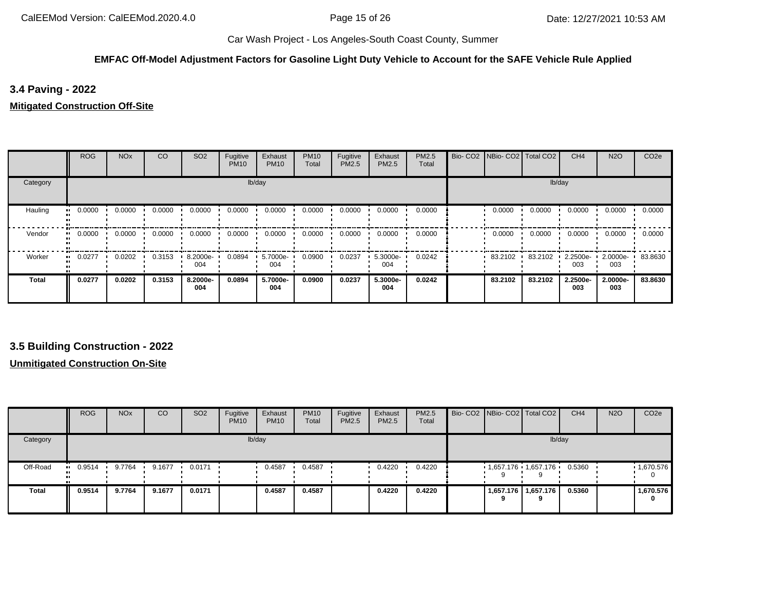Car Wash Project - Los Angeles-South Coast County, Summer

**EMFAC Off-Model Adjustment Factors for Gasoline Light Duty Vehicle to Account for the SAFE Vehicle Rule Applied**

## 3.4 Paving - 2022

**Mitigated Construction Off-Site**

| | ROG | NOx | CO | SO2 | Fugitive PM10 | Exhaust PM10 | PM10 Total | Fugitive PM2.5 | Exhaust PM2.5 | PM2.5 Total | Bio- CO2 | NBio- CO2 | Total CO2 | CH4 | N2O | CO2e |
|---|---|---|---|---|---|---|---|---|---|---|---|---|---|---|---|---|
| Category | | | | | lb/day | | | | | | | | | lb/day | | |
| Hauling | 0.0000 | 0.0000 | 0.0000 | 0.0000 | 0.0000 | 0.0000 | 0.0000 | 0.0000 | 0.0000 | 0.0000 | | 0.0000 | 0.0000 | 0.0000 | 0.0000 | 0.0000 |
| Vendor | 0.0000 | 0.0000 | 0.0000 | 0.0000 | 0.0000 | 0.0000 | 0.0000 | 0.0000 | 0.0000 | 0.0000 | | 0.0000 | 0.0000 | 0.0000 | 0.0000 | 0.0000 |
| Worker | 0.0277 | 0.0202 | 0.3153 | 8.2000e-004 | 0.0894 | 5.7000e-004 | 0.0900 | 0.0237 | 5.3000e-004 | 0.0242 | | 83.2102 | 83.2102 | 2.2500e-003 | 2.0000e-003 | 83.8630 |
| **Total** | **0.0277** | **0.0202** | **0.3153** | **8.2000e-004** | **0.0894** | **5.7000e-004** | **0.0900** | **0.0237** | **5.3000e-004** | **0.0242** | | **83.2102** | **83.2102** | **2.2500e-003** | **2.0000e-003** | **83.8630** |

## 3.5 Building Construction - 2022

**Unmitigated Construction On-Site**

| | ROG | NOx | CO | SO2 | Fugitive PM10 | Exhaust PM10 | PM10 Total | Fugitive PM2.5 | Exhaust PM2.5 | PM2.5 Total | Bio- CO2 | NBio- CO2 | Total CO2 | CH4 | N2O | CO2e |
|---|---|---|---|---|---|---|---|---|---|---|---|---|---|---|---|---|
| Category | | | | | lb/day | | | | | | | | | lb/day | | |
| Off-Road | 0.9514 | 9.7764 | 9.1677 | 0.0171 | | 0.4587 | 0.4587 | | 0.4220 | 0.4220 | | 1,657.1769 | 1,657.1769 | 0.5360 | | 1,670.5760 |
| **Total** | **0.9514** | **9.7764** | **9.1677** | **0.0171** | | **0.4587** | **0.4587** | | **0.4220** | **0.4220** | | **1,657.1769** | **1,657.1769** | **0.5360** | | **1,670.5760** |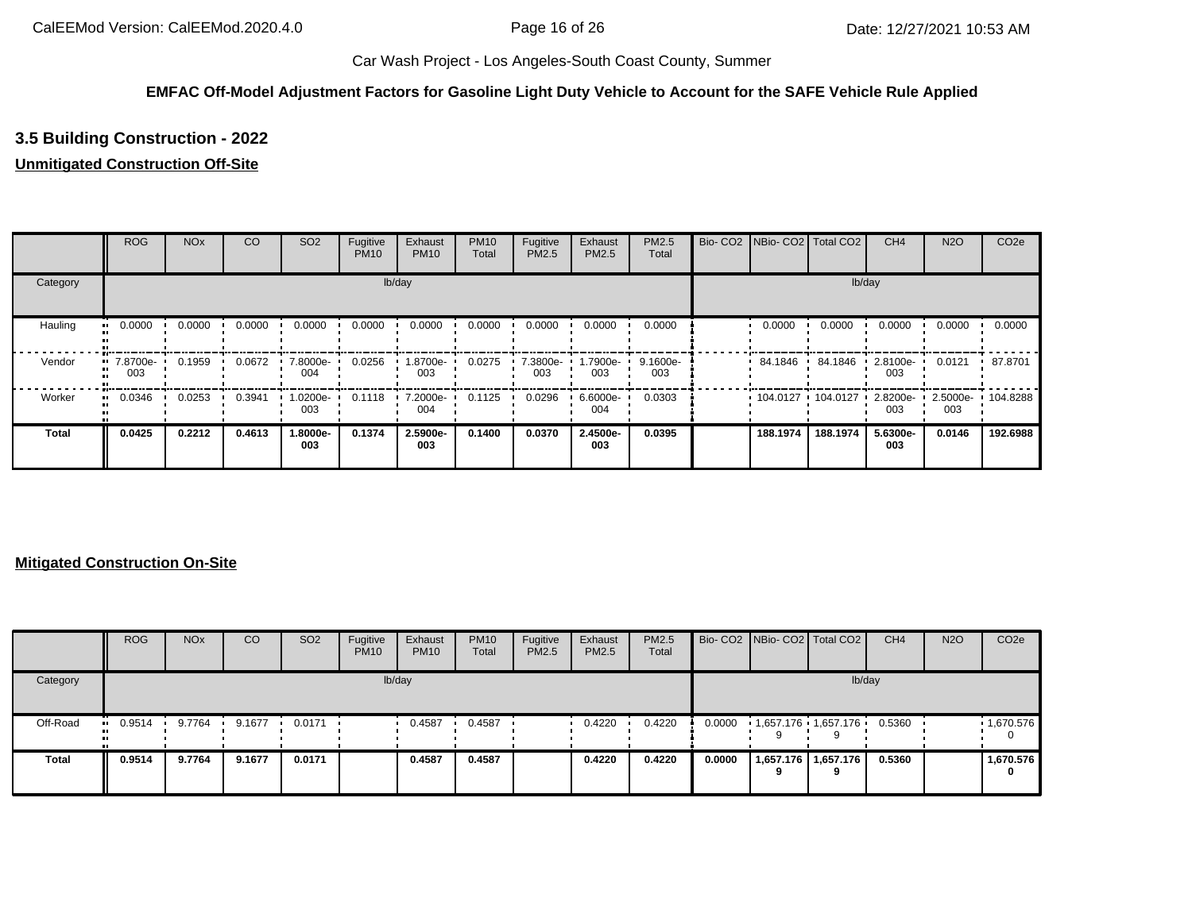Car Wash Project - Los Angeles-South Coast County, Summer

**EMFAC Off-Model Adjustment Factors for Gasoline Light Duty Vehicle to Account for the SAFE Vehicle Rule Applied**

## 3.5 Building Construction - 2022

**Unmitigated Construction Off-Site**

| | ROG | NOx | CO | SO2 | Fugitive PM10 | Exhaust PM10 | PM10 Total | Fugitive PM2.5 | Exhaust PM2.5 | PM2.5 Total | Bio- CO2 | NBio- CO2 | Total CO2 | CH4 | N2O | CO2e |
|---|---|---|---|---|---|---|---|---|---|---|---|---|---|---|---|---|
| Category | lb/day | | | | | | | | | | lb/day | | | | | |
| Hauling | 0.0000 | 0.0000 | 0.0000 | 0.0000 | 0.0000 | 0.0000 | 0.0000 | 0.0000 | 0.0000 | 0.0000 | | 0.0000 | 0.0000 | 0.0000 | 0.0000 | 0.0000 |
| Vendor | 7.8700e-003 | 0.1959 | 0.0672 | 7.8000e-004 | 0.0256 | 1.8700e-003 | 0.0275 | 7.3800e-003 | 1.7900e-003 | 9.1600e-003 | | 84.1846 | 84.1846 | 2.8100e-003 | 0.0121 | 87.8701 |
| Worker | 0.0346 | 0.0253 | 0.3941 | 1.0200e-003 | 0.1118 | 7.2000e-004 | 0.1125 | 0.0296 | 6.6000e-004 | 0.0303 | | 104.0127 | 104.0127 | 2.8200e-003 | 2.5000e-003 | 104.8288 |
| **Total** | **0.0425** | **0.2212** | **0.4613** | **1.8000e-003** | **0.1374** | **2.5900e-003** | **0.1400** | **0.0370** | **2.4500e-003** | **0.0395** | | **188.1974** | **188.1974** | **5.6300e-003** | **0.0146** | **192.6988** |

**Mitigated Construction On-Site**

| | ROG | NOx | CO | SO2 | Fugitive PM10 | Exhaust PM10 | PM10 Total | Fugitive PM2.5 | Exhaust PM2.5 | PM2.5 Total | Bio- CO2 | NBio- CO2 | Total CO2 | CH4 | N2O | CO2e |
|---|---|---|---|---|---|---|---|---|---|---|---|---|---|---|---|---|
| Category | lb/day | | | | | | | | | | lb/day | | | | | |
| Off-Road | 0.9514 | 9.7764 | 9.1677 | 0.0171 | | 0.4587 | 0.4587 | | 0.4220 | 0.4220 | 0.0000 | 1,657.176 9 | 1,657.176 9 | 0.5360 | | 1,670.576 0 |
| **Total** | **0.9514** | **9.7764** | **9.1677** | **0.0171** | | **0.4587** | **0.4587** | | **0.4220** | **0.4220** | **0.0000** | **1,657.176 9** | **1,657.176 9** | **0.5360** | | **1,670.576 0** |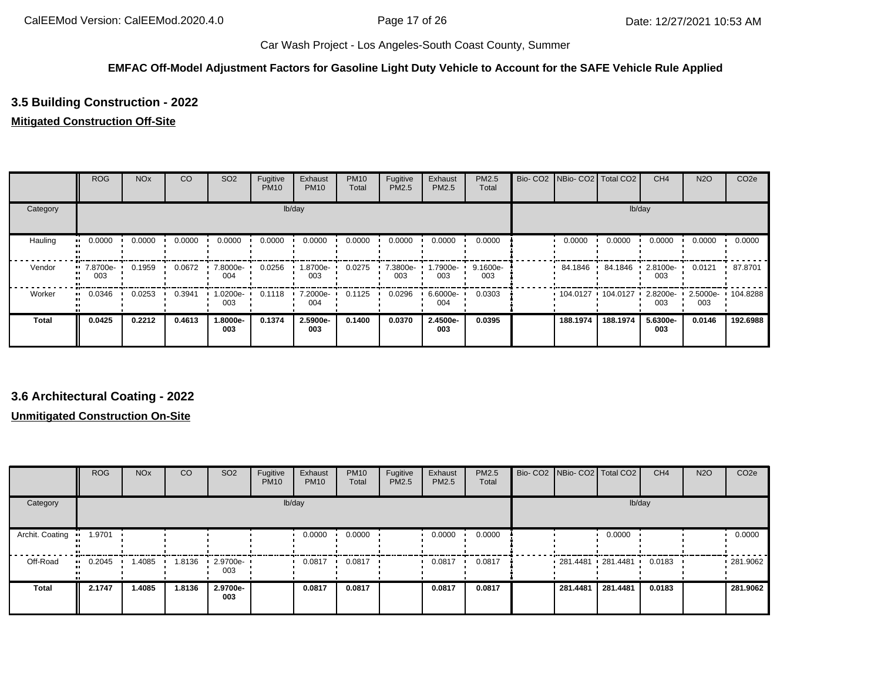**EMFAC Off-Model Adjustment Factors for Gasoline Light Duty Vehicle to Account for the SAFE Vehicle Rule Applied**

### 3.5 Building Construction - 2022

**Mitigated Construction Off-Site**

| | ROG | NOx | CO | SO2 | Fugitive PM10 | Exhaust PM10 | PM10 Total | Fugitive PM2.5 | Exhaust PM2.5 | PM2.5 Total | Bio- CO2 | NBio- CO2 | Total CO2 | CH4 | N2O | CO2e |
|---|---|---|---|---|---|---|---|---|---|---|---|---|---|---|---|---|
| Category | lb/day | | | | | | | | | | lb/day | | | | | |
| Hauling | 0.0000 | 0.0000 | 0.0000 | 0.0000 | 0.0000 | 0.0000 | 0.0000 | 0.0000 | 0.0000 | 0.0000 | | 0.0000 | 0.0000 | 0.0000 | 0.0000 | 0.0000 |
| Vendor | 7.8700e-003 | 0.1959 | 0.0672 | 7.8000e-004 | 0.0256 | 1.8700e-003 | 0.0275 | 7.3800e-003 | 1.7900e-003 | 9.1600e-003 | | 84.1846 | 84.1846 | 2.8100e-003 | 0.0121 | 87.8701 |
| Worker | 0.0346 | 0.0253 | 0.3941 | 1.0200e-003 | 0.1118 | 7.2000e-004 | 0.1125 | 0.0296 | 6.6000e-004 | 0.0303 | | 104.0127 | 104.0127 | 2.8200e-003 | 2.5000e-003 | 104.8288 |
| **Total** | **0.0425** | **0.2212** | **0.4613** | **1.8000e-003** | **0.1374** | **2.5900e-003** | **0.1400** | **0.0370** | **2.4500e-003** | **0.0395** | | **188.1974** | **188.1974** | **5.6300e-003** | **0.0146** | **192.6988** |

### 3.6 Architectural Coating - 2022

**Unmitigated Construction On-Site**

| | ROG | NOx | CO | SO2 | Fugitive PM10 | Exhaust PM10 | PM10 Total | Fugitive PM2.5 | Exhaust PM2.5 | PM2.5 Total | Bio- CO2 | NBio- CO2 | Total CO2 | CH4 | N2O | CO2e |
|---|---|---|---|---|---|---|---|---|---|---|---|---|---|---|---|---|
| Category | lb/day | | | | | | | | | | lb/day | | | | | |
| Archit. Coating | 1.9701 | | | | | 0.0000 | 0.0000 | | 0.0000 | 0.0000 | | | 0.0000 | | | 0.0000 |
| Off-Road | 0.2045 | 1.4085 | 1.8136 | 2.9700e-003 | | 0.0817 | 0.0817 | | 0.0817 | 0.0817 | | 281.4481 | 281.4481 | 0.0183 | | 281.9062 |
| **Total** | **2.1747** | **1.4085** | **1.8136** | **2.9700e-003** | | **0.0817** | **0.0817** | | **0.0817** | **0.0817** | | **281.4481** | **281.4481** | **0.0183** | | **281.9062** |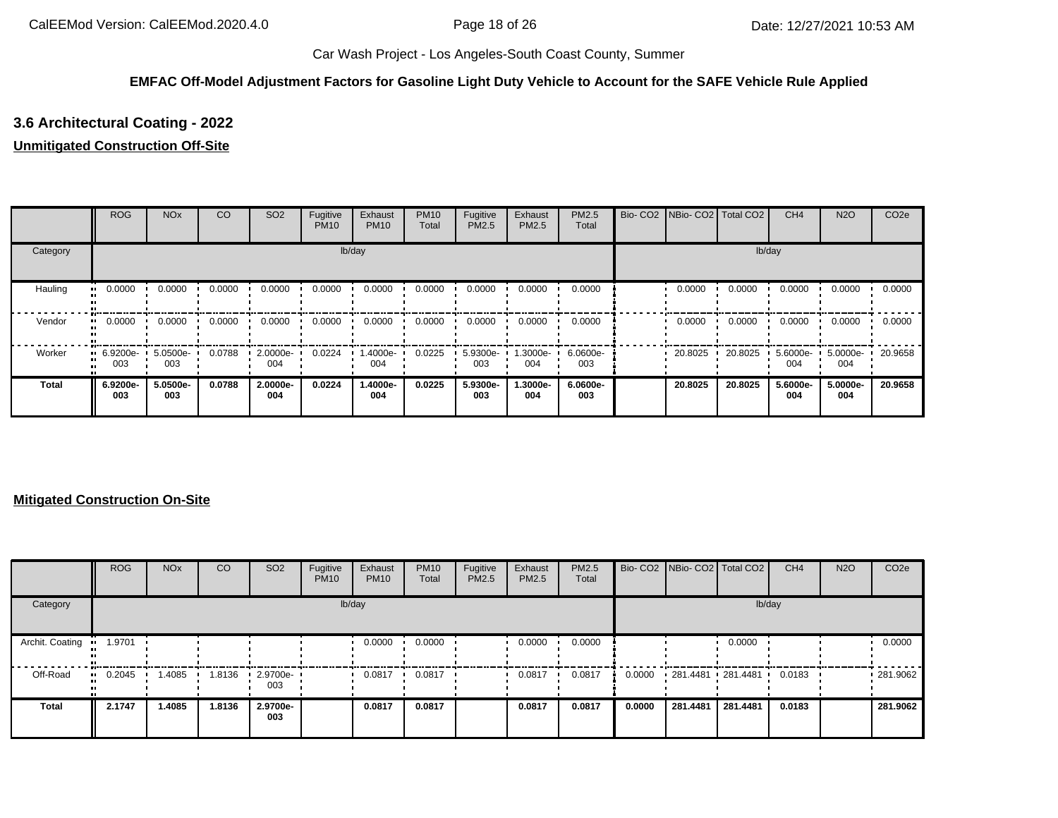Car Wash Project - Los Angeles-South Coast County, Summer

**EMFAC Off-Model Adjustment Factors for Gasoline Light Duty Vehicle to Account for the SAFE Vehicle Rule Applied**

## 3.6 Architectural Coating - 2022

**Unmitigated Construction Off-Site**

| | ROG | NOx | CO | SO2 | Fugitive PM10 | Exhaust PM10 | PM10 Total | Fugitive PM2.5 | Exhaust PM2.5 | PM2.5 Total | Bio- CO2 | NBio- CO2 | Total CO2 | CH4 | N2O | CO2e |
|---|---|---|---|---|---|---|---|---|---|---|---|---|---|---|---|---|
| Category | | | | | | lb/day | | | | | | | | lb/day | | |
| Hauling | 0.0000 | 0.0000 | 0.0000 | 0.0000 | 0.0000 | 0.0000 | 0.0000 | 0.0000 | 0.0000 | 0.0000 | | 0.0000 | 0.0000 | 0.0000 | 0.0000 | 0.0000 |
| Vendor | 0.0000 | 0.0000 | 0.0000 | 0.0000 | 0.0000 | 0.0000 | 0.0000 | 0.0000 | 0.0000 | 0.0000 | | 0.0000 | 0.0000 | 0.0000 | 0.0000 | 0.0000 |
| Worker | 6.9200e-003 | 5.0500e-003 | 0.0788 | 2.0000e-004 | 0.0224 | 1.4000e-004 | 0.0225 | 5.9300e-003 | 1.3000e-004 | 6.0600e-003 | | 20.8025 | 20.8025 | 5.6000e-004 | 5.0000e-004 | 20.9658 |
| **Total** | **6.9200e-003** | **5.0500e-003** | **0.0788** | **2.0000e-004** | **0.0224** | **1.4000e-004** | **0.0225** | **5.9300e-003** | **1.3000e-004** | **6.0600e-003** | | **20.8025** | **20.8025** | **5.6000e-004** | **5.0000e-004** | **20.9658** |

**Mitigated Construction On-Site**

| | ROG | NOx | CO | SO2 | Fugitive PM10 | Exhaust PM10 | PM10 Total | Fugitive PM2.5 | Exhaust PM2.5 | PM2.5 Total | Bio- CO2 | NBio- CO2 | Total CO2 | CH4 | N2O | CO2e |
|---|---|---|---|---|---|---|---|---|---|---|---|---|---|---|---|---|
| Category | | | | | | lb/day | | | | | | | | lb/day | | |
| Archit. Coating | 1.9701 | | | | | 0.0000 | 0.0000 | | 0.0000 | 0.0000 | | | 0.0000 | | | 0.0000 |
| Off-Road | 0.2045 | 1.4085 | 1.8136 | 2.9700e-003 | | 0.0817 | 0.0817 | | 0.0817 | 0.0817 | 0.0000 | 281.4481 | 281.4481 | 0.0183 | | 281.9062 |
| **Total** | **2.1747** | **1.4085** | **1.8136** | **2.9700e-003** | | **0.0817** | **0.0817** | | **0.0817** | **0.0817** | **0.0000** | **281.4481** | **281.4481** | **0.0183** | | **281.9062** |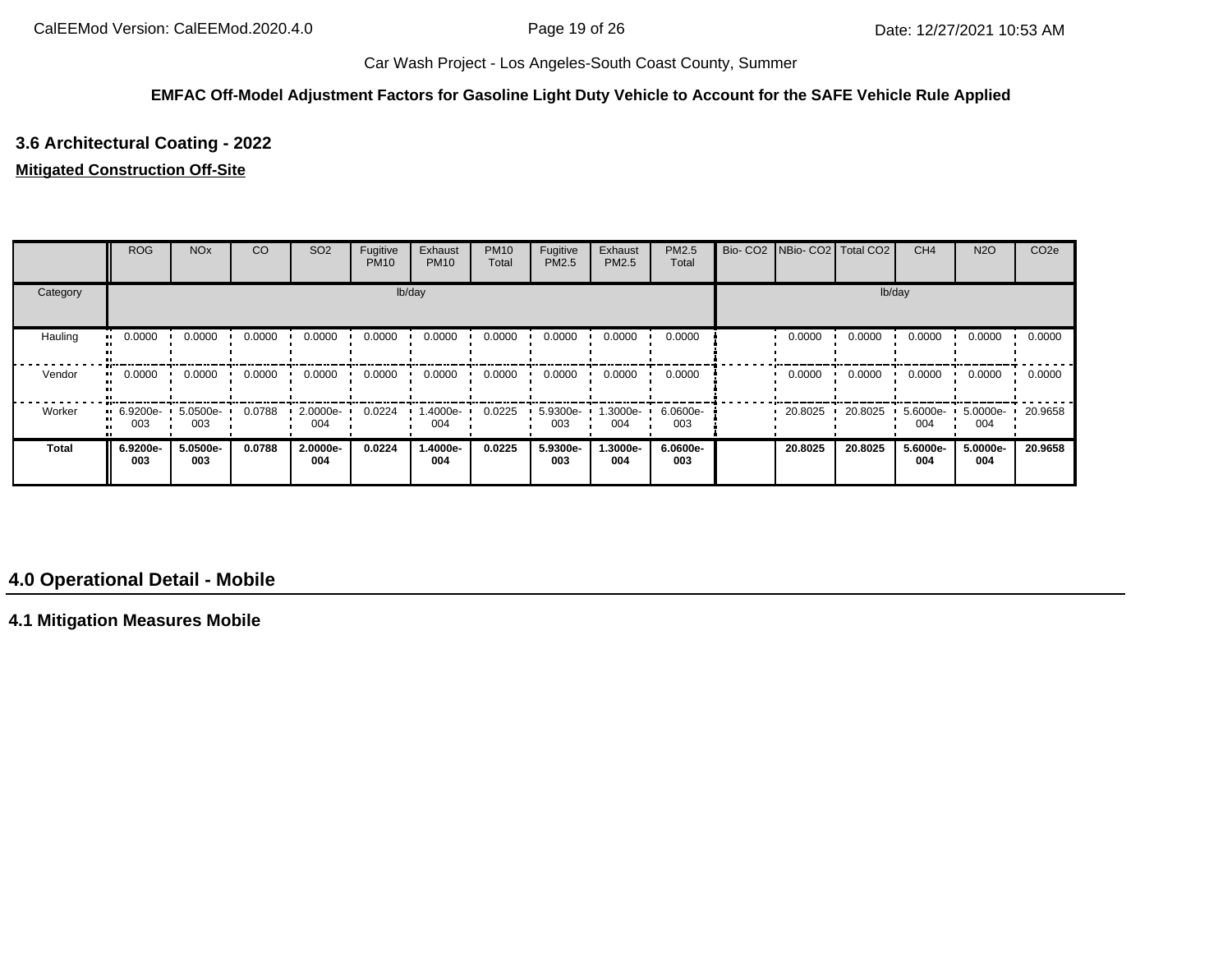**EMFAC Off-Model Adjustment Factors for Gasoline Light Duty Vehicle to Account for the SAFE Vehicle Rule Applied**

### 3.6 Architectural Coating - 2022

**Mitigated Construction Off-Site**

| | ROG | NOx | CO | SO2 | Fugitive PM10 | Exhaust PM10 | PM10 Total | Fugitive PM2.5 | Exhaust PM2.5 | PM2.5 Total | Bio- CO2 | NBio- CO2 | Total CO2 | CH4 | N2O | CO2e |
|---|---|---|---|---|---|---|---|---|---|---|---|---|---|---|---|---|
| Category | lb/day | | | | | | | | | | lb/day | | | | | |
| Hauling | 0.0000 | 0.0000 | 0.0000 | 0.0000 | 0.0000 | 0.0000 | 0.0000 | 0.0000 | 0.0000 | 0.0000 | | 0.0000 | 0.0000 | 0.0000 | 0.0000 | 0.0000 |
| Vendor | 0.0000 | 0.0000 | 0.0000 | 0.0000 | 0.0000 | 0.0000 | 0.0000 | 0.0000 | 0.0000 | 0.0000 | | 0.0000 | 0.0000 | 0.0000 | 0.0000 | 0.0000 |
| Worker | 6.9200e-003 | 5.0500e-003 | 0.0788 | 2.0000e-004 | 0.0224 | 1.4000e-004 | 0.0225 | 5.9300e-003 | 1.3000e-004 | 6.0600e-003 | | 20.8025 | 20.8025 | 5.6000e-004 | 5.0000e-004 | 20.9658 |
| **Total** | **6.9200e-003** | **5.0500e-003** | **0.0788** | **2.0000e-004** | **0.0224** | **1.4000e-004** | **0.0225** | **5.9300e-003** | **1.3000e-004** | **6.0600e-003** | | **20.8025** | **20.8025** | **5.6000e-004** | **5.0000e-004** | **20.9658** |

## 4.0 Operational Detail - Mobile

### 4.1 Mitigation Measures Mobile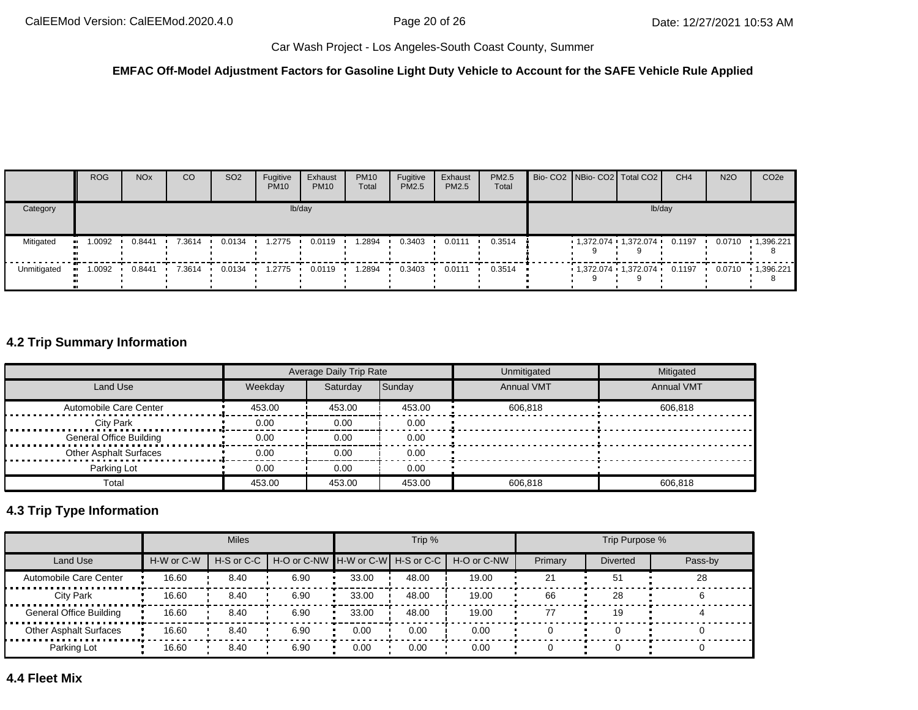**EMFAC Off-Model Adjustment Factors for Gasoline Light Duty Vehicle to Account for the SAFE Vehicle Rule Applied**

| | ROG | NOx | CO | SO2 | Fugitive PM10 | Exhaust PM10 | PM10 Total | Fugitive PM2.5 | Exhaust PM2.5 | PM2.5 Total | Bio- CO2 | NBio- CO2 | Total CO2 | CH4 | N2O | CO2e |
|---|---|---|---|---|---|---|---|---|---|---|---|---|---|---|---|---|
| Category | lb/day | | | | | | | | | | lb/day | | | | | |
| Mitigated | 1.0092 | 0.8441 | 7.3614 | 0.0134 | 1.2775 | 0.0119 | 1.2894 | 0.3403 | 0.0111 | 0.3514 | | 1,372.074 9 | 1,372.074 9 | 0.1197 | 0.0710 | 1,396.221 8 |
| Unmitigated | 1.0092 | 0.8441 | 7.3614 | 0.0134 | 1.2775 | 0.0119 | 1.2894 | 0.3403 | 0.0111 | 0.3514 | | 1,372.074 9 | 1,372.074 9 | 0.1197 | 0.0710 | 1,396.221 8 |

### 4.2 Trip Summary Information

| | Average Daily Trip Rate | | | Unmitigated | Mitigated |
|---|---|---|---|---|---|
| Land Use | Weekday | Saturday | Sunday | Annual VMT | Annual VMT |
| Automobile Care Center | 453.00 | 453.00 | 453.00 | 606,818 | 606,818 |
| City Park | 0.00 | 0.00 | 0.00 | | |
| General Office Building | 0.00 | 0.00 | 0.00 | | |
| Other Asphalt Surfaces | 0.00 | 0.00 | 0.00 | | |
| Parking Lot | 0.00 | 0.00 | 0.00 | | |
| Total | 453.00 | 453.00 | 453.00 | 606,818 | 606,818 |

### 4.3 Trip Type Information

| | Miles | | | Trip % | | | Trip Purpose % | | |
|---|---|---|---|---|---|---|---|---|---|
| Land Use | H-W or C-W | H-S or C-C | H-O or C-NW | H-W or C-W | H-S or C-C | H-O or C-NW | Primary | Diverted | Pass-by |
| Automobile Care Center | 16.60 | 8.40 | 6.90 | 33.00 | 48.00 | 19.00 | 21 | 51 | 28 |
| City Park | 16.60 | 8.40 | 6.90 | 33.00 | 48.00 | 19.00 | 66 | 28 | 6 |
| General Office Building | 16.60 | 8.40 | 6.90 | 33.00 | 48.00 | 19.00 | 77 | 19 | 4 |
| Other Asphalt Surfaces | 16.60 | 8.40 | 6.90 | 0.00 | 0.00 | 0.00 | 0 | 0 | 0 |
| Parking Lot | 16.60 | 8.40 | 6.90 | 0.00 | 0.00 | 0.00 | 0 | 0 | 0 |

### 4.4 Fleet Mix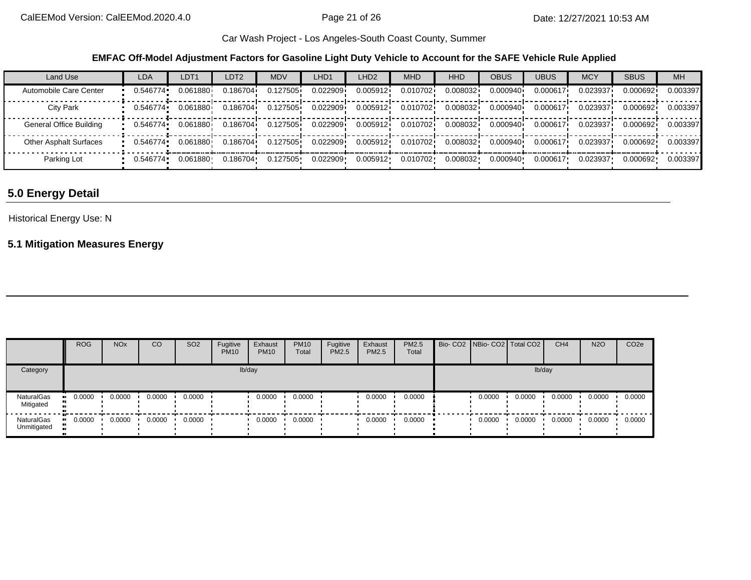Car Wash Project - Los Angeles-South Coast County, Summer

**EMFAC Off-Model Adjustment Factors for Gasoline Light Duty Vehicle to Account for the SAFE Vehicle Rule Applied**

| Land Use | LDA | LDT1 | LDT2 | MDV | LHD1 | LHD2 | MHD | HHD | OBUS | UBUS | MCY | SBUS | MH |
|---|---|---|---|---|---|---|---|---|---|---|---|---|---|
| Automobile Care Center | 0.546774 | 0.061880 | 0.186704 | 0.127505 | 0.022909 | 0.005912 | 0.010702 | 0.008032 | 0.000940 | 0.000617 | 0.023937 | 0.000692 | 0.003397 |
| City Park | 0.546774 | 0.061880 | 0.186704 | 0.127505 | 0.022909 | 0.005912 | 0.010702 | 0.008032 | 0.000940 | 0.000617 | 0.023937 | 0.000692 | 0.003397 |
| General Office Building | 0.546774 | 0.061880 | 0.186704 | 0.127505 | 0.022909 | 0.005912 | 0.010702 | 0.008032 | 0.000940 | 0.000617 | 0.023937 | 0.000692 | 0.003397 |
| Other Asphalt Surfaces | 0.546774 | 0.061880 | 0.186704 | 0.127505 | 0.022909 | 0.005912 | 0.010702 | 0.008032 | 0.000940 | 0.000617 | 0.023937 | 0.000692 | 0.003397 |
| Parking Lot | 0.546774 | 0.061880 | 0.186704 | 0.127505 | 0.022909 | 0.005912 | 0.010702 | 0.008032 | 0.000940 | 0.000617 | 0.023937 | 0.000692 | 0.003397 |

## 5.0 Energy Detail

Historical Energy Use: N

### 5.1 Mitigation Measures Energy

| | ROG | NOx | CO | SO2 | Fugitive PM10 | Exhaust PM10 | PM10 Total | Fugitive PM2.5 | Exhaust PM2.5 | PM2.5 Total | Bio- CO2 | NBio- CO2 | Total CO2 | CH4 | N2O | CO2e |
|---|---|---|---|---|---|---|---|---|---|---|---|---|---|---|---|---|
| Category | lb/day | | | | | | | | | | lb/day | | | | | |
| NaturalGas Mitigated | 0.0000 | 0.0000 | 0.0000 | 0.0000 | | 0.0000 | 0.0000 | | 0.0000 | 0.0000 | | 0.0000 | 0.0000 | 0.0000 | 0.0000 | 0.0000 |
| NaturalGas Unmitigated | 0.0000 | 0.0000 | 0.0000 | 0.0000 | | 0.0000 | 0.0000 | | 0.0000 | 0.0000 | | 0.0000 | 0.0000 | 0.0000 | 0.0000 | 0.0000 |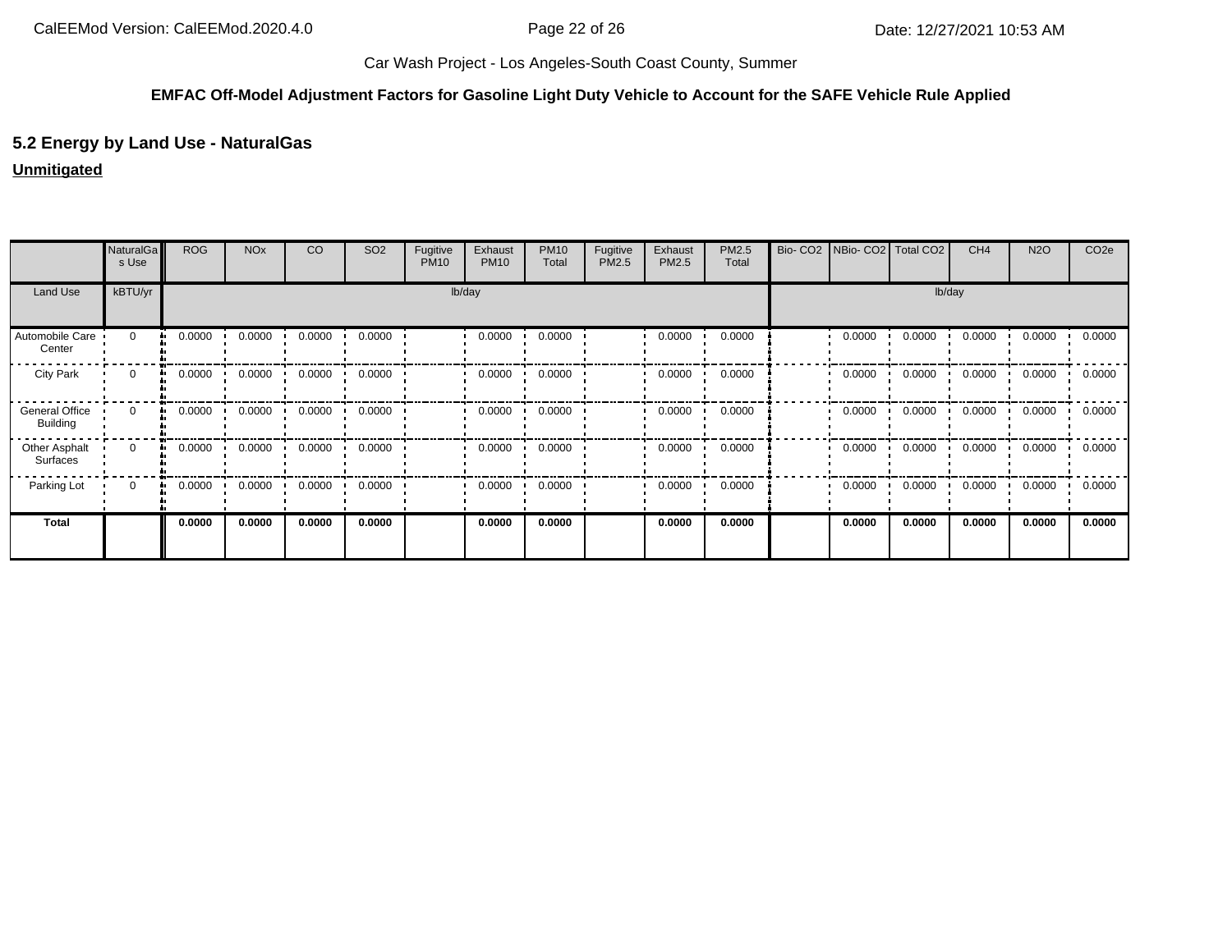Car Wash Project - Los Angeles-South Coast County, Summer

**EMFAC Off-Model Adjustment Factors for Gasoline Light Duty Vehicle to Account for the SAFE Vehicle Rule Applied**

## 5.2 Energy by Land Use - NaturalGas

**Unmitigated**

| | NaturalGas Use | ROG | NOx | CO | SO2 | Fugitive PM10 | Exhaust PM10 | PM10 Total | Fugitive PM2.5 | Exhaust PM2.5 | PM2.5 Total | Bio- CO2 | NBio- CO2 | Total CO2 | CH4 | N2O | CO2e |
|---|---|---|---|---|---|---|---|---|---|---|---|---|---|---|---|---|---|
| Land Use | kBTU/yr | lb/day | | | | | | | | | | lb/day | | | | | |
| Automobile Care Center | 0 | 0.0000 | 0.0000 | 0.0000 | 0.0000 | | 0.0000 | 0.0000 | | 0.0000 | 0.0000 | | 0.0000 | 0.0000 | 0.0000 | 0.0000 | 0.0000 |
| City Park | 0 | 0.0000 | 0.0000 | 0.0000 | 0.0000 | | 0.0000 | 0.0000 | | 0.0000 | 0.0000 | | 0.0000 | 0.0000 | 0.0000 | 0.0000 | 0.0000 |
| General Office Building | 0 | 0.0000 | 0.0000 | 0.0000 | 0.0000 | | 0.0000 | 0.0000 | | 0.0000 | 0.0000 | | 0.0000 | 0.0000 | 0.0000 | 0.0000 | 0.0000 |
| Other Asphalt Surfaces | 0 | 0.0000 | 0.0000 | 0.0000 | 0.0000 | | 0.0000 | 0.0000 | | 0.0000 | 0.0000 | | 0.0000 | 0.0000 | 0.0000 | 0.0000 | 0.0000 |
| Parking Lot | 0 | 0.0000 | 0.0000 | 0.0000 | 0.0000 | | 0.0000 | 0.0000 | | 0.0000 | 0.0000 | | 0.0000 | 0.0000 | 0.0000 | 0.0000 | 0.0000 |
| **Total** | | **0.0000** | **0.0000** | **0.0000** | **0.0000** | | **0.0000** | **0.0000** | | **0.0000** | **0.0000** | | **0.0000** | **0.0000** | **0.0000** | **0.0000** | **0.0000** |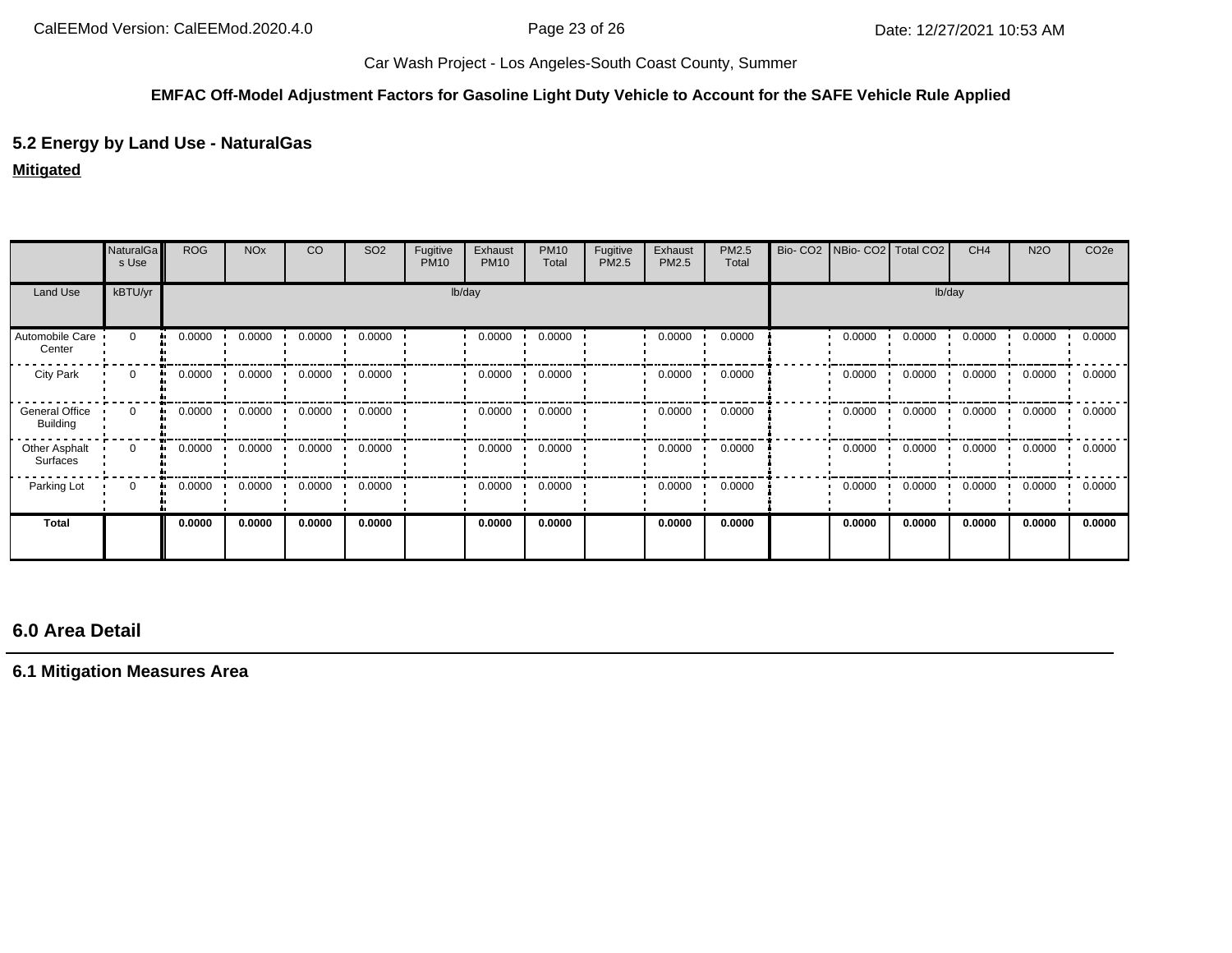Car Wash Project - Los Angeles-South Coast County, Summer

**EMFAC Off-Model Adjustment Factors for Gasoline Light Duty Vehicle to Account for the SAFE Vehicle Rule Applied**

## 5.2 Energy by Land Use - NaturalGas

**Mitigated**

| | NaturalGas Use | ROG | NOx | CO | SO2 | Fugitive PM10 | Exhaust PM10 | PM10 Total | Fugitive PM2.5 | Exhaust PM2.5 | PM2.5 Total | Bio- CO2 | NBio- CO2 | Total CO2 | CH4 | N2O | CO2e |
|---|---|---|---|---|---|---|---|---|---|---|---|---|---|---|---|---|---|
| Land Use | kBTU/yr | lb/day | | | | | | | | | | lb/day | | | | | |
| Automobile Care Center | 0 | 0.0000 | 0.0000 | 0.0000 | 0.0000 | | 0.0000 | 0.0000 | | 0.0000 | 0.0000 | | 0.0000 | 0.0000 | 0.0000 | 0.0000 | 0.0000 |
| City Park | 0 | 0.0000 | 0.0000 | 0.0000 | 0.0000 | | 0.0000 | 0.0000 | | 0.0000 | 0.0000 | | 0.0000 | 0.0000 | 0.0000 | 0.0000 | 0.0000 |
| General Office Building | 0 | 0.0000 | 0.0000 | 0.0000 | 0.0000 | | 0.0000 | 0.0000 | | 0.0000 | 0.0000 | | 0.0000 | 0.0000 | 0.0000 | 0.0000 | 0.0000 |
| Other Asphalt Surfaces | 0 | 0.0000 | 0.0000 | 0.0000 | 0.0000 | | 0.0000 | 0.0000 | | 0.0000 | 0.0000 | | 0.0000 | 0.0000 | 0.0000 | 0.0000 | 0.0000 |
| Parking Lot | 0 | 0.0000 | 0.0000 | 0.0000 | 0.0000 | | 0.0000 | 0.0000 | | 0.0000 | 0.0000 | | 0.0000 | 0.0000 | 0.0000 | 0.0000 | 0.0000 |
| **Total** | | **0.0000** | **0.0000** | **0.0000** | **0.0000** | | **0.0000** | **0.0000** | | **0.0000** | **0.0000** | | **0.0000** | **0.0000** | **0.0000** | **0.0000** | **0.0000** |

# 6.0 Area Detail

## 6.1 Mitigation Measures Area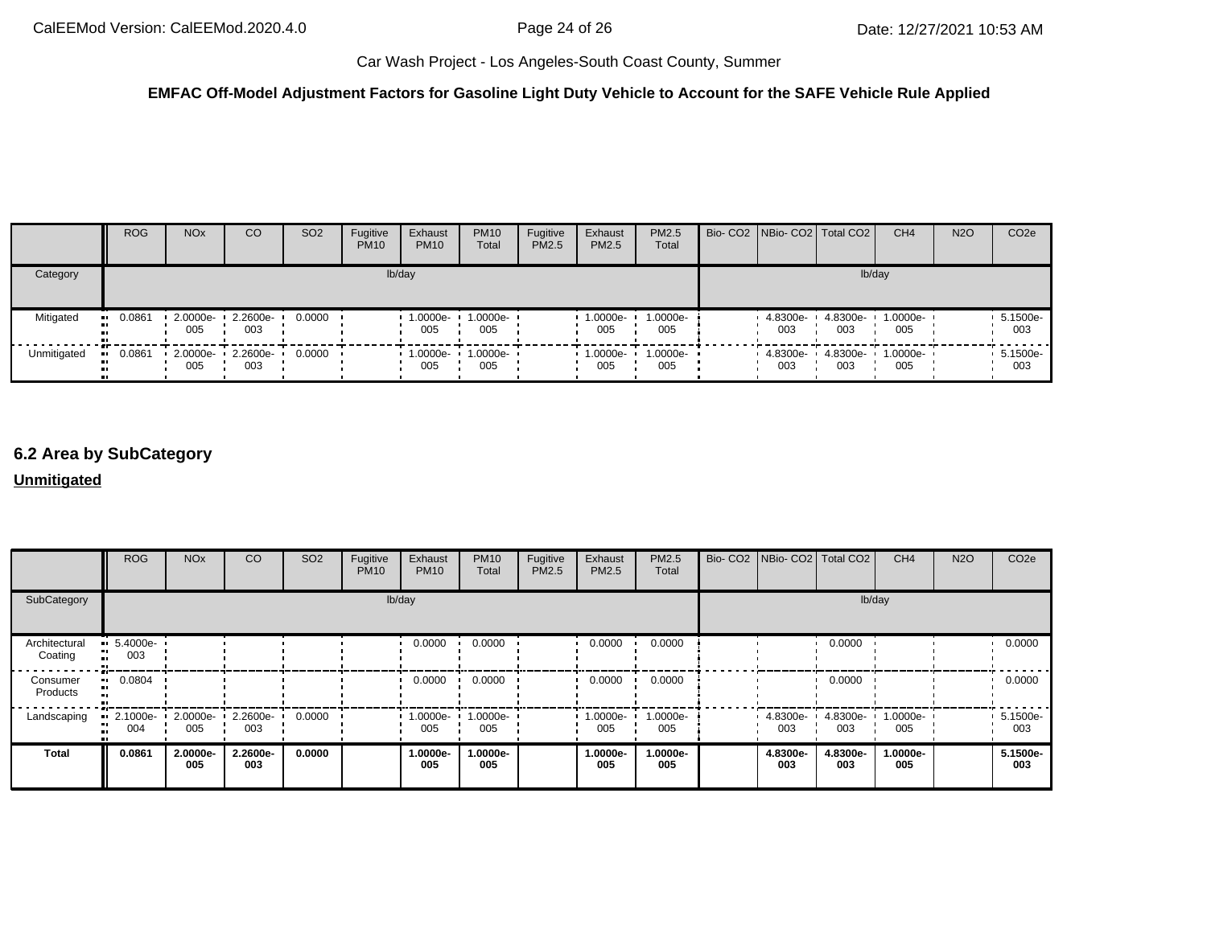Car Wash Project - Los Angeles-South Coast County, Summer

**EMFAC Off-Model Adjustment Factors for Gasoline Light Duty Vehicle to Account for the SAFE Vehicle Rule Applied**

| | ROG | NOx | CO | SO2 | Fugitive PM10 | Exhaust PM10 | PM10 Total | Fugitive PM2.5 | Exhaust PM2.5 | PM2.5 Total | Bio- CO2 | NBio- CO2 | Total CO2 | CH4 | N2O | CO2e |
|---|---|---|---|---|---|---|---|---|---|---|---|---|---|---|---|---|
| Category | lb/day | | | | | | | | | | lb/day | | | | | |
| Mitigated | 0.0861 | 2.0000e-005 | 2.2600e-003 | 0.0000 | | 1.0000e-005 | 1.0000e-005 | | 1.0000e-005 | 1.0000e-005 | | 4.8300e-003 | 4.8300e-003 | 1.0000e-005 | | 5.1500e-003 |
| Unmitigated | 0.0861 | 2.0000e-005 | 2.2600e-003 | 0.0000 | | 1.0000e-005 | 1.0000e-005 | | 1.0000e-005 | 1.0000e-005 | | 4.8300e-003 | 4.8300e-003 | 1.0000e-005 | | 5.1500e-003 |

## 6.2 Area by SubCategory

**Unmitigated**

| | ROG | NOx | CO | SO2 | Fugitive PM10 | Exhaust PM10 | PM10 Total | Fugitive PM2.5 | Exhaust PM2.5 | PM2.5 Total | Bio- CO2 | NBio- CO2 | Total CO2 | CH4 | N2O | CO2e |
|---|---|---|---|---|---|---|---|---|---|---|---|---|---|---|---|---|
| SubCategory | lb/day | | | | | | | | | | lb/day | | | | | |
| Architectural Coating | 5.4000e-003 | | | | | 0.0000 | 0.0000 | | 0.0000 | 0.0000 | | | 0.0000 | | | 0.0000 |
| Consumer Products | 0.0804 | | | | | 0.0000 | 0.0000 | | 0.0000 | 0.0000 | | | 0.0000 | | | 0.0000 |
| Landscaping | 2.1000e-004 | 2.0000e-005 | 2.2600e-003 | 0.0000 | | 1.0000e-005 | 1.0000e-005 | | 1.0000e-005 | 1.0000e-005 | | 4.8300e-003 | 4.8300e-003 | 1.0000e-005 | | 5.1500e-003 |
| **Total** | **0.0861** | **2.0000e-005** | **2.2600e-003** | **0.0000** | | **1.0000e-005** | **1.0000e-005** | | **1.0000e-005** | **1.0000e-005** | | **4.8300e-003** | **4.8300e-003** | **1.0000e-005** | | **5.1500e-003** |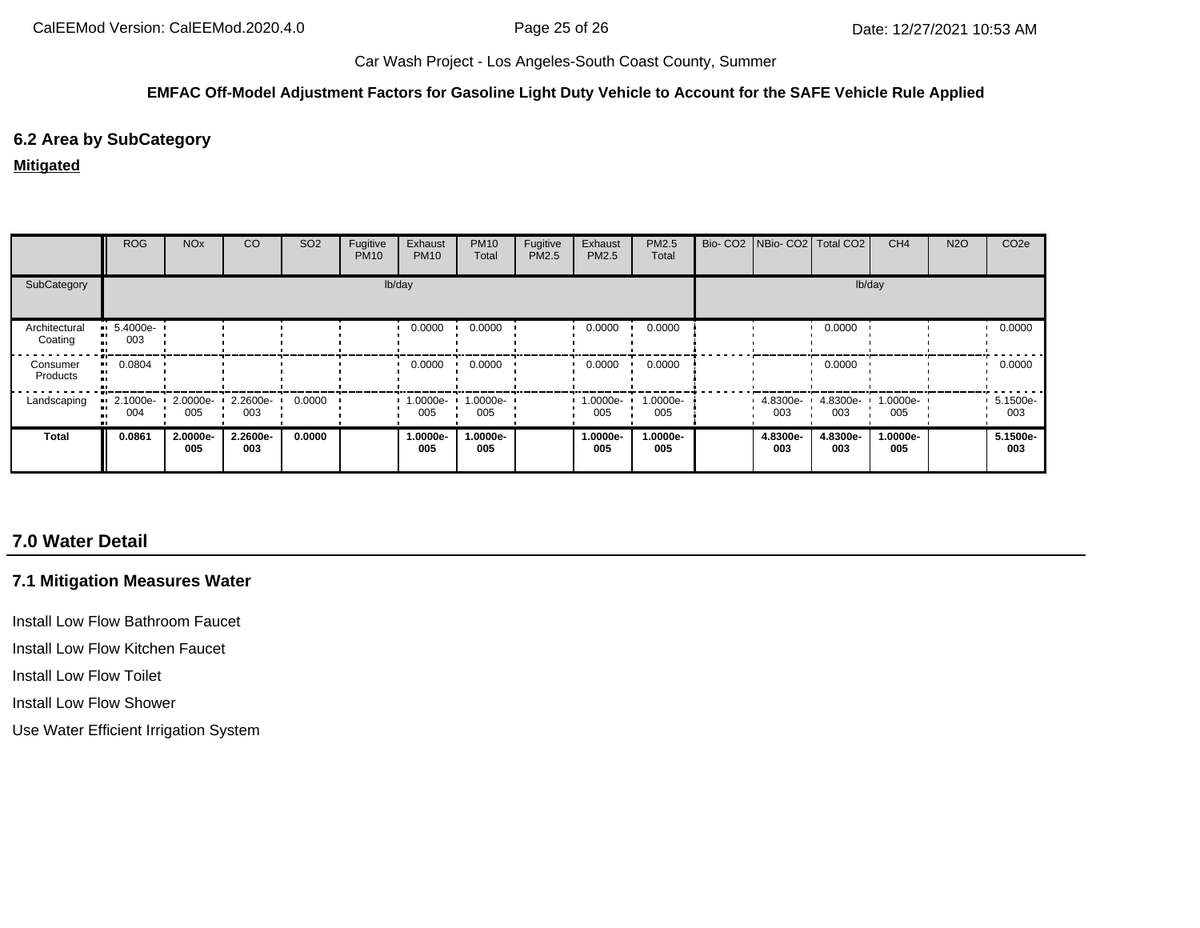**EMFAC Off-Model Adjustment Factors for Gasoline Light Duty Vehicle to Account for the SAFE Vehicle Rule Applied**

## 6.2 Area by SubCategory

**Mitigated**

| | ROG | NOx | CO | SO2 | Fugitive PM10 | Exhaust PM10 | PM10 Total | Fugitive PM2.5 | Exhaust PM2.5 | PM2.5 Total | Bio- CO2 | NBio- CO2 | Total CO2 | CH4 | N2O | CO2e |
|---|---|---|---|---|---|---|---|---|---|---|---|---|---|---|---|---|
| SubCategory | lb/day | | | | | | | | | | lb/day | | | | | |
| Architectural Coating | 5.4000e-003 | | | | | 0.0000 | 0.0000 | | 0.0000 | 0.0000 | | | 0.0000 | | | 0.0000 |
| Consumer Products | 0.0804 | | | | | 0.0000 | 0.0000 | | 0.0000 | 0.0000 | | | 0.0000 | | | 0.0000 |
| Landscaping | 2.1000e-004 | 2.0000e-005 | 2.2600e-003 | 0.0000 | | 1.0000e-005 | 1.0000e-005 | | 1.0000e-005 | 1.0000e-005 | | 4.8300e-003 | 4.8300e-003 | 1.0000e-005 | | 5.1500e-003 |
| **Total** | **0.0861** | **2.0000e-005** | **2.2600e-003** | **0.0000** | | **1.0000e-005** | **1.0000e-005** | | **1.0000e-005** | **1.0000e-005** | | **4.8300e-003** | **4.8300e-003** | **1.0000e-005** | | **5.1500e-003** |

## 7.0 Water Detail

### 7.1 Mitigation Measures Water

Install Low Flow Bathroom Faucet

Install Low Flow Kitchen Faucet

Install Low Flow Toilet

Install Low Flow Shower

Use Water Efficient Irrigation System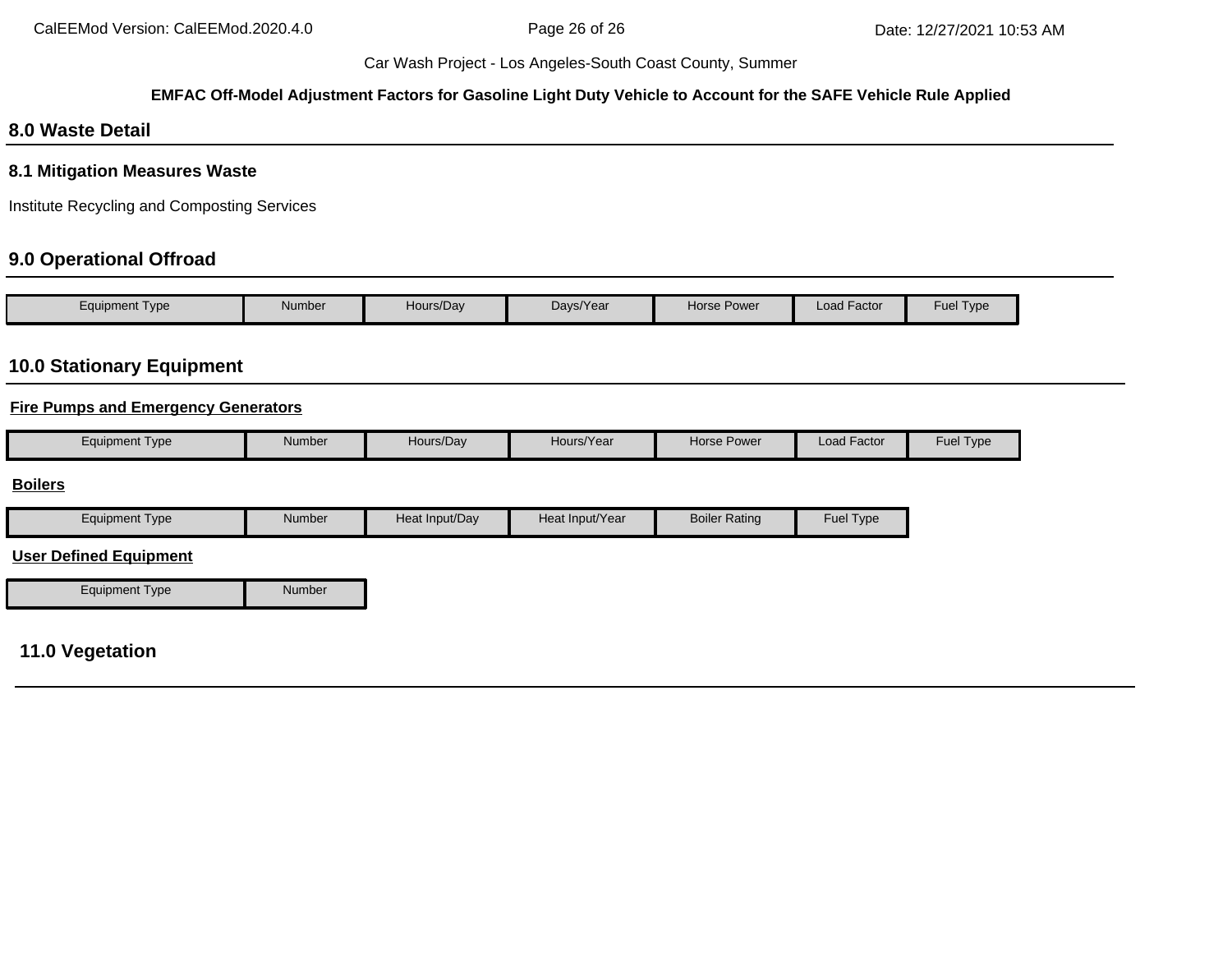## 8.0 Waste Detail

### 8.1 Mitigation Measures Waste

Institute Recycling and Composting Services

## 9.0 Operational Offroad

| Equipment Type | Number | Hours/Day | Days/Year | Horse Power | Load Factor | Fuel Type |
|---|---|---|---|---|---|---|

## 10.0 Stationary Equipment

**Fire Pumps and Emergency Generators**

| Equipment Type | Number | Hours/Day | Hours/Year | Horse Power | Load Factor | Fuel Type |
|---|---|---|---|---|---|---|

**Boilers**

| Equipment Type | Number | Heat Input/Day | Heat Input/Year | Boiler Rating | Fuel Type |
|---|---|---|---|---|---|

**User Defined Equipment**

| Equipment Type | Number |
|---|---|

## 11.0 Vegetation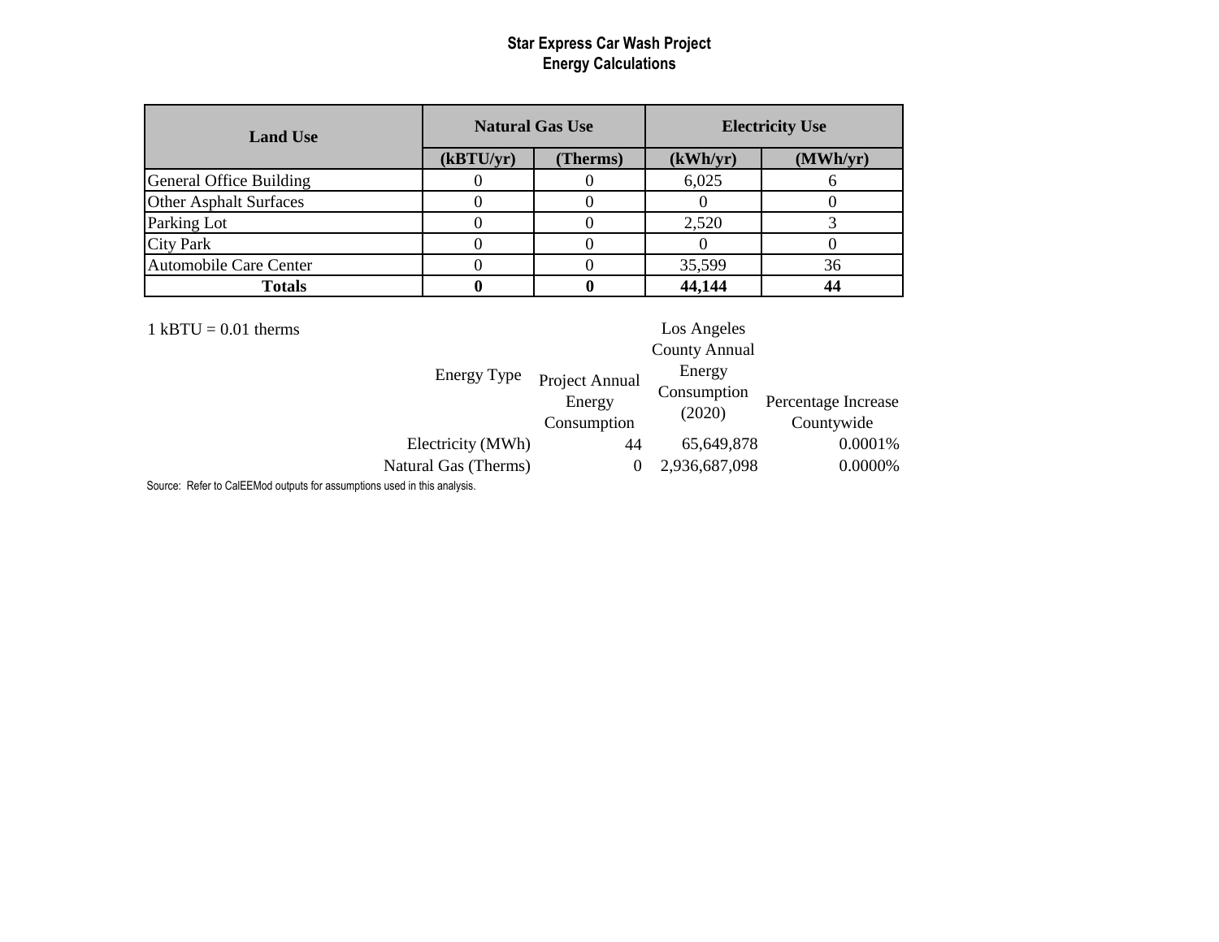# Star Express Car Wash Project
## Energy Calculations

| Land Use | Natural Gas Use | | Electricity Use | |
|---|---|---|---|---|
| | (kBTU/yr) | (Therms) | (kWh/yr) | (MWh/yr) |
| General Office Building | 0 | 0 | 6,025 | 6 |
| Other Asphalt Surfaces | 0 | 0 | 0 | 0 |
| Parking Lot | 0 | 0 | 2,520 | 3 |
| City Park | 0 | 0 | 0 | 0 |
| Automobile Care Center | 0 | 0 | 35,599 | 36 |
| **Totals** | **0** | **0** | **44,144** | **44** |

1 kBTU = 0.01 therms

| Energy Type | Project Annual Energy Consumption | Los Angeles County Annual Energy Consumption (2020) | Percentage Increase Countywide |
|---|---|---|---|
| Electricity (MWh) | 44 | 65,649,878 | 0.0001% |
| Natural Gas (Therms) | 0 | 2,936,687,098 | 0.0000% |

Source: Refer to CalEEMod outputs for assumptions used in this analysis.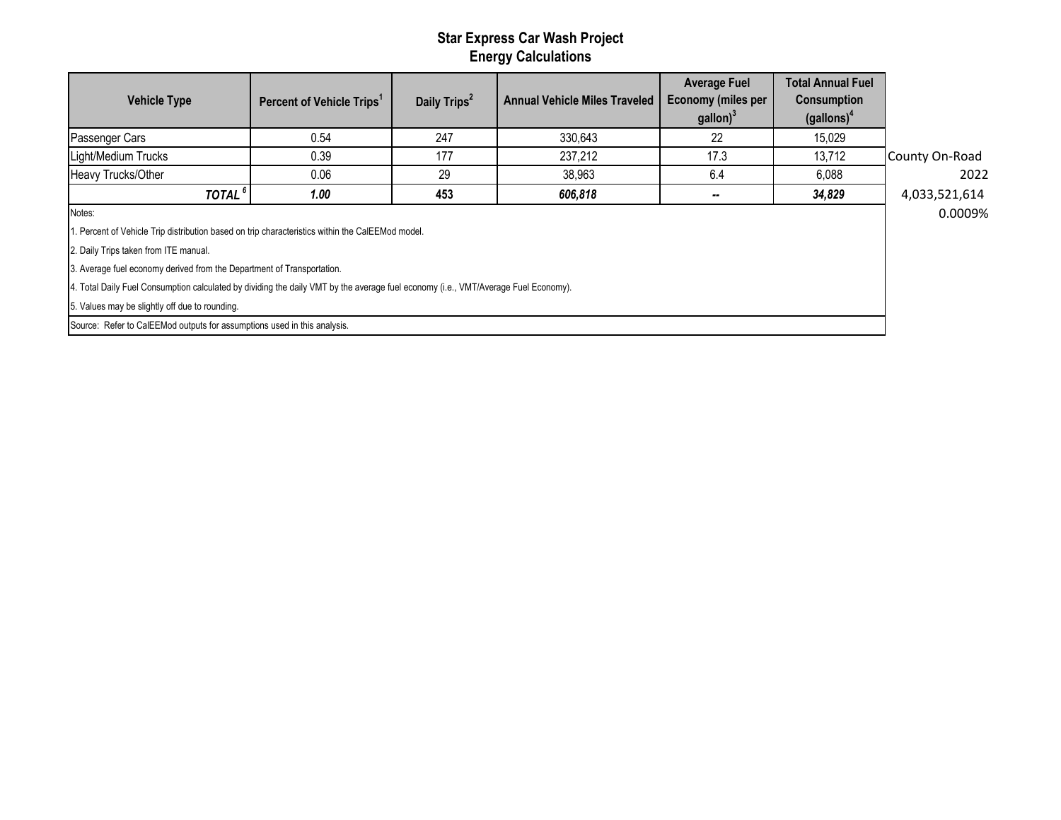## Star Express Car Wash Project
## Energy Calculations

| Vehicle Type | Percent of Vehicle Trips[1] | Daily Trips[2] | Annual Vehicle Miles Traveled | Average Fuel Economy (miles per gallon)[3] | Total Annual Fuel Consumption (gallons)[4] |
|---|---|---|---|---|---|
| Passenger Cars | 0.54 | 247 | 330,643 | 22 | 15,029 |
| Light/Medium Trucks | 0.39 | 177 | 237,212 | 17.3 | 13,712 |
| Heavy Trucks/Other | 0.06 | 29 | 38,963 | 6.4 | 6,088 |
| ***TOTAL [6]*** | ***1.00*** | **453** | ***606,818*** | **--** | ***34,829*** |

County On-Road
2022
4,033,521,614
0.0009%

Notes:

1. Percent of Vehicle Trip distribution based on trip characteristics within the CalEEMod model.
2. Daily Trips taken from ITE manual.
3. Average fuel economy derived from the Department of Transportation.
4. Total Daily Fuel Consumption calculated by dividing the daily VMT by the average fuel economy (i.e., VMT/Average Fuel Economy).
5. Values may be slightly off due to rounding.

Source: Refer to CalEEMod outputs for assumptions used in this analysis.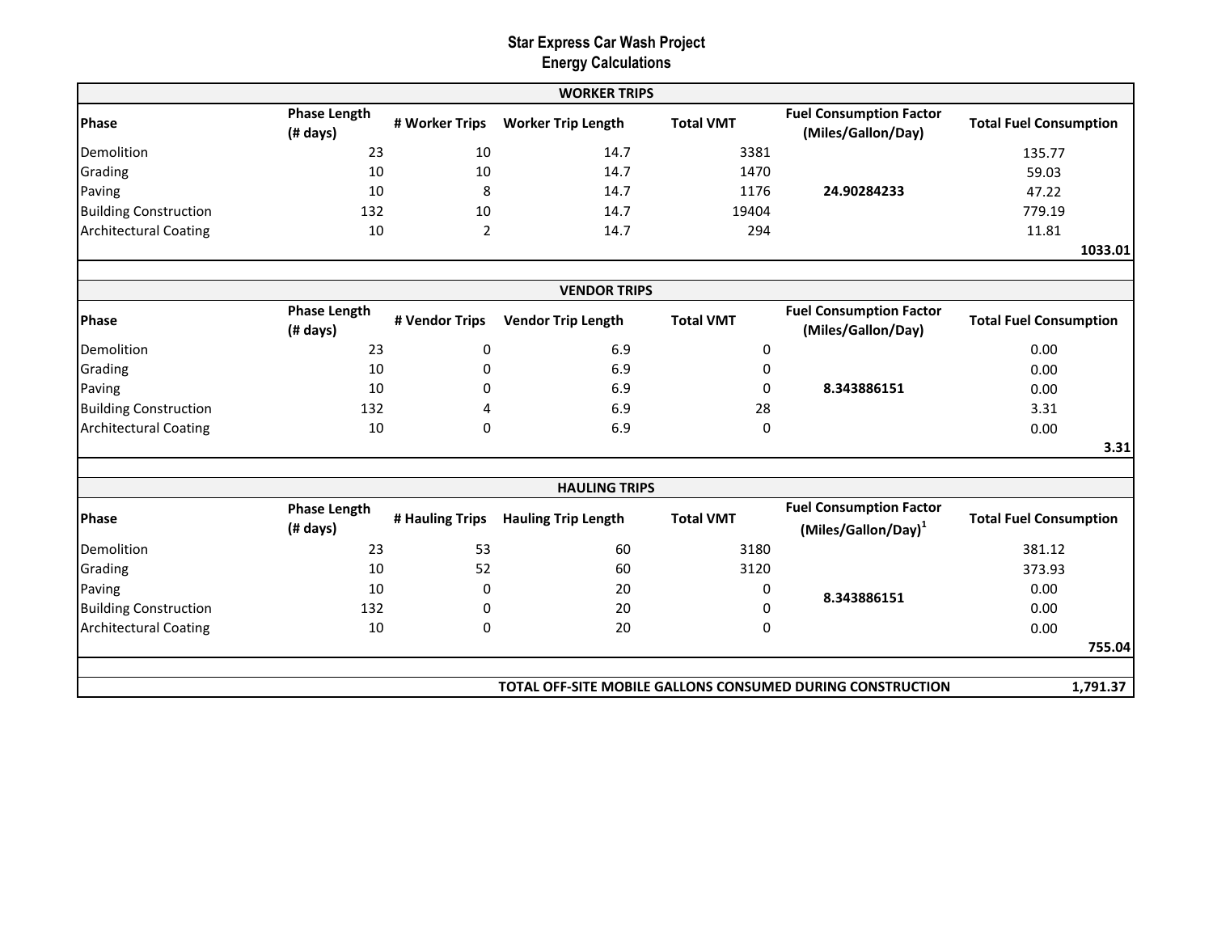# Star Express Car Wash Project
## Energy Calculations

| WORKER TRIPS | | | | | | |
|---|---|---|---|---|---|---|
| **Phase** | **Phase Length (# days)** | **# Worker Trips** | **Worker Trip Length** | **Total VMT** | **Fuel Consumption Factor (Miles/Gallon/Day)** | **Total Fuel Consumption** |
| Demolition | 23 | 10 | 14.7 | 3381 | | 135.77 |
| Grading | 10 | 10 | 14.7 | 1470 | | 59.03 |
| Paving | 10 | 8 | 14.7 | 1176 | **24.90284233** | 47.22 |
| Building Construction | 132 | 10 | 14.7 | 19404 | | 779.19 |
| Architectural Coating | 10 | 2 | 14.7 | 294 | | 11.81 |
| | | | | | | **1033.01** |

| VENDOR TRIPS | | | | | | |
|---|---|---|---|---|---|---|
| **Phase** | **Phase Length (# days)** | **# Vendor Trips** | **Vendor Trip Length** | **Total VMT** | **Fuel Consumption Factor (Miles/Gallon/Day)** | **Total Fuel Consumption** |
| Demolition | 23 | 0 | 6.9 | 0 | | 0.00 |
| Grading | 10 | 0 | 6.9 | 0 | | 0.00 |
| Paving | 10 | 0 | 6.9 | 0 | **8.343886151** | 0.00 |
| Building Construction | 132 | 4 | 6.9 | 28 | | 3.31 |
| Architectural Coating | 10 | 0 | 6.9 | 0 | | 0.00 |
| | | | | | | **3.31** |

| HAULING TRIPS | | | | | | |
|---|---|---|---|---|---|---|
| **Phase** | **Phase Length (# days)** | **# Hauling Trips** | **Hauling Trip Length** | **Total VMT** | **Fuel Consumption Factor (Miles/Gallon/Day)[1]** | **Total Fuel Consumption** |
| Demolition | 23 | 53 | 60 | 3180 | | 381.12 |
| Grading | 10 | 52 | 60 | 3120 | | 373.93 |
| Paving | 10 | 0 | 20 | 0 | **8.343886151** | 0.00 |
| Building Construction | 132 | 0 | 20 | 0 | | 0.00 |
| Architectural Coating | 10 | 0 | 20 | 0 | | 0.00 |
| | | | | | | **755.04** |

| | |
|---|---|
| **TOTAL OFF-SITE MOBILE GALLONS CONSUMED DURING CONSTRUCTION** | **1,791.37** |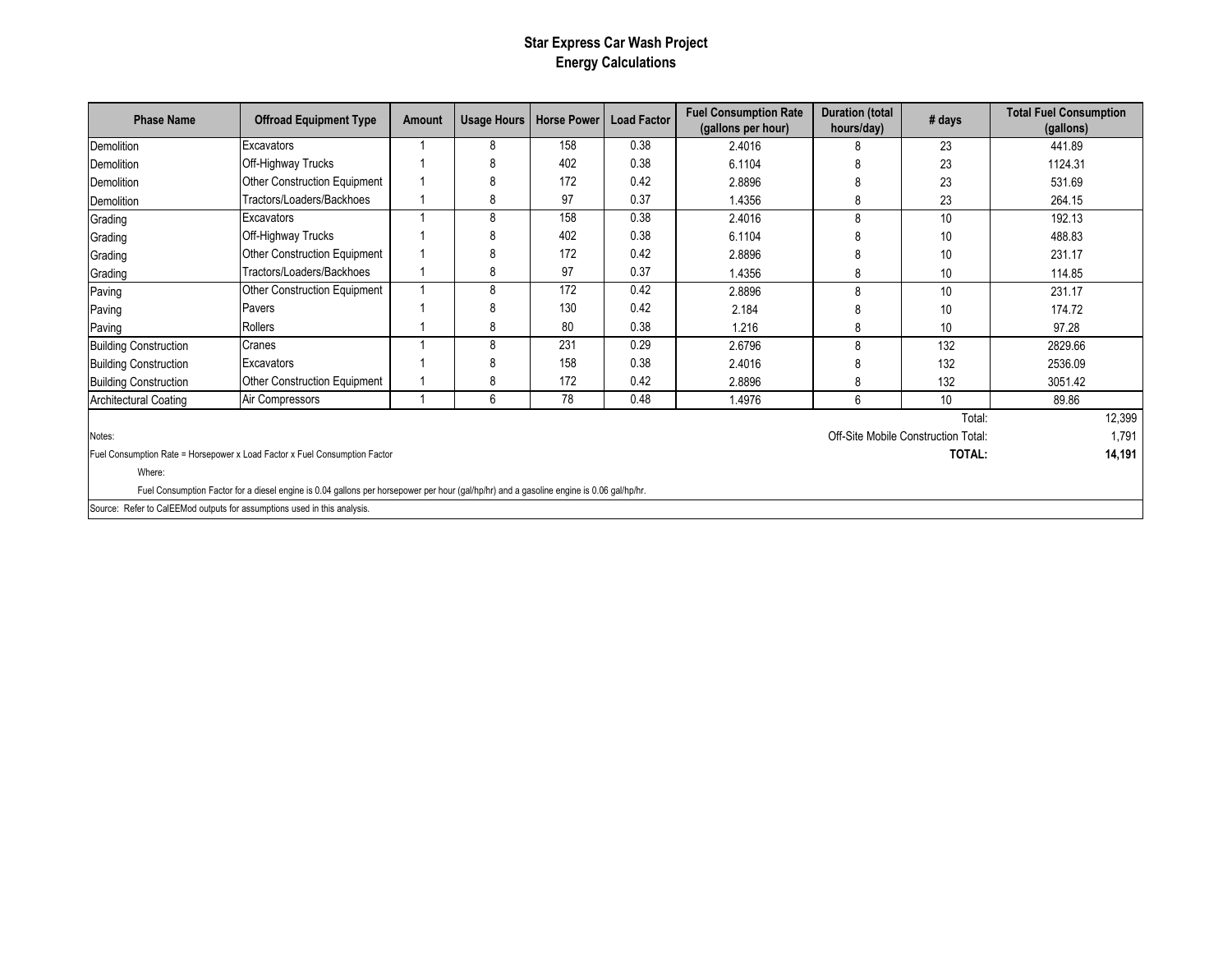## Star Express Car Wash Project
## Energy Calculations

| Phase Name | Offroad Equipment Type | Amount | Usage Hours | Horse Power | Load Factor | Fuel Consumption Rate (gallons per hour) | Duration (total hours/day) | # days | Total Fuel Consumption (gallons) |
|---|---|---|---|---|---|---|---|---|---|
| Demolition | Excavators | 1 | 8 | 158 | 0.38 | 2.4016 | 8 | 23 | 441.89 |
| Demolition | Off-Highway Trucks | 1 | 8 | 402 | 0.38 | 6.1104 | 8 | 23 | 1124.31 |
| Demolition | Other Construction Equipment | 1 | 8 | 172 | 0.42 | 2.8896 | 8 | 23 | 531.69 |
| Demolition | Tractors/Loaders/Backhoes | 1 | 8 | 97 | 0.37 | 1.4356 | 8 | 23 | 264.15 |
| Grading | Excavators | 1 | 8 | 158 | 0.38 | 2.4016 | 8 | 10 | 192.13 |
| Grading | Off-Highway Trucks | 1 | 8 | 402 | 0.38 | 6.1104 | 8 | 10 | 488.83 |
| Grading | Other Construction Equipment | 1 | 8 | 172 | 0.42 | 2.8896 | 8 | 10 | 231.17 |
| Grading | Tractors/Loaders/Backhoes | 1 | 8 | 97 | 0.37 | 1.4356 | 8 | 10 | 114.85 |
| Paving | Other Construction Equipment | 1 | 8 | 172 | 0.42 | 2.8896 | 8 | 10 | 231.17 |
| Paving | Pavers | 1 | 8 | 130 | 0.42 | 2.184 | 8 | 10 | 174.72 |
| Paving | Rollers | 1 | 8 | 80 | 0.38 | 1.216 | 8 | 10 | 97.28 |
| Building Construction | Cranes | 1 | 8 | 231 | 0.29 | 2.6796 | 8 | 132 | 2829.66 |
| Building Construction | Excavators | 1 | 8 | 158 | 0.38 | 2.4016 | 8 | 132 | 2536.09 |
| Building Construction | Other Construction Equipment | 1 | 8 | 172 | 0.42 | 2.8896 | 8 | 132 | 3051.42 |
| Architectural Coating | Air Compressors | 1 | 6 | 78 | 0.48 | 1.4976 | 6 | 10 | 89.86 |
| | | | | | | | | Total: | 12,399 |
| | | | | | | | | Off-Site Mobile Construction Total: | 1,791 |
| | | | | | | | | **TOTAL:** | **14,191** |

Notes:

Fuel Consumption Rate = Horsepower x Load Factor x Fuel Consumption Factor

Where:

Fuel Consumption Factor for a diesel engine is 0.04 gallons per horsepower per hour (gal/hp/hr) and a gasoline engine is 0.06 gal/hp/hr.

Source: Refer to CalEEMod outputs for assumptions used in this analysis.